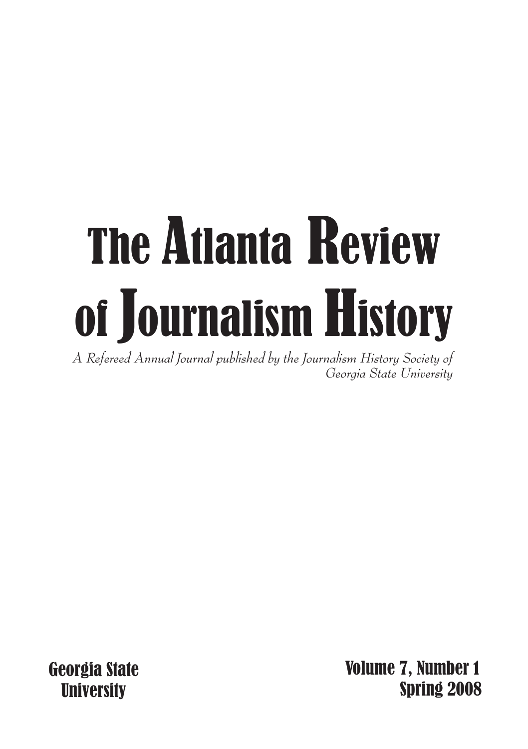# The Atlanta Review of Journalism History

*A Refereed Annual Journal published by the Journalism History Society of Georgia State University*

Georgia State University

Volume 7, Number 1
Spring 2008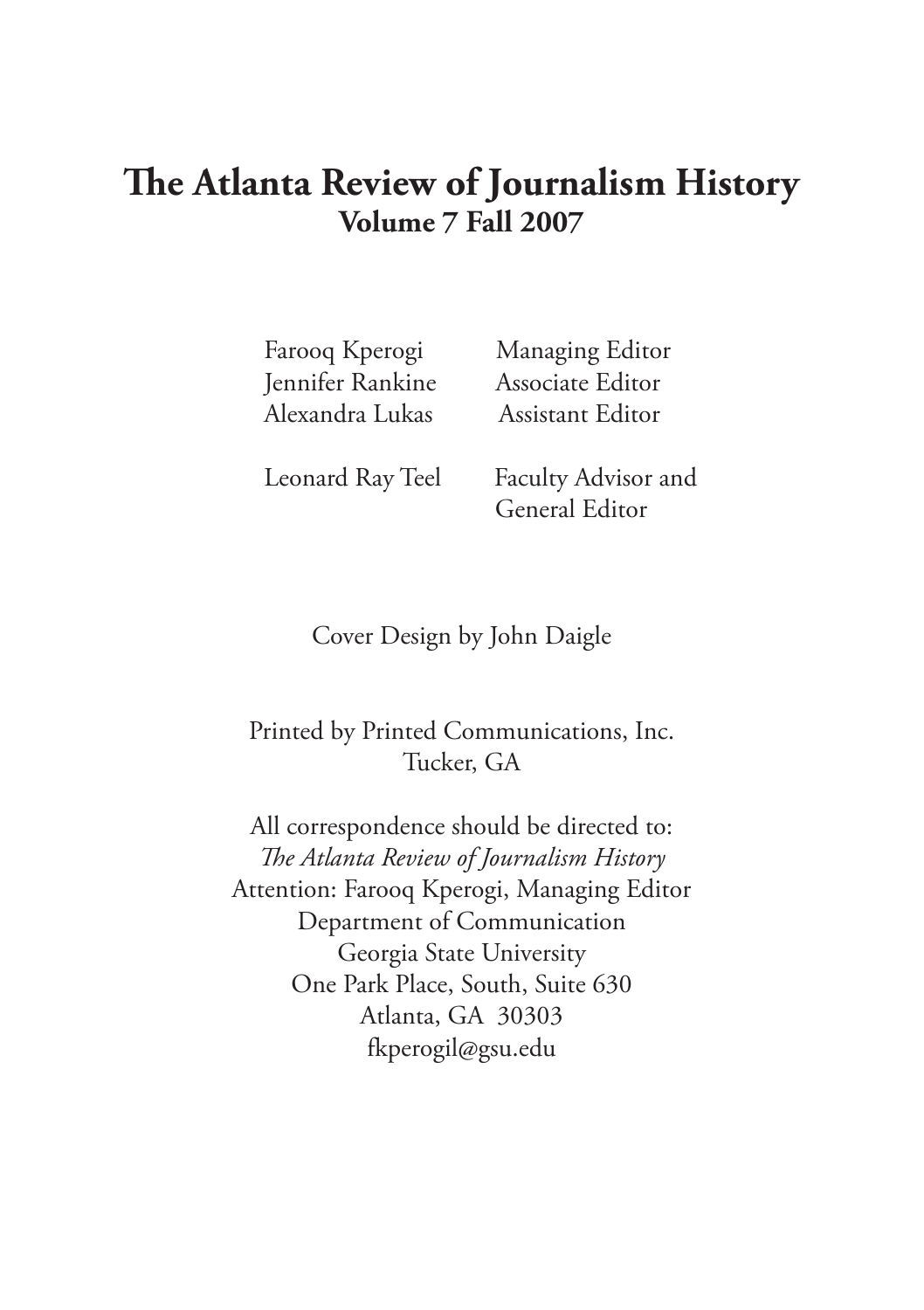# The Atlanta Review of Journalism History

## Volume 7 Fall 2007

| | |
|---|---|
| Farooq Kperogi | Managing Editor |
| Jennifer Rankine | Associate Editor |
| Alexandra Lukas | Assistant Editor |
| | |
| Leonard Ray Teel | Faculty Advisor and General Editor |

Cover Design by John Daigle

Printed by Printed Communications, Inc.
Tucker, GA

All correspondence should be directed to:
*The Atlanta Review of Journalism History*
Attention: Farooq Kperogi, Managing Editor
Department of Communication
Georgia State University
One Park Place, South, Suite 630
Atlanta, GA 30303
fkperogil@gsu.edu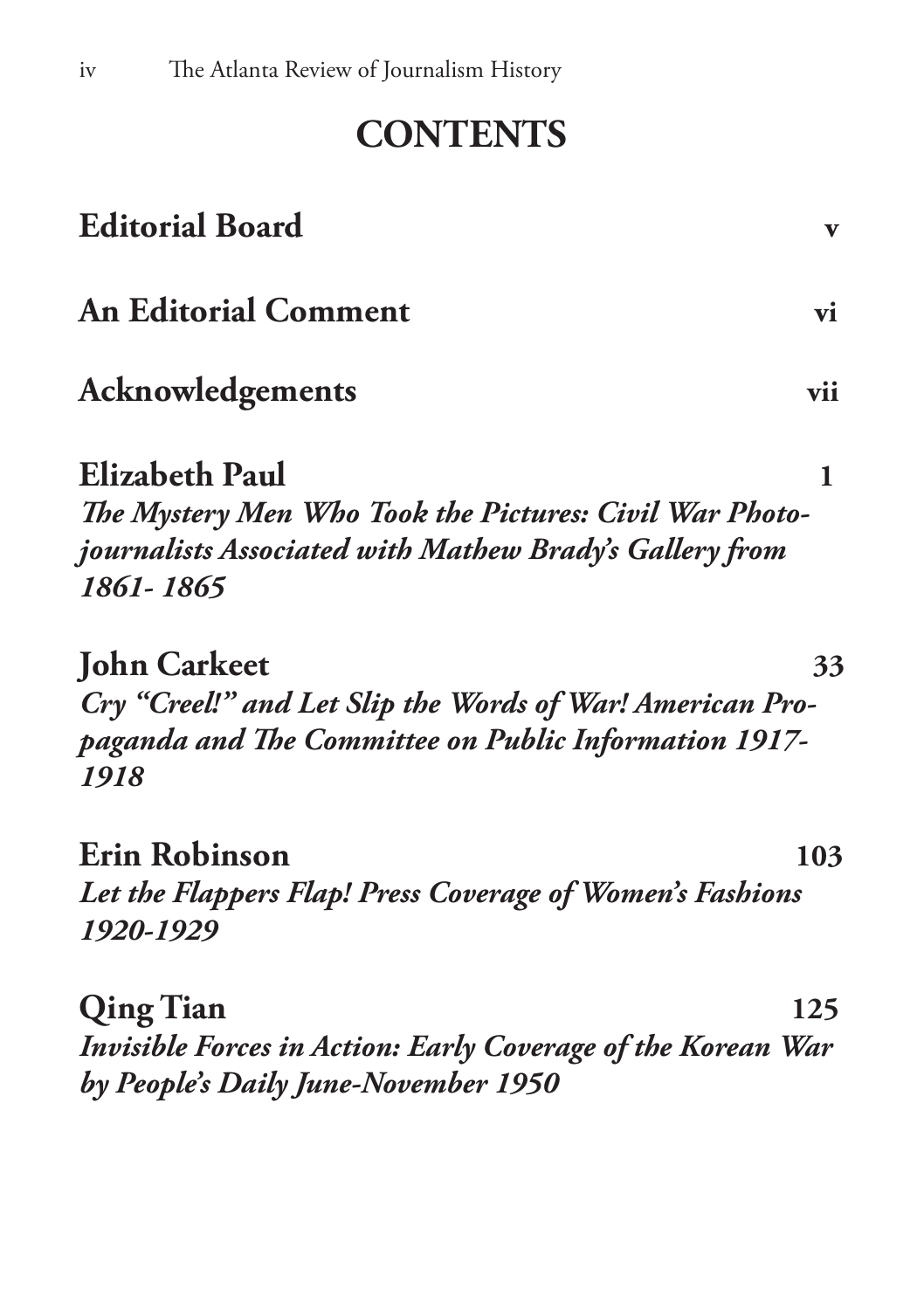# CONTENTS

**Editorial Board** **v**

**An Editorial Comment** **vi**

**Acknowledgements** **vii**

**Elizabeth Paul** **1**
***The Mystery Men Who Took the Pictures: Civil War Photojournalists Associated with Mathew Brady's Gallery from 1861- 1865***

**John Carkeet** **33**
***Cry "Creel!" and Let Slip the Words of War! American Propaganda and The Committee on Public Information 1917-1918***

**Erin Robinson** **103**
***Let the Flappers Flap! Press Coverage of Women's Fashions 1920-1929***

**Qing Tian** **125**
***Invisible Forces in Action: Early Coverage of the Korean War by People's Daily June-November 1950***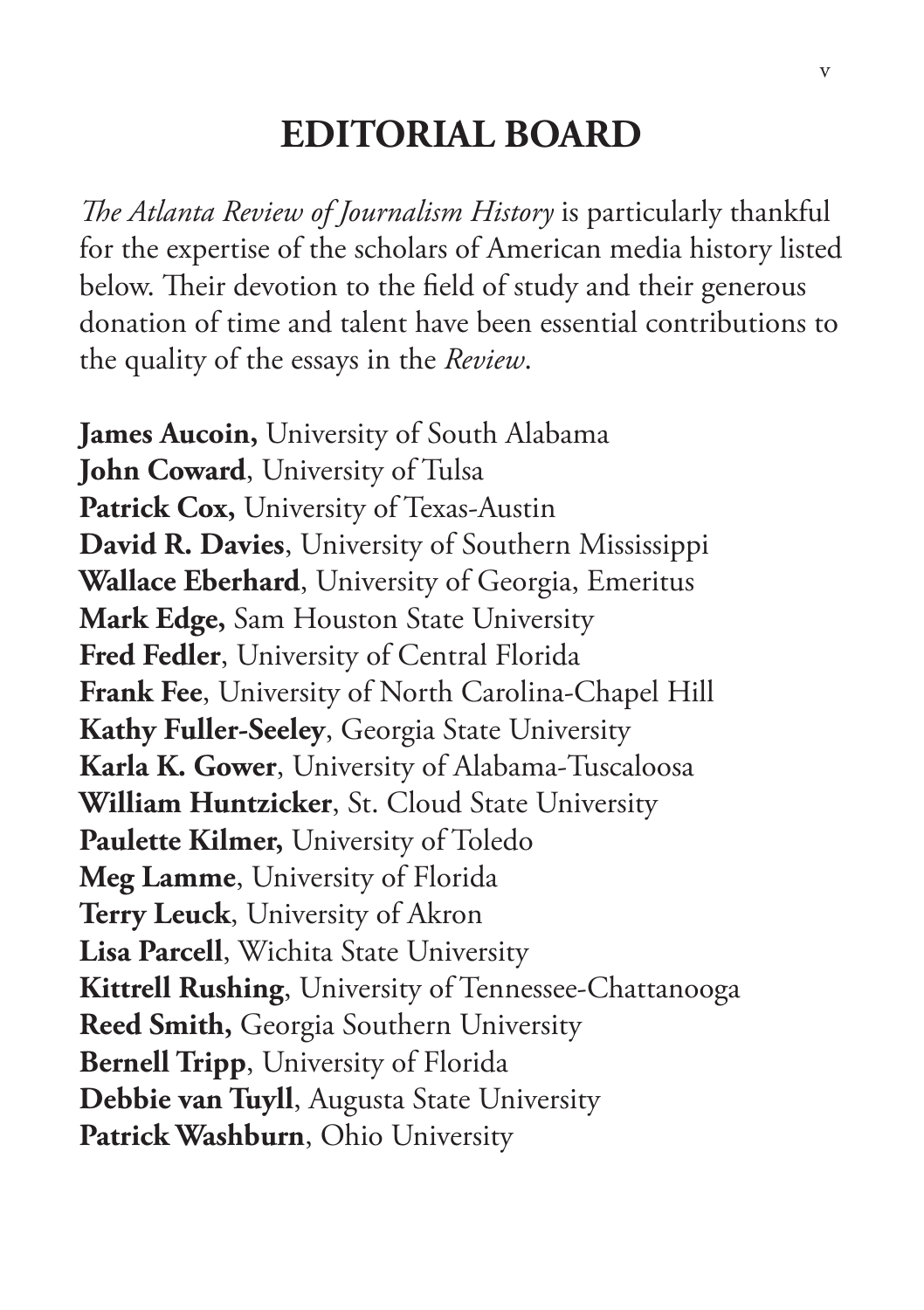# EDITORIAL BOARD

*The Atlanta Review of Journalism History* is particularly thankful for the expertise of the scholars of American media history listed below. Their devotion to the field of study and their generous donation of time and talent have been essential contributions to the quality of the essays in the *Review*.

**James Aucoin,** University of South Alabama
**John Coward**, University of Tulsa
**Patrick Cox,** University of Texas-Austin
**David R. Davies**, University of Southern Mississippi
**Wallace Eberhard**, University of Georgia, Emeritus
**Mark Edge,** Sam Houston State University
**Fred Fedler**, University of Central Florida
**Frank Fee**, University of North Carolina-Chapel Hill
**Kathy Fuller-Seeley**, Georgia State University
**Karla K. Gower**, University of Alabama-Tuscaloosa
**William Huntzicker**, St. Cloud State University
**Paulette Kilmer,** University of Toledo
**Meg Lamme**, University of Florida
**Terry Leuck**, University of Akron
**Lisa Parcell**, Wichita State University
**Kittrell Rushing**, University of Tennessee-Chattanooga
**Reed Smith,** Georgia Southern University
**Bernell Tripp**, University of Florida
**Debbie van Tuyll**, Augusta State University
**Patrick Washburn**, Ohio University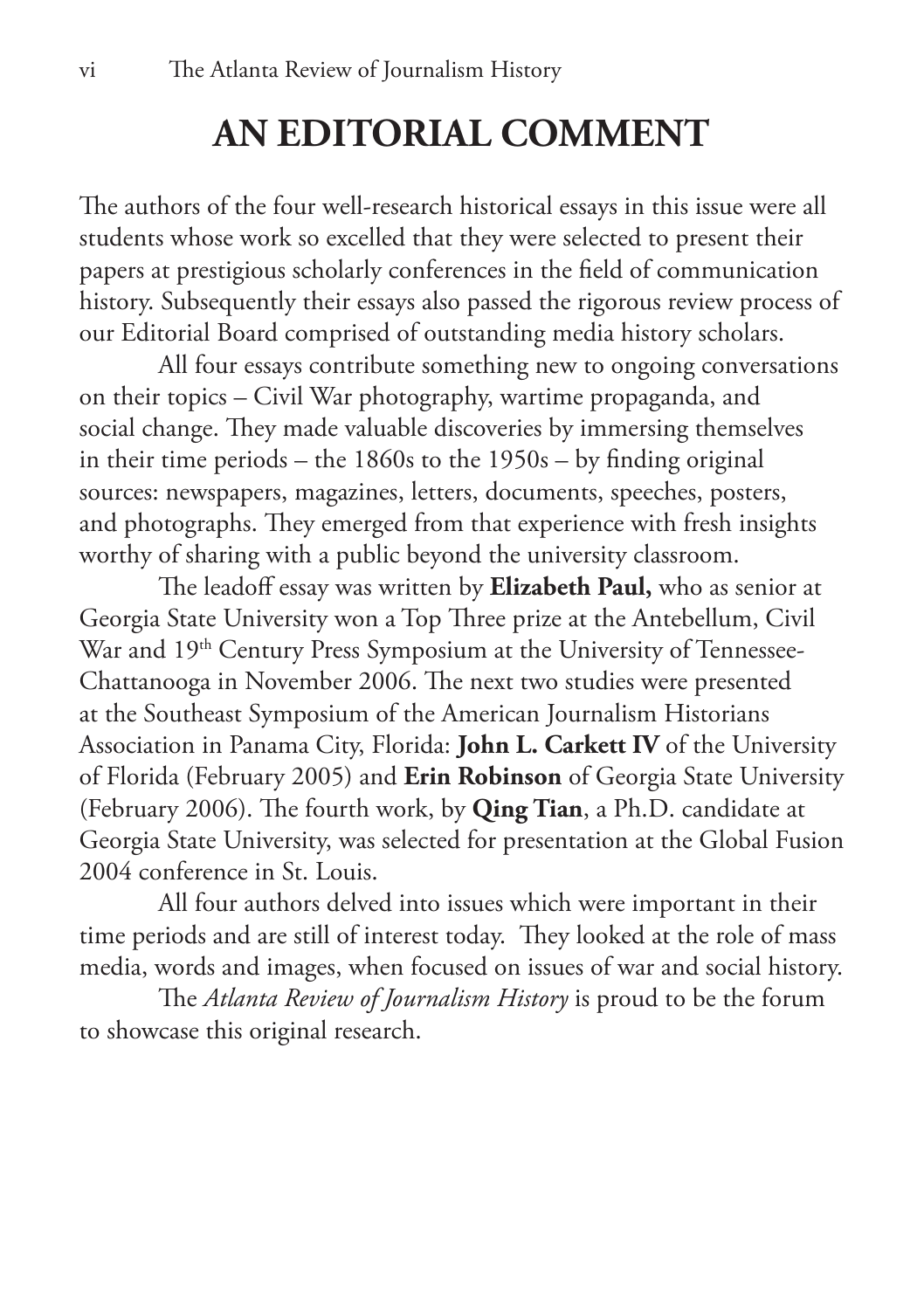# AN EDITORIAL COMMENT

The authors of the four well-research historical essays in this issue were all students whose work so excelled that they were selected to present their papers at prestigious scholarly conferences in the field of communication history. Subsequently their essays also passed the rigorous review process of our Editorial Board comprised of outstanding media history scholars.

All four essays contribute something new to ongoing conversations on their topics – Civil War photography, wartime propaganda, and social change. They made valuable discoveries by immersing themselves in their time periods – the 1860s to the 1950s – by finding original sources: newspapers, magazines, letters, documents, speeches, posters, and photographs. They emerged from that experience with fresh insights worthy of sharing with a public beyond the university classroom.

The leadoff essay was written by **Elizabeth Paul,** who as senior at Georgia State University won a Top Three prize at the Antebellum, Civil War and 19th Century Press Symposium at the University of Tennessee-Chattanooga in November 2006. The next two studies were presented at the Southeast Symposium of the American Journalism Historians Association in Panama City, Florida: **John L. Carkett IV** of the University of Florida (February 2005) and **Erin Robinson** of Georgia State University (February 2006). The fourth work, by **Qing Tian**, a Ph.D. candidate at Georgia State University, was selected for presentation at the Global Fusion 2004 conference in St. Louis.

All four authors delved into issues which were important in their time periods and are still of interest today. They looked at the role of mass media, words and images, when focused on issues of war and social history.

The *Atlanta Review of Journalism History* is proud to be the forum to showcase this original research.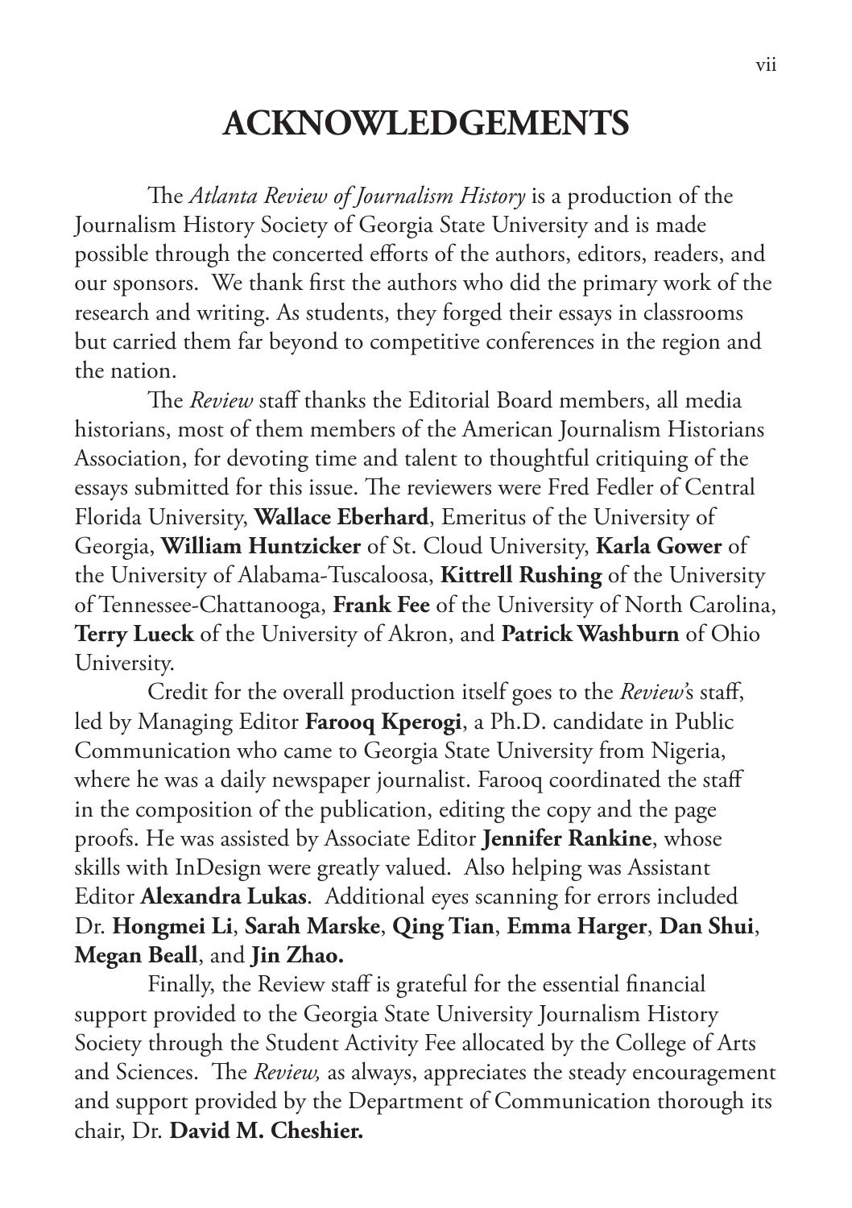# ACKNOWLEDGEMENTS

The *Atlanta Review of Journalism History* is a production of the Journalism History Society of Georgia State University and is made possible through the concerted efforts of the authors, editors, readers, and our sponsors. We thank first the authors who did the primary work of the research and writing. As students, they forged their essays in classrooms but carried them far beyond to competitive conferences in the region and the nation.

The *Review* staff thanks the Editorial Board members, all media historians, most of them members of the American Journalism Historians Association, for devoting time and talent to thoughtful critiquing of the essays submitted for this issue. The reviewers were Fred Fedler of Central Florida University, **Wallace Eberhard**, Emeritus of the University of Georgia, **William Huntzicker** of St. Cloud University, **Karla Gower** of the University of Alabama-Tuscaloosa, **Kittrell Rushing** of the University of Tennessee-Chattanooga, **Frank Fee** of the University of North Carolina, **Terry Lueck** of the University of Akron, and **Patrick Washburn** of Ohio University.

Credit for the overall production itself goes to the *Review*'s staff, led by Managing Editor **Farooq Kperogi**, a Ph.D. candidate in Public Communication who came to Georgia State University from Nigeria, where he was a daily newspaper journalist. Farooq coordinated the staff in the composition of the publication, editing the copy and the page proofs. He was assisted by Associate Editor **Jennifer Rankine**, whose skills with InDesign were greatly valued. Also helping was Assistant Editor **Alexandra Lukas**. Additional eyes scanning for errors included Dr. **Hongmei Li**, **Sarah Marske**, **Qing Tian**, **Emma Harger**, **Dan Shui**, **Megan Beall**, and **Jin Zhao.**

Finally, the Review staff is grateful for the essential financial support provided to the Georgia State University Journalism History Society through the Student Activity Fee allocated by the College of Arts and Sciences. The *Review,* as always, appreciates the steady encouragement and support provided by the Department of Communication thorough its chair, Dr. **David M. Cheshier.**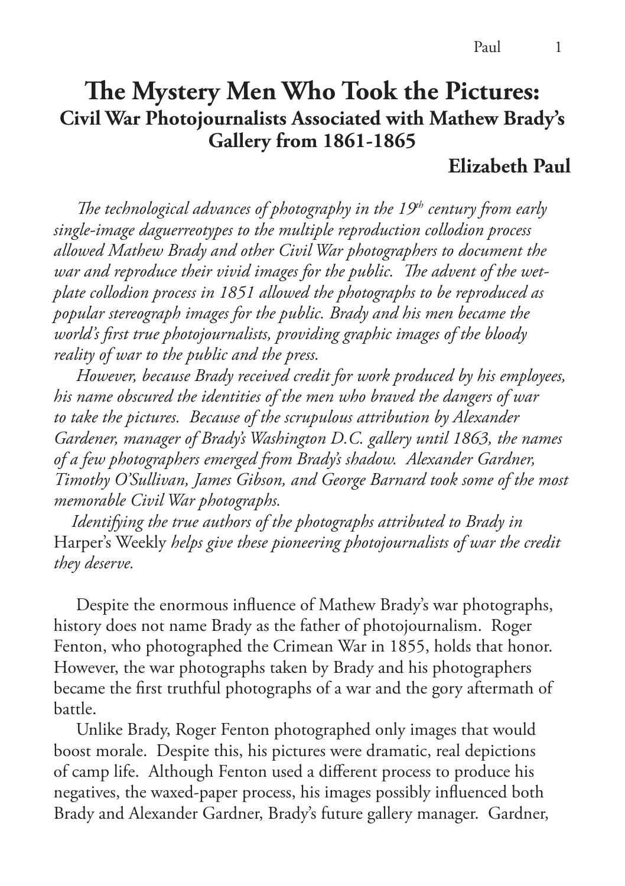# The Mystery Men Who Took the Pictures:
## Civil War Photojournalists Associated with Mathew Brady's Gallery from 1861-1865

**Elizabeth Paul**

*The technological advances of photography in the 19th century from early single-image daguerreotypes to the multiple reproduction collodion process allowed Mathew Brady and other Civil War photographers to document the war and reproduce their vivid images for the public. The advent of the wet-plate collodion process in 1851 allowed the photographs to be reproduced as popular stereograph images for the public. Brady and his men became the world's first true photojournalists, providing graphic images of the bloody reality of war to the public and the press.*

*However, because Brady received credit for work produced by his employees, his name obscured the identities of the men who braved the dangers of war to take the pictures. Because of the scrupulous attribution by Alexander Gardener, manager of Brady's Washington D.C. gallery until 1863, the names of a few photographers emerged from Brady's shadow. Alexander Gardner, Timothy O'Sullivan, James Gibson, and George Barnard took some of the most memorable Civil War photographs.*

*Identifying the true authors of the photographs attributed to Brady in* Harper's Weekly *helps give these pioneering photojournalists of war the credit they deserve.*

Despite the enormous influence of Mathew Brady's war photographs, history does not name Brady as the father of photojournalism. Roger Fenton, who photographed the Crimean War in 1855, holds that honor. However, the war photographs taken by Brady and his photographers became the first truthful photographs of a war and the gory aftermath of battle.

Unlike Brady, Roger Fenton photographed only images that would boost morale. Despite this, his pictures were dramatic, real depictions of camp life. Although Fenton used a different process to produce his negatives, the waxed-paper process, his images possibly influenced both Brady and Alexander Gardner, Brady's future gallery manager. Gardner,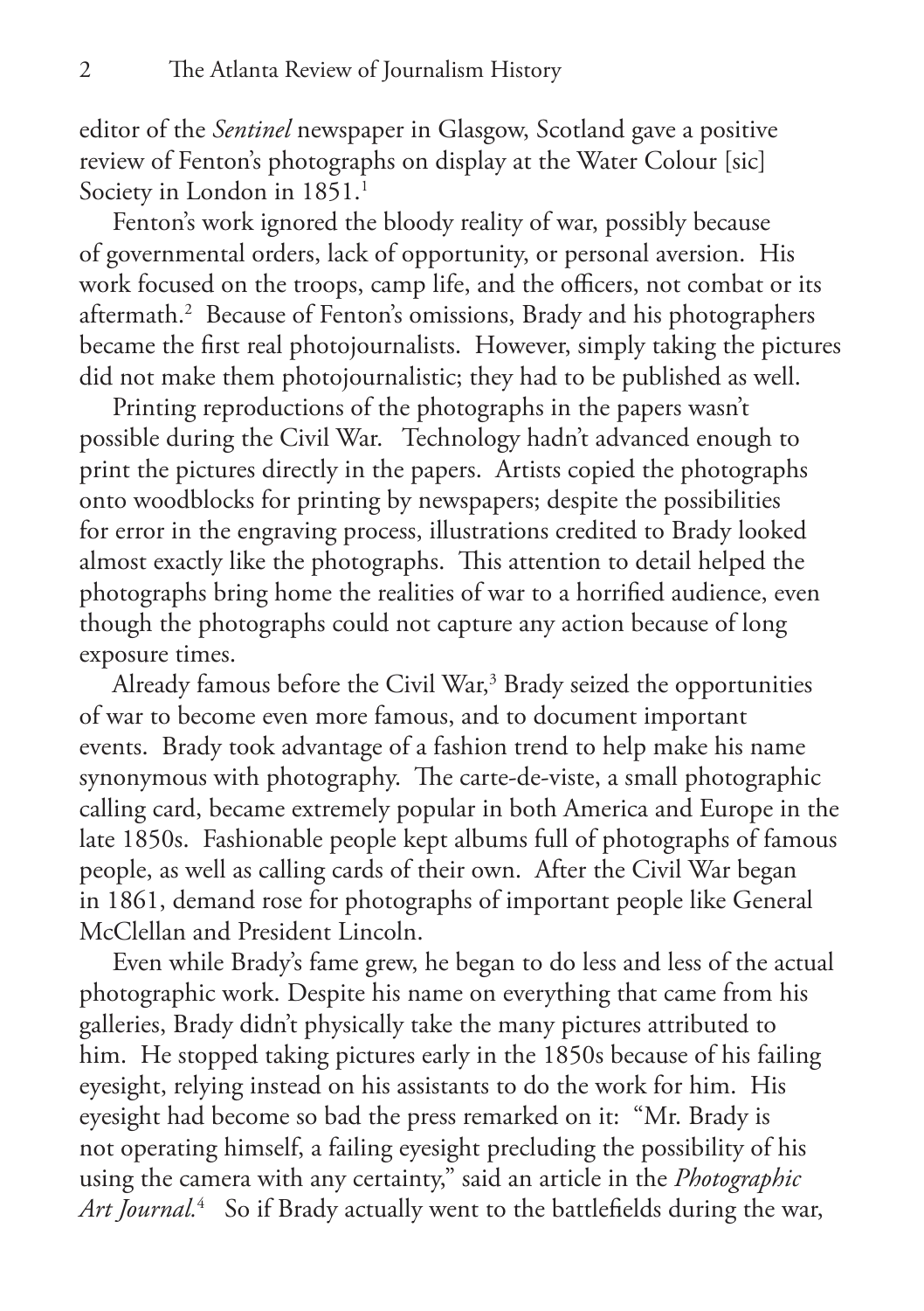editor of the *Sentinel* newspaper in Glasgow, Scotland gave a positive review of Fenton's photographs on display at the Water Colour [sic] Society in London in 1851.[1]

Fenton's work ignored the bloody reality of war, possibly because of governmental orders, lack of opportunity, or personal aversion. His work focused on the troops, camp life, and the officers, not combat or its aftermath.[2] Because of Fenton's omissions, Brady and his photographers became the first real photojournalists. However, simply taking the pictures did not make them photojournalistic; they had to be published as well.

Printing reproductions of the photographs in the papers wasn't possible during the Civil War. Technology hadn't advanced enough to print the pictures directly in the papers. Artists copied the photographs onto woodblocks for printing by newspapers; despite the possibilities for error in the engraving process, illustrations credited to Brady looked almost exactly like the photographs. This attention to detail helped the photographs bring home the realities of war to a horrified audience, even though the photographs could not capture any action because of long exposure times.

Already famous before the Civil War,[3] Brady seized the opportunities of war to become even more famous, and to document important events. Brady took advantage of a fashion trend to help make his name synonymous with photography. The carte-de-viste, a small photographic calling card, became extremely popular in both America and Europe in the late 1850s. Fashionable people kept albums full of photographs of famous people, as well as calling cards of their own. After the Civil War began in 1861, demand rose for photographs of important people like General McClellan and President Lincoln.

Even while Brady's fame grew, he began to do less and less of the actual photographic work. Despite his name on everything that came from his galleries, Brady didn't physically take the many pictures attributed to him. He stopped taking pictures early in the 1850s because of his failing eyesight, relying instead on his assistants to do the work for him. His eyesight had become so bad the press remarked on it: "Mr. Brady is not operating himself, a failing eyesight precluding the possibility of his using the camera with any certainty," said an article in the *Photographic Art Journal.*[4] So if Brady actually went to the battlefields during the war,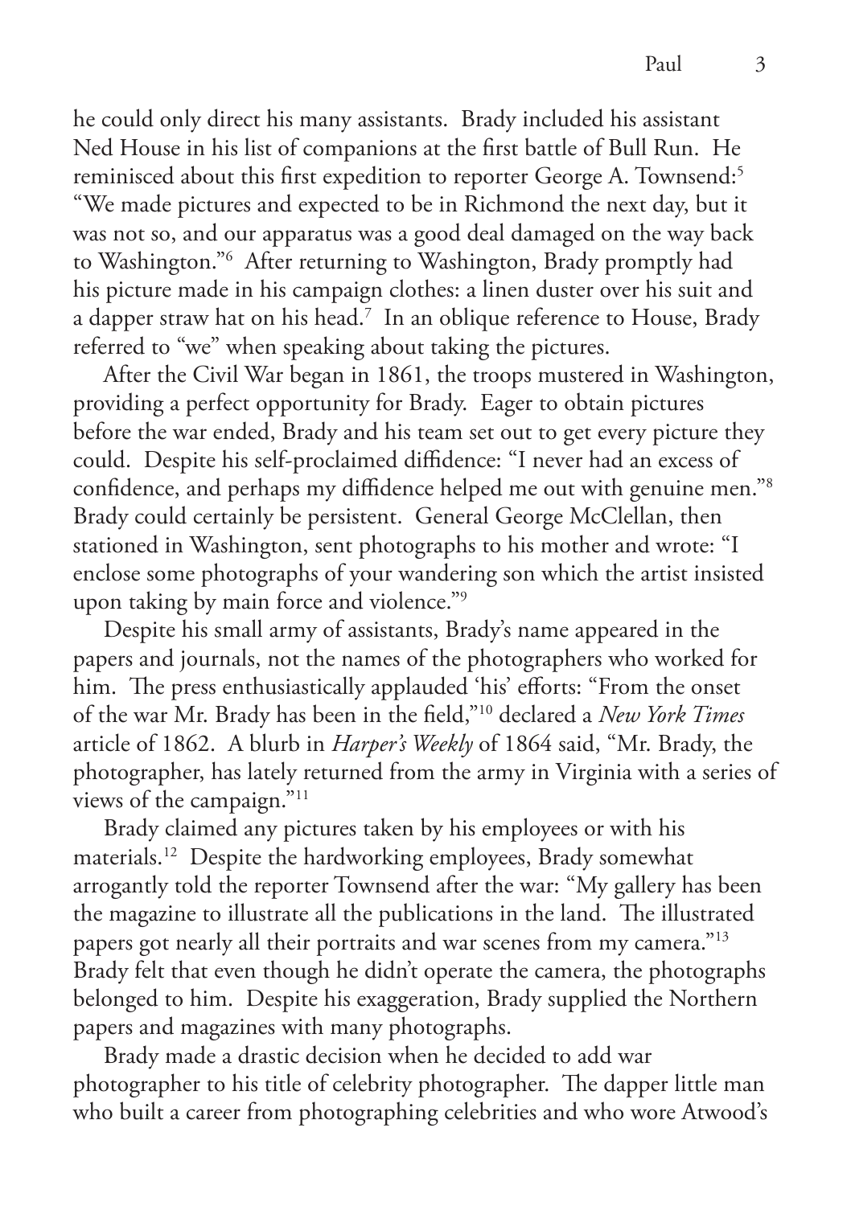he could only direct his many assistants. Brady included his assistant Ned House in his list of companions at the first battle of Bull Run. He reminisced about this first expedition to reporter George A. Townsend:[5] "We made pictures and expected to be in Richmond the next day, but it was not so, and our apparatus was a good deal damaged on the way back to Washington."[6] After returning to Washington, Brady promptly had his picture made in his campaign clothes: a linen duster over his suit and a dapper straw hat on his head.[7] In an oblique reference to House, Brady referred to "we" when speaking about taking the pictures.

After the Civil War began in 1861, the troops mustered in Washington, providing a perfect opportunity for Brady. Eager to obtain pictures before the war ended, Brady and his team set out to get every picture they could. Despite his self-proclaimed diffidence: "I never had an excess of confidence, and perhaps my diffidence helped me out with genuine men."[8] Brady could certainly be persistent. General George McClellan, then stationed in Washington, sent photographs to his mother and wrote: "I enclose some photographs of your wandering son which the artist insisted upon taking by main force and violence."[9]

Despite his small army of assistants, Brady's name appeared in the papers and journals, not the names of the photographers who worked for him. The press enthusiastically applauded 'his' efforts: "From the onset of the war Mr. Brady has been in the field,"[10] declared a *New York Times* article of 1862. A blurb in *Harper's Weekly* of 1864 said, "Mr. Brady, the photographer, has lately returned from the army in Virginia with a series of views of the campaign."[11]

Brady claimed any pictures taken by his employees or with his materials.[12] Despite the hardworking employees, Brady somewhat arrogantly told the reporter Townsend after the war: "My gallery has been the magazine to illustrate all the publications in the land. The illustrated papers got nearly all their portraits and war scenes from my camera."[13] Brady felt that even though he didn't operate the camera, the photographs belonged to him. Despite his exaggeration, Brady supplied the Northern papers and magazines with many photographs.

Brady made a drastic decision when he decided to add war photographer to his title of celebrity photographer. The dapper little man who built a career from photographing celebrities and who wore Atwood's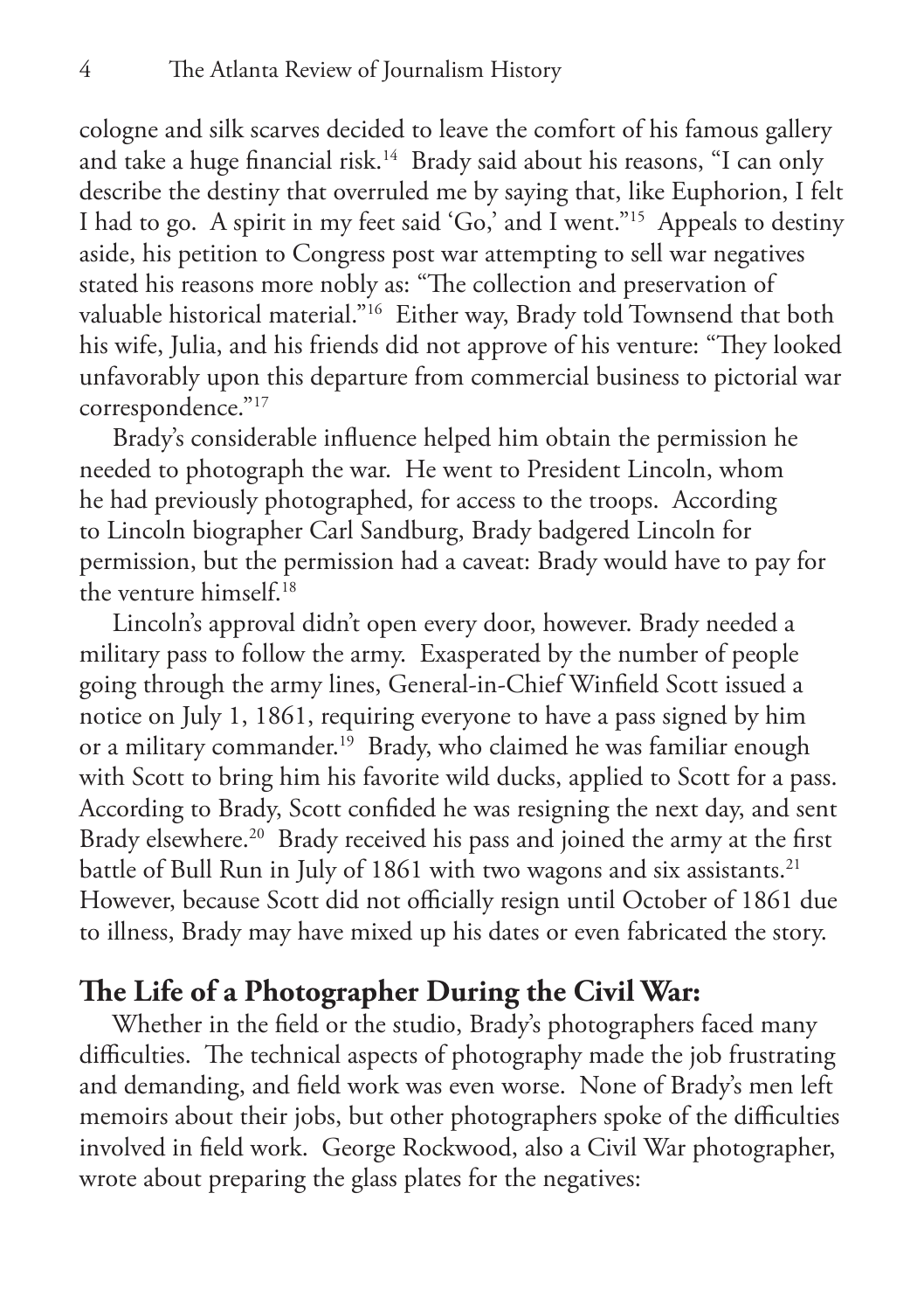cologne and silk scarves decided to leave the comfort of his famous gallery and take a huge financial risk.[14] Brady said about his reasons, "I can only describe the destiny that overruled me by saying that, like Euphorion, I felt I had to go. A spirit in my feet said 'Go,' and I went."[15] Appeals to destiny aside, his petition to Congress post war attempting to sell war negatives stated his reasons more nobly as: "The collection and preservation of valuable historical material."[16] Either way, Brady told Townsend that both his wife, Julia, and his friends did not approve of his venture: "They looked unfavorably upon this departure from commercial business to pictorial war correspondence."[17]

Brady's considerable influence helped him obtain the permission he needed to photograph the war. He went to President Lincoln, whom he had previously photographed, for access to the troops. According to Lincoln biographer Carl Sandburg, Brady badgered Lincoln for permission, but the permission had a caveat: Brady would have to pay for the venture himself.[18]

Lincoln's approval didn't open every door, however. Brady needed a military pass to follow the army. Exasperated by the number of people going through the army lines, General-in-Chief Winfield Scott issued a notice on July 1, 1861, requiring everyone to have a pass signed by him or a military commander.[19] Brady, who claimed he was familiar enough with Scott to bring him his favorite wild ducks, applied to Scott for a pass. According to Brady, Scott confided he was resigning the next day, and sent Brady elsewhere.[20] Brady received his pass and joined the army at the first battle of Bull Run in July of 1861 with two wagons and six assistants.[21] However, because Scott did not officially resign until October of 1861 due to illness, Brady may have mixed up his dates or even fabricated the story.

## The Life of a Photographer During the Civil War:

Whether in the field or the studio, Brady's photographers faced many difficulties. The technical aspects of photography made the job frustrating and demanding, and field work was even worse. None of Brady's men left memoirs about their jobs, but other photographers spoke of the difficulties involved in field work. George Rockwood, also a Civil War photographer, wrote about preparing the glass plates for the negatives: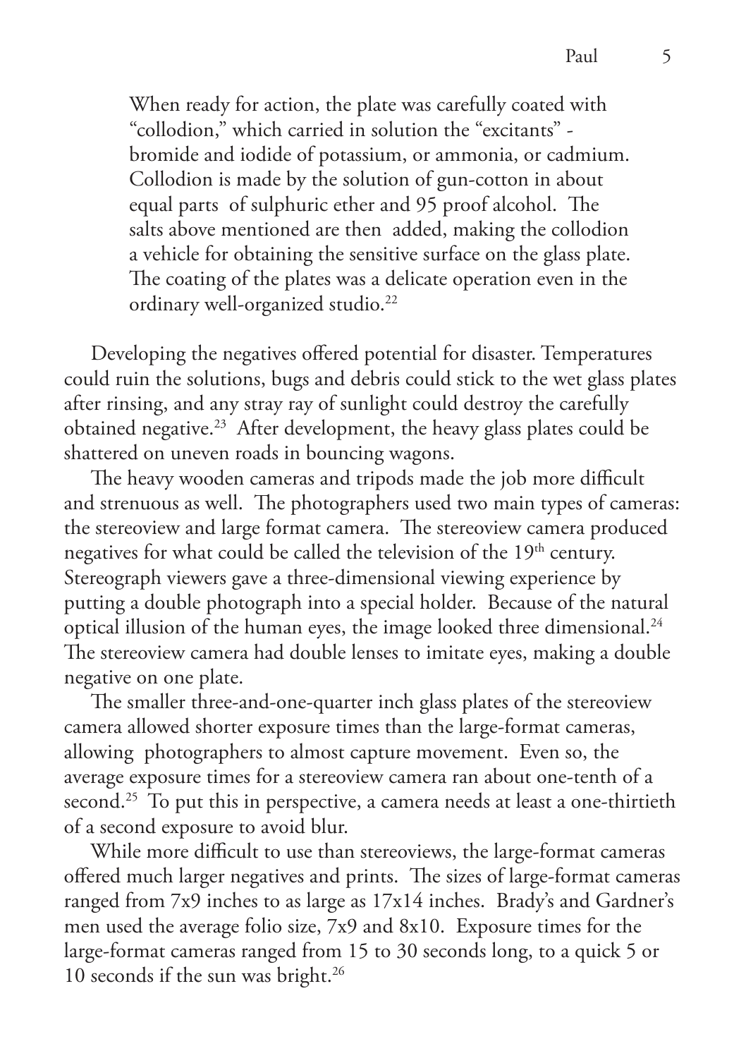> When ready for action, the plate was carefully coated with "collodion," which carried in solution the "excitants" - bromide and iodide of potassium, or ammonia, or cadmium. Collodion is made by the solution of gun-cotton in about equal parts of sulphuric ether and 95 proof alcohol. The salts above mentioned are then added, making the collodion a vehicle for obtaining the sensitive surface on the glass plate. The coating of the plates was a delicate operation even in the ordinary well-organized studio.[22]

Developing the negatives offered potential for disaster. Temperatures could ruin the solutions, bugs and debris could stick to the wet glass plates after rinsing, and any stray ray of sunlight could destroy the carefully obtained negative.[23] After development, the heavy glass plates could be shattered on uneven roads in bouncing wagons.

The heavy wooden cameras and tripods made the job more difficult and strenuous as well. The photographers used two main types of cameras: the stereoview and large format camera. The stereoview camera produced negatives for what could be called the television of the 19th century. Stereograph viewers gave a three-dimensional viewing experience by putting a double photograph into a special holder. Because of the natural optical illusion of the human eyes, the image looked three dimensional.[24] The stereoview camera had double lenses to imitate eyes, making a double negative on one plate.

The smaller three-and-one-quarter inch glass plates of the stereoview camera allowed shorter exposure times than the large-format cameras, allowing photographers to almost capture movement. Even so, the average exposure times for a stereoview camera ran about one-tenth of a second.[25] To put this in perspective, a camera needs at least a one-thirtieth of a second exposure to avoid blur.

While more difficult to use than stereoviews, the large-format cameras offered much larger negatives and prints. The sizes of large-format cameras ranged from 7x9 inches to as large as 17x14 inches. Brady's and Gardner's men used the average folio size, 7x9 and 8x10. Exposure times for the large-format cameras ranged from 15 to 30 seconds long, to a quick 5 or 10 seconds if the sun was bright.[26]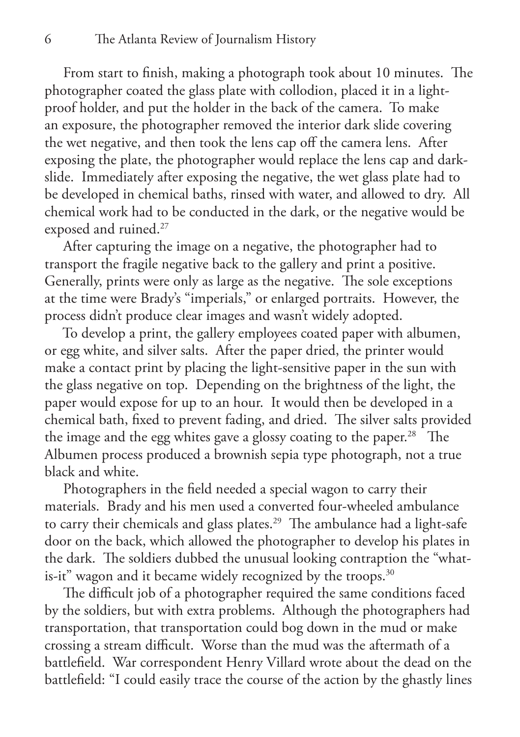From start to finish, making a photograph took about 10 minutes. The photographer coated the glass plate with collodion, placed it in a light-proof holder, and put the holder in the back of the camera. To make an exposure, the photographer removed the interior dark slide covering the wet negative, and then took the lens cap off the camera lens. After exposing the plate, the photographer would replace the lens cap and dark-slide. Immediately after exposing the negative, the wet glass plate had to be developed in chemical baths, rinsed with water, and allowed to dry. All chemical work had to be conducted in the dark, or the negative would be exposed and ruined.[27]

After capturing the image on a negative, the photographer had to transport the fragile negative back to the gallery and print a positive. Generally, prints were only as large as the negative. The sole exceptions at the time were Brady's "imperials," or enlarged portraits. However, the process didn't produce clear images and wasn't widely adopted.

To develop a print, the gallery employees coated paper with albumen, or egg white, and silver salts. After the paper dried, the printer would make a contact print by placing the light-sensitive paper in the sun with the glass negative on top. Depending on the brightness of the light, the paper would expose for up to an hour. It would then be developed in a chemical bath, fixed to prevent fading, and dried. The silver salts provided the image and the egg whites gave a glossy coating to the paper.[28] The Albumen process produced a brownish sepia type photograph, not a true black and white.

Photographers in the field needed a special wagon to carry their materials. Brady and his men used a converted four-wheeled ambulance to carry their chemicals and glass plates.[29] The ambulance had a light-safe door on the back, which allowed the photographer to develop his plates in the dark. The soldiers dubbed the unusual looking contraption the "what-is-it" wagon and it became widely recognized by the troops.[30]

The difficult job of a photographer required the same conditions faced by the soldiers, but with extra problems. Although the photographers had transportation, that transportation could bog down in the mud or make crossing a stream difficult. Worse than the mud was the aftermath of a battlefield. War correspondent Henry Villard wrote about the dead on the battlefield: "I could easily trace the course of the action by the ghastly lines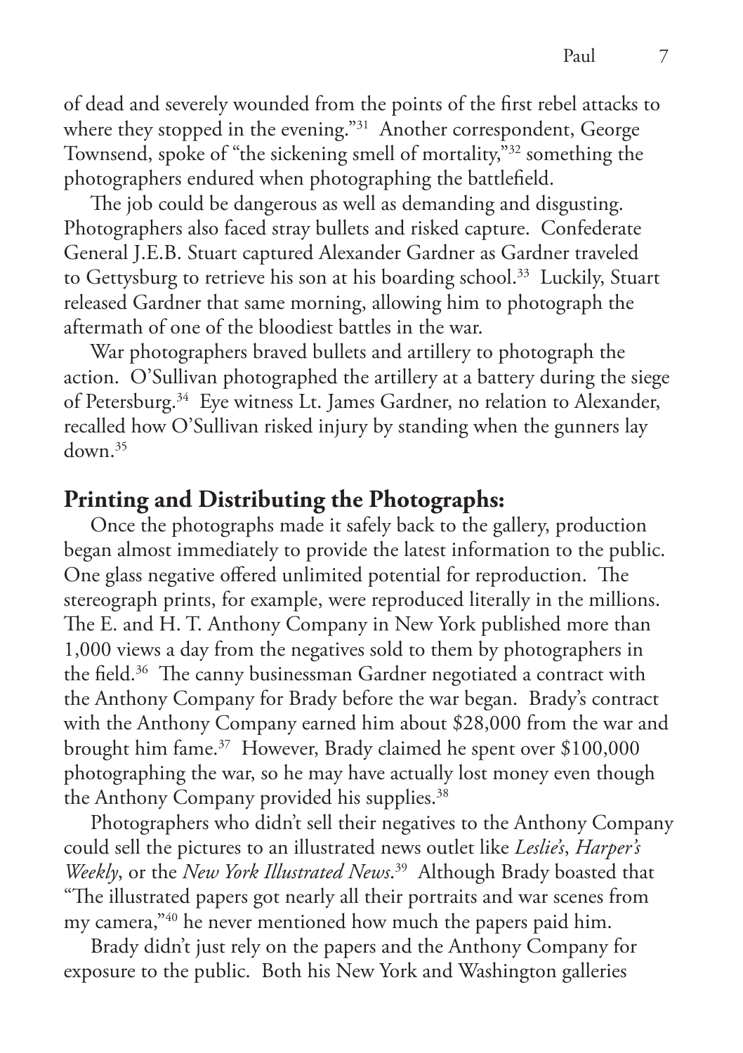of dead and severely wounded from the points of the first rebel attacks to where they stopped in the evening."[31] Another correspondent, George Townsend, spoke of "the sickening smell of mortality,"[32] something the photographers endured when photographing the battlefield.

The job could be dangerous as well as demanding and disgusting. Photographers also faced stray bullets and risked capture. Confederate General J.E.B. Stuart captured Alexander Gardner as Gardner traveled to Gettysburg to retrieve his son at his boarding school.[33] Luckily, Stuart released Gardner that same morning, allowing him to photograph the aftermath of one of the bloodiest battles in the war.

War photographers braved bullets and artillery to photograph the action. O'Sullivan photographed the artillery at a battery during the siege of Petersburg.[34] Eye witness Lt. James Gardner, no relation to Alexander, recalled how O'Sullivan risked injury by standing when the gunners lay down.[35]

## Printing and Distributing the Photographs:

Once the photographs made it safely back to the gallery, production began almost immediately to provide the latest information to the public. One glass negative offered unlimited potential for reproduction. The stereograph prints, for example, were reproduced literally in the millions. The E. and H. T. Anthony Company in New York published more than 1,000 views a day from the negatives sold to them by photographers in the field.[36] The canny businessman Gardner negotiated a contract with the Anthony Company for Brady before the war began. Brady's contract with the Anthony Company earned him about $28,000 from the war and brought him fame.[37] However, Brady claimed he spent over $100,000 photographing the war, so he may have actually lost money even though the Anthony Company provided his supplies.[38]

Photographers who didn't sell their negatives to the Anthony Company could sell the pictures to an illustrated news outlet like *Leslie's*, *Harper's Weekly*, or the *New York Illustrated News*.[39] Although Brady boasted that "The illustrated papers got nearly all their portraits and war scenes from my camera,"[40] he never mentioned how much the papers paid him.

Brady didn't just rely on the papers and the Anthony Company for exposure to the public. Both his New York and Washington galleries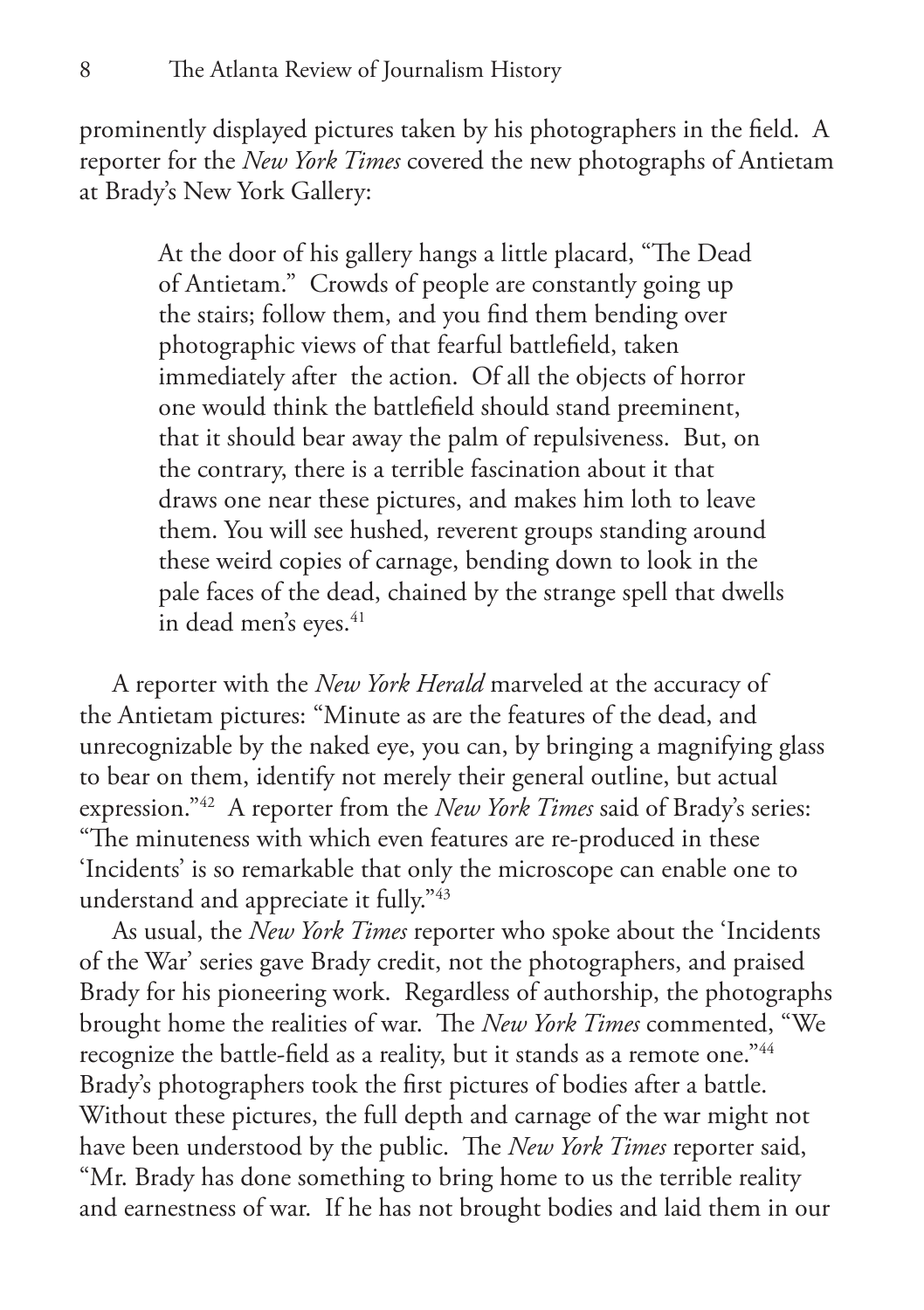prominently displayed pictures taken by his photographers in the field. A reporter for the *New York Times* covered the new photographs of Antietam at Brady's New York Gallery:

> At the door of his gallery hangs a little placard, "The Dead of Antietam." Crowds of people are constantly going up the stairs; follow them, and you find them bending over photographic views of that fearful battlefield, taken immediately after the action. Of all the objects of horror one would think the battlefield should stand preeminent, that it should bear away the palm of repulsiveness. But, on the contrary, there is a terrible fascination about it that draws one near these pictures, and makes him loth to leave them. You will see hushed, reverent groups standing around these weird copies of carnage, bending down to look in the pale faces of the dead, chained by the strange spell that dwells in dead men's eyes.[41]

A reporter with the *New York Herald* marveled at the accuracy of the Antietam pictures: "Minute as are the features of the dead, and unrecognizable by the naked eye, you can, by bringing a magnifying glass to bear on them, identify not merely their general outline, but actual expression."[42] A reporter from the *New York Times* said of Brady's series: "The minuteness with which even features are re-produced in these 'Incidents' is so remarkable that only the microscope can enable one to understand and appreciate it fully."[43]

As usual, the *New York Times* reporter who spoke about the 'Incidents of the War' series gave Brady credit, not the photographers, and praised Brady for his pioneering work. Regardless of authorship, the photographs brought home the realities of war. The *New York Times* commented, "We recognize the battle-field as a reality, but it stands as a remote one."[44] Brady's photographers took the first pictures of bodies after a battle. Without these pictures, the full depth and carnage of the war might not have been understood by the public. The *New York Times* reporter said, "Mr. Brady has done something to bring home to us the terrible reality and earnestness of war. If he has not brought bodies and laid them in our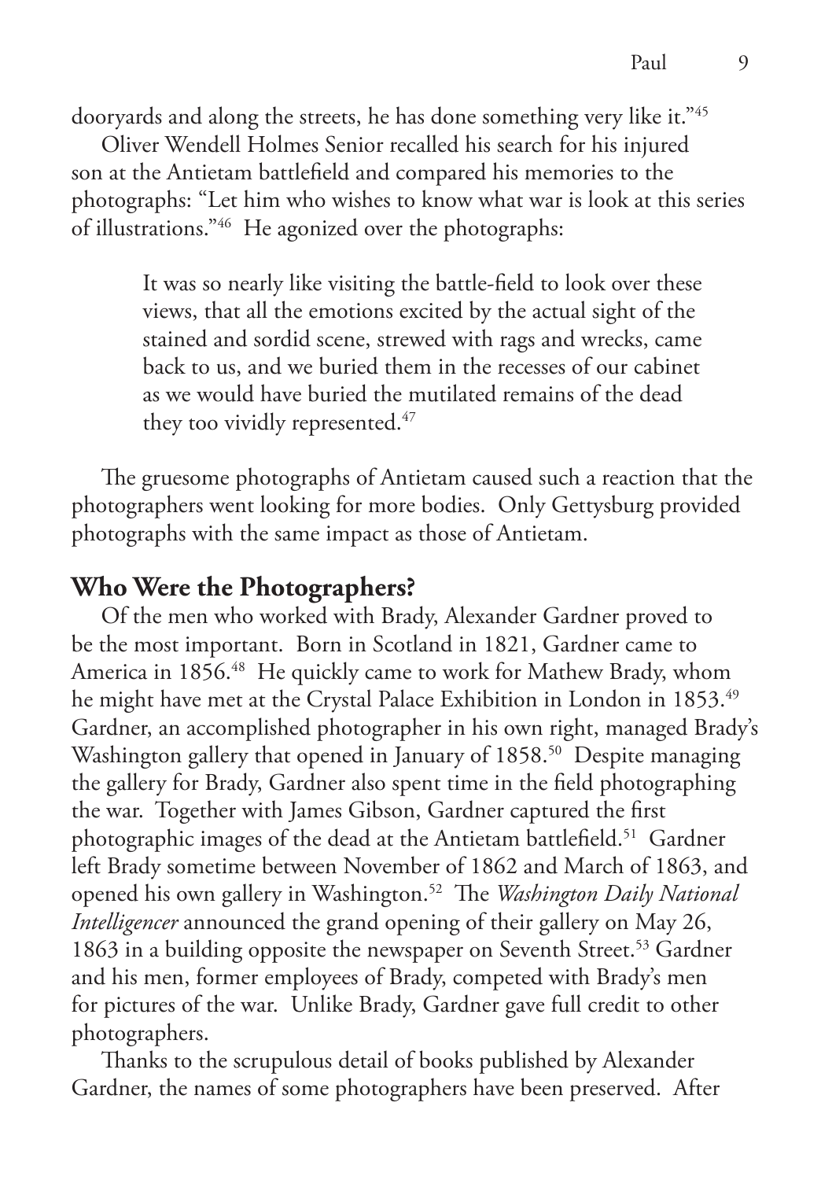dooryards and along the streets, he has done something very like it."[45]

Oliver Wendell Holmes Senior recalled his search for his injured son at the Antietam battlefield and compared his memories to the photographs: "Let him who wishes to know what war is look at this series of illustrations."[46] He agonized over the photographs:

> It was so nearly like visiting the battle-field to look over these views, that all the emotions excited by the actual sight of the stained and sordid scene, strewed with rags and wrecks, came back to us, and we buried them in the recesses of our cabinet as we would have buried the mutilated remains of the dead they too vividly represented.[47]

The gruesome photographs of Antietam caused such a reaction that the photographers went looking for more bodies. Only Gettysburg provided photographs with the same impact as those of Antietam.

## Who Were the Photographers?

Of the men who worked with Brady, Alexander Gardner proved to be the most important. Born in Scotland in 1821, Gardner came to America in 1856.[48] He quickly came to work for Mathew Brady, whom he might have met at the Crystal Palace Exhibition in London in 1853.[49] Gardner, an accomplished photographer in his own right, managed Brady's Washington gallery that opened in January of 1858.[50] Despite managing the gallery for Brady, Gardner also spent time in the field photographing the war. Together with James Gibson, Gardner captured the first photographic images of the dead at the Antietam battlefield.[51] Gardner left Brady sometime between November of 1862 and March of 1863, and opened his own gallery in Washington.[52] The *Washington Daily National Intelligencer* announced the grand opening of their gallery on May 26, 1863 in a building opposite the newspaper on Seventh Street.[53] Gardner and his men, former employees of Brady, competed with Brady's men for pictures of the war. Unlike Brady, Gardner gave full credit to other photographers.

Thanks to the scrupulous detail of books published by Alexander Gardner, the names of some photographers have been preserved. After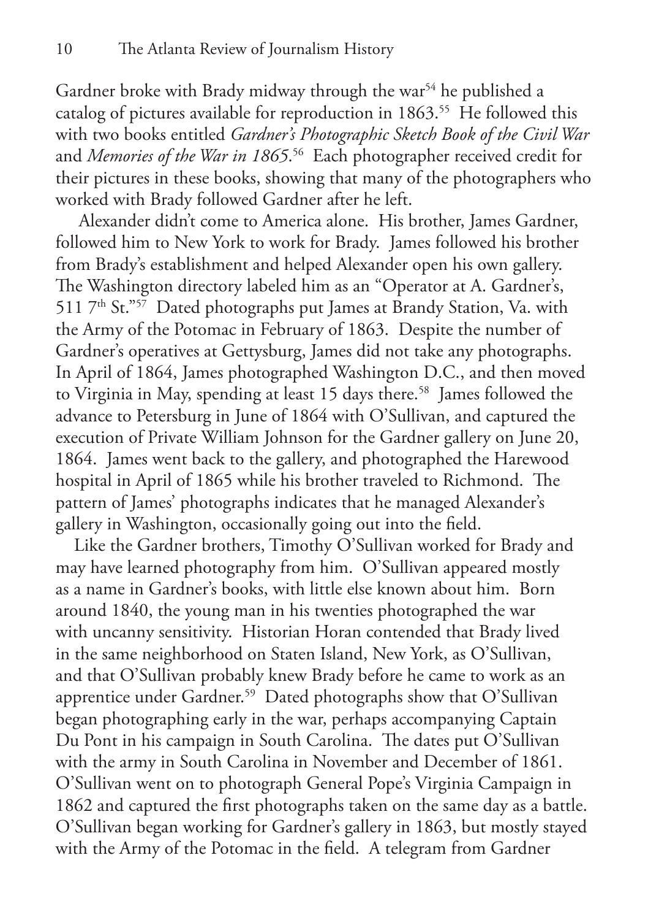Gardner broke with Brady midway through the war[54] he published a catalog of pictures available for reproduction in 1863.[55] He followed this with two books entitled *Gardner's Photographic Sketch Book of the Civil War* and *Memories of the War in 1865*.[56] Each photographer received credit for their pictures in these books, showing that many of the photographers who worked with Brady followed Gardner after he left.

Alexander didn't come to America alone. His brother, James Gardner, followed him to New York to work for Brady. James followed his brother from Brady's establishment and helped Alexander open his own gallery. The Washington directory labeled him as an "Operator at A. Gardner's, 511 7th St."[57] Dated photographs put James at Brandy Station, Va. with the Army of the Potomac in February of 1863. Despite the number of Gardner's operatives at Gettysburg, James did not take any photographs. In April of 1864, James photographed Washington D.C., and then moved to Virginia in May, spending at least 15 days there.[58] James followed the advance to Petersburg in June of 1864 with O'Sullivan, and captured the execution of Private William Johnson for the Gardner gallery on June 20, 1864. James went back to the gallery, and photographed the Harewood hospital in April of 1865 while his brother traveled to Richmond. The pattern of James' photographs indicates that he managed Alexander's gallery in Washington, occasionally going out into the field.

Like the Gardner brothers, Timothy O'Sullivan worked for Brady and may have learned photography from him. O'Sullivan appeared mostly as a name in Gardner's books, with little else known about him. Born around 1840, the young man in his twenties photographed the war with uncanny sensitivity. Historian Horan contended that Brady lived in the same neighborhood on Staten Island, New York, as O'Sullivan, and that O'Sullivan probably knew Brady before he came to work as an apprentice under Gardner.[59] Dated photographs show that O'Sullivan began photographing early in the war, perhaps accompanying Captain Du Pont in his campaign in South Carolina. The dates put O'Sullivan with the army in South Carolina in November and December of 1861. O'Sullivan went on to photograph General Pope's Virginia Campaign in 1862 and captured the first photographs taken on the same day as a battle. O'Sullivan began working for Gardner's gallery in 1863, but mostly stayed with the Army of the Potomac in the field. A telegram from Gardner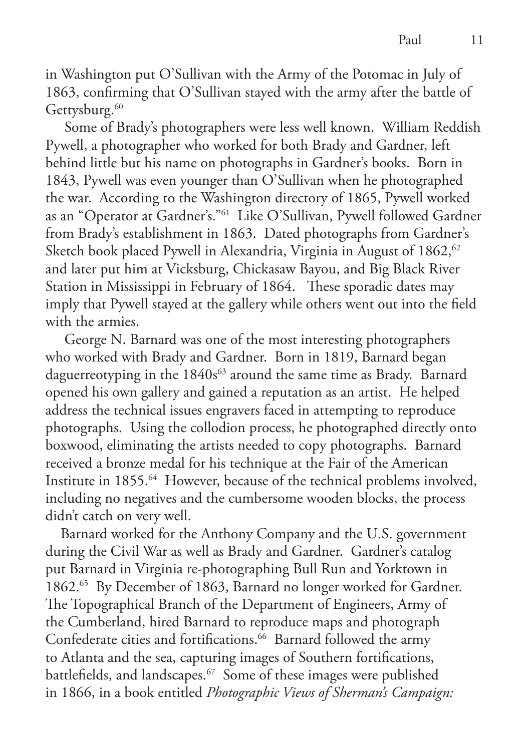in Washington put O'Sullivan with the Army of the Potomac in July of 1863, confirming that O'Sullivan stayed with the army after the battle of Gettysburg.[60]

Some of Brady's photographers were less well known. William Reddish Pywell, a photographer who worked for both Brady and Gardner, left behind little but his name on photographs in Gardner's books. Born in 1843, Pywell was even younger than O'Sullivan when he photographed the war. According to the Washington directory of 1865, Pywell worked as an "Operator at Gardner's."[61] Like O'Sullivan, Pywell followed Gardner from Brady's establishment in 1863. Dated photographs from Gardner's Sketch book placed Pywell in Alexandria, Virginia in August of 1862,[62] and later put him at Vicksburg, Chickasaw Bayou, and Big Black River Station in Mississippi in February of 1864. These sporadic dates may imply that Pywell stayed at the gallery while others went out into the field with the armies.

George N. Barnard was one of the most interesting photographers who worked with Brady and Gardner. Born in 1819, Barnard began daguerreotyping in the 1840s[63] around the same time as Brady. Barnard opened his own gallery and gained a reputation as an artist. He helped address the technical issues engravers faced in attempting to reproduce photographs. Using the collodion process, he photographed directly onto boxwood, eliminating the artists needed to copy photographs. Barnard received a bronze medal for his technique at the Fair of the American Institute in 1855.[64] However, because of the technical problems involved, including no negatives and the cumbersome wooden blocks, the process didn't catch on very well.

Barnard worked for the Anthony Company and the U.S. government during the Civil War as well as Brady and Gardner. Gardner's catalog put Barnard in Virginia re-photographing Bull Run and Yorktown in 1862.[65] By December of 1863, Barnard no longer worked for Gardner. The Topographical Branch of the Department of Engineers, Army of the Cumberland, hired Barnard to reproduce maps and photograph Confederate cities and fortifications.[66] Barnard followed the army to Atlanta and the sea, capturing images of Southern fortifications, battlefields, and landscapes.[67] Some of these images were published in 1866, in a book entitled *Photographic Views of Sherman's Campaign:*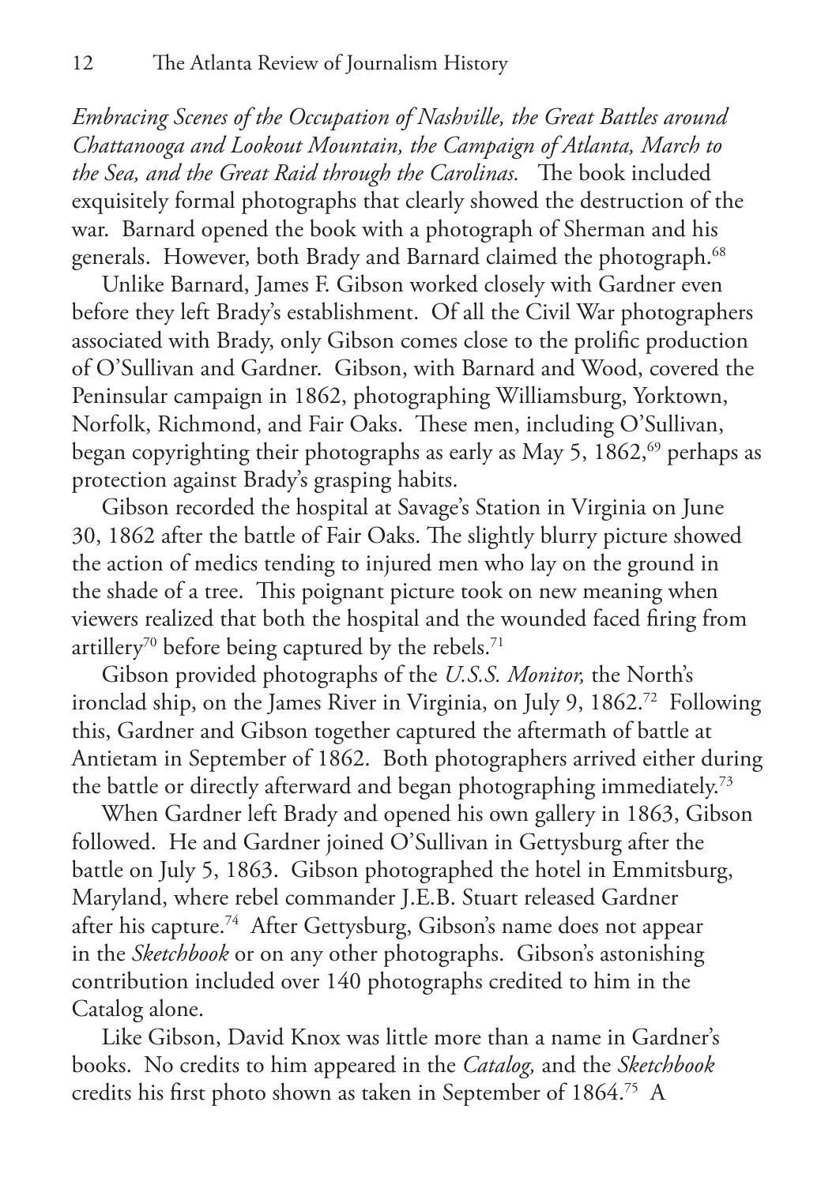*Embracing Scenes of the Occupation of Nashville, the Great Battles around Chattanooga and Lookout Mountain, the Campaign of Atlanta, March to the Sea, and the Great Raid through the Carolinas.* The book included exquisitely formal photographs that clearly showed the destruction of the war. Barnard opened the book with a photograph of Sherman and his generals. However, both Brady and Barnard claimed the photograph.[68]

Unlike Barnard, James F. Gibson worked closely with Gardner even before they left Brady's establishment. Of all the Civil War photographers associated with Brady, only Gibson comes close to the prolific production of O'Sullivan and Gardner. Gibson, with Barnard and Wood, covered the Peninsular campaign in 1862, photographing Williamsburg, Yorktown, Norfolk, Richmond, and Fair Oaks. These men, including O'Sullivan, began copyrighting their photographs as early as May 5, 1862,[69] perhaps as protection against Brady's grasping habits.

Gibson recorded the hospital at Savage's Station in Virginia on June 30, 1862 after the battle of Fair Oaks. The slightly blurry picture showed the action of medics tending to injured men who lay on the ground in the shade of a tree. This poignant picture took on new meaning when viewers realized that both the hospital and the wounded faced firing from artillery[70] before being captured by the rebels.[71]

Gibson provided photographs of the *U.S.S. Monitor,* the North's ironclad ship, on the James River in Virginia, on July 9, 1862.[72] Following this, Gardner and Gibson together captured the aftermath of battle at Antietam in September of 1862. Both photographers arrived either during the battle or directly afterward and began photographing immediately.[73]

When Gardner left Brady and opened his own gallery in 1863, Gibson followed. He and Gardner joined O'Sullivan in Gettysburg after the battle on July 5, 1863. Gibson photographed the hotel in Emmitsburg, Maryland, where rebel commander J.E.B. Stuart released Gardner after his capture.[74] After Gettysburg, Gibson's name does not appear in the *Sketchbook* or on any other photographs. Gibson's astonishing contribution included over 140 photographs credited to him in the Catalog alone.

Like Gibson, David Knox was little more than a name in Gardner's books. No credits to him appeared in the *Catalog,* and the *Sketchbook* credits his first photo shown as taken in September of 1864.[75] A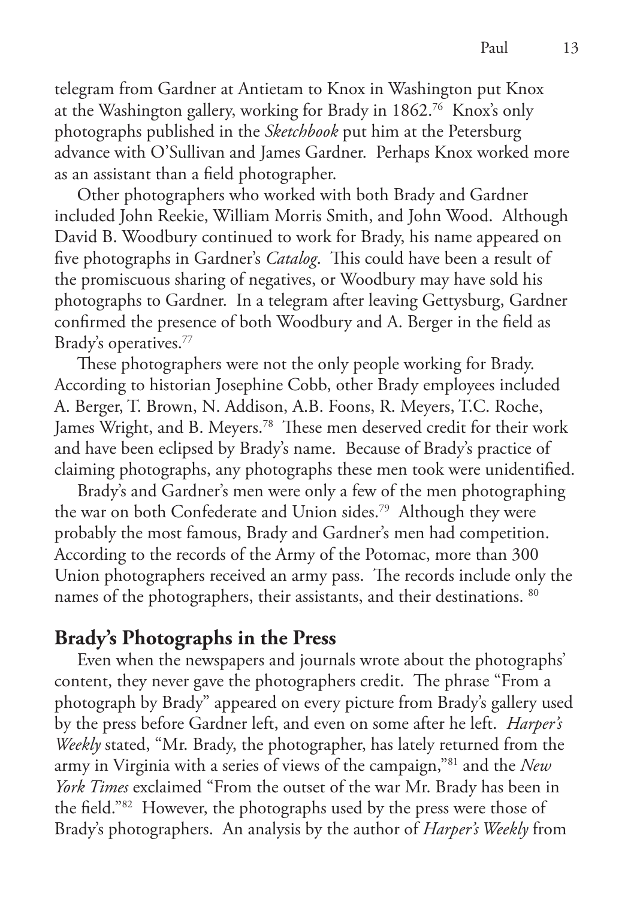telegram from Gardner at Antietam to Knox in Washington put Knox at the Washington gallery, working for Brady in 1862.[76] Knox's only photographs published in the *Sketchbook* put him at the Petersburg advance with O'Sullivan and James Gardner. Perhaps Knox worked more as an assistant than a field photographer.

Other photographers who worked with both Brady and Gardner included John Reekie, William Morris Smith, and John Wood. Although David B. Woodbury continued to work for Brady, his name appeared on five photographs in Gardner's *Catalog*. This could have been a result of the promiscuous sharing of negatives, or Woodbury may have sold his photographs to Gardner. In a telegram after leaving Gettysburg, Gardner confirmed the presence of both Woodbury and A. Berger in the field as Brady's operatives.[77]

These photographers were not the only people working for Brady. According to historian Josephine Cobb, other Brady employees included A. Berger, T. Brown, N. Addison, A.B. Foons, R. Meyers, T.C. Roche, James Wright, and B. Meyers.[78] These men deserved credit for their work and have been eclipsed by Brady's name. Because of Brady's practice of claiming photographs, any photographs these men took were unidentified.

Brady's and Gardner's men were only a few of the men photographing the war on both Confederate and Union sides.[79] Although they were probably the most famous, Brady and Gardner's men had competition. According to the records of the Army of the Potomac, more than 300 Union photographers received an army pass. The records include only the names of the photographers, their assistants, and their destinations.[80]

## Brady's Photographs in the Press

Even when the newspapers and journals wrote about the photographs' content, they never gave the photographers credit. The phrase "From a photograph by Brady" appeared on every picture from Brady's gallery used by the press before Gardner left, and even on some after he left. *Harper's Weekly* stated, "Mr. Brady, the photographer, has lately returned from the army in Virginia with a series of views of the campaign,"[81] and the *New York Times* exclaimed "From the outset of the war Mr. Brady has been in the field."[82] However, the photographs used by the press were those of Brady's photographers. An analysis by the author of *Harper's Weekly* from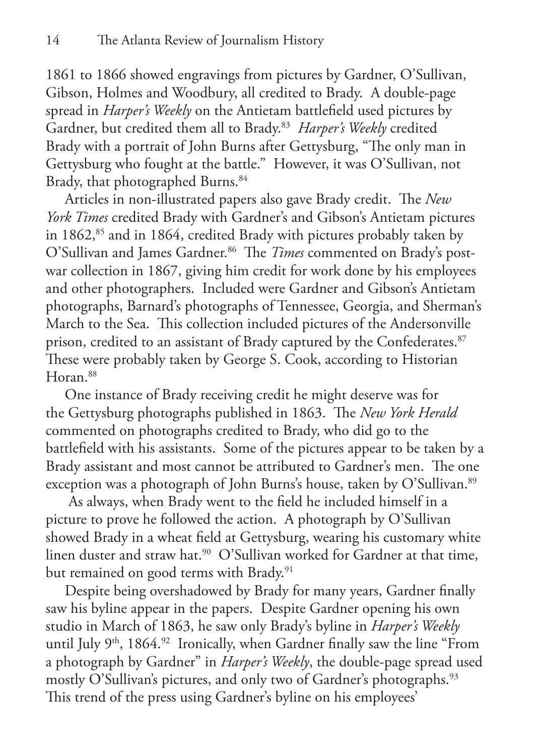1861 to 1866 showed engravings from pictures by Gardner, O'Sullivan, Gibson, Holmes and Woodbury, all credited to Brady. A double-page spread in *Harper's Weekly* on the Antietam battlefield used pictures by Gardner, but credited them all to Brady.[83] *Harper's Weekly* credited Brady with a portrait of John Burns after Gettysburg, "The only man in Gettysburg who fought at the battle." However, it was O'Sullivan, not Brady, that photographed Burns.[84]

Articles in non-illustrated papers also gave Brady credit. The *New York Times* credited Brady with Gardner's and Gibson's Antietam pictures in 1862,[85] and in 1864, credited Brady with pictures probably taken by O'Sullivan and James Gardner.[86] The *Times* commented on Brady's post-war collection in 1867, giving him credit for work done by his employees and other photographers. Included were Gardner and Gibson's Antietam photographs, Barnard's photographs of Tennessee, Georgia, and Sherman's March to the Sea. This collection included pictures of the Andersonville prison, credited to an assistant of Brady captured by the Confederates.[87] These were probably taken by George S. Cook, according to Historian Horan.[88]

One instance of Brady receiving credit he might deserve was for the Gettysburg photographs published in 1863. The *New York Herald* commented on photographs credited to Brady, who did go to the battlefield with his assistants. Some of the pictures appear to be taken by a Brady assistant and most cannot be attributed to Gardner's men. The one exception was a photograph of John Burns's house, taken by O'Sullivan.[89]

As always, when Brady went to the field he included himself in a picture to prove he followed the action. A photograph by O'Sullivan showed Brady in a wheat field at Gettysburg, wearing his customary white linen duster and straw hat.[90] O'Sullivan worked for Gardner at that time, but remained on good terms with Brady.[91]

Despite being overshadowed by Brady for many years, Gardner finally saw his byline appear in the papers. Despite Gardner opening his own studio in March of 1863, he saw only Brady's byline in *Harper's Weekly* until July 9th, 1864.[92] Ironically, when Gardner finally saw the line "From a photograph by Gardner" in *Harper's Weekly*, the double-page spread used mostly O'Sullivan's pictures, and only two of Gardner's photographs.[93] This trend of the press using Gardner's byline on his employees'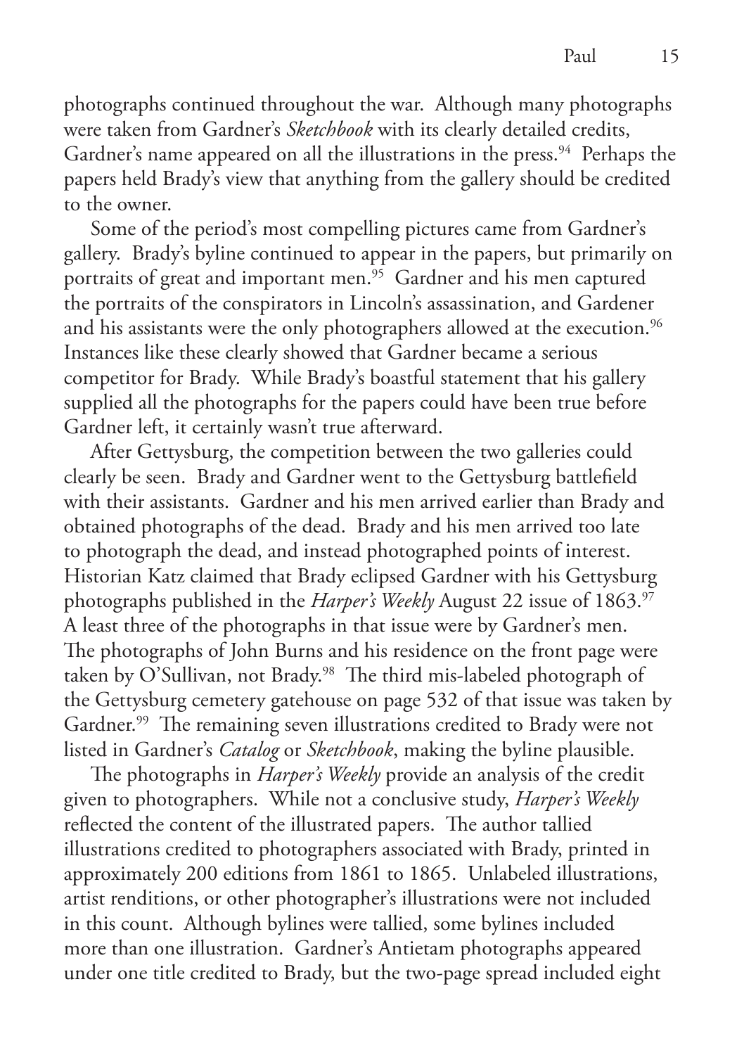photographs continued throughout the war. Although many photographs were taken from Gardner's *Sketchbook* with its clearly detailed credits, Gardner's name appeared on all the illustrations in the press.[94] Perhaps the papers held Brady's view that anything from the gallery should be credited to the owner.

Some of the period's most compelling pictures came from Gardner's gallery. Brady's byline continued to appear in the papers, but primarily on portraits of great and important men.[95] Gardner and his men captured the portraits of the conspirators in Lincoln's assassination, and Gardener and his assistants were the only photographers allowed at the execution.[96] Instances like these clearly showed that Gardner became a serious competitor for Brady. While Brady's boastful statement that his gallery supplied all the photographs for the papers could have been true before Gardner left, it certainly wasn't true afterward.

After Gettysburg, the competition between the two galleries could clearly be seen. Brady and Gardner went to the Gettysburg battlefield with their assistants. Gardner and his men arrived earlier than Brady and obtained photographs of the dead. Brady and his men arrived too late to photograph the dead, and instead photographed points of interest. Historian Katz claimed that Brady eclipsed Gardner with his Gettysburg photographs published in the *Harper's Weekly* August 22 issue of 1863.[97] A least three of the photographs in that issue were by Gardner's men. The photographs of John Burns and his residence on the front page were taken by O'Sullivan, not Brady.[98] The third mis-labeled photograph of the Gettysburg cemetery gatehouse on page 532 of that issue was taken by Gardner.[99] The remaining seven illustrations credited to Brady were not listed in Gardner's *Catalog* or *Sketchbook*, making the byline plausible.

The photographs in *Harper's Weekly* provide an analysis of the credit given to photographers. While not a conclusive study, *Harper's Weekly* reflected the content of the illustrated papers. The author tallied illustrations credited to photographers associated with Brady, printed in approximately 200 editions from 1861 to 1865. Unlabeled illustrations, artist renditions, or other photographer's illustrations were not included in this count. Although bylines were tallied, some bylines included more than one illustration. Gardner's Antietam photographs appeared under one title credited to Brady, but the two-page spread included eight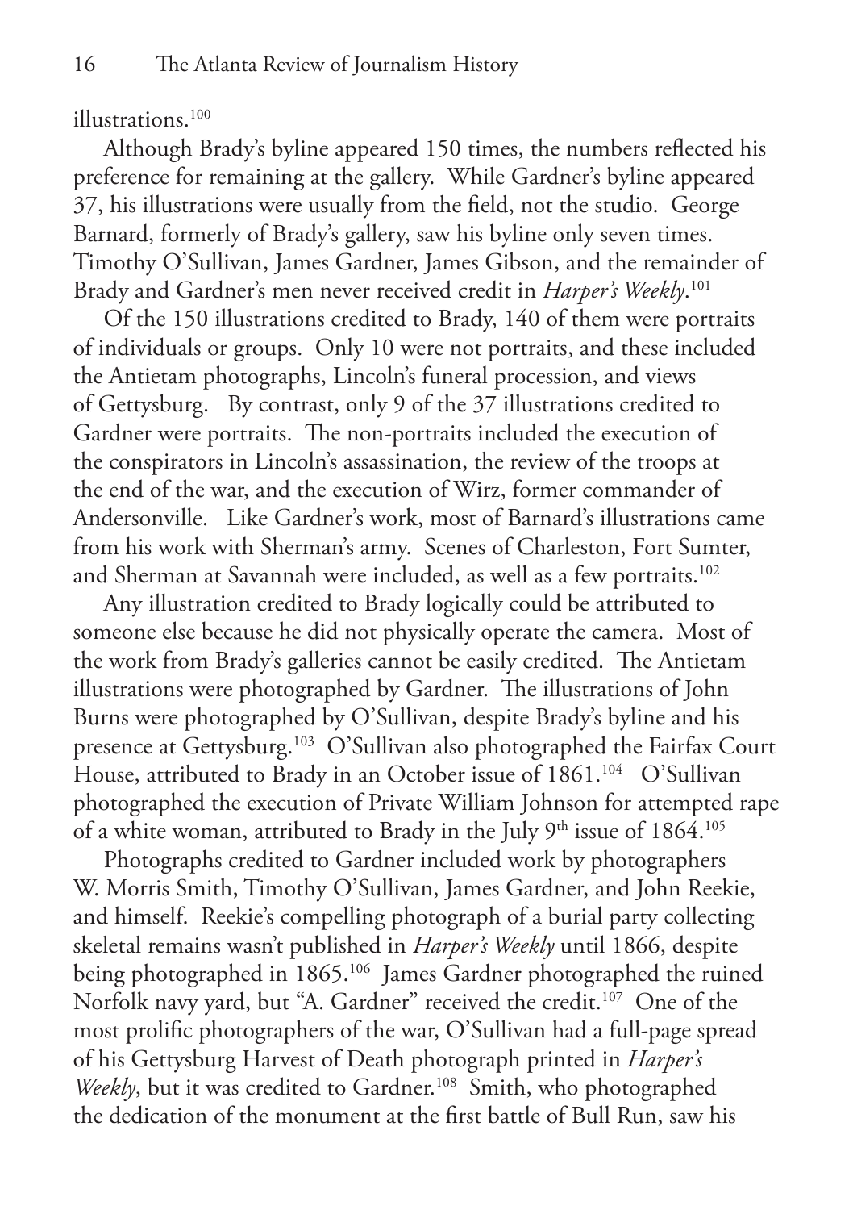illustrations.[100]

Although Brady's byline appeared 150 times, the numbers reflected his preference for remaining at the gallery. While Gardner's byline appeared 37, his illustrations were usually from the field, not the studio. George Barnard, formerly of Brady's gallery, saw his byline only seven times. Timothy O'Sullivan, James Gardner, James Gibson, and the remainder of Brady and Gardner's men never received credit in *Harper's Weekly*.[101]

Of the 150 illustrations credited to Brady, 140 of them were portraits of individuals or groups. Only 10 were not portraits, and these included the Antietam photographs, Lincoln's funeral procession, and views of Gettysburg. By contrast, only 9 of the 37 illustrations credited to Gardner were portraits. The non-portraits included the execution of the conspirators in Lincoln's assassination, the review of the troops at the end of the war, and the execution of Wirz, former commander of Andersonville. Like Gardner's work, most of Barnard's illustrations came from his work with Sherman's army. Scenes of Charleston, Fort Sumter, and Sherman at Savannah were included, as well as a few portraits.[102]

Any illustration credited to Brady logically could be attributed to someone else because he did not physically operate the camera. Most of the work from Brady's galleries cannot be easily credited. The Antietam illustrations were photographed by Gardner. The illustrations of John Burns were photographed by O'Sullivan, despite Brady's byline and his presence at Gettysburg.[103] O'Sullivan also photographed the Fairfax Court House, attributed to Brady in an October issue of 1861.[104] O'Sullivan photographed the execution of Private William Johnson for attempted rape of a white woman, attributed to Brady in the July 9th issue of 1864.[105]

Photographs credited to Gardner included work by photographers W. Morris Smith, Timothy O'Sullivan, James Gardner, and John Reekie, and himself. Reekie's compelling photograph of a burial party collecting skeletal remains wasn't published in *Harper's Weekly* until 1866, despite being photographed in 1865.[106] James Gardner photographed the ruined Norfolk navy yard, but "A. Gardner" received the credit.[107] One of the most prolific photographers of the war, O'Sullivan had a full-page spread of his Gettysburg Harvest of Death photograph printed in *Harper's Weekly*, but it was credited to Gardner.[108] Smith, who photographed the dedication of the monument at the first battle of Bull Run, saw his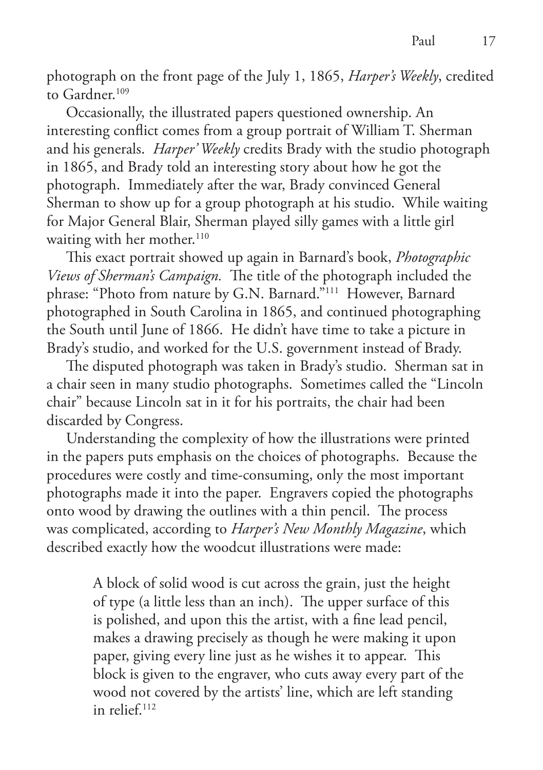photograph on the front page of the July 1, 1865, *Harper's Weekly*, credited to Gardner.[109]

Occasionally, the illustrated papers questioned ownership. An interesting conflict comes from a group portrait of William T. Sherman and his generals. *Harper' Weekly* credits Brady with the studio photograph in 1865, and Brady told an interesting story about how he got the photograph. Immediately after the war, Brady convinced General Sherman to show up for a group photograph at his studio. While waiting for Major General Blair, Sherman played silly games with a little girl waiting with her mother.[110]

This exact portrait showed up again in Barnard's book, *Photographic Views of Sherman's Campaign.* The title of the photograph included the phrase: "Photo from nature by G.N. Barnard."[111] However, Barnard photographed in South Carolina in 1865, and continued photographing the South until June of 1866. He didn't have time to take a picture in Brady's studio, and worked for the U.S. government instead of Brady.

The disputed photograph was taken in Brady's studio. Sherman sat in a chair seen in many studio photographs. Sometimes called the "Lincoln chair" because Lincoln sat in it for his portraits, the chair had been discarded by Congress.

Understanding the complexity of how the illustrations were printed in the papers puts emphasis on the choices of photographs. Because the procedures were costly and time-consuming, only the most important photographs made it into the paper. Engravers copied the photographs onto wood by drawing the outlines with a thin pencil. The process was complicated, according to *Harper's New Monthly Magazine*, which described exactly how the woodcut illustrations were made:

> A block of solid wood is cut across the grain, just the height of type (a little less than an inch). The upper surface of this is polished, and upon this the artist, with a fine lead pencil, makes a drawing precisely as though he were making it upon paper, giving every line just as he wishes it to appear. This block is given to the engraver, who cuts away every part of the wood not covered by the artists' line, which are left standing in relief.[112]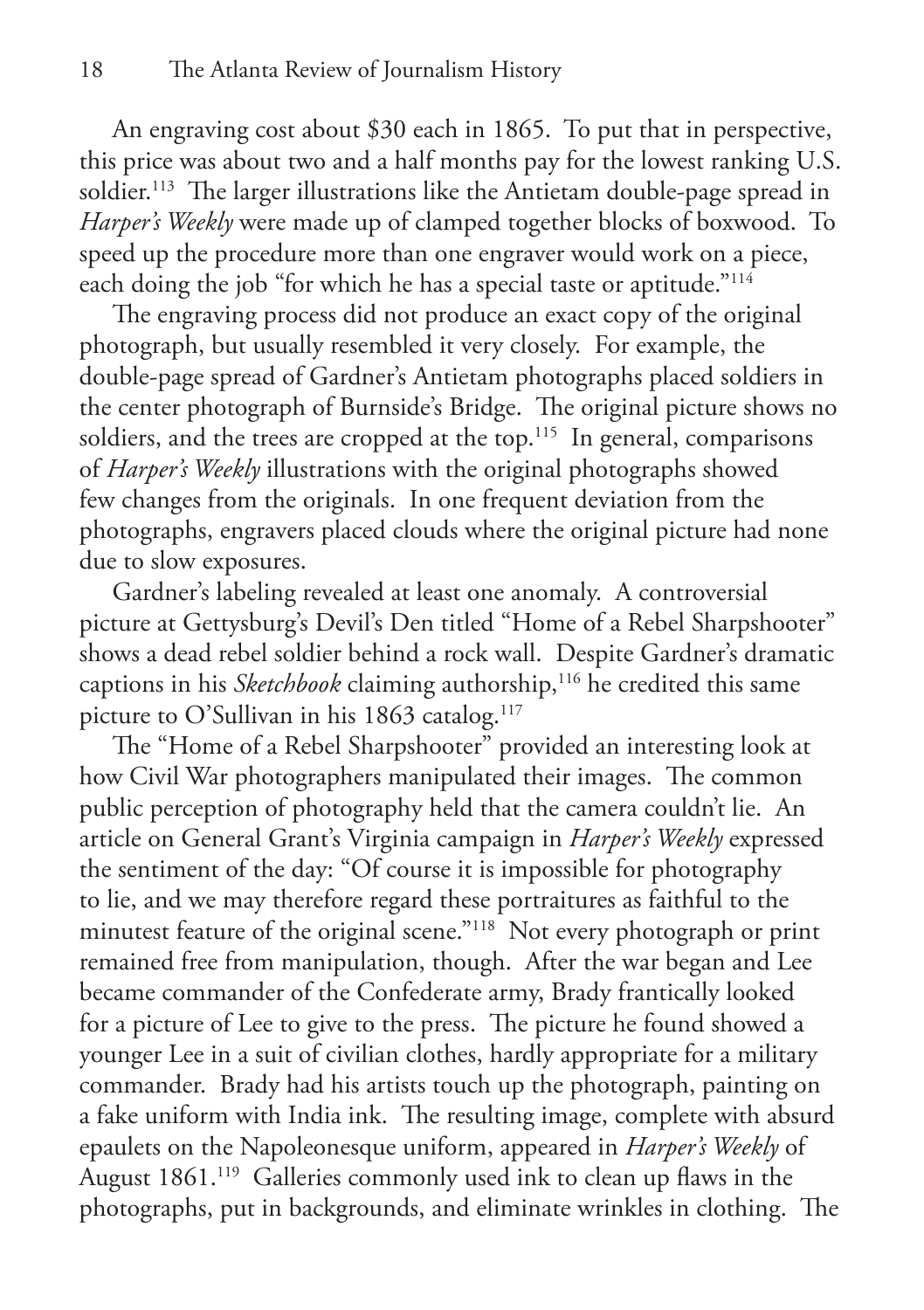An engraving cost about $30 each in 1865. To put that in perspective, this price was about two and a half months pay for the lowest ranking U.S. soldier.[113] The larger illustrations like the Antietam double-page spread in *Harper's Weekly* were made up of clamped together blocks of boxwood. To speed up the procedure more than one engraver would work on a piece, each doing the job "for which he has a special taste or aptitude."[114]

The engraving process did not produce an exact copy of the original photograph, but usually resembled it very closely. For example, the double-page spread of Gardner's Antietam photographs placed soldiers in the center photograph of Burnside's Bridge. The original picture shows no soldiers, and the trees are cropped at the top.[115] In general, comparisons of *Harper's Weekly* illustrations with the original photographs showed few changes from the originals. In one frequent deviation from the photographs, engravers placed clouds where the original picture had none due to slow exposures.

Gardner's labeling revealed at least one anomaly. A controversial picture at Gettysburg's Devil's Den titled "Home of a Rebel Sharpshooter" shows a dead rebel soldier behind a rock wall. Despite Gardner's dramatic captions in his *Sketchbook* claiming authorship,[116] he credited this same picture to O'Sullivan in his 1863 catalog.[117]

The "Home of a Rebel Sharpshooter" provided an interesting look at how Civil War photographers manipulated their images. The common public perception of photography held that the camera couldn't lie. An article on General Grant's Virginia campaign in *Harper's Weekly* expressed the sentiment of the day: "Of course it is impossible for photography to lie, and we may therefore regard these portraitures as faithful to the minutest feature of the original scene."[118] Not every photograph or print remained free from manipulation, though. After the war began and Lee became commander of the Confederate army, Brady frantically looked for a picture of Lee to give to the press. The picture he found showed a younger Lee in a suit of civilian clothes, hardly appropriate for a military commander. Brady had his artists touch up the photograph, painting on a fake uniform with India ink. The resulting image, complete with absurd epaulets on the Napoleonesque uniform, appeared in *Harper's Weekly* of August 1861.[119] Galleries commonly used ink to clean up flaws in the photographs, put in backgrounds, and eliminate wrinkles in clothing. The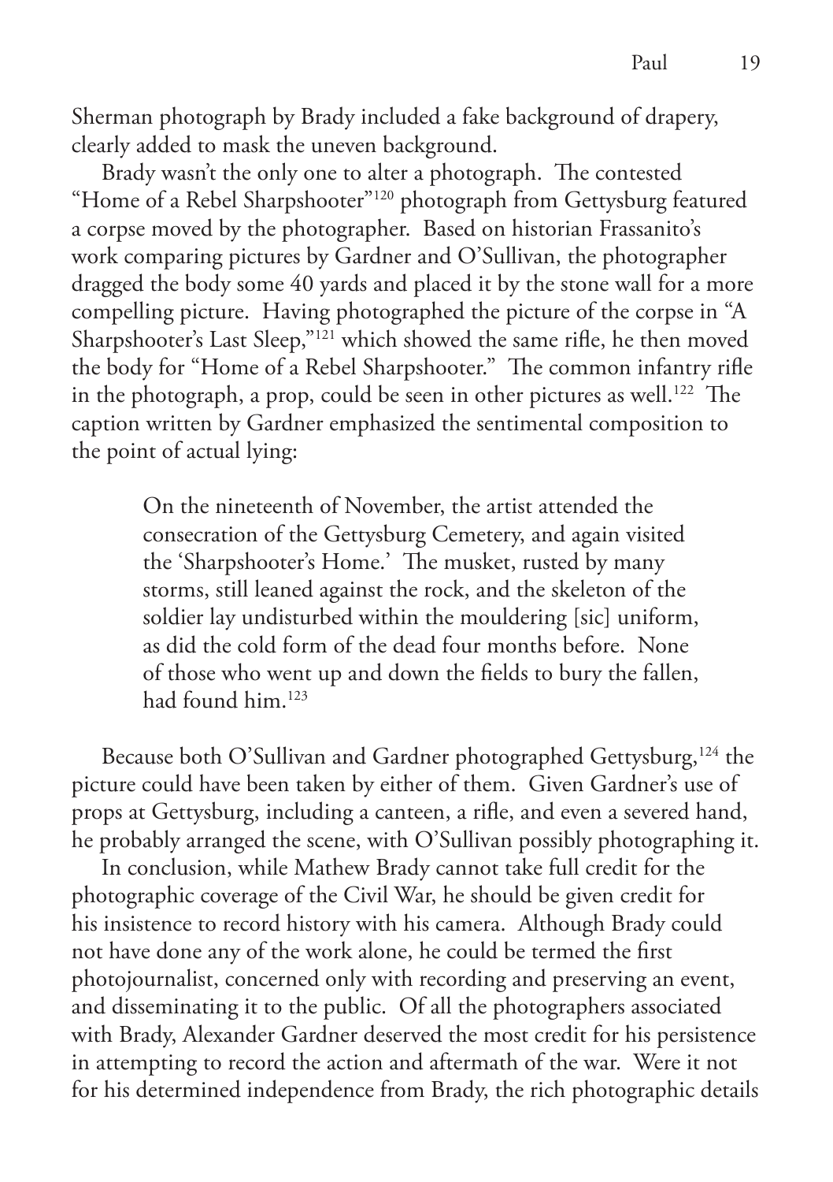Sherman photograph by Brady included a fake background of drapery, clearly added to mask the uneven background.

Brady wasn't the only one to alter a photograph. The contested "Home of a Rebel Sharpshooter"[120] photograph from Gettysburg featured a corpse moved by the photographer. Based on historian Frassanito's work comparing pictures by Gardner and O'Sullivan, the photographer dragged the body some 40 yards and placed it by the stone wall for a more compelling picture. Having photographed the picture of the corpse in "A Sharpshooter's Last Sleep,"[121] which showed the same rifle, he then moved the body for "Home of a Rebel Sharpshooter." The common infantry rifle in the photograph, a prop, could be seen in other pictures as well.[122] The caption written by Gardner emphasized the sentimental composition to the point of actual lying:

> On the nineteenth of November, the artist attended the consecration of the Gettysburg Cemetery, and again visited the 'Sharpshooter's Home.' The musket, rusted by many storms, still leaned against the rock, and the skeleton of the soldier lay undisturbed within the mouldering [sic] uniform, as did the cold form of the dead four months before. None of those who went up and down the fields to bury the fallen, had found him.[123]

Because both O'Sullivan and Gardner photographed Gettysburg,[124] the picture could have been taken by either of them. Given Gardner's use of props at Gettysburg, including a canteen, a rifle, and even a severed hand, he probably arranged the scene, with O'Sullivan possibly photographing it.

In conclusion, while Mathew Brady cannot take full credit for the photographic coverage of the Civil War, he should be given credit for his insistence to record history with his camera. Although Brady could not have done any of the work alone, he could be termed the first photojournalist, concerned only with recording and preserving an event, and disseminating it to the public. Of all the photographers associated with Brady, Alexander Gardner deserved the most credit for his persistence in attempting to record the action and aftermath of the war. Were it not for his determined independence from Brady, the rich photographic details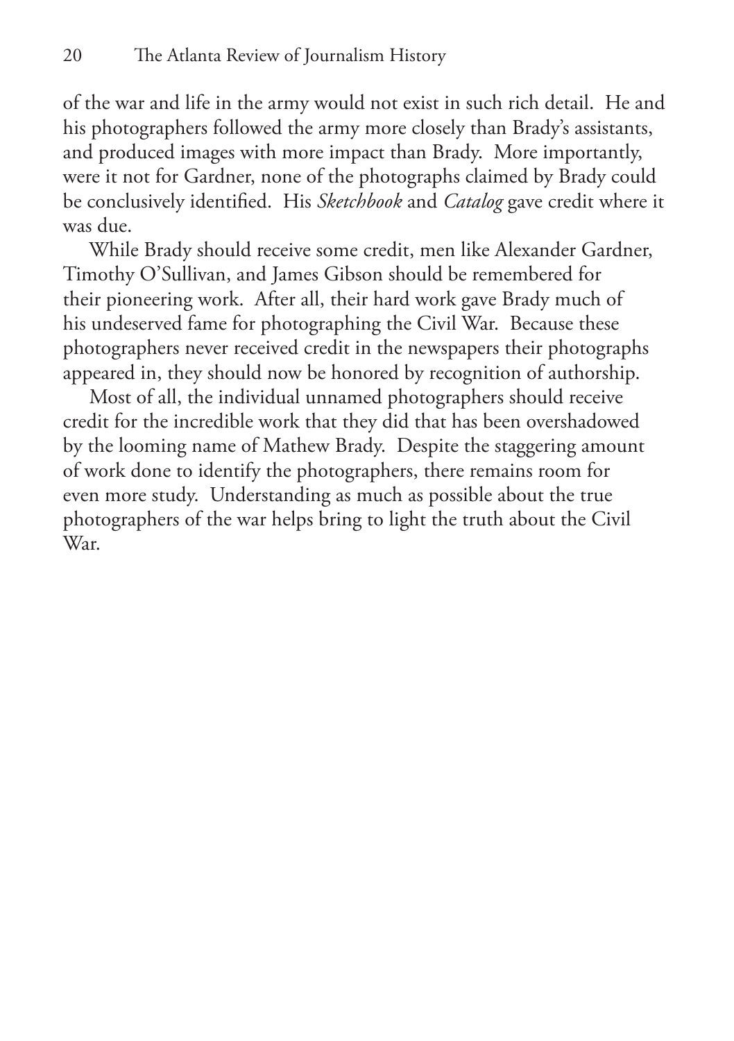of the war and life in the army would not exist in such rich detail. He and his photographers followed the army more closely than Brady's assistants, and produced images with more impact than Brady. More importantly, were it not for Gardner, none of the photographs claimed by Brady could be conclusively identified. His *Sketchbook* and *Catalog* gave credit where it was due.

While Brady should receive some credit, men like Alexander Gardner, Timothy O'Sullivan, and James Gibson should be remembered for their pioneering work. After all, their hard work gave Brady much of his undeserved fame for photographing the Civil War. Because these photographers never received credit in the newspapers their photographs appeared in, they should now be honored by recognition of authorship.

Most of all, the individual unnamed photographers should receive credit for the incredible work that they did that has been overshadowed by the looming name of Mathew Brady. Despite the staggering amount of work done to identify the photographers, there remains room for even more study. Understanding as much as possible about the true photographers of the war helps bring to light the truth about the Civil War.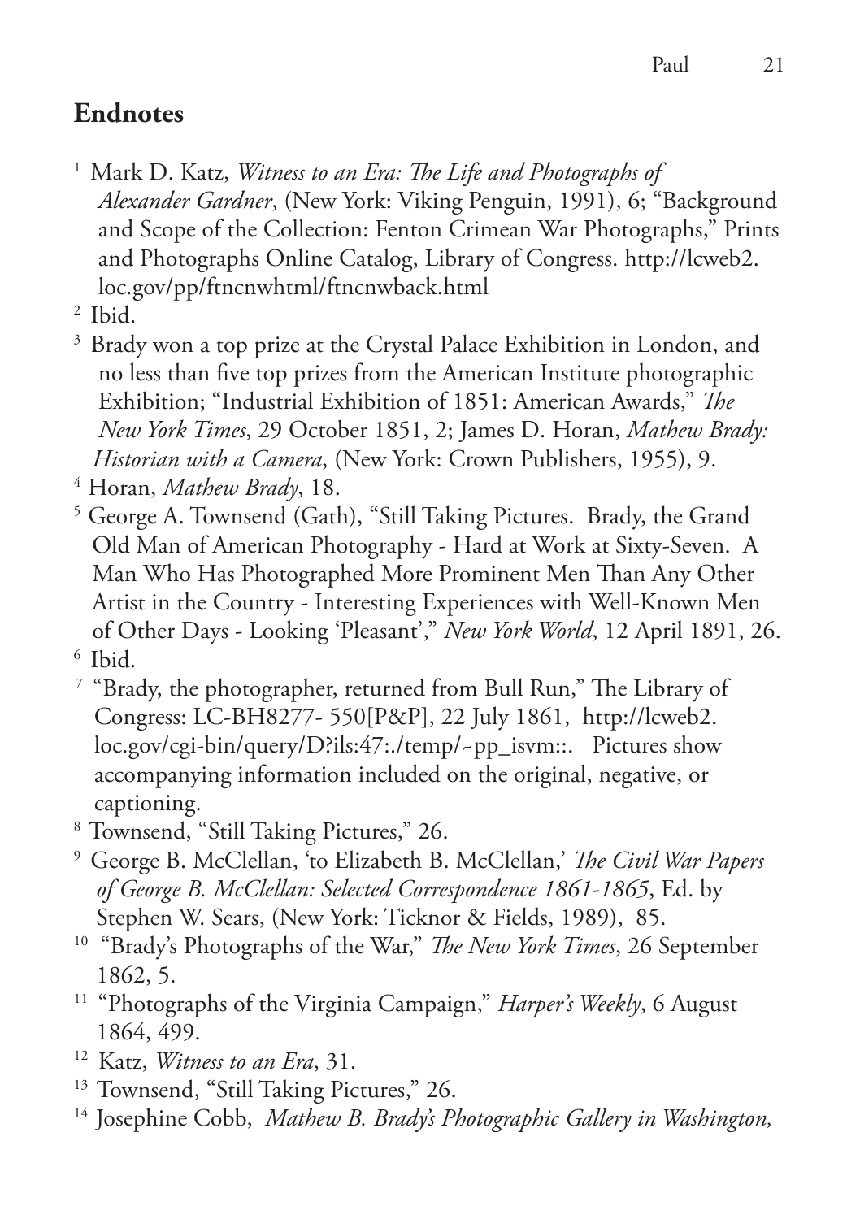## Endnotes

[1] Mark D. Katz, *Witness to an Era: The Life and Photographs of Alexander Gardner*, (New York: Viking Penguin, 1991), 6; "Background and Scope of the Collection: Fenton Crimean War Photographs," Prints and Photographs Online Catalog, Library of Congress. http://lcweb2.loc.gov/pp/ftncnwhtml/ftncnwback.html

[2] Ibid.

[3] Brady won a top prize at the Crystal Palace Exhibition in London, and no less than five top prizes from the American Institute photographic Exhibition; "Industrial Exhibition of 1851: American Awards," *The New York Times*, 29 October 1851, 2; James D. Horan, *Mathew Brady: Historian with a Camera*, (New York: Crown Publishers, 1955), 9.

[4] Horan, *Mathew Brady*, 18.

[5] George A. Townsend (Gath), "Still Taking Pictures. Brady, the Grand Old Man of American Photography - Hard at Work at Sixty-Seven. A Man Who Has Photographed More Prominent Men Than Any Other Artist in the Country - Interesting Experiences with Well-Known Men of Other Days - Looking 'Pleasant'," *New York World*, 12 April 1891, 26.

[6] Ibid.

[7] "Brady, the photographer, returned from Bull Run," The Library of Congress: LC-BH8277- 550[P&P], 22 July 1861, http://lcweb2.loc.gov/cgi-bin/query/D?ils:47:./temp/~pp_isvm::. Pictures show accompanying information included on the original, negative, or captioning.

[8] Townsend, "Still Taking Pictures," 26.

[9] George B. McClellan, 'to Elizabeth B. McClellan,' *The Civil War Papers of George B. McClellan: Selected Correspondence 1861-1865*, Ed. by Stephen W. Sears, (New York: Ticknor & Fields, 1989), 85.

[10] "Brady's Photographs of the War," *The New York Times*, 26 September 1862, 5.

[11] "Photographs of the Virginia Campaign," *Harper's Weekly*, 6 August 1864, 499.

[12] Katz, *Witness to an Era*, 31.

[13] Townsend, "Still Taking Pictures," 26.

[14] Josephine Cobb, *Mathew B. Brady's Photographic Gallery in Washington,*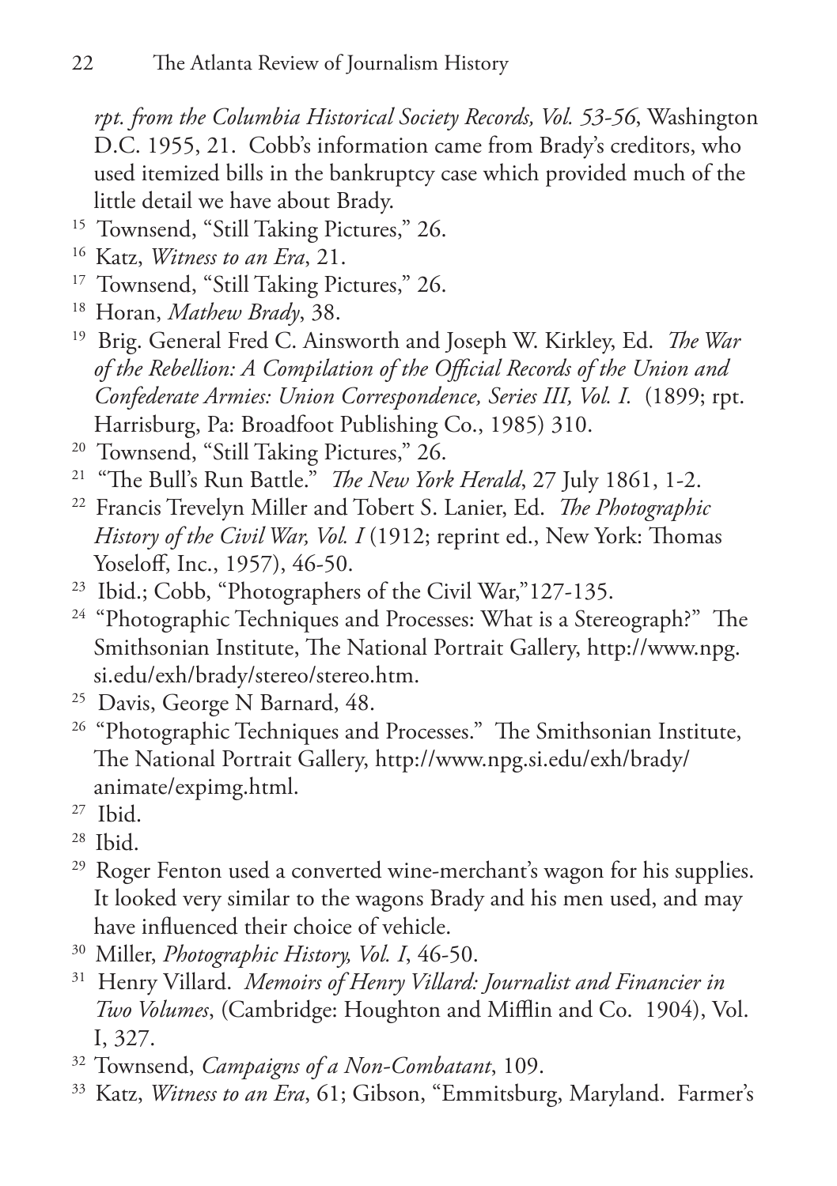*rpt. from the Columbia Historical Society Records, Vol. 53-56*, Washington D.C. 1955, 21. Cobb's information came from Brady's creditors, who used itemized bills in the bankruptcy case which provided much of the little detail we have about Brady.

[15] Townsend, "Still Taking Pictures," 26.

[16] Katz, *Witness to an Era*, 21.

[17] Townsend, "Still Taking Pictures," 26.

[18] Horan, *Mathew Brady*, 38.

[19] Brig. General Fred C. Ainsworth and Joseph W. Kirkley, Ed. *The War of the Rebellion: A Compilation of the Official Records of the Union and Confederate Armies: Union Correspondence, Series III, Vol. I.* (1899; rpt. Harrisburg, Pa: Broadfoot Publishing Co., 1985) 310.

[20] Townsend, "Still Taking Pictures," 26.

[21] "The Bull's Run Battle." *The New York Herald*, 27 July 1861, 1-2.

[22] Francis Trevelyn Miller and Tobert S. Lanier, Ed. *The Photographic History of the Civil War, Vol. I* (1912; reprint ed., New York: Thomas Yoseloff, Inc., 1957), 46-50.

[23] Ibid.; Cobb, "Photographers of the Civil War,"127-135.

[24] "Photographic Techniques and Processes: What is a Stereograph?" The Smithsonian Institute, The National Portrait Gallery, http://www.npg.si.edu/exh/brady/stereo/stereo.htm.

[25] Davis, George N Barnard, 48.

[26] "Photographic Techniques and Processes." The Smithsonian Institute, The National Portrait Gallery, http://www.npg.si.edu/exh/brady/animate/expimg.html.

[27] Ibid.

[28] Ibid.

[29] Roger Fenton used a converted wine-merchant's wagon for his supplies. It looked very similar to the wagons Brady and his men used, and may have influenced their choice of vehicle.

[30] Miller, *Photographic History, Vol. I*, 46-50.

[31] Henry Villard. *Memoirs of Henry Villard: Journalist and Financier in Two Volumes*, (Cambridge: Houghton and Mifflin and Co. 1904), Vol. I, 327.

[32] Townsend, *Campaigns of a Non-Combatant*, 109.

[33] Katz, *Witness to an Era*, 61; Gibson, "Emmitsburg, Maryland. Farmer's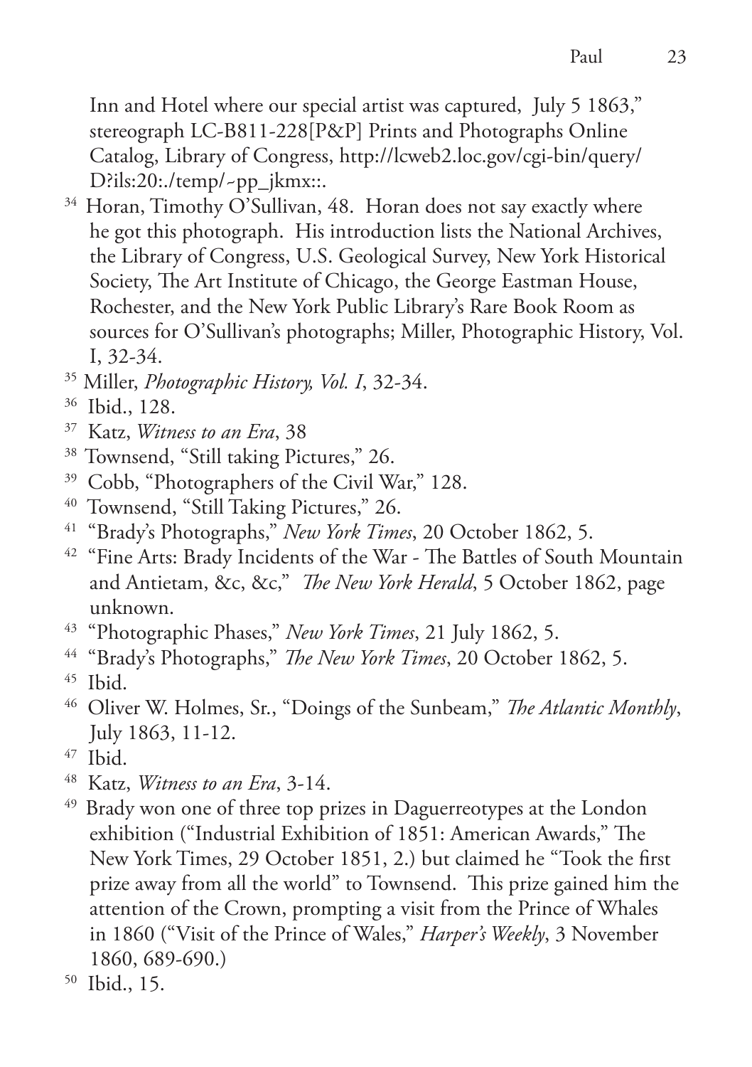Inn and Hotel where our special artist was captured, July 5 1863," stereograph LC-B811-228[P&P] Prints and Photographs Online Catalog, Library of Congress, http://lcweb2.loc.gov/cgi-bin/query/D?ils:20:./temp/~pp_jkmx::.

[34] Horan, Timothy O'Sullivan, 48. Horan does not say exactly where he got this photograph. His introduction lists the National Archives, the Library of Congress, U.S. Geological Survey, New York Historical Society, The Art Institute of Chicago, the George Eastman House, Rochester, and the New York Public Library's Rare Book Room as sources for O'Sullivan's photographs; Miller, Photographic History, Vol. I, 32-34.

[35] Miller, *Photographic History, Vol. I*, 32-34.

[36] Ibid., 128.

[37] Katz, *Witness to an Era*, 38

[38] Townsend, "Still taking Pictures," 26.

[39] Cobb, "Photographers of the Civil War," 128.

[40] Townsend, "Still Taking Pictures," 26.

[41] "Brady's Photographs," *New York Times*, 20 October 1862, 5.

[42] "Fine Arts: Brady Incidents of the War - The Battles of South Mountain and Antietam, &c, &c," *The New York Herald*, 5 October 1862, page unknown.

[43] "Photographic Phases," *New York Times*, 21 July 1862, 5.

[44] "Brady's Photographs," *The New York Times*, 20 October 1862, 5.

[45] Ibid.

[46] Oliver W. Holmes, Sr., "Doings of the Sunbeam," *The Atlantic Monthly*, July 1863, 11-12.

[47] Ibid.

[48] Katz, *Witness to an Era*, 3-14.

[49] Brady won one of three top prizes in Daguerreotypes at the London exhibition ("Industrial Exhibition of 1851: American Awards," The New York Times, 29 October 1851, 2.) but claimed he "Took the first prize away from all the world" to Townsend. This prize gained him the attention of the Crown, prompting a visit from the Prince of Whales in 1860 ("Visit of the Prince of Wales," *Harper's Weekly*, 3 November 1860, 689-690.)

[50] Ibid., 15.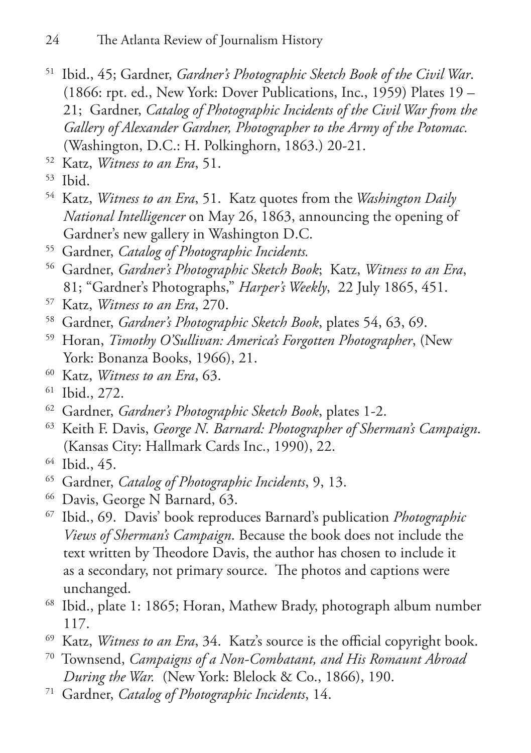[51] Ibid., 45; Gardner, *Gardner's Photographic Sketch Book of the Civil War*. (1866: rpt. ed., New York: Dover Publications, Inc., 1959) Plates 19 – 21; Gardner, *Catalog of Photographic Incidents of the Civil War from the Gallery of Alexander Gardner, Photographer to the Army of the Potomac.* (Washington, D.C.: H. Polkinghorn, 1863.) 20-21.

[52] Katz, *Witness to an Era*, 51.

[53] Ibid.

[54] Katz, *Witness to an Era*, 51. Katz quotes from the *Washington Daily National Intelligencer* on May 26, 1863, announcing the opening of Gardner's new gallery in Washington D.C.

[55] Gardner, *Catalog of Photographic Incidents.*

[56] Gardner, *Gardner's Photographic Sketch Book*; Katz, *Witness to an Era*, 81; "Gardner's Photographs," *Harper's Weekly*, 22 July 1865, 451.

[57] Katz, *Witness to an Era*, 270.

[58] Gardner, *Gardner's Photographic Sketch Book*, plates 54, 63, 69.

[59] Horan, *Timothy O'Sullivan: America's Forgotten Photographer*, (New York: Bonanza Books, 1966), 21.

[60] Katz, *Witness to an Era*, 63.

[61] Ibid., 272.

[62] Gardner, *Gardner's Photographic Sketch Book*, plates 1-2.

[63] Keith F. Davis, *George N. Barnard: Photographer of Sherman's Campaign*. (Kansas City: Hallmark Cards Inc., 1990), 22.

[64] Ibid., 45.

[65] Gardner, *Catalog of Photographic Incidents*, 9, 13.

[66] Davis, George N Barnard, 63.

[67] Ibid., 69. Davis' book reproduces Barnard's publication *Photographic Views of Sherman's Campaign*. Because the book does not include the text written by Theodore Davis, the author has chosen to include it as a secondary, not primary source. The photos and captions were unchanged.

[68] Ibid., plate 1: 1865; Horan, Mathew Brady, photograph album number 117.

[69] Katz, *Witness to an Era*, 34. Katz's source is the official copyright book.

[70] Townsend, *Campaigns of a Non-Combatant, and His Romaunt Abroad During the War.* (New York: Blelock & Co., 1866), 190.

[71] Gardner, *Catalog of Photographic Incidents*, 14.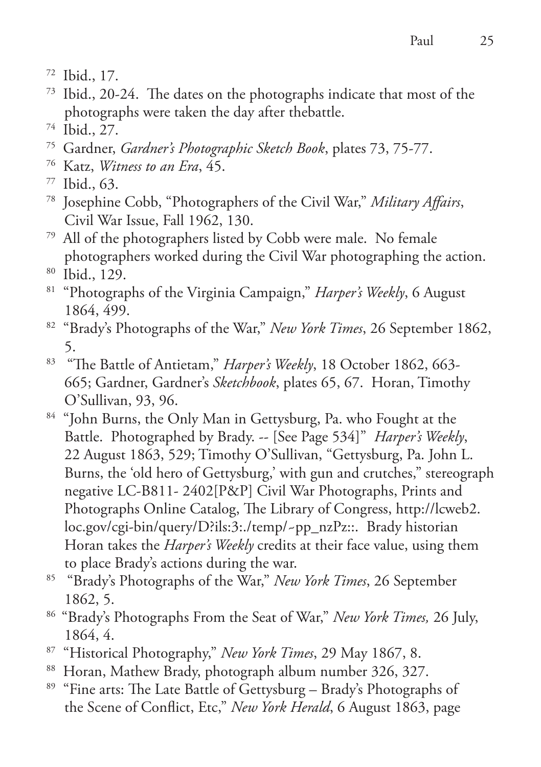[72] Ibid., 17.

[73] Ibid., 20-24. The dates on the photographs indicate that most of the photographs were taken the day after thebattle.

[74] Ibid., 27.

[75] Gardner, *Gardner's Photographic Sketch Book*, plates 73, 75-77.

[76] Katz, *Witness to an Era*, 45.

[77] Ibid., 63.

[78] Josephine Cobb, "Photographers of the Civil War," *Military Affairs*, Civil War Issue, Fall 1962, 130.

[79] All of the photographers listed by Cobb were male. No female photographers worked during the Civil War photographing the action.

[80] Ibid., 129.

[81] "Photographs of the Virginia Campaign," *Harper's Weekly*, 6 August 1864, 499.

[82] "Brady's Photographs of the War," *New York Times*, 26 September 1862, 5.

[83] "The Battle of Antietam," *Harper's Weekly*, 18 October 1862, 663-665; Gardner, Gardner's *Sketchbook*, plates 65, 67. Horan, Timothy O'Sullivan, 93, 96.

[84] "John Burns, the Only Man in Gettysburg, Pa. who Fought at the Battle. Photographed by Brady. -- [See Page 534]" *Harper's Weekly*, 22 August 1863, 529; Timothy O'Sullivan, "Gettysburg, Pa. John L. Burns, the 'old hero of Gettysburg,' with gun and crutches," stereograph negative LC-B811- 2402[P&P] Civil War Photographs, Prints and Photographs Online Catalog, The Library of Congress, http://lcweb2.loc.gov/cgi-bin/query/D?ils:3:./temp/~pp_nzPz::. Brady historian Horan takes the *Harper's Weekly* credits at their face value, using them to place Brady's actions during the war.

[85] "Brady's Photographs of the War," *New York Times*, 26 September 1862, 5.

[86] "Brady's Photographs From the Seat of War," *New York Times,* 26 July, 1864, 4.

[87] "Historical Photography," *New York Times*, 29 May 1867, 8.

[88] Horan, Mathew Brady, photograph album number 326, 327.

[89] "Fine arts: The Late Battle of Gettysburg – Brady's Photographs of the Scene of Conflict, Etc," *New York Herald*, 6 August 1863, page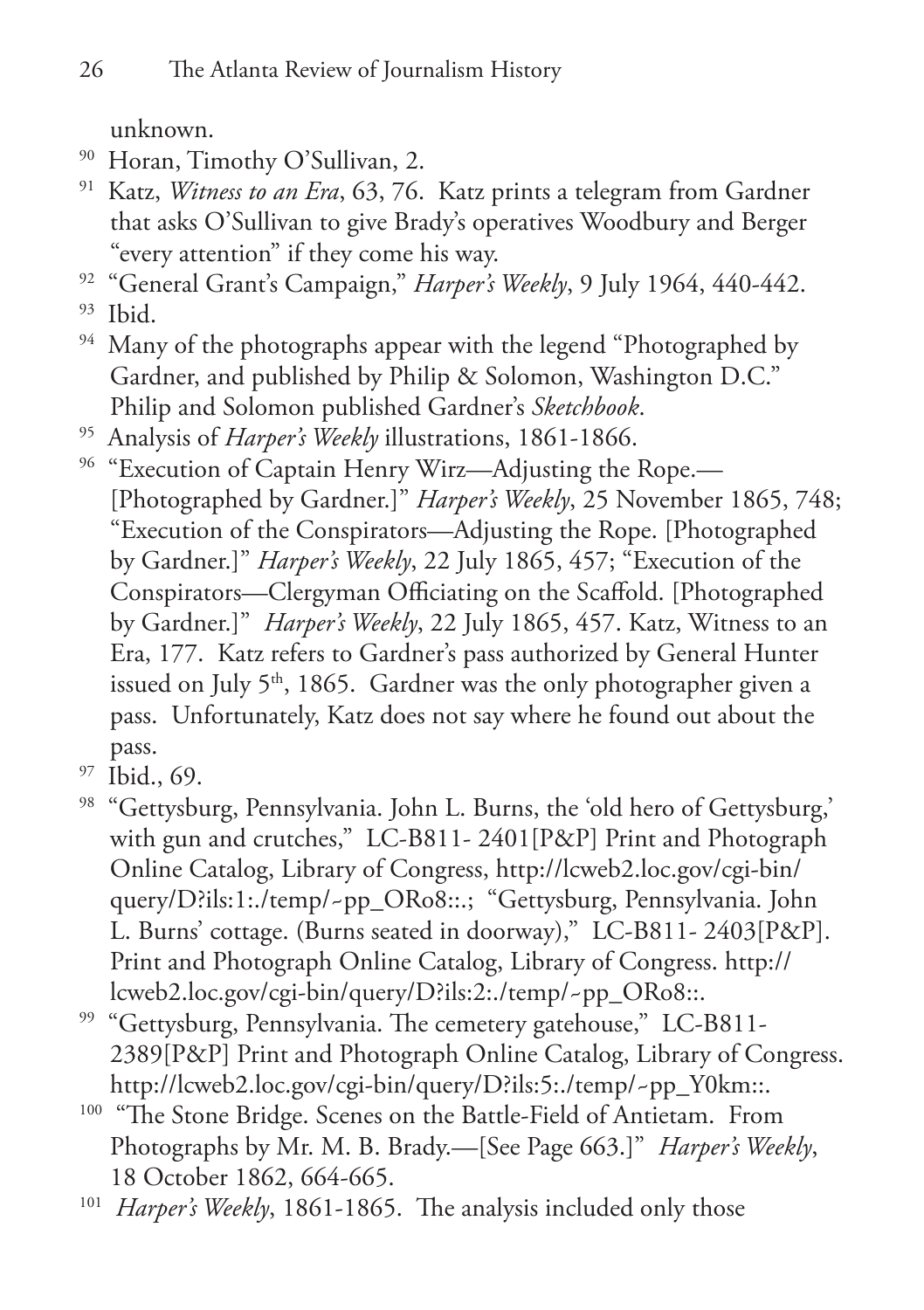unknown.

[90] Horan, Timothy O'Sullivan, 2.

[91] Katz, *Witness to an Era*, 63, 76. Katz prints a telegram from Gardner that asks O'Sullivan to give Brady's operatives Woodbury and Berger "every attention" if they come his way.

[92] "General Grant's Campaign," *Harper's Weekly*, 9 July 1964, 440-442.

[93] Ibid.

[94] Many of the photographs appear with the legend "Photographed by Gardner, and published by Philip & Solomon, Washington D.C." Philip and Solomon published Gardner's *Sketchbook*.

[95] Analysis of *Harper's Weekly* illustrations, 1861-1866.

[96] "Execution of Captain Henry Wirz—Adjusting the Rope.—[Photographed by Gardner.]" *Harper's Weekly*, 25 November 1865, 748; "Execution of the Conspirators—Adjusting the Rope. [Photographed by Gardner.]" *Harper's Weekly*, 22 July 1865, 457; "Execution of the Conspirators—Clergyman Officiating on the Scaffold. [Photographed by Gardner.]" *Harper's Weekly*, 22 July 1865, 457. Katz, Witness to an Era, 177. Katz refers to Gardner's pass authorized by General Hunter issued on July 5th, 1865. Gardner was the only photographer given a pass. Unfortunately, Katz does not say where he found out about the pass.

[97] Ibid., 69.

[98] "Gettysburg, Pennsylvania. John L. Burns, the 'old hero of Gettysburg,' with gun and crutches," LC-B811- 2401[P&P] Print and Photograph Online Catalog, Library of Congress, http://lcweb2.loc.gov/cgi-bin/query/D?ils:1:./temp/~pp_ORo8::.; "Gettysburg, Pennsylvania. John L. Burns' cottage. (Burns seated in doorway)," LC-B811- 2403[P&P]. Print and Photograph Online Catalog, Library of Congress. http://lcweb2.loc.gov/cgi-bin/query/D?ils:2:./temp/~pp_ORo8::.

[99] "Gettysburg, Pennsylvania. The cemetery gatehouse," LC-B811-2389[P&P] Print and Photograph Online Catalog, Library of Congress. http://lcweb2.loc.gov/cgi-bin/query/D?ils:5:./temp/~pp_Y0km::.

[100] "The Stone Bridge. Scenes on the Battle-Field of Antietam. From Photographs by Mr. M. B. Brady.—[See Page 663.]" *Harper's Weekly*, 18 October 1862, 664-665.

[101] *Harper's Weekly*, 1861-1865. The analysis included only those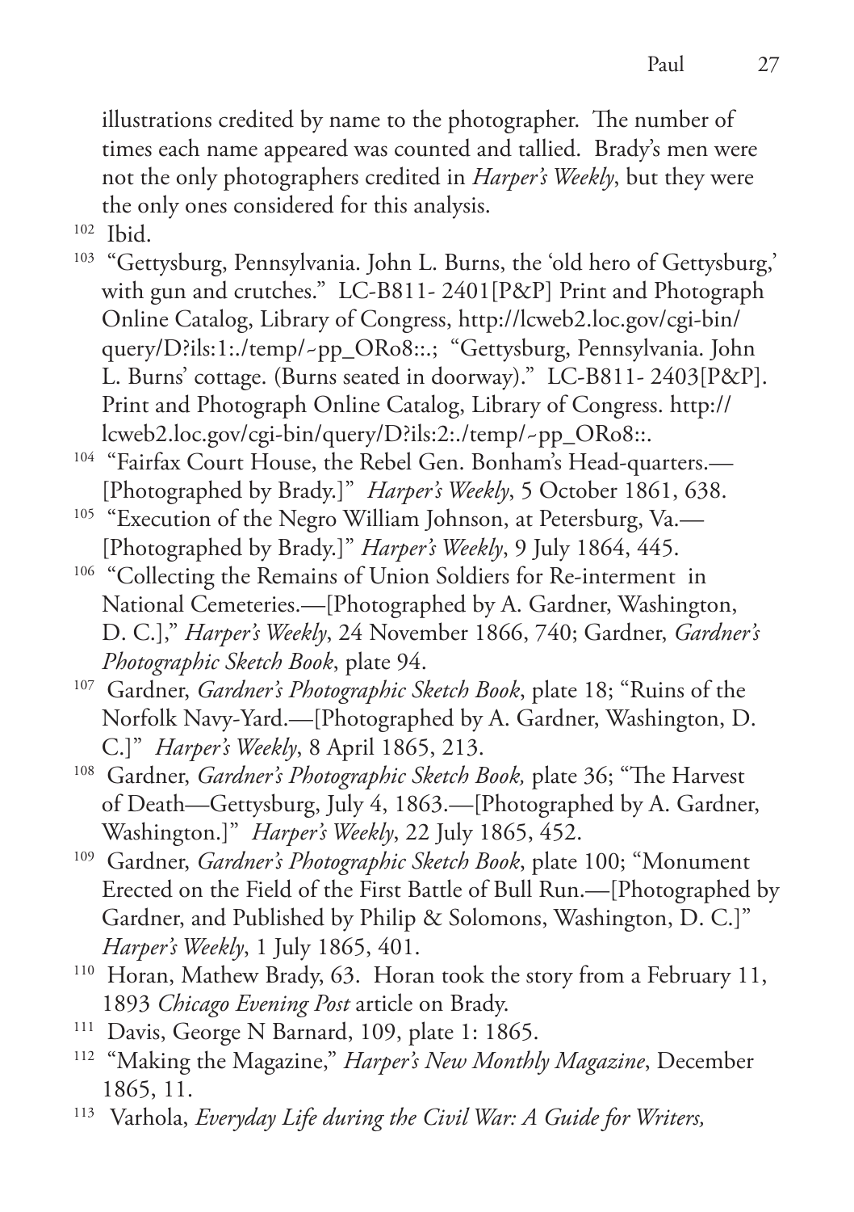illustrations credited by name to the photographer. The number of times each name appeared was counted and tallied. Brady's men were not the only photographers credited in *Harper's Weekly*, but they were the only ones considered for this analysis.

102 Ibid.

103 "Gettysburg, Pennsylvania. John L. Burns, the 'old hero of Gettysburg,' with gun and crutches." LC-B811- 2401[P&P] Print and Photograph Online Catalog, Library of Congress, http://lcweb2.loc.gov/cgi-bin/query/D?ils:1:./temp/~pp_ORo8::.; "Gettysburg, Pennsylvania. John L. Burns' cottage. (Burns seated in doorway)." LC-B811- 2403[P&P]. Print and Photograph Online Catalog, Library of Congress. http://lcweb2.loc.gov/cgi-bin/query/D?ils:2:./temp/~pp_ORo8::.

104 "Fairfax Court House, the Rebel Gen. Bonham's Head-quarters.—[Photographed by Brady.]" *Harper's Weekly*, 5 October 1861, 638.

105 "Execution of the Negro William Johnson, at Petersburg, Va.—[Photographed by Brady.]" *Harper's Weekly*, 9 July 1864, 445.

106 "Collecting the Remains of Union Soldiers for Re-interment in National Cemeteries.—[Photographed by A. Gardner, Washington, D. C.]," *Harper's Weekly*, 24 November 1866, 740; Gardner, *Gardner's Photographic Sketch Book*, plate 94.

107 Gardner, *Gardner's Photographic Sketch Book*, plate 18; "Ruins of the Norfolk Navy-Yard.—[Photographed by A. Gardner, Washington, D. C.]" *Harper's Weekly*, 8 April 1865, 213.

108 Gardner, *Gardner's Photographic Sketch Book,* plate 36; "The Harvest of Death—Gettysburg, July 4, 1863.—[Photographed by A. Gardner, Washington.]" *Harper's Weekly*, 22 July 1865, 452.

109 Gardner, *Gardner's Photographic Sketch Book*, plate 100; "Monument Erected on the Field of the First Battle of Bull Run.—[Photographed by Gardner, and Published by Philip & Solomons, Washington, D. C.]" *Harper's Weekly*, 1 July 1865, 401.

110 Horan, Mathew Brady, 63. Horan took the story from a February 11, 1893 *Chicago Evening Post* article on Brady.

111 Davis, George N Barnard, 109, plate 1: 1865.

112 "Making the Magazine," *Harper's New Monthly Magazine*, December 1865, 11.

113 Varhola, *Everyday Life during the Civil War: A Guide for Writers,*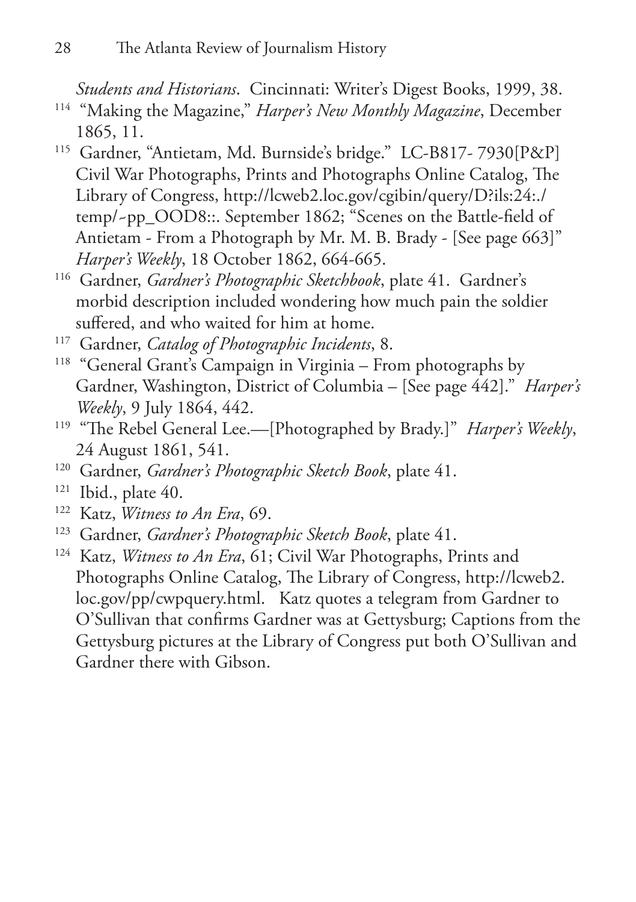*Students and Historians*. Cincinnati: Writer's Digest Books, 1999, 38.

[114] "Making the Magazine," *Harper's New Monthly Magazine*, December 1865, 11.

[115] Gardner, "Antietam, Md. Burnside's bridge." LC-B817- 7930[P&P] Civil War Photographs, Prints and Photographs Online Catalog, The Library of Congress, http://lcweb2.loc.gov/cgibin/query/D?ils:24:./temp/~pp_OOD8::. September 1862; "Scenes on the Battle-field of Antietam - From a Photograph by Mr. M. B. Brady - [See page 663]" *Harper's Weekly*, 18 October 1862, 664-665.

[116] Gardner, *Gardner's Photographic Sketchbook*, plate 41. Gardner's morbid description included wondering how much pain the soldier suffered, and who waited for him at home.

[117] Gardner, *Catalog of Photographic Incidents*, 8.

[118] "General Grant's Campaign in Virginia – From photographs by Gardner, Washington, District of Columbia – [See page 442]." *Harper's Weekly*, 9 July 1864, 442.

[119] "The Rebel General Lee.—[Photographed by Brady.]" *Harper's Weekly*, 24 August 1861, 541.

[120] Gardner, *Gardner's Photographic Sketch Book*, plate 41.

[121] Ibid., plate 40.

[122] Katz, *Witness to An Era*, 69.

[123] Gardner, *Gardner's Photographic Sketch Book*, plate 41.

[124] Katz, *Witness to An Era*, 61; Civil War Photographs, Prints and Photographs Online Catalog, The Library of Congress, http://lcweb2.loc.gov/pp/cwpquery.html. Katz quotes a telegram from Gardner to O'Sullivan that confirms Gardner was at Gettysburg; Captions from the Gettysburg pictures at the Library of Congress put both O'Sullivan and Gardner there with Gibson.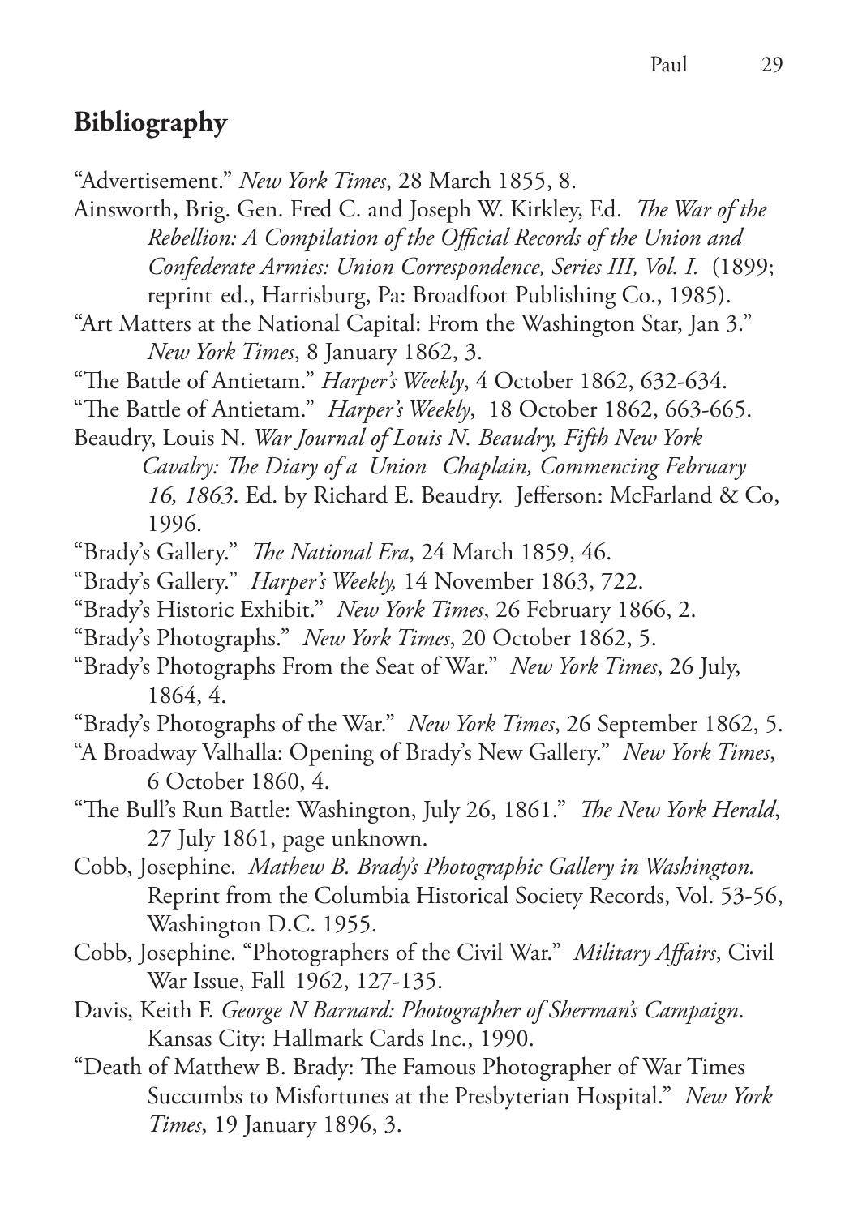## Bibliography

"Advertisement." *New York Times*, 28 March 1855, 8.

Ainsworth, Brig. Gen. Fred C. and Joseph W. Kirkley, Ed. *The War of the Rebellion: A Compilation of the Official Records of the Union and Confederate Armies: Union Correspondence, Series III, Vol. I.* (1899; reprint ed., Harrisburg, Pa: Broadfoot Publishing Co., 1985).

"Art Matters at the National Capital: From the Washington Star, Jan 3." *New York Times*, 8 January 1862, 3.

"The Battle of Antietam." *Harper's Weekly*, 4 October 1862, 632-634.

"The Battle of Antietam." *Harper's Weekly*, 18 October 1862, 663-665.

Beaudry, Louis N. *War Journal of Louis N. Beaudry, Fifth New York Cavalry: The Diary of a Union Chaplain, Commencing February 16, 1863*. Ed. by Richard E. Beaudry. Jefferson: McFarland & Co, 1996.

"Brady's Gallery." *The National Era*, 24 March 1859, 46.

"Brady's Gallery." *Harper's Weekly,* 14 November 1863, 722.

"Brady's Historic Exhibit." *New York Times*, 26 February 1866, 2.

"Brady's Photographs." *New York Times*, 20 October 1862, 5.

"Brady's Photographs From the Seat of War." *New York Times*, 26 July, 1864, 4.

"Brady's Photographs of the War." *New York Times*, 26 September 1862, 5.

"A Broadway Valhalla: Opening of Brady's New Gallery." *New York Times*, 6 October 1860, 4.

"The Bull's Run Battle: Washington, July 26, 1861." *The New York Herald*, 27 July 1861, page unknown.

Cobb, Josephine. *Mathew B. Brady's Photographic Gallery in Washington.* Reprint from the Columbia Historical Society Records, Vol. 53-56, Washington D.C. 1955.

Cobb, Josephine. "Photographers of the Civil War." *Military Affairs*, Civil War Issue, Fall 1962, 127-135.

Davis, Keith F. *George N Barnard: Photographer of Sherman's Campaign*. Kansas City: Hallmark Cards Inc., 1990.

"Death of Matthew B. Brady: The Famous Photographer of War Times Succumbs to Misfortunes at the Presbyterian Hospital." *New York Times*, 19 January 1896, 3.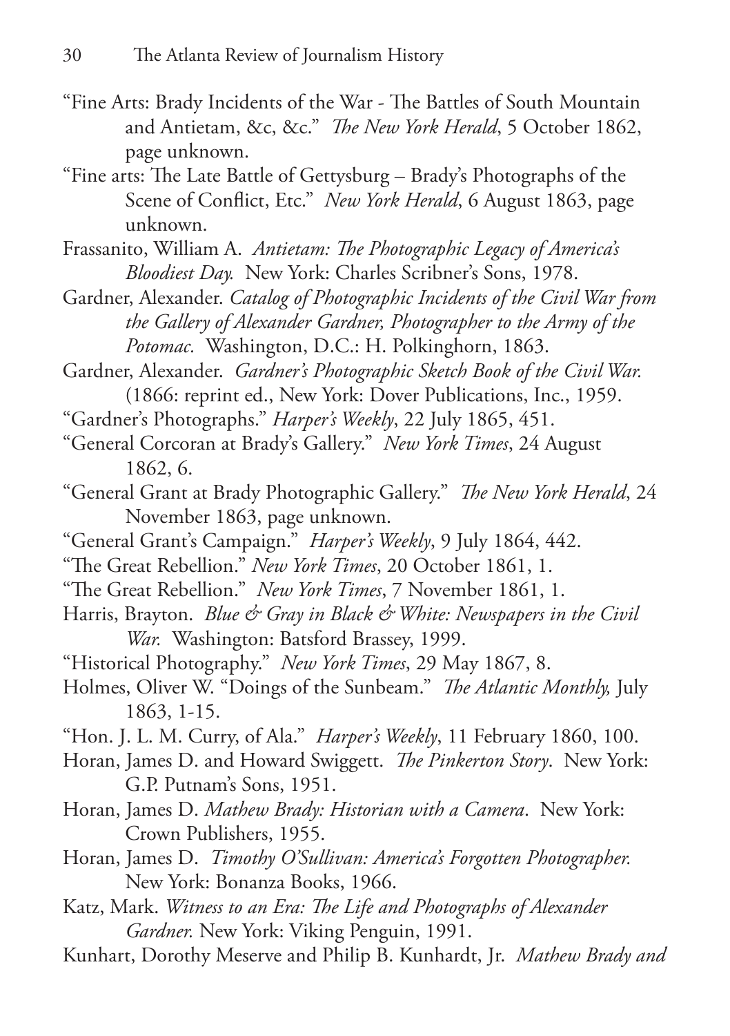"Fine Arts: Brady Incidents of the War - The Battles of South Mountain and Antietam, &c, &c." *The New York Herald*, 5 October 1862, page unknown.

"Fine arts: The Late Battle of Gettysburg – Brady's Photographs of the Scene of Conflict, Etc." *New York Herald*, 6 August 1863, page unknown.

Frassanito, William A. *Antietam: The Photographic Legacy of America's Bloodiest Day.* New York: Charles Scribner's Sons, 1978.

Gardner, Alexander. *Catalog of Photographic Incidents of the Civil War from the Gallery of Alexander Gardner, Photographer to the Army of the Potomac.* Washington, D.C.: H. Polkinghorn, 1863.

Gardner, Alexander. *Gardner's Photographic Sketch Book of the Civil War.* (1866: reprint ed., New York: Dover Publications, Inc., 1959.

"Gardner's Photographs." *Harper's Weekly*, 22 July 1865, 451.

"General Corcoran at Brady's Gallery." *New York Times*, 24 August 1862, 6.

"General Grant at Brady Photographic Gallery." *The New York Herald*, 24 November 1863, page unknown.

"General Grant's Campaign." *Harper's Weekly*, 9 July 1864, 442.

"The Great Rebellion." *New York Times*, 20 October 1861, 1.

"The Great Rebellion." *New York Times*, 7 November 1861, 1.

Harris, Brayton. *Blue & Gray in Black & White: Newspapers in the Civil War.* Washington: Batsford Brassey, 1999.

"Historical Photography." *New York Times*, 29 May 1867, 8.

Holmes, Oliver W. "Doings of the Sunbeam." *The Atlantic Monthly,* July 1863, 1-15.

"Hon. J. L. M. Curry, of Ala." *Harper's Weekly*, 11 February 1860, 100.

Horan, James D. and Howard Swiggett. *The Pinkerton Story*. New York: G.P. Putnam's Sons, 1951.

Horan, James D. *Mathew Brady: Historian with a Camera*. New York: Crown Publishers, 1955.

Horan, James D. *Timothy O'Sullivan: America's Forgotten Photographer.* New York: Bonanza Books, 1966.

Katz, Mark. *Witness to an Era: The Life and Photographs of Alexander Gardner.* New York: Viking Penguin, 1991.

Kunhart, Dorothy Meserve and Philip B. Kunhardt, Jr. *Mathew Brady and*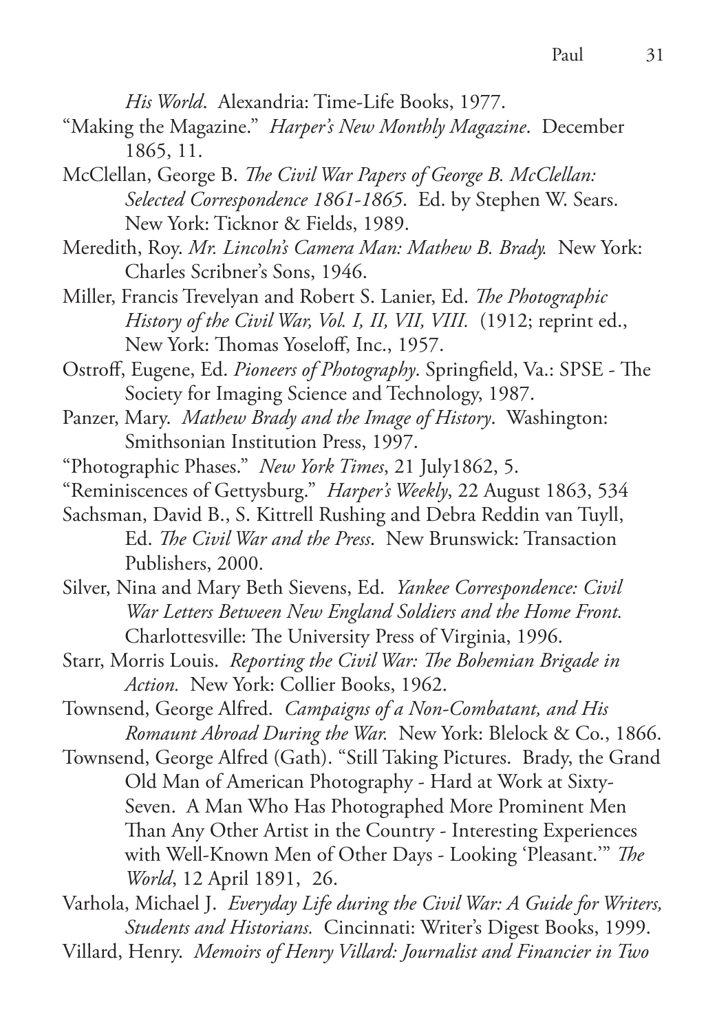*His World*. Alexandria: Time-Life Books, 1977.

"Making the Magazine." *Harper's New Monthly Magazine*. December 1865, 11.

McClellan, George B. *The Civil War Papers of George B. McClellan: Selected Correspondence 1861-1865*. Ed. by Stephen W. Sears. New York: Ticknor & Fields, 1989.

Meredith, Roy. *Mr. Lincoln's Camera Man: Mathew B. Brady.* New York: Charles Scribner's Sons, 1946.

Miller, Francis Trevelyan and Robert S. Lanier, Ed. *The Photographic History of the Civil War, Vol. I, II, VII, VIII.* (1912; reprint ed., New York: Thomas Yoseloff, Inc., 1957.

Ostroff, Eugene, Ed. *Pioneers of Photography*. Springfield, Va.: SPSE - The Society for Imaging Science and Technology, 1987.

Panzer, Mary. *Mathew Brady and the Image of History*. Washington: Smithsonian Institution Press, 1997.

"Photographic Phases." *New York Times*, 21 July1862, 5.

"Reminiscences of Gettysburg." *Harper's Weekly*, 22 August 1863, 534

Sachsman, David B., S. Kittrell Rushing and Debra Reddin van Tuyll, Ed. *The Civil War and the Press*. New Brunswick: Transaction Publishers, 2000.

Silver, Nina and Mary Beth Sievens, Ed. *Yankee Correspondence: Civil War Letters Between New England Soldiers and the Home Front.* Charlottesville: The University Press of Virginia, 1996.

Starr, Morris Louis. *Reporting the Civil War: The Bohemian Brigade in Action.* New York: Collier Books, 1962.

Townsend, George Alfred. *Campaigns of a Non-Combatant, and His Romaunt Abroad During the War.* New York: Blelock & Co., 1866.

Townsend, George Alfred (Gath). "Still Taking Pictures. Brady, the Grand Old Man of American Photography - Hard at Work at Sixty-Seven. A Man Who Has Photographed More Prominent Men Than Any Other Artist in the Country - Interesting Experiences with Well-Known Men of Other Days - Looking 'Pleasant.'" *The World*, 12 April 1891, 26.

Varhola, Michael J. *Everyday Life during the Civil War: A Guide for Writers, Students and Historians.* Cincinnati: Writer's Digest Books, 1999.

Villard, Henry. *Memoirs of Henry Villard: Journalist and Financier in Two*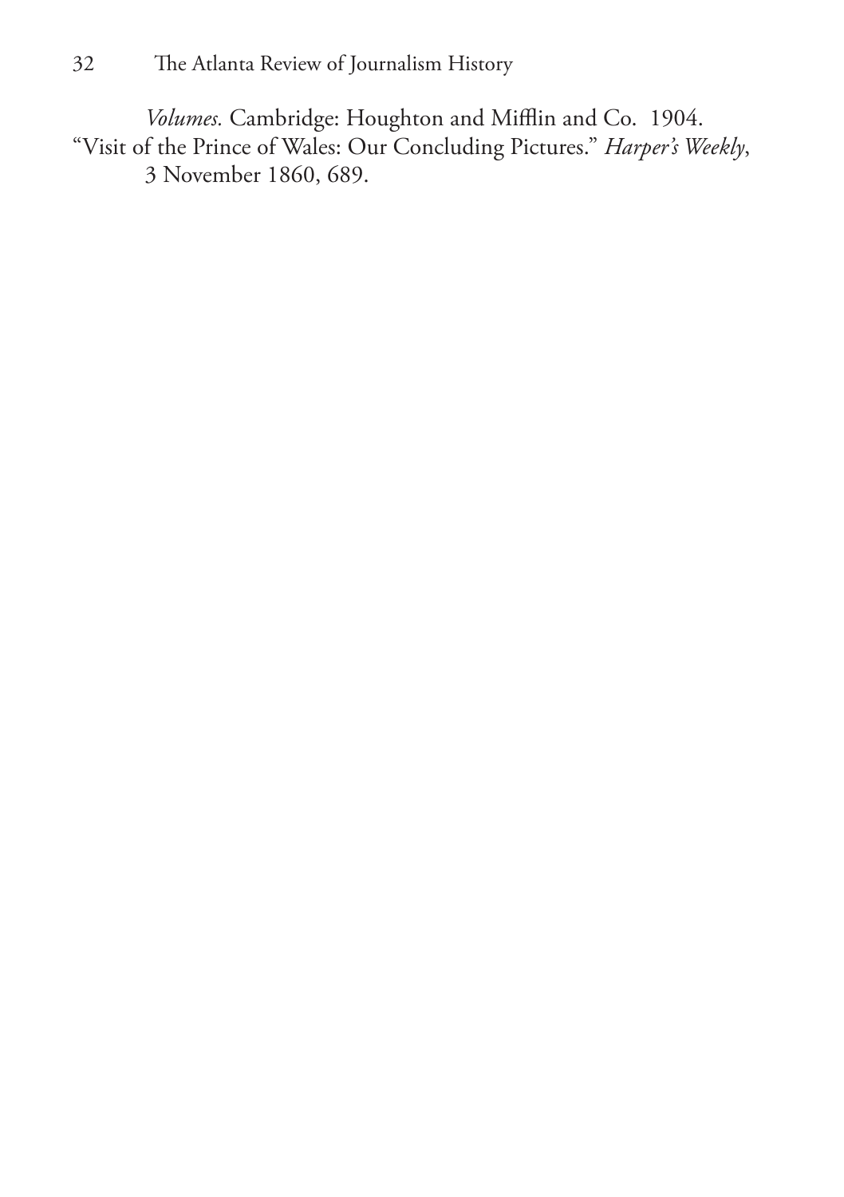*Volumes.* Cambridge: Houghton and Mifflin and Co. 1904.

"Visit of the Prince of Wales: Our Concluding Pictures." *Harper's Weekly*, 3 November 1860, 689.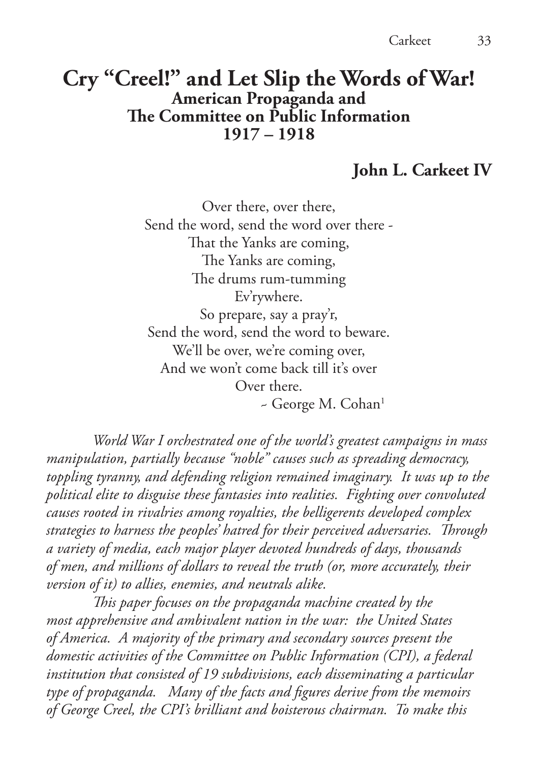# Cry "Creel!" and Let Slip the Words of War!

## American Propaganda and The Committee on Public Information 1917 – 1918

### John L. Carkeet IV

Over there, over there,
Send the word, send the word over there -
That the Yanks are coming,
The Yanks are coming,
The drums rum-tumming
Ev'rywhere.
So prepare, say a pray'r,
Send the word, send the word to beware.
We'll be over, we're coming over,
And we won't come back till it's over
Over there.
~ George M. Cohan[1]

*World War I orchestrated one of the world's greatest campaigns in mass manipulation, partially because "noble" causes such as spreading democracy, toppling tyranny, and defending religion remained imaginary. It was up to the political elite to disguise these fantasies into realities. Fighting over convoluted causes rooted in rivalries among royalties, the belligerents developed complex strategies to harness the peoples' hatred for their perceived adversaries. Through a variety of media, each major player devoted hundreds of days, thousands of men, and millions of dollars to reveal the truth (or, more accurately, their version of it) to allies, enemies, and neutrals alike.*

*This paper focuses on the propaganda machine created by the most apprehensive and ambivalent nation in the war: the United States of America. A majority of the primary and secondary sources present the domestic activities of the Committee on Public Information (CPI), a federal institution that consisted of 19 subdivisions, each disseminating a particular type of propaganda. Many of the facts and figures derive from the memoirs of George Creel, the CPI's brilliant and boisterous chairman. To make this*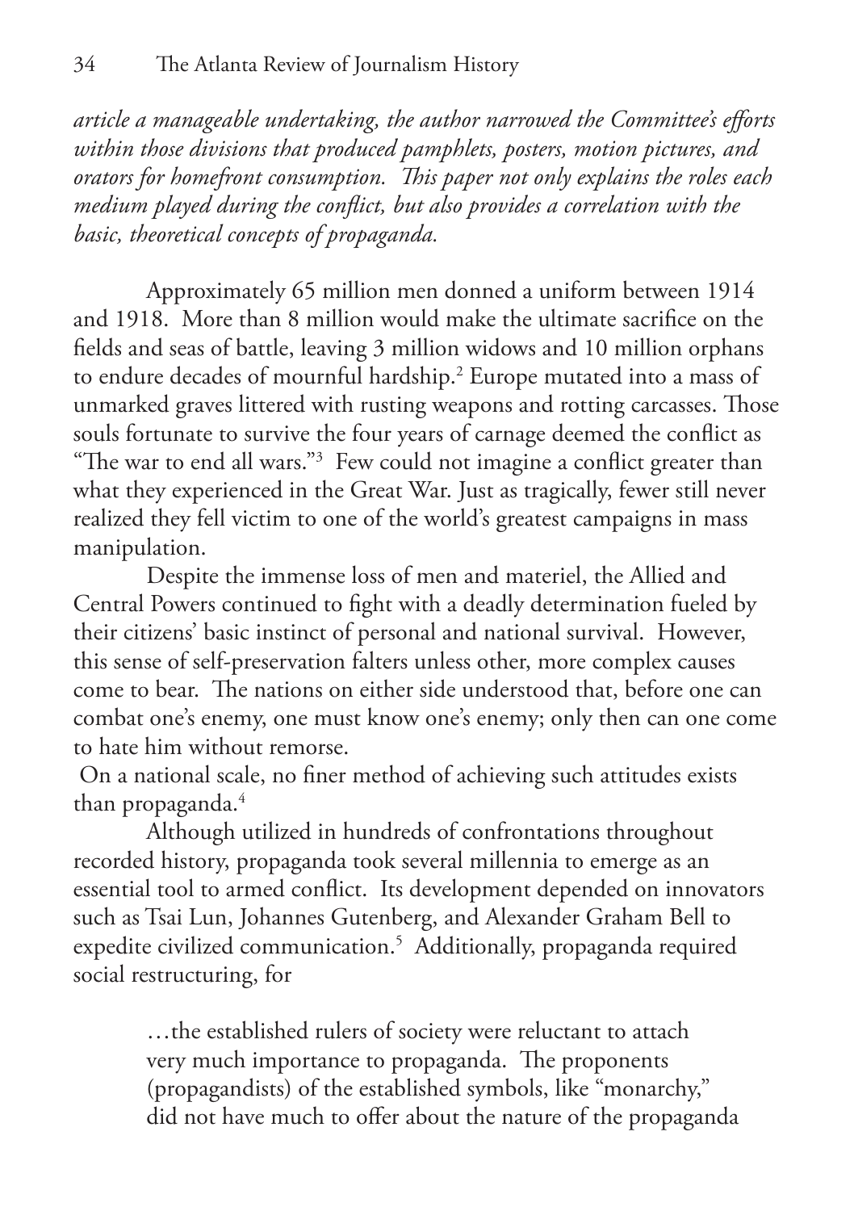*article a manageable undertaking, the author narrowed the Committee's efforts within those divisions that produced pamphlets, posters, motion pictures, and orators for homefront consumption. This paper not only explains the roles each medium played during the conflict, but also provides a correlation with the basic, theoretical concepts of propaganda.*

Approximately 65 million men donned a uniform between 1914 and 1918. More than 8 million would make the ultimate sacrifice on the fields and seas of battle, leaving 3 million widows and 10 million orphans to endure decades of mournful hardship.[2] Europe mutated into a mass of unmarked graves littered with rusting weapons and rotting carcasses. Those souls fortunate to survive the four years of carnage deemed the conflict as "The war to end all wars."[3] Few could not imagine a conflict greater than what they experienced in the Great War. Just as tragically, fewer still never realized they fell victim to one of the world's greatest campaigns in mass manipulation.

Despite the immense loss of men and materiel, the Allied and Central Powers continued to fight with a deadly determination fueled by their citizens' basic instinct of personal and national survival. However, this sense of self-preservation falters unless other, more complex causes come to bear. The nations on either side understood that, before one can combat one's enemy, one must know one's enemy; only then can one come to hate him without remorse.

On a national scale, no finer method of achieving such attitudes exists than propaganda.[4]

Although utilized in hundreds of confrontations throughout recorded history, propaganda took several millennia to emerge as an essential tool to armed conflict. Its development depended on innovators such as Tsai Lun, Johannes Gutenberg, and Alexander Graham Bell to expedite civilized communication.[5] Additionally, propaganda required social restructuring, for

> …the established rulers of society were reluctant to attach very much importance to propaganda. The proponents (propagandists) of the established symbols, like "monarchy," did not have much to offer about the nature of the propaganda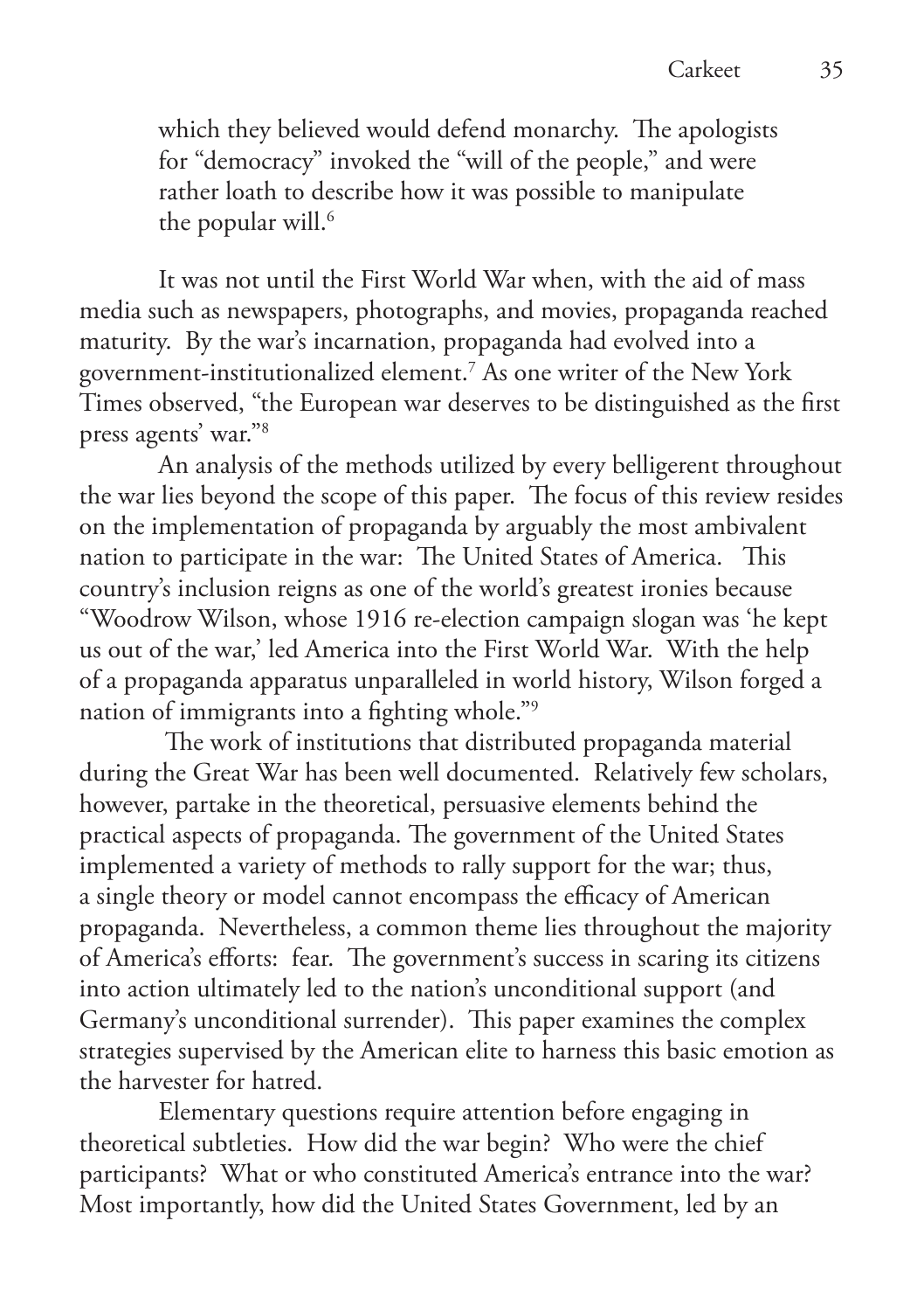> which they believed would defend monarchy. The apologists for "democracy" invoked the "will of the people," and were rather loath to describe how it was possible to manipulate the popular will.[6]

It was not until the First World War when, with the aid of mass media such as newspapers, photographs, and movies, propaganda reached maturity. By the war's incarnation, propaganda had evolved into a government-institutionalized element.[7] As one writer of the New York Times observed, "the European war deserves to be distinguished as the first press agents' war."[8]

An analysis of the methods utilized by every belligerent throughout the war lies beyond the scope of this paper. The focus of this review resides on the implementation of propaganda by arguably the most ambivalent nation to participate in the war: The United States of America. This country's inclusion reigns as one of the world's greatest ironies because "Woodrow Wilson, whose 1916 re-election campaign slogan was 'he kept us out of the war,' led America into the First World War. With the help of a propaganda apparatus unparalleled in world history, Wilson forged a nation of immigrants into a fighting whole."[9]

The work of institutions that distributed propaganda material during the Great War has been well documented. Relatively few scholars, however, partake in the theoretical, persuasive elements behind the practical aspects of propaganda. The government of the United States implemented a variety of methods to rally support for the war; thus, a single theory or model cannot encompass the efficacy of American propaganda. Nevertheless, a common theme lies throughout the majority of America's efforts: fear. The government's success in scaring its citizens into action ultimately led to the nation's unconditional support (and Germany's unconditional surrender). This paper examines the complex strategies supervised by the American elite to harness this basic emotion as the harvester for hatred.

Elementary questions require attention before engaging in theoretical subtleties. How did the war begin? Who were the chief participants? What or who constituted America's entrance into the war? Most importantly, how did the United States Government, led by an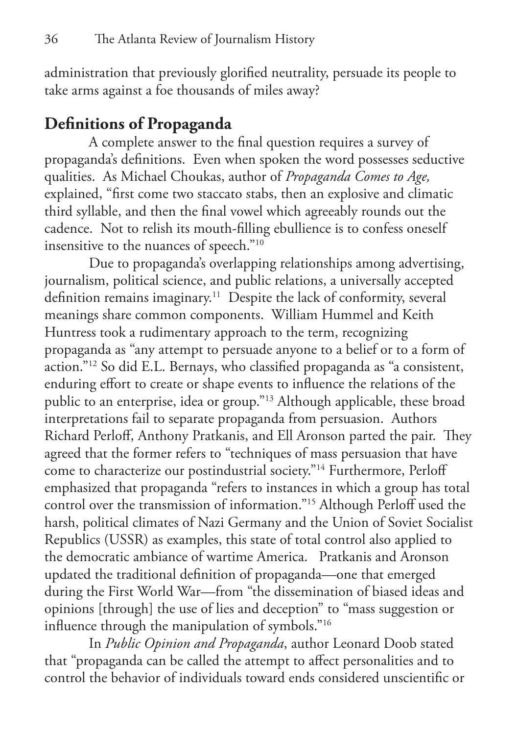administration that previously glorified neutrality, persuade its people to take arms against a foe thousands of miles away?

## Definitions of Propaganda

A complete answer to the final question requires a survey of propaganda's definitions. Even when spoken the word possesses seductive qualities. As Michael Choukas, author of *Propaganda Comes to Age,* explained, "first come two staccato stabs, then an explosive and climatic third syllable, and then the final vowel which agreeably rounds out the cadence. Not to relish its mouth-filling ebullience is to confess oneself insensitive to the nuances of speech."[10]

Due to propaganda's overlapping relationships among advertising, journalism, political science, and public relations, a universally accepted definition remains imaginary.[11] Despite the lack of conformity, several meanings share common components. William Hummel and Keith Huntress took a rudimentary approach to the term, recognizing propaganda as "any attempt to persuade anyone to a belief or to a form of action."[12] So did E.L. Bernays, who classified propaganda as "a consistent, enduring effort to create or shape events to influence the relations of the public to an enterprise, idea or group."[13] Although applicable, these broad interpretations fail to separate propaganda from persuasion. Authors Richard Perloff, Anthony Pratkanis, and Ell Aronson parted the pair. They agreed that the former refers to "techniques of mass persuasion that have come to characterize our postindustrial society."[14] Furthermore, Perloff emphasized that propaganda "refers to instances in which a group has total control over the transmission of information."[15] Although Perloff used the harsh, political climates of Nazi Germany and the Union of Soviet Socialist Republics (USSR) as examples, this state of total control also applied to the democratic ambiance of wartime America. Pratkanis and Aronson updated the traditional definition of propaganda—one that emerged during the First World War—from "the dissemination of biased ideas and opinions [through] the use of lies and deception" to "mass suggestion or influence through the manipulation of symbols."[16]

In *Public Opinion and Propaganda*, author Leonard Doob stated that "propaganda can be called the attempt to affect personalities and to control the behavior of individuals toward ends considered unscientific or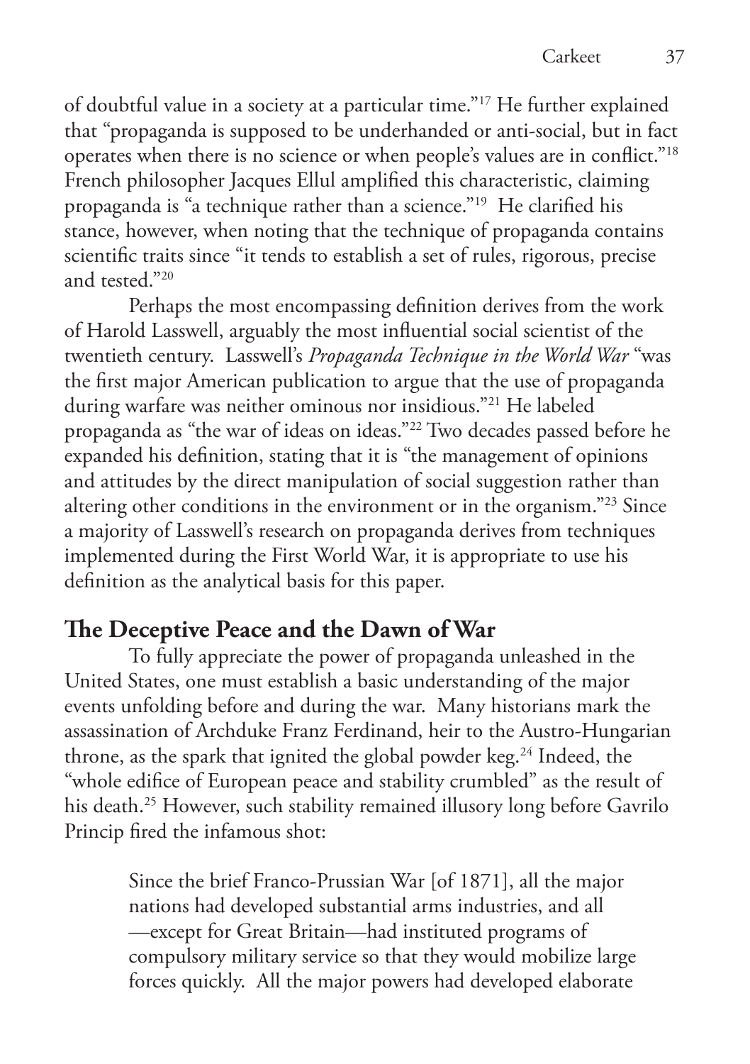of doubtful value in a society at a particular time."[17] He further explained that "propaganda is supposed to be underhanded or anti-social, but in fact operates when there is no science or when people's values are in conflict."[18] French philosopher Jacques Ellul amplified this characteristic, claiming propaganda is "a technique rather than a science."[19] He clarified his stance, however, when noting that the technique of propaganda contains scientific traits since "it tends to establish a set of rules, rigorous, precise and tested."[20]

Perhaps the most encompassing definition derives from the work of Harold Lasswell, arguably the most influential social scientist of the twentieth century. Lasswell's *Propaganda Technique in the World War* "was the first major American publication to argue that the use of propaganda during warfare was neither ominous nor insidious."[21] He labeled propaganda as "the war of ideas on ideas."[22] Two decades passed before he expanded his definition, stating that it is "the management of opinions and attitudes by the direct manipulation of social suggestion rather than altering other conditions in the environment or in the organism."[23] Since a majority of Lasswell's research on propaganda derives from techniques implemented during the First World War, it is appropriate to use his definition as the analytical basis for this paper.

## The Deceptive Peace and the Dawn of War

To fully appreciate the power of propaganda unleashed in the United States, one must establish a basic understanding of the major events unfolding before and during the war. Many historians mark the assassination of Archduke Franz Ferdinand, heir to the Austro-Hungarian throne, as the spark that ignited the global powder keg.[24] Indeed, the "whole edifice of European peace and stability crumbled" as the result of his death.[25] However, such stability remained illusory long before Gavrilo Princip fired the infamous shot:

> Since the brief Franco-Prussian War [of 1871], all the major nations had developed substantial arms industries, and all —except for Great Britain—had instituted programs of compulsory military service so that they would mobilize large forces quickly. All the major powers had developed elaborate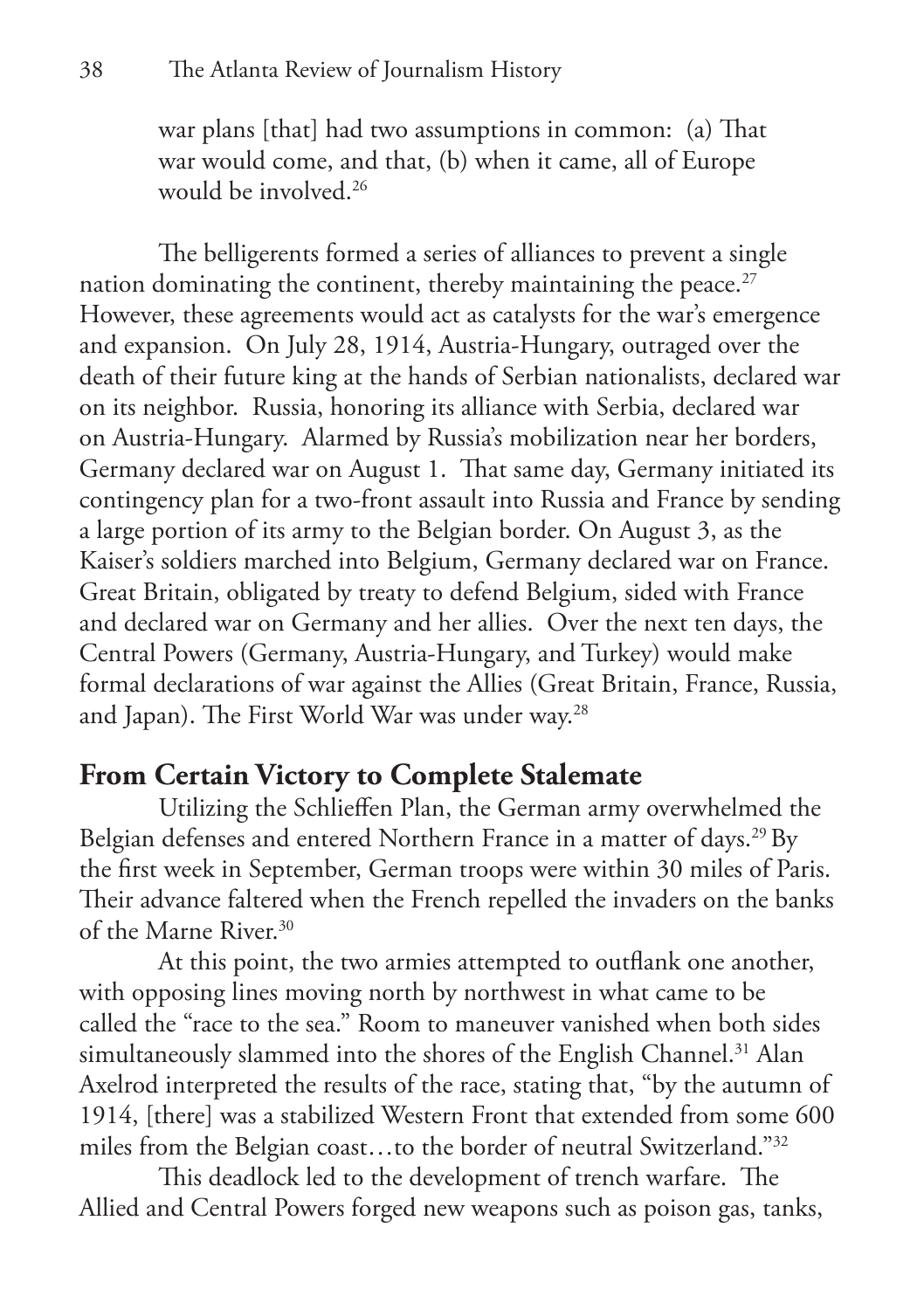war plans [that] had two assumptions in common: (a) That war would come, and that, (b) when it came, all of Europe would be involved.[26]

The belligerents formed a series of alliances to prevent a single nation dominating the continent, thereby maintaining the peace.[27] However, these agreements would act as catalysts for the war's emergence and expansion. On July 28, 1914, Austria-Hungary, outraged over the death of their future king at the hands of Serbian nationalists, declared war on its neighbor. Russia, honoring its alliance with Serbia, declared war on Austria-Hungary. Alarmed by Russia's mobilization near her borders, Germany declared war on August 1. That same day, Germany initiated its contingency plan for a two-front assault into Russia and France by sending a large portion of its army to the Belgian border. On August 3, as the Kaiser's soldiers marched into Belgium, Germany declared war on France. Great Britain, obligated by treaty to defend Belgium, sided with France and declared war on Germany and her allies. Over the next ten days, the Central Powers (Germany, Austria-Hungary, and Turkey) would make formal declarations of war against the Allies (Great Britain, France, Russia, and Japan). The First World War was under way.[28]

## From Certain Victory to Complete Stalemate

Utilizing the Schlieffen Plan, the German army overwhelmed the Belgian defenses and entered Northern France in a matter of days.[29] By the first week in September, German troops were within 30 miles of Paris. Their advance faltered when the French repelled the invaders on the banks of the Marne River.[30]

At this point, the two armies attempted to outflank one another, with opposing lines moving north by northwest in what came to be called the "race to the sea." Room to maneuver vanished when both sides simultaneously slammed into the shores of the English Channel.[31] Alan Axelrod interpreted the results of the race, stating that, "by the autumn of 1914, [there] was a stabilized Western Front that extended from some 600 miles from the Belgian coast…to the border of neutral Switzerland."[32]

This deadlock led to the development of trench warfare. The Allied and Central Powers forged new weapons such as poison gas, tanks,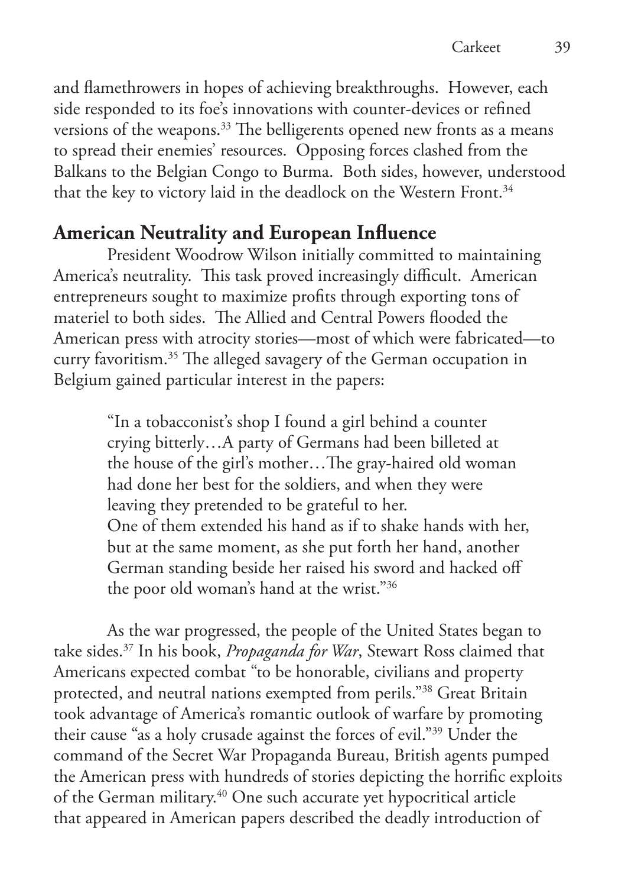and flamethrowers in hopes of achieving breakthroughs. However, each side responded to its foe's innovations with counter-devices or refined versions of the weapons.[33] The belligerents opened new fronts as a means to spread their enemies' resources. Opposing forces clashed from the Balkans to the Belgian Congo to Burma. Both sides, however, understood that the key to victory laid in the deadlock on the Western Front.[34]

## American Neutrality and European Influence

President Woodrow Wilson initially committed to maintaining America's neutrality. This task proved increasingly difficult. American entrepreneurs sought to maximize profits through exporting tons of materiel to both sides. The Allied and Central Powers flooded the American press with atrocity stories—most of which were fabricated—to curry favoritism.[35] The alleged savagery of the German occupation in Belgium gained particular interest in the papers:

> "In a tobacconist's shop I found a girl behind a counter crying bitterly…A party of Germans had been billeted at the house of the girl's mother…The gray-haired old woman had done her best for the soldiers, and when they were leaving they pretended to be grateful to her.
> One of them extended his hand as if to shake hands with her, but at the same moment, as she put forth her hand, another German standing beside her raised his sword and hacked off the poor old woman's hand at the wrist."[36]

As the war progressed, the people of the United States began to take sides.[37] In his book, *Propaganda for War*, Stewart Ross claimed that Americans expected combat "to be honorable, civilians and property protected, and neutral nations exempted from perils."[38] Great Britain took advantage of America's romantic outlook of warfare by promoting their cause "as a holy crusade against the forces of evil."[39] Under the command of the Secret War Propaganda Bureau, British agents pumped the American press with hundreds of stories depicting the horrific exploits of the German military.[40] One such accurate yet hypocritical article that appeared in American papers described the deadly introduction of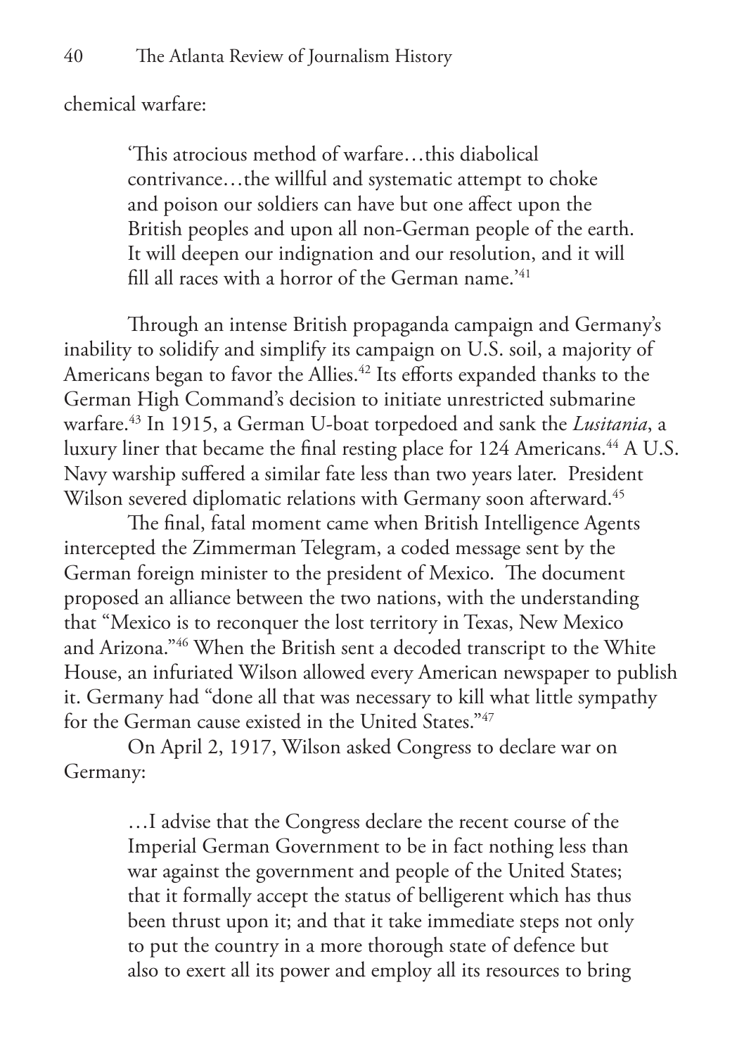chemical warfare:

> 'This atrocious method of warfare…this diabolical contrivance…the willful and systematic attempt to choke and poison our soldiers can have but one affect upon the British peoples and upon all non-German people of the earth. It will deepen our indignation and our resolution, and it will fill all races with a horror of the German name.'[41]

Through an intense British propaganda campaign and Germany's inability to solidify and simplify its campaign on U.S. soil, a majority of Americans began to favor the Allies.[42] Its efforts expanded thanks to the German High Command's decision to initiate unrestricted submarine warfare.[43] In 1915, a German U-boat torpedoed and sank the *Lusitania*, a luxury liner that became the final resting place for 124 Americans.[44] A U.S. Navy warship suffered a similar fate less than two years later. President Wilson severed diplomatic relations with Germany soon afterward.[45]

The final, fatal moment came when British Intelligence Agents intercepted the Zimmerman Telegram, a coded message sent by the German foreign minister to the president of Mexico. The document proposed an alliance between the two nations, with the understanding that "Mexico is to reconquer the lost territory in Texas, New Mexico and Arizona."[46] When the British sent a decoded transcript to the White House, an infuriated Wilson allowed every American newspaper to publish it. Germany had "done all that was necessary to kill what little sympathy for the German cause existed in the United States."[47]

On April 2, 1917, Wilson asked Congress to declare war on Germany:

> …I advise that the Congress declare the recent course of the Imperial German Government to be in fact nothing less than war against the government and people of the United States; that it formally accept the status of belligerent which has thus been thrust upon it; and that it take immediate steps not only to put the country in a more thorough state of defence but also to exert all its power and employ all its resources to bring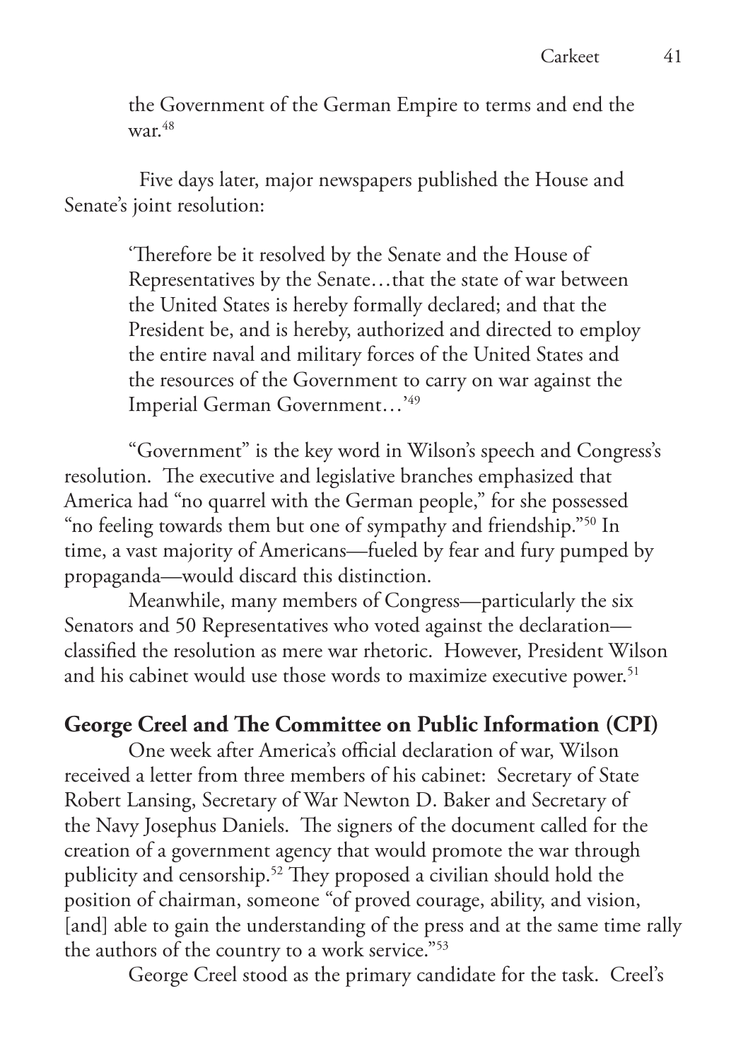> the Government of the German Empire to terms and end the war.[48]

Five days later, major newspapers published the House and Senate's joint resolution:

> 'Therefore be it resolved by the Senate and the House of Representatives by the Senate…that the state of war between the United States is hereby formally declared; and that the President be, and is hereby, authorized and directed to employ the entire naval and military forces of the United States and the resources of the Government to carry on war against the Imperial German Government…'[49]

"Government" is the key word in Wilson's speech and Congress's resolution. The executive and legislative branches emphasized that America had "no quarrel with the German people," for she possessed "no feeling towards them but one of sympathy and friendship."[50] In time, a vast majority of Americans—fueled by fear and fury pumped by propaganda—would discard this distinction.

Meanwhile, many members of Congress—particularly the six Senators and 50 Representatives who voted against the declaration—classified the resolution as mere war rhetoric. However, President Wilson and his cabinet would use those words to maximize executive power.[51]

## George Creel and The Committee on Public Information (CPI)

One week after America's official declaration of war, Wilson received a letter from three members of his cabinet: Secretary of State Robert Lansing, Secretary of War Newton D. Baker and Secretary of the Navy Josephus Daniels. The signers of the document called for the creation of a government agency that would promote the war through publicity and censorship.[52] They proposed a civilian should hold the position of chairman, someone "of proved courage, ability, and vision, [and] able to gain the understanding of the press and at the same time rally the authors of the country to a work service."[53]

George Creel stood as the primary candidate for the task. Creel's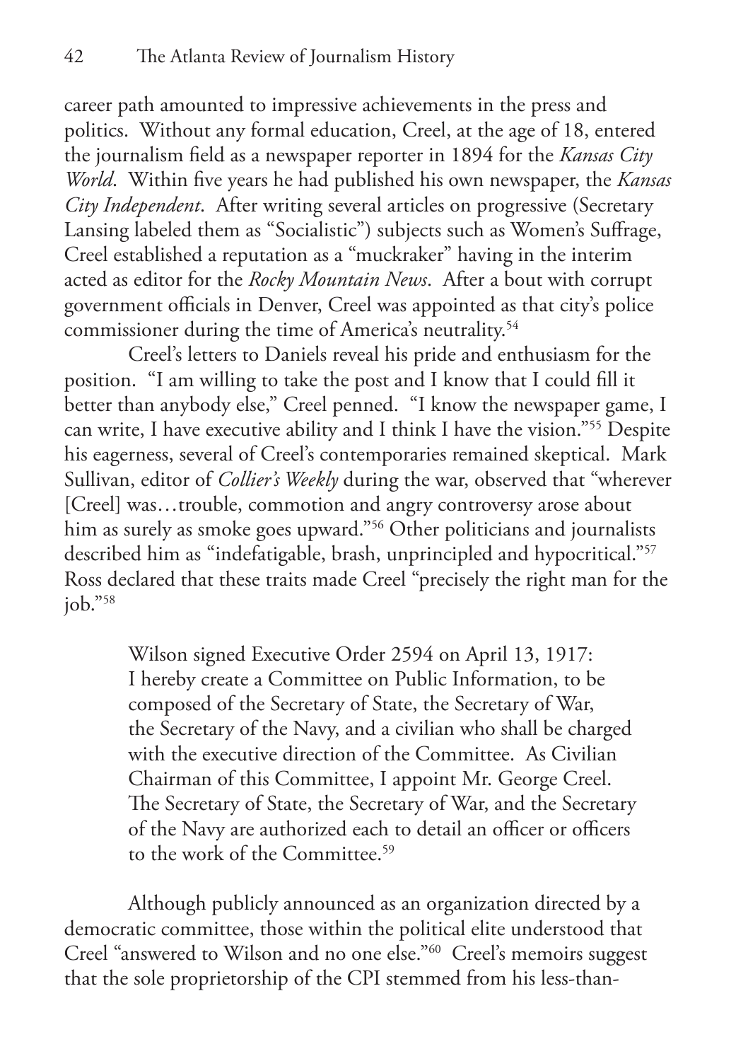career path amounted to impressive achievements in the press and politics. Without any formal education, Creel, at the age of 18, entered the journalism field as a newspaper reporter in 1894 for the *Kansas City World*. Within five years he had published his own newspaper, the *Kansas City Independent*. After writing several articles on progressive (Secretary Lansing labeled them as "Socialistic") subjects such as Women's Suffrage, Creel established a reputation as a "muckraker" having in the interim acted as editor for the *Rocky Mountain News*. After a bout with corrupt government officials in Denver, Creel was appointed as that city's police commissioner during the time of America's neutrality.[54]

Creel's letters to Daniels reveal his pride and enthusiasm for the position. "I am willing to take the post and I know that I could fill it better than anybody else," Creel penned. "I know the newspaper game, I can write, I have executive ability and I think I have the vision."[55] Despite his eagerness, several of Creel's contemporaries remained skeptical. Mark Sullivan, editor of *Collier's Weekly* during the war, observed that "wherever [Creel] was…trouble, commotion and angry controversy arose about him as surely as smoke goes upward."[56] Other politicians and journalists described him as "indefatigable, brash, unprincipled and hypocritical."[57] Ross declared that these traits made Creel "precisely the right man for the job."[58]

> Wilson signed Executive Order 2594 on April 13, 1917: I hereby create a Committee on Public Information, to be composed of the Secretary of State, the Secretary of War, the Secretary of the Navy, and a civilian who shall be charged with the executive direction of the Committee. As Civilian Chairman of this Committee, I appoint Mr. George Creel. The Secretary of State, the Secretary of War, and the Secretary of the Navy are authorized each to detail an officer or officers to the work of the Committee.[59]

Although publicly announced as an organization directed by a democratic committee, those within the political elite understood that Creel "answered to Wilson and no one else."[60] Creel's memoirs suggest that the sole proprietorship of the CPI stemmed from his less-than-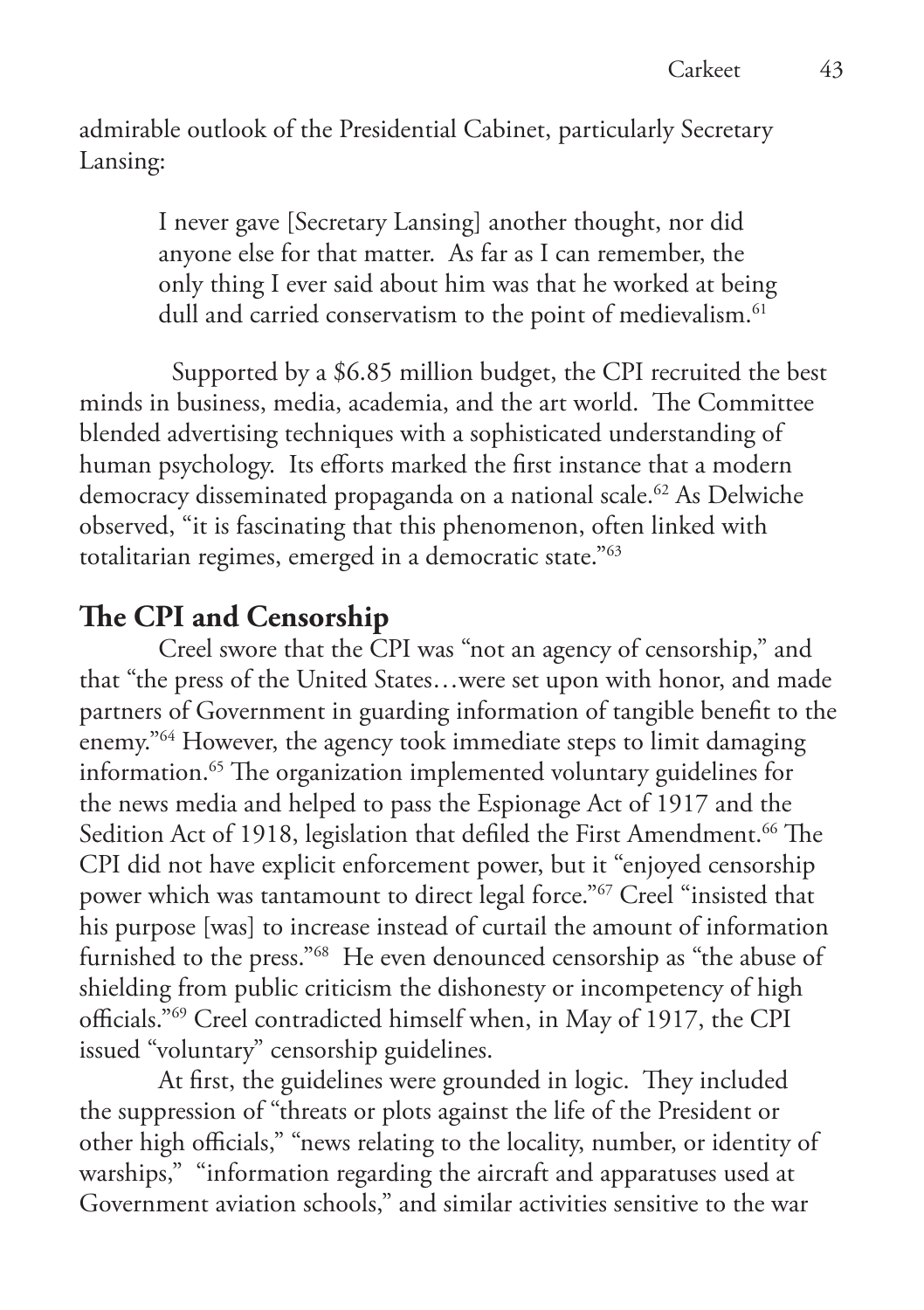admirable outlook of the Presidential Cabinet, particularly Secretary Lansing:

> I never gave [Secretary Lansing] another thought, nor did anyone else for that matter. As far as I can remember, the only thing I ever said about him was that he worked at being dull and carried conservatism to the point of medievalism.[61]

Supported by a $6.85 million budget, the CPI recruited the best minds in business, media, academia, and the art world. The Committee blended advertising techniques with a sophisticated understanding of human psychology. Its efforts marked the first instance that a modern democracy disseminated propaganda on a national scale.[62] As Delwiche observed, "it is fascinating that this phenomenon, often linked with totalitarian regimes, emerged in a democratic state."[63]

## The CPI and Censorship

Creel swore that the CPI was "not an agency of censorship," and that "the press of the United States…were set upon with honor, and made partners of Government in guarding information of tangible benefit to the enemy."[64] However, the agency took immediate steps to limit damaging information.[65] The organization implemented voluntary guidelines for the news media and helped to pass the Espionage Act of 1917 and the Sedition Act of 1918, legislation that defiled the First Amendment.[66] The CPI did not have explicit enforcement power, but it "enjoyed censorship power which was tantamount to direct legal force."[67] Creel "insisted that his purpose [was] to increase instead of curtail the amount of information furnished to the press."[68] He even denounced censorship as "the abuse of shielding from public criticism the dishonesty or incompetency of high officials."[69] Creel contradicted himself when, in May of 1917, the CPI issued "voluntary" censorship guidelines.

At first, the guidelines were grounded in logic. They included the suppression of "threats or plots against the life of the President or other high officials," "news relating to the locality, number, or identity of warships," "information regarding the aircraft and apparatuses used at Government aviation schools," and similar activities sensitive to the war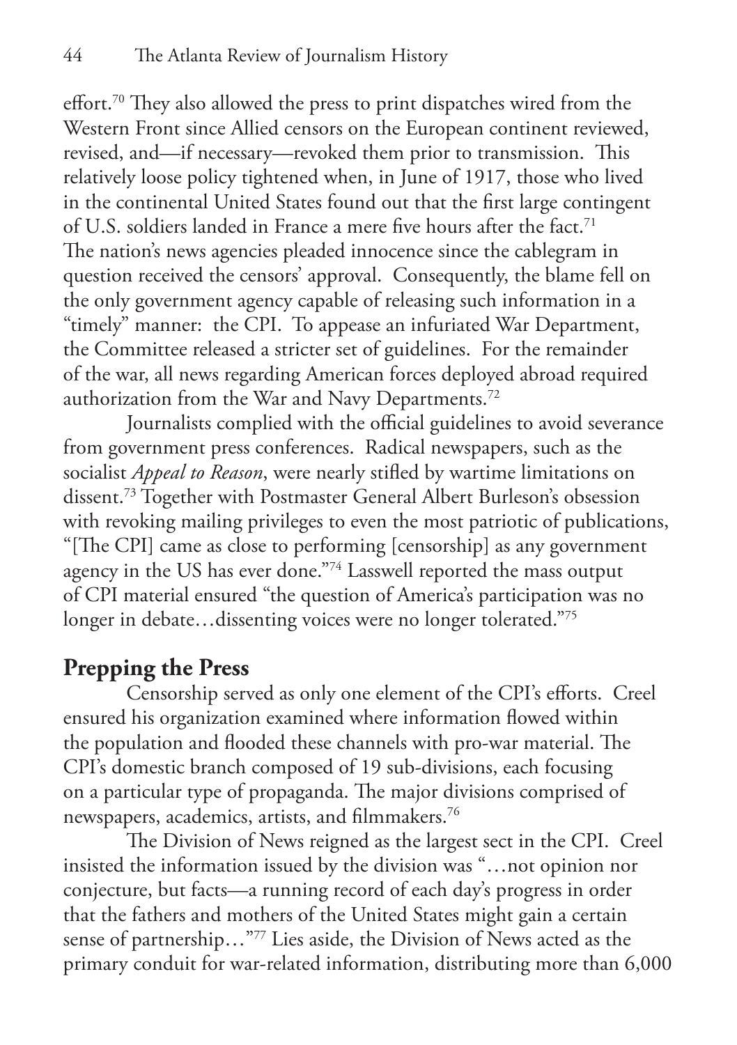effort.[70] They also allowed the press to print dispatches wired from the Western Front since Allied censors on the European continent reviewed, revised, and—if necessary—revoked them prior to transmission. This relatively loose policy tightened when, in June of 1917, those who lived in the continental United States found out that the first large contingent of U.S. soldiers landed in France a mere five hours after the fact.[71] The nation's news agencies pleaded innocence since the cablegram in question received the censors' approval. Consequently, the blame fell on the only government agency capable of releasing such information in a "timely" manner: the CPI. To appease an infuriated War Department, the Committee released a stricter set of guidelines. For the remainder of the war, all news regarding American forces deployed abroad required authorization from the War and Navy Departments.[72]

Journalists complied with the official guidelines to avoid severance from government press conferences. Radical newspapers, such as the socialist *Appeal to Reason*, were nearly stifled by wartime limitations on dissent.[73] Together with Postmaster General Albert Burleson's obsession with revoking mailing privileges to even the most patriotic of publications, "[The CPI] came as close to performing [censorship] as any government agency in the US has ever done."[74] Lasswell reported the mass output of CPI material ensured "the question of America's participation was no longer in debate…dissenting voices were no longer tolerated."[75]

## Prepping the Press

Censorship served as only one element of the CPI's efforts. Creel ensured his organization examined where information flowed within the population and flooded these channels with pro-war material. The CPI's domestic branch composed of 19 sub-divisions, each focusing on a particular type of propaganda. The major divisions comprised of newspapers, academics, artists, and filmmakers.[76]

The Division of News reigned as the largest sect in the CPI. Creel insisted the information issued by the division was "…not opinion nor conjecture, but facts—a running record of each day's progress in order that the fathers and mothers of the United States might gain a certain sense of partnership…"[77] Lies aside, the Division of News acted as the primary conduit for war-related information, distributing more than 6,000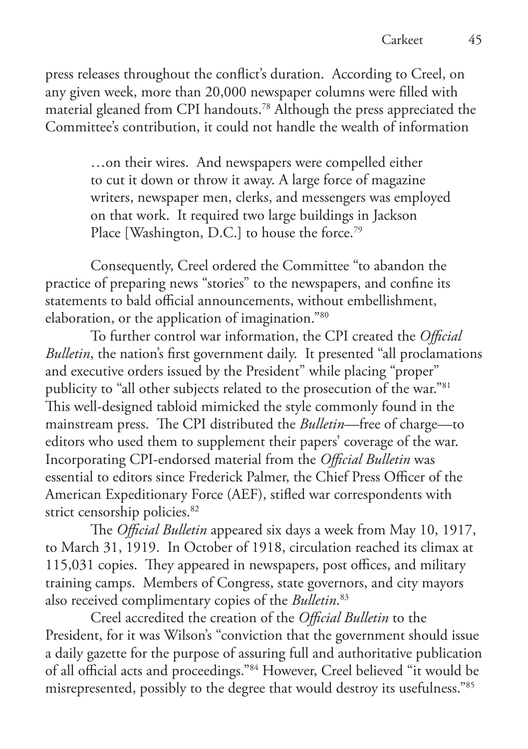press releases throughout the conflict's duration. According to Creel, on any given week, more than 20,000 newspaper columns were filled with material gleaned from CPI handouts.[78] Although the press appreciated the Committee's contribution, it could not handle the wealth of information

> …on their wires. And newspapers were compelled either to cut it down or throw it away. A large force of magazine writers, newspaper men, clerks, and messengers was employed on that work. It required two large buildings in Jackson Place [Washington, D.C.] to house the force.[79]

Consequently, Creel ordered the Committee "to abandon the practice of preparing news "stories" to the newspapers, and confine its statements to bald official announcements, without embellishment, elaboration, or the application of imagination."[80]

To further control war information, the CPI created the *Official Bulletin*, the nation's first government daily. It presented "all proclamations and executive orders issued by the President" while placing "proper" publicity to "all other subjects related to the prosecution of the war."[81] This well-designed tabloid mimicked the style commonly found in the mainstream press. The CPI distributed the *Bulletin*—free of charge—to editors who used them to supplement their papers' coverage of the war. Incorporating CPI-endorsed material from the *Official Bulletin* was essential to editors since Frederick Palmer, the Chief Press Officer of the American Expeditionary Force (AEF), stifled war correspondents with strict censorship policies.[82]

The *Official Bulletin* appeared six days a week from May 10, 1917, to March 31, 1919. In October of 1918, circulation reached its climax at 115,031 copies. They appeared in newspapers, post offices, and military training camps. Members of Congress, state governors, and city mayors also received complimentary copies of the *Bulletin*.[83]

Creel accredited the creation of the *Official Bulletin* to the President, for it was Wilson's "conviction that the government should issue a daily gazette for the purpose of assuring full and authoritative publication of all official acts and proceedings."[84] However, Creel believed "it would be misrepresented, possibly to the degree that would destroy its usefulness."[85]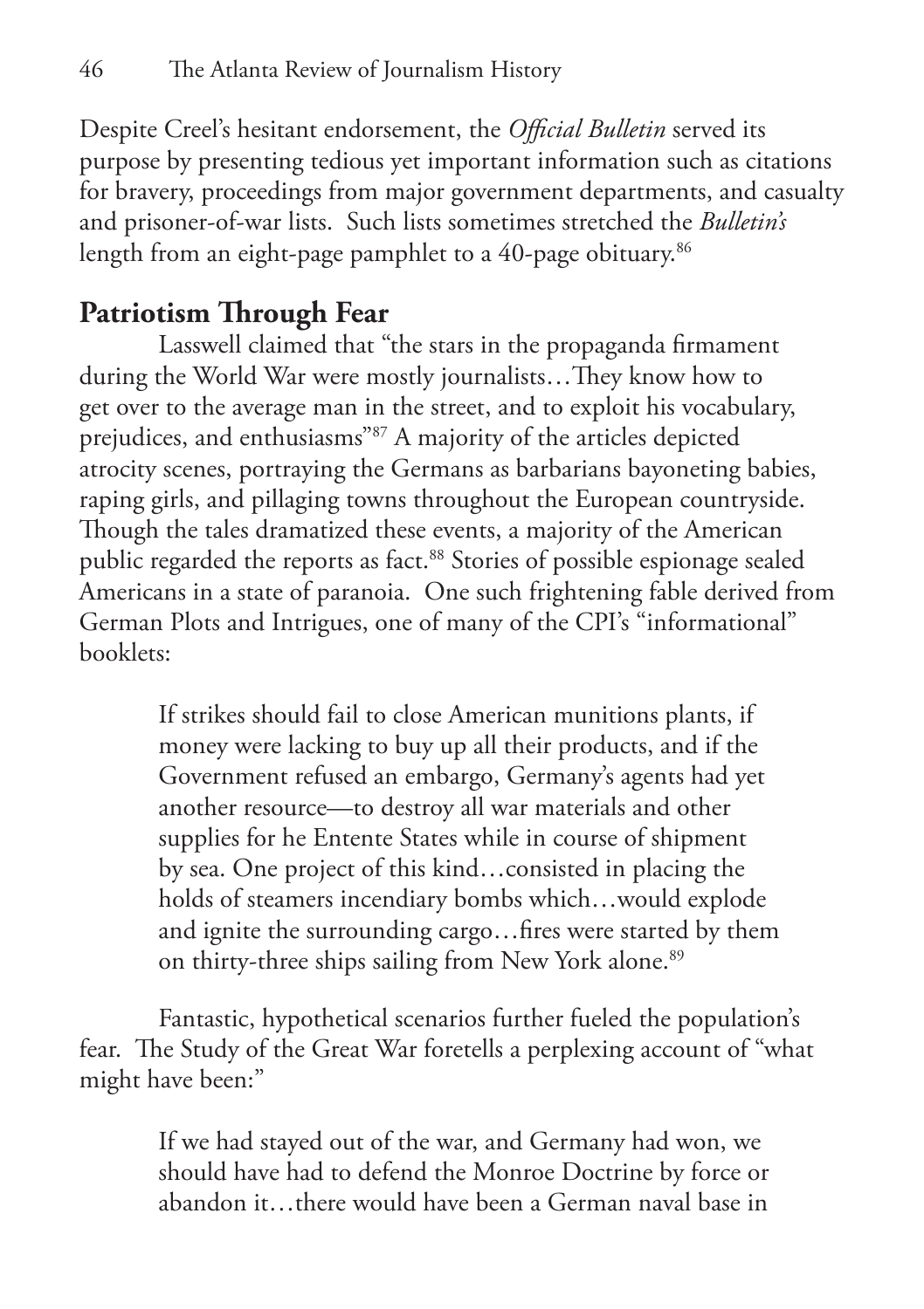Despite Creel's hesitant endorsement, the *Official Bulletin* served its purpose by presenting tedious yet important information such as citations for bravery, proceedings from major government departments, and casualty and prisoner-of-war lists. Such lists sometimes stretched the *Bulletin's* length from an eight-page pamphlet to a 40-page obituary.[86]

## Patriotism Through Fear

Lasswell claimed that "the stars in the propaganda firmament during the World War were mostly journalists…They know how to get over to the average man in the street, and to exploit his vocabulary, prejudices, and enthusiasms"[87] A majority of the articles depicted atrocity scenes, portraying the Germans as barbarians bayoneting babies, raping girls, and pillaging towns throughout the European countryside. Though the tales dramatized these events, a majority of the American public regarded the reports as fact.[88] Stories of possible espionage sealed Americans in a state of paranoia. One such frightening fable derived from German Plots and Intrigues, one of many of the CPI's "informational" booklets:

> If strikes should fail to close American munitions plants, if money were lacking to buy up all their products, and if the Government refused an embargo, Germany's agents had yet another resource—to destroy all war materials and other supplies for he Entente States while in course of shipment by sea. One project of this kind…consisted in placing the holds of steamers incendiary bombs which…would explode and ignite the surrounding cargo…fires were started by them on thirty-three ships sailing from New York alone.[89]

Fantastic, hypothetical scenarios further fueled the population's fear. The Study of the Great War foretells a perplexing account of "what might have been:"

> If we had stayed out of the war, and Germany had won, we should have had to defend the Monroe Doctrine by force or abandon it…there would have been a German naval base in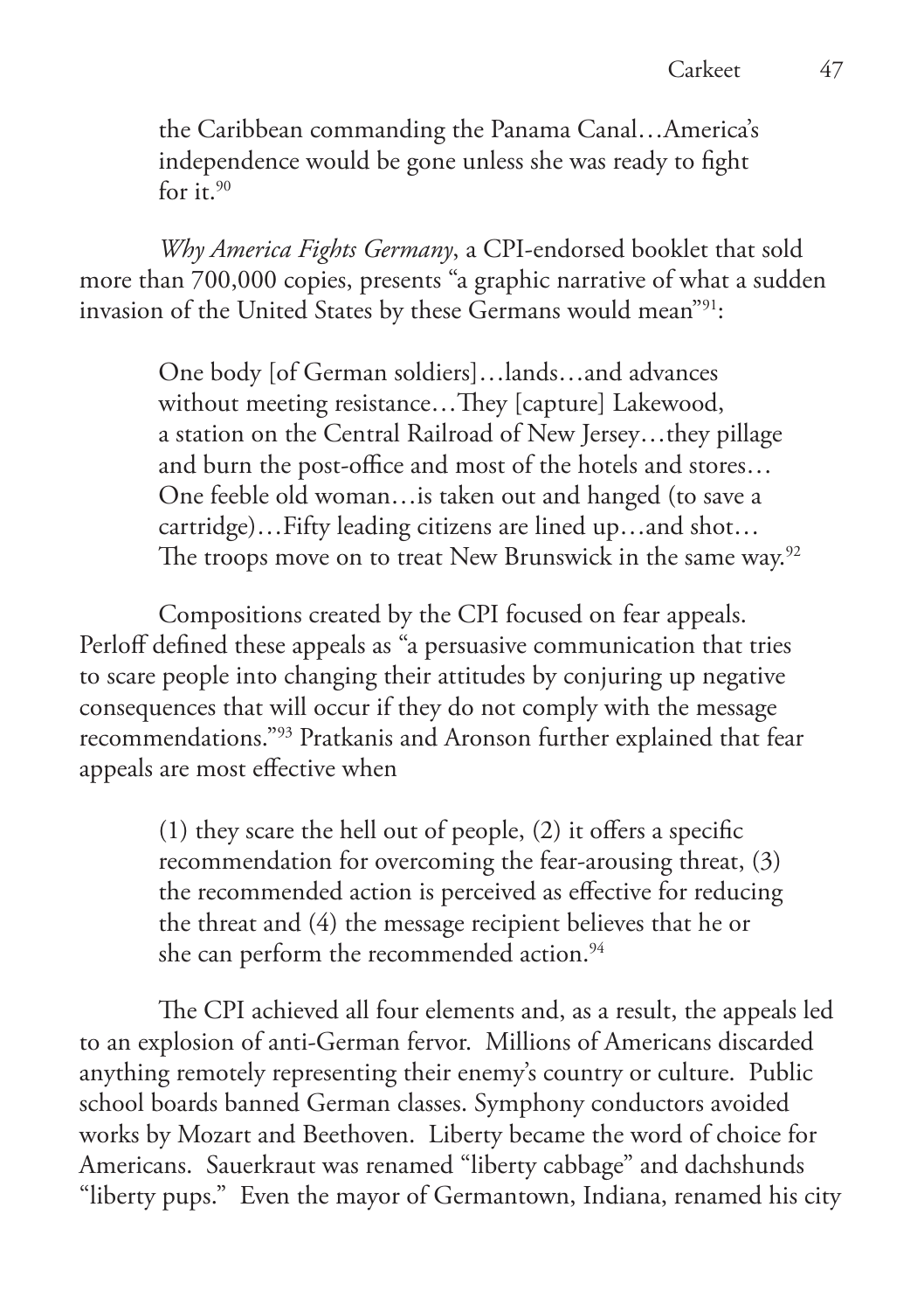> the Caribbean commanding the Panama Canal…America's independence would be gone unless she was ready to fight for it.[90]

*Why America Fights Germany*, a CPI-endorsed booklet that sold more than 700,000 copies, presents "a graphic narrative of what a sudden invasion of the United States by these Germans would mean"[91]:

> One body [of German soldiers]…lands…and advances without meeting resistance…They [capture] Lakewood, a station on the Central Railroad of New Jersey…they pillage and burn the post-office and most of the hotels and stores… One feeble old woman…is taken out and hanged (to save a cartridge)…Fifty leading citizens are lined up…and shot… The troops move on to treat New Brunswick in the same way.[92]

Compositions created by the CPI focused on fear appeals. Perloff defined these appeals as "a persuasive communication that tries to scare people into changing their attitudes by conjuring up negative consequences that will occur if they do not comply with the message recommendations."[93] Pratkanis and Aronson further explained that fear appeals are most effective when

> (1) they scare the hell out of people, (2) it offers a specific recommendation for overcoming the fear-arousing threat, (3) the recommended action is perceived as effective for reducing the threat and (4) the message recipient believes that he or she can perform the recommended action.[94]

The CPI achieved all four elements and, as a result, the appeals led to an explosion of anti-German fervor. Millions of Americans discarded anything remotely representing their enemy's country or culture. Public school boards banned German classes. Symphony conductors avoided works by Mozart and Beethoven. Liberty became the word of choice for Americans. Sauerkraut was renamed "liberty cabbage" and dachshunds "liberty pups." Even the mayor of Germantown, Indiana, renamed his city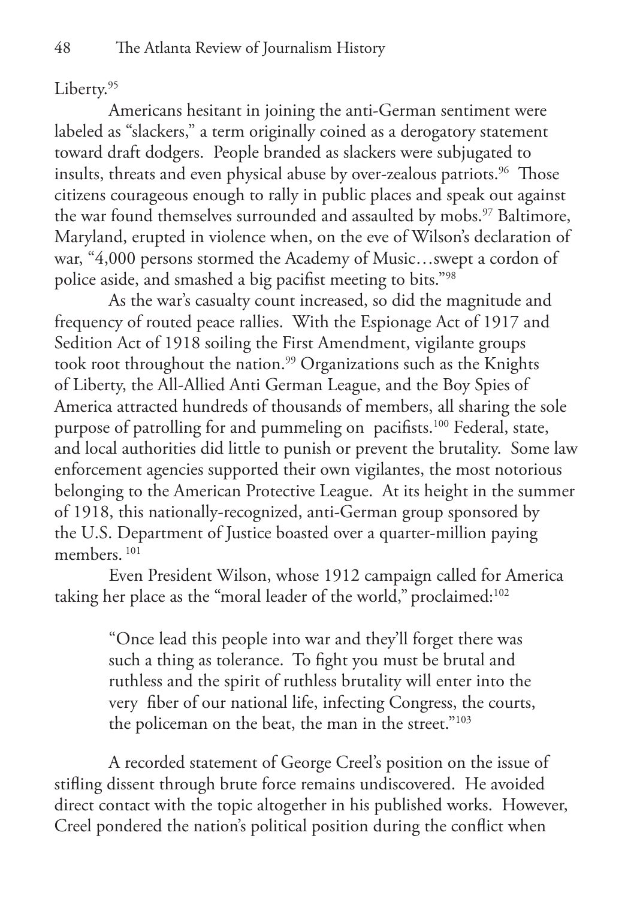Liberty.[95]

Americans hesitant in joining the anti-German sentiment were labeled as "slackers," a term originally coined as a derogatory statement toward draft dodgers. People branded as slackers were subjugated to insults, threats and even physical abuse by over-zealous patriots.[96] Those citizens courageous enough to rally in public places and speak out against the war found themselves surrounded and assaulted by mobs.[97] Baltimore, Maryland, erupted in violence when, on the eve of Wilson's declaration of war, "4,000 persons stormed the Academy of Music…swept a cordon of police aside, and smashed a big pacifist meeting to bits."[98]

As the war's casualty count increased, so did the magnitude and frequency of routed peace rallies. With the Espionage Act of 1917 and Sedition Act of 1918 soiling the First Amendment, vigilante groups took root throughout the nation.[99] Organizations such as the Knights of Liberty, the All-Allied Anti German League, and the Boy Spies of America attracted hundreds of thousands of members, all sharing the sole purpose of patrolling for and pummeling on pacifists.[100] Federal, state, and local authorities did little to punish or prevent the brutality. Some law enforcement agencies supported their own vigilantes, the most notorious belonging to the American Protective League. At its height in the summer of 1918, this nationally-recognized, anti-German group sponsored by the U.S. Department of Justice boasted over a quarter-million paying members.[101]

Even President Wilson, whose 1912 campaign called for America taking her place as the "moral leader of the world," proclaimed:[102]

> "Once lead this people into war and they'll forget there was such a thing as tolerance. To fight you must be brutal and ruthless and the spirit of ruthless brutality will enter into the very fiber of our national life, infecting Congress, the courts, the policeman on the beat, the man in the street."[103]

A recorded statement of George Creel's position on the issue of stifling dissent through brute force remains undiscovered. He avoided direct contact with the topic altogether in his published works. However, Creel pondered the nation's political position during the conflict when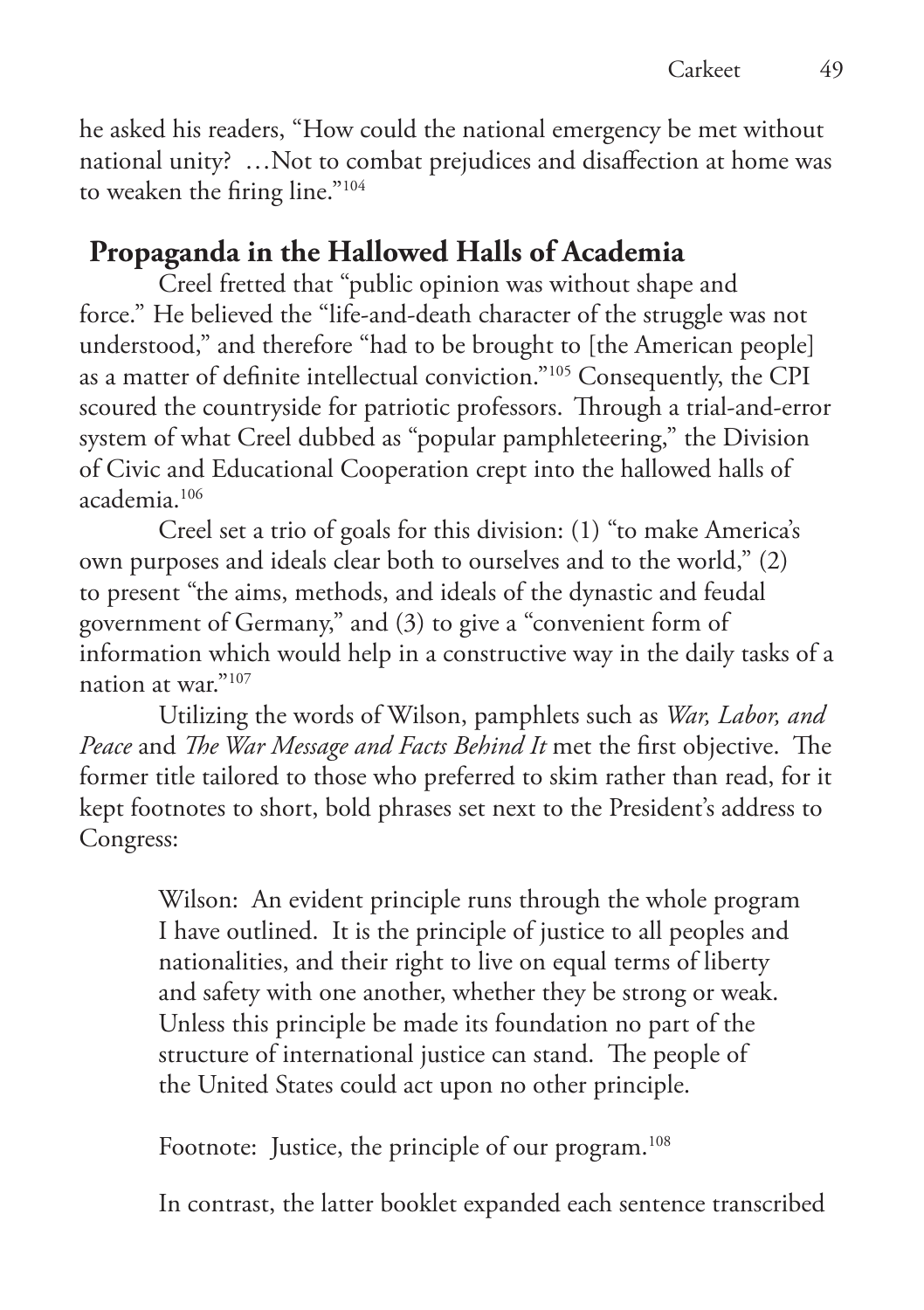he asked his readers, "How could the national emergency be met without national unity? …Not to combat prejudices and disaffection at home was to weaken the firing line."[104]

## Propaganda in the Hallowed Halls of Academia

Creel fretted that "public opinion was without shape and force." He believed the "life-and-death character of the struggle was not understood," and therefore "had to be brought to [the American people] as a matter of definite intellectual conviction."[105] Consequently, the CPI scoured the countryside for patriotic professors. Through a trial-and-error system of what Creel dubbed as "popular pamphleteering," the Division of Civic and Educational Cooperation crept into the hallowed halls of academia.[106]

Creel set a trio of goals for this division: (1) "to make America's own purposes and ideals clear both to ourselves and to the world," (2) to present "the aims, methods, and ideals of the dynastic and feudal government of Germany," and (3) to give a "convenient form of information which would help in a constructive way in the daily tasks of a nation at war."[107]

Utilizing the words of Wilson, pamphlets such as *War, Labor, and Peace* and *The War Message and Facts Behind It* met the first objective. The former title tailored to those who preferred to skim rather than read, for it kept footnotes to short, bold phrases set next to the President's address to Congress:

> Wilson: An evident principle runs through the whole program I have outlined. It is the principle of justice to all peoples and nationalities, and their right to live on equal terms of liberty and safety with one another, whether they be strong or weak. Unless this principle be made its foundation no part of the structure of international justice can stand. The people of the United States could act upon no other principle.
>
> Footnote: Justice, the principle of our program.[108]

In contrast, the latter booklet expanded each sentence transcribed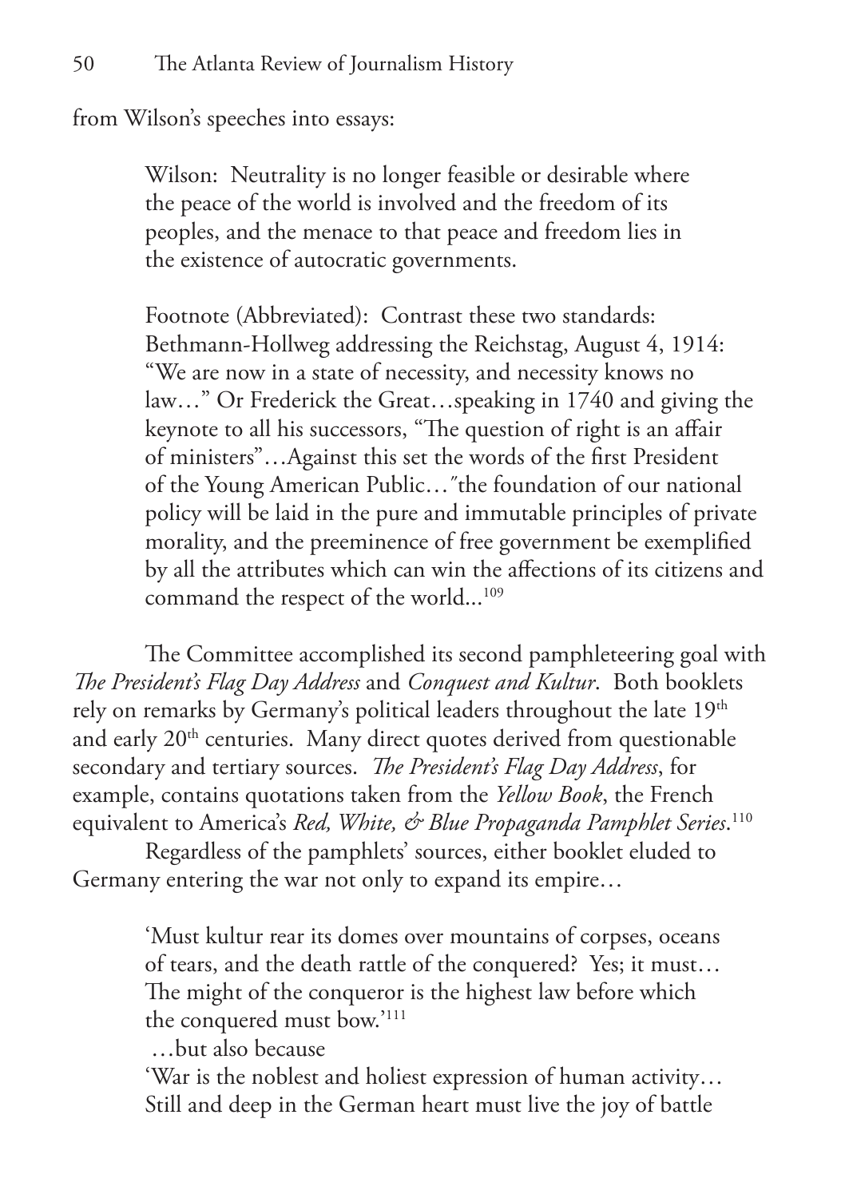from Wilson's speeches into essays:

> Wilson: Neutrality is no longer feasible or desirable where the peace of the world is involved and the freedom of its peoples, and the menace to that peace and freedom lies in the existence of autocratic governments.
>
> Footnote (Abbreviated): Contrast these two standards: Bethmann-Hollweg addressing the Reichstag, August 4, 1914: "We are now in a state of necessity, and necessity knows no law…" Or Frederick the Great…speaking in 1740 and giving the keynote to all his successors, "The question of right is an affair of ministers"…Against this set the words of the first President of the Young American Public…"the foundation of our national policy will be laid in the pure and immutable principles of private morality, and the preeminence of free government be exemplified by all the attributes which can win the affections of its citizens and command the respect of the world...[109]

The Committee accomplished its second pamphleteering goal with *The President's Flag Day Address* and *Conquest and Kultur*. Both booklets rely on remarks by Germany's political leaders throughout the late 19th and early 20th centuries. Many direct quotes derived from questionable secondary and tertiary sources. *The President's Flag Day Address*, for example, contains quotations taken from the *Yellow Book*, the French equivalent to America's *Red, White, & Blue Propaganda Pamphlet Series*.[110]

Regardless of the pamphlets' sources, either booklet eluded to Germany entering the war not only to expand its empire…

> 'Must kultur rear its domes over mountains of corpses, oceans of tears, and the death rattle of the conquered? Yes; it must… The might of the conqueror is the highest law before which the conquered must bow.'[111]
>
> …but also because
>
> 'War is the noblest and holiest expression of human activity… Still and deep in the German heart must live the joy of battle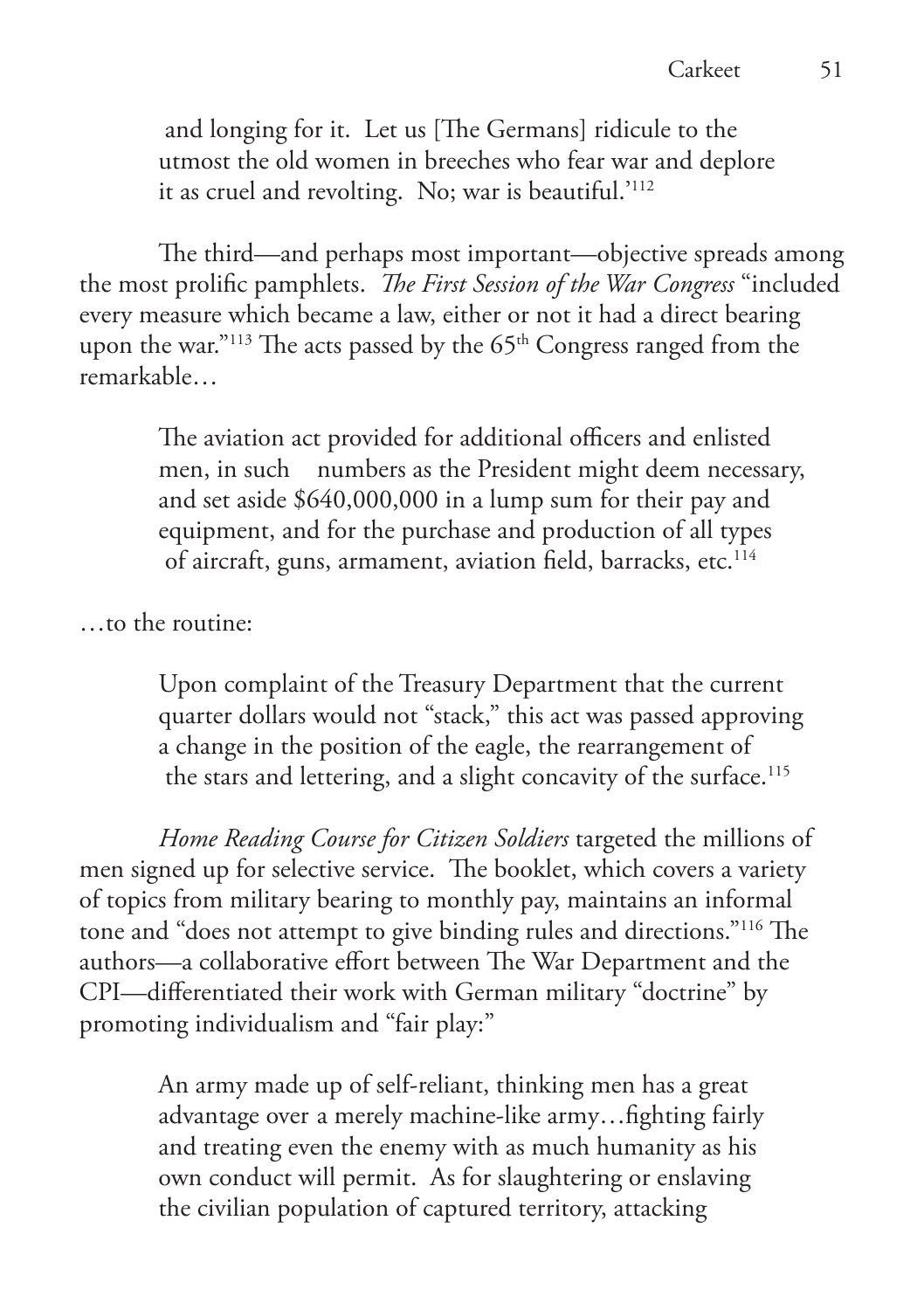> and longing for it. Let us [The Germans] ridicule to the utmost the old women in breeches who fear war and deplore it as cruel and revolting. No; war is beautiful.'[112]

The third—and perhaps most important—objective spreads among the most prolific pamphlets. *The First Session of the War Congress* "included every measure which became a law, either or not it had a direct bearing upon the war."[113] The acts passed by the 65th Congress ranged from the remarkable…

> The aviation act provided for additional officers and enlisted men, in such numbers as the President might deem necessary, and set aside $640,000,000 in a lump sum for their pay and equipment, and for the purchase and production of all types of aircraft, guns, armament, aviation field, barracks, etc.[114]

…to the routine:

> Upon complaint of the Treasury Department that the current quarter dollars would not "stack," this act was passed approving a change in the position of the eagle, the rearrangement of the stars and lettering, and a slight concavity of the surface.[115]

*Home Reading Course for Citizen Soldiers* targeted the millions of men signed up for selective service. The booklet, which covers a variety of topics from military bearing to monthly pay, maintains an informal tone and "does not attempt to give binding rules and directions."[116] The authors—a collaborative effort between The War Department and the CPI—differentiated their work with German military "doctrine" by promoting individualism and "fair play:"

> An army made up of self-reliant, thinking men has a great advantage over a merely machine-like army…fighting fairly and treating even the enemy with as much humanity as his own conduct will permit. As for slaughtering or enslaving the civilian population of captured territory, attacking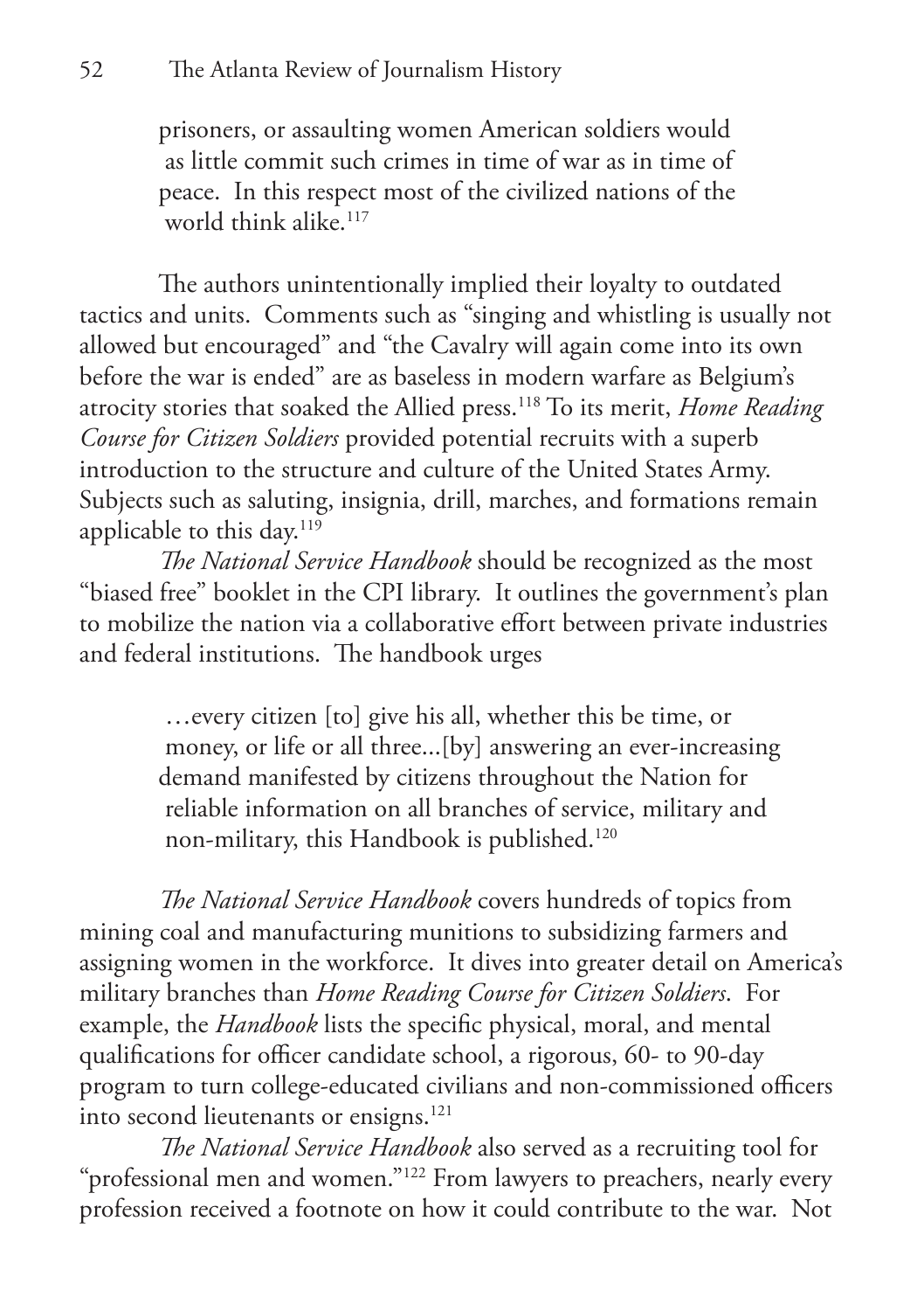> prisoners, or assaulting women American soldiers would as little commit such crimes in time of war as in time of peace. In this respect most of the civilized nations of the world think alike.[117]

The authors unintentionally implied their loyalty to outdated tactics and units. Comments such as "singing and whistling is usually not allowed but encouraged" and "the Cavalry will again come into its own before the war is ended" are as baseless in modern warfare as Belgium's atrocity stories that soaked the Allied press.[118] To its merit, *Home Reading Course for Citizen Soldiers* provided potential recruits with a superb introduction to the structure and culture of the United States Army. Subjects such as saluting, insignia, drill, marches, and formations remain applicable to this day.[119]

*The National Service Handbook* should be recognized as the most "biased free" booklet in the CPI library. It outlines the government's plan to mobilize the nation via a collaborative effort between private industries and federal institutions. The handbook urges

> …every citizen [to] give his all, whether this be time, or money, or life or all three...[by] answering an ever-increasing demand manifested by citizens throughout the Nation for reliable information on all branches of service, military and non-military, this Handbook is published.[120]

*The National Service Handbook* covers hundreds of topics from mining coal and manufacturing munitions to subsidizing farmers and assigning women in the workforce. It dives into greater detail on America's military branches than *Home Reading Course for Citizen Soldiers*. For example, the *Handbook* lists the specific physical, moral, and mental qualifications for officer candidate school, a rigorous, 60- to 90-day program to turn college-educated civilians and non-commissioned officers into second lieutenants or ensigns.[121]

*The National Service Handbook* also served as a recruiting tool for "professional men and women."[122] From lawyers to preachers, nearly every profession received a footnote on how it could contribute to the war. Not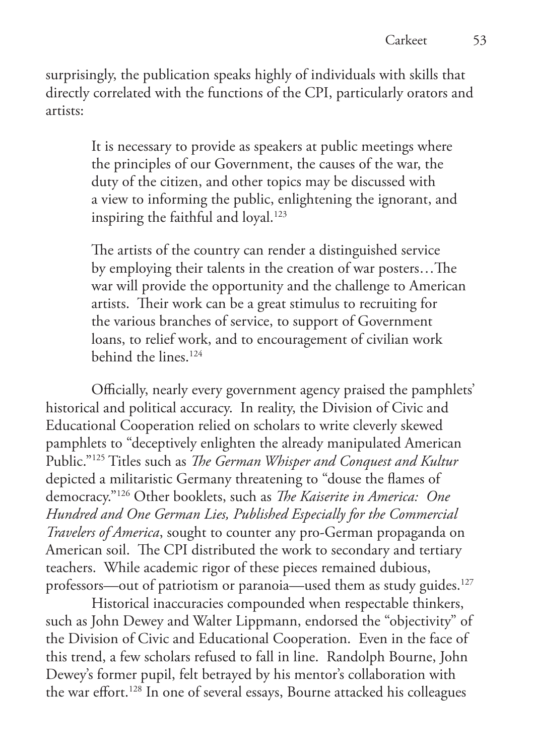surprisingly, the publication speaks highly of individuals with skills that directly correlated with the functions of the CPI, particularly orators and artists:

> It is necessary to provide as speakers at public meetings where the principles of our Government, the causes of the war, the duty of the citizen, and other topics may be discussed with a view to informing the public, enlightening the ignorant, and inspiring the faithful and loyal.[123]

> The artists of the country can render a distinguished service by employing their talents in the creation of war posters…The war will provide the opportunity and the challenge to American artists. Their work can be a great stimulus to recruiting for the various branches of service, to support of Government loans, to relief work, and to encouragement of civilian work behind the lines.[124]

Officially, nearly every government agency praised the pamphlets' historical and political accuracy. In reality, the Division of Civic and Educational Cooperation relied on scholars to write cleverly skewed pamphlets to "deceptively enlighten the already manipulated American Public."[125] Titles such as *The German Whisper and Conquest and Kultur* depicted a militaristic Germany threatening to "douse the flames of democracy."[126] Other booklets, such as *The Kaiserite in America: One Hundred and One German Lies, Published Especially for the Commercial Travelers of America*, sought to counter any pro-German propaganda on American soil. The CPI distributed the work to secondary and tertiary teachers. While academic rigor of these pieces remained dubious, professors—out of patriotism or paranoia—used them as study guides.[127]

Historical inaccuracies compounded when respectable thinkers, such as John Dewey and Walter Lippmann, endorsed the "objectivity" of the Division of Civic and Educational Cooperation. Even in the face of this trend, a few scholars refused to fall in line. Randolph Bourne, John Dewey's former pupil, felt betrayed by his mentor's collaboration with the war effort.[128] In one of several essays, Bourne attacked his colleagues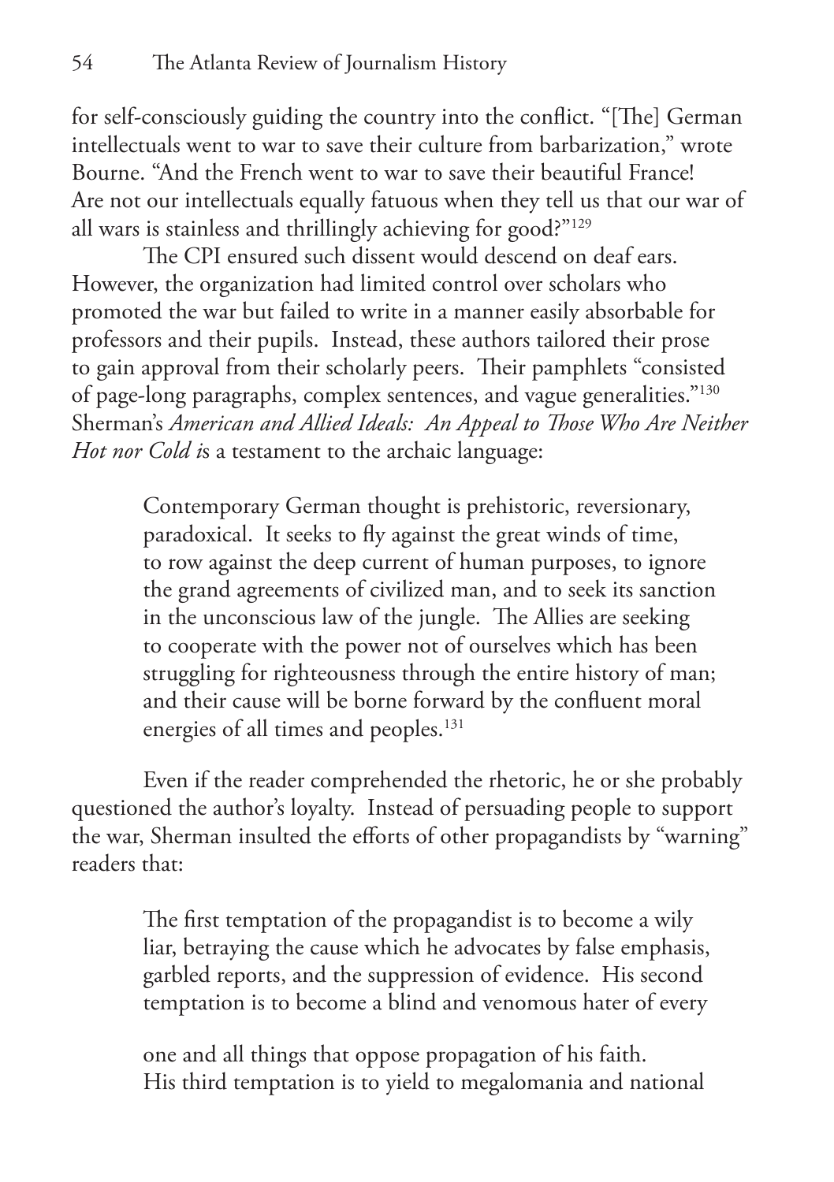for self-consciously guiding the country into the conflict. "[The] German intellectuals went to war to save their culture from barbarization," wrote Bourne. "And the French went to war to save their beautiful France! Are not our intellectuals equally fatuous when they tell us that our war of all wars is stainless and thrillingly achieving for good?"[129]

The CPI ensured such dissent would descend on deaf ears. However, the organization had limited control over scholars who promoted the war but failed to write in a manner easily absorbable for professors and their pupils. Instead, these authors tailored their prose to gain approval from their scholarly peers. Their pamphlets "consisted of page-long paragraphs, complex sentences, and vague generalities."[130] Sherman's *American and Allied Ideals: An Appeal to Those Who Are Neither Hot nor Cold* is a testament to the archaic language:

> Contemporary German thought is prehistoric, reversionary, paradoxical. It seeks to fly against the great winds of time, to row against the deep current of human purposes, to ignore the grand agreements of civilized man, and to seek its sanction in the unconscious law of the jungle. The Allies are seeking to cooperate with the power not of ourselves which has been struggling for righteousness through the entire history of man; and their cause will be borne forward by the confluent moral energies of all times and peoples.[131]

Even if the reader comprehended the rhetoric, he or she probably questioned the author's loyalty. Instead of persuading people to support the war, Sherman insulted the efforts of other propagandists by "warning" readers that:

> The first temptation of the propagandist is to become a wily liar, betraying the cause which he advocates by false emphasis, garbled reports, and the suppression of evidence. His second temptation is to become a blind and venomous hater of every
>
> one and all things that oppose propagation of his faith. His third temptation is to yield to megalomania and national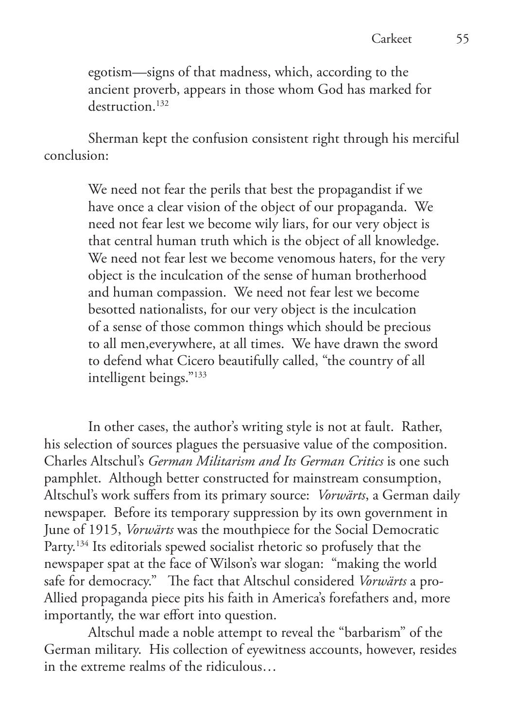> egotism—signs of that madness, which, according to the ancient proverb, appears in those whom God has marked for destruction.[132]

Sherman kept the confusion consistent right through his merciful conclusion:

> We need not fear the perils that best the propagandist if we have once a clear vision of the object of our propaganda. We need not fear lest we become wily liars, for our very object is that central human truth which is the object of all knowledge. We need not fear lest we become venomous haters, for the very object is the inculcation of the sense of human brotherhood and human compassion. We need not fear lest we become besotted nationalists, for our very object is the inculcation of a sense of those common things which should be precious to all men,everywhere, at all times. We have drawn the sword to defend what Cicero beautifully called, "the country of all intelligent beings."[133]

In other cases, the author's writing style is not at fault. Rather, his selection of sources plagues the persuasive value of the composition. Charles Altschul's *German Militarism and Its German Critics* is one such pamphlet. Although better constructed for mainstream consumption, Altschul's work suffers from its primary source: *Vorwärts*, a German daily newspaper. Before its temporary suppression by its own government in June of 1915, *Vorwärts* was the mouthpiece for the Social Democratic Party.[134] Its editorials spewed socialist rhetoric so profusely that the newspaper spat at the face of Wilson's war slogan: "making the world safe for democracy." The fact that Altschul considered *Vorwärts* a pro-Allied propaganda piece pits his faith in America's forefathers and, more importantly, the war effort into question.

Altschul made a noble attempt to reveal the "barbarism" of the German military. His collection of eyewitness accounts, however, resides in the extreme realms of the ridiculous…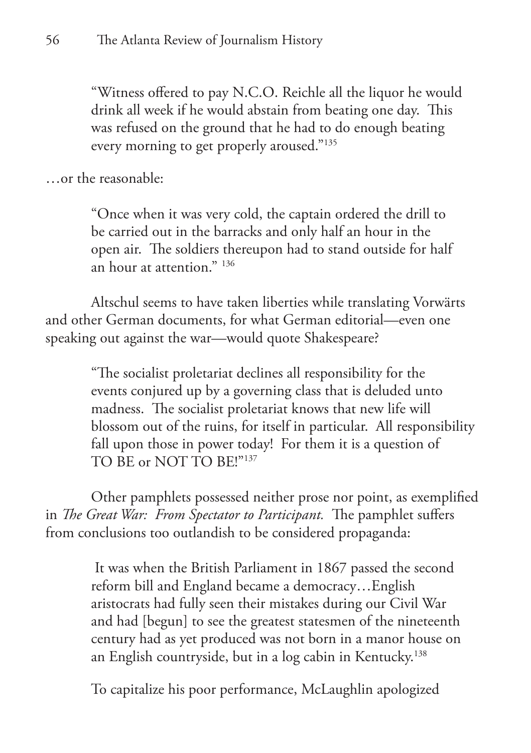> "Witness offered to pay N.C.O. Reichle all the liquor he would drink all week if he would abstain from beating one day. This was refused on the ground that he had to do enough beating every morning to get properly aroused."[135]

…or the reasonable:

> "Once when it was very cold, the captain ordered the drill to be carried out in the barracks and only half an hour in the open air. The soldiers thereupon had to stand outside for half an hour at attention." [136]

Altschul seems to have taken liberties while translating Vorwärts and other German documents, for what German editorial—even one speaking out against the war—would quote Shakespeare?

> "The socialist proletariat declines all responsibility for the events conjured up by a governing class that is deluded unto madness. The socialist proletariat knows that new life will blossom out of the ruins, for itself in particular. All responsibility fall upon those in power today! For them it is a question of TO BE or NOT TO BE!"[137]

Other pamphlets possessed neither prose nor point, as exemplified in *The Great War: From Spectator to Participant.* The pamphlet suffers from conclusions too outlandish to be considered propaganda:

> It was when the British Parliament in 1867 passed the second reform bill and England became a democracy…English aristocrats had fully seen their mistakes during our Civil War and had [begun] to see the greatest statesmen of the nineteenth century had as yet produced was not born in a manor house on an English countryside, but in a log cabin in Kentucky.[138]

To capitalize his poor performance, McLaughlin apologized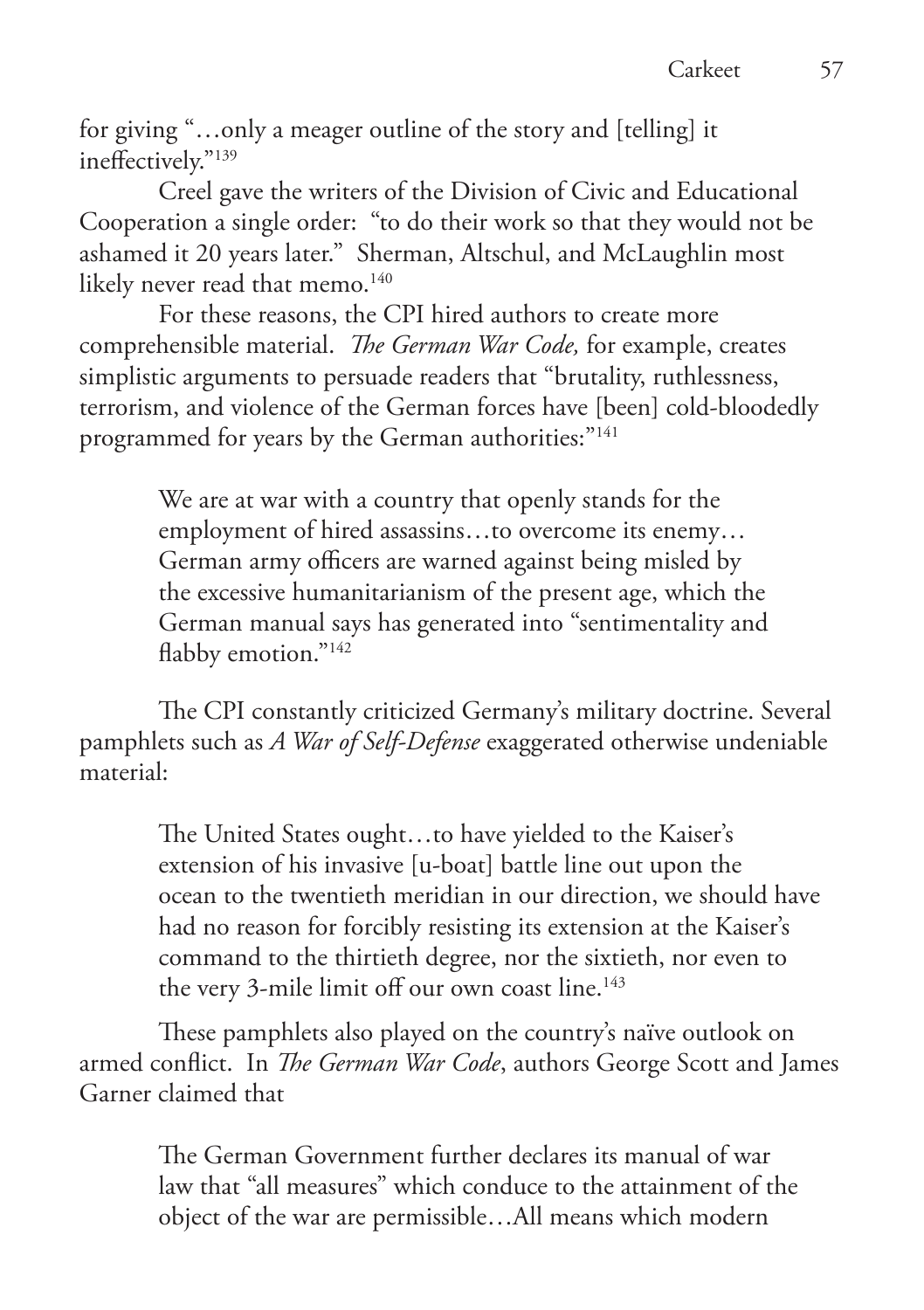for giving "…only a meager outline of the story and [telling] it ineffectively."[139]

Creel gave the writers of the Division of Civic and Educational Cooperation a single order: "to do their work so that they would not be ashamed it 20 years later." Sherman, Altschul, and McLaughlin most likely never read that memo.[140]

For these reasons, the CPI hired authors to create more comprehensible material. *The German War Code,* for example, creates simplistic arguments to persuade readers that "brutality, ruthlessness, terrorism, and violence of the German forces have [been] cold-bloodedly programmed for years by the German authorities:"[141]

> We are at war with a country that openly stands for the employment of hired assassins…to overcome its enemy… German army officers are warned against being misled by the excessive humanitarianism of the present age, which the German manual says has generated into "sentimentality and flabby emotion."[142]

The CPI constantly criticized Germany's military doctrine. Several pamphlets such as *A War of Self-Defense* exaggerated otherwise undeniable material:

> The United States ought…to have yielded to the Kaiser's extension of his invasive [u-boat] battle line out upon the ocean to the twentieth meridian in our direction, we should have had no reason for forcibly resisting its extension at the Kaiser's command to the thirtieth degree, nor the sixtieth, nor even to the very 3-mile limit off our own coast line.[143]

These pamphlets also played on the country's naïve outlook on armed conflict. In *The German War Code*, authors George Scott and James Garner claimed that

> The German Government further declares its manual of war law that "all measures" which conduce to the attainment of the object of the war are permissible…All means which modern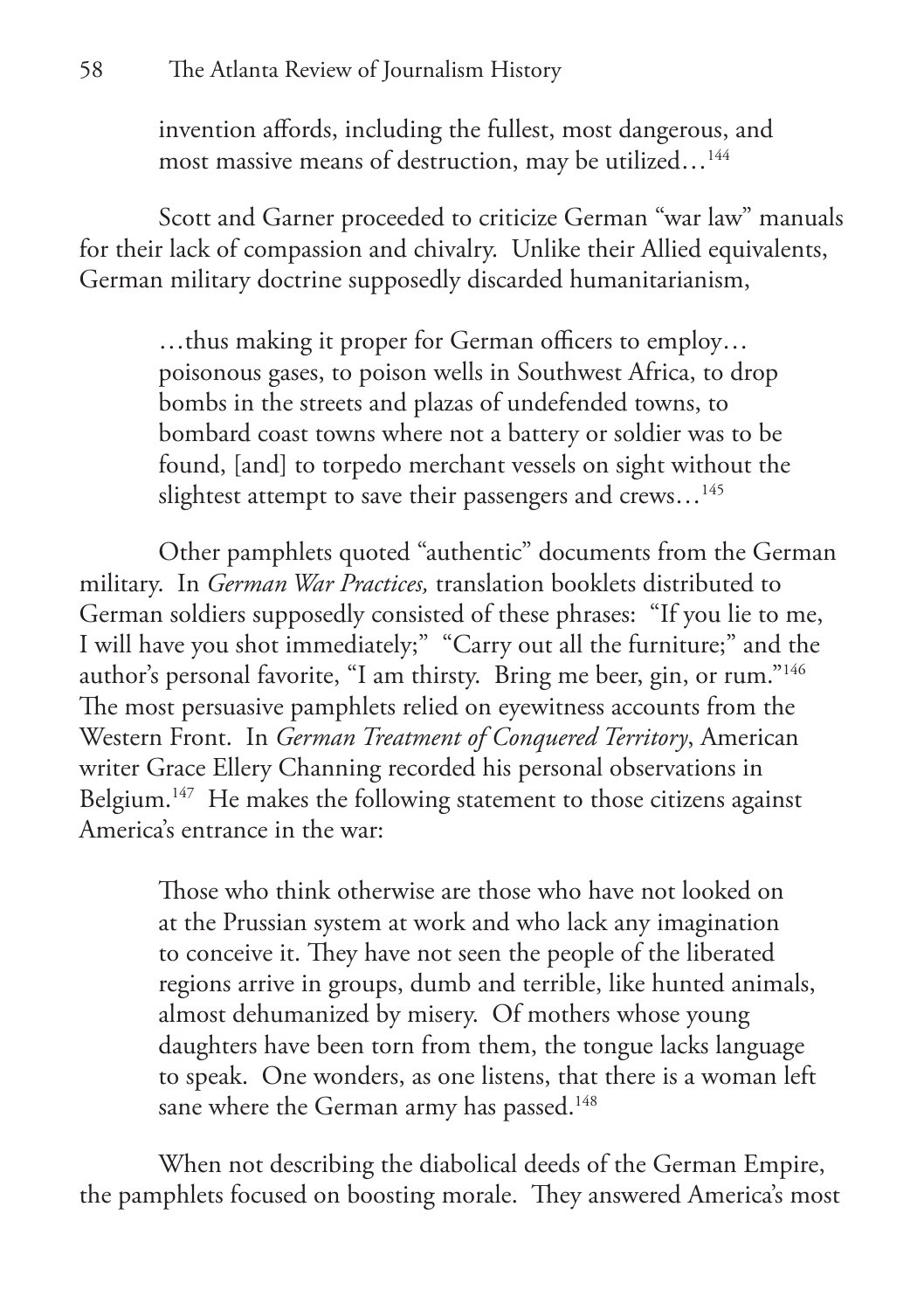> invention affords, including the fullest, most dangerous, and most massive means of destruction, may be utilized…[144]

Scott and Garner proceeded to criticize German "war law" manuals for their lack of compassion and chivalry. Unlike their Allied equivalents, German military doctrine supposedly discarded humanitarianism,

> …thus making it proper for German officers to employ… poisonous gases, to poison wells in Southwest Africa, to drop bombs in the streets and plazas of undefended towns, to bombard coast towns where not a battery or soldier was to be found, [and] to torpedo merchant vessels on sight without the slightest attempt to save their passengers and crews…[145]

Other pamphlets quoted "authentic" documents from the German military. In *German War Practices,* translation booklets distributed to German soldiers supposedly consisted of these phrases: "If you lie to me, I will have you shot immediately;" "Carry out all the furniture;" and the author's personal favorite, "I am thirsty. Bring me beer, gin, or rum."[146] The most persuasive pamphlets relied on eyewitness accounts from the Western Front. In *German Treatment of Conquered Territory*, American writer Grace Ellery Channing recorded his personal observations in Belgium.[147] He makes the following statement to those citizens against America's entrance in the war:

> Those who think otherwise are those who have not looked on at the Prussian system at work and who lack any imagination to conceive it. They have not seen the people of the liberated regions arrive in groups, dumb and terrible, like hunted animals, almost dehumanized by misery. Of mothers whose young daughters have been torn from them, the tongue lacks language to speak. One wonders, as one listens, that there is a woman left sane where the German army has passed.[148]

When not describing the diabolical deeds of the German Empire, the pamphlets focused on boosting morale. They answered America's most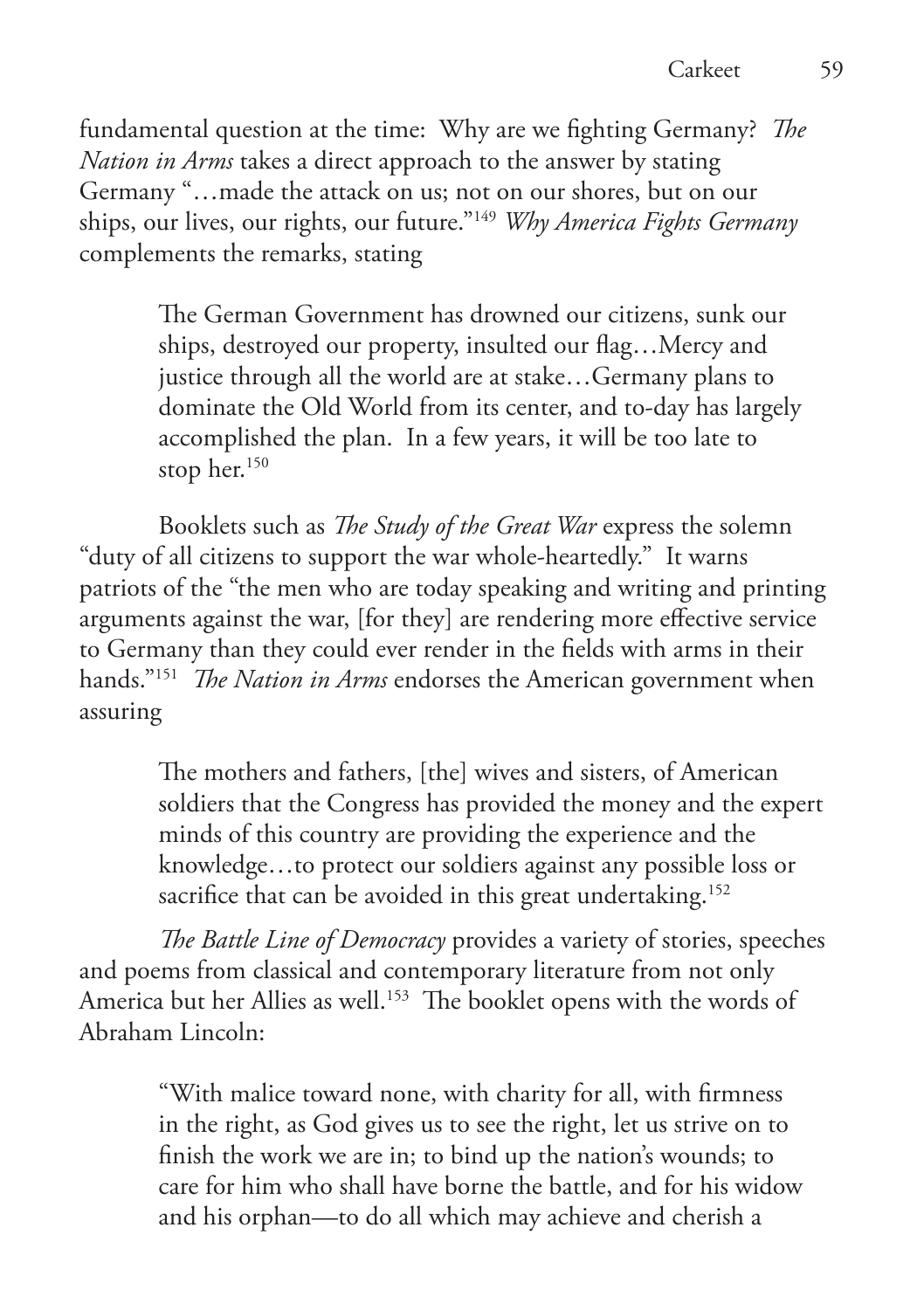fundamental question at the time: Why are we fighting Germany? *The Nation in Arms* takes a direct approach to the answer by stating Germany "…made the attack on us; not on our shores, but on our ships, our lives, our rights, our future."[149] *Why America Fights Germany* complements the remarks, stating

> The German Government has drowned our citizens, sunk our ships, destroyed our property, insulted our flag…Mercy and justice through all the world are at stake…Germany plans to dominate the Old World from its center, and to-day has largely accomplished the plan. In a few years, it will be too late to stop her.[150]

Booklets such as *The Study of the Great War* express the solemn "duty of all citizens to support the war whole-heartedly." It warns patriots of the "the men who are today speaking and writing and printing arguments against the war, [for they] are rendering more effective service to Germany than they could ever render in the fields with arms in their hands."[151] *The Nation in Arms* endorses the American government when assuring

> The mothers and fathers, [the] wives and sisters, of American soldiers that the Congress has provided the money and the expert minds of this country are providing the experience and the knowledge…to protect our soldiers against any possible loss or sacrifice that can be avoided in this great undertaking.[152]

*The Battle Line of Democracy* provides a variety of stories, speeches and poems from classical and contemporary literature from not only America but her Allies as well.[153] The booklet opens with the words of Abraham Lincoln:

> "With malice toward none, with charity for all, with firmness in the right, as God gives us to see the right, let us strive on to finish the work we are in; to bind up the nation's wounds; to care for him who shall have borne the battle, and for his widow and his orphan—to do all which may achieve and cherish a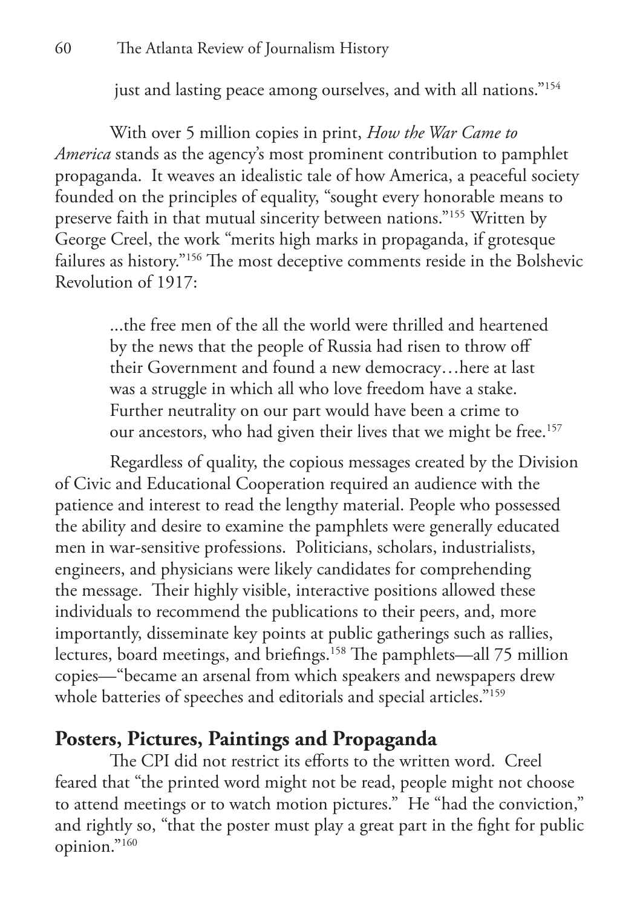just and lasting peace among ourselves, and with all nations."[154]

With over 5 million copies in print, *How the War Came to America* stands as the agency's most prominent contribution to pamphlet propaganda. It weaves an idealistic tale of how America, a peaceful society founded on the principles of equality, "sought every honorable means to preserve faith in that mutual sincerity between nations."[155] Written by George Creel, the work "merits high marks in propaganda, if grotesque failures as history."[156] The most deceptive comments reside in the Bolshevic Revolution of 1917:

> ...the free men of the all the world were thrilled and heartened by the news that the people of Russia had risen to throw off their Government and found a new democracy…here at last was a struggle in which all who love freedom have a stake. Further neutrality on our part would have been a crime to our ancestors, who had given their lives that we might be free.[157]

Regardless of quality, the copious messages created by the Division of Civic and Educational Cooperation required an audience with the patience and interest to read the lengthy material. People who possessed the ability and desire to examine the pamphlets were generally educated men in war-sensitive professions. Politicians, scholars, industrialists, engineers, and physicians were likely candidates for comprehending the message. Their highly visible, interactive positions allowed these individuals to recommend the publications to their peers, and, more importantly, disseminate key points at public gatherings such as rallies, lectures, board meetings, and briefings.[158] The pamphlets—all 75 million copies—"became an arsenal from which speakers and newspapers drew whole batteries of speeches and editorials and special articles."[159]

## Posters, Pictures, Paintings and Propaganda

The CPI did not restrict its efforts to the written word. Creel feared that "the printed word might not be read, people might not choose to attend meetings or to watch motion pictures." He "had the conviction," and rightly so, "that the poster must play a great part in the fight for public opinion."[160]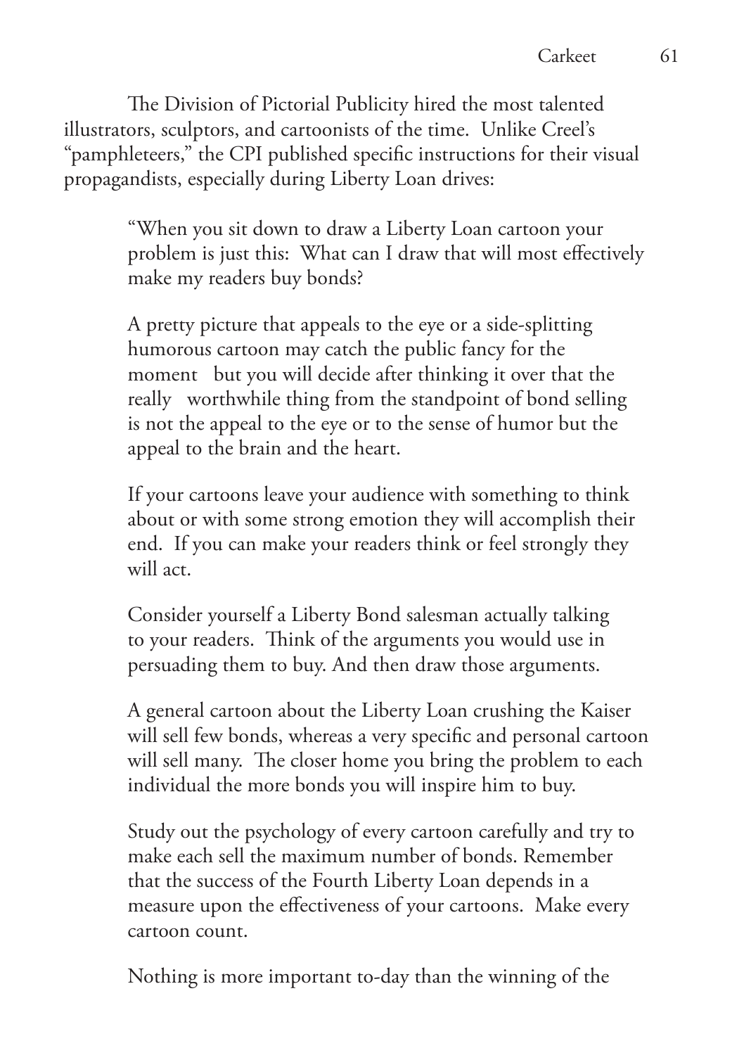The Division of Pictorial Publicity hired the most talented illustrators, sculptors, and cartoonists of the time. Unlike Creel's "pamphleteers," the CPI published specific instructions for their visual propagandists, especially during Liberty Loan drives:

> "When you sit down to draw a Liberty Loan cartoon your problem is just this: What can I draw that will most effectively make my readers buy bonds?
>
> A pretty picture that appeals to the eye or a side-splitting humorous cartoon may catch the public fancy for the moment but you will decide after thinking it over that the really worthwhile thing from the standpoint of bond selling is not the appeal to the eye or to the sense of humor but the appeal to the brain and the heart.
>
> If your cartoons leave your audience with something to think about or with some strong emotion they will accomplish their end. If you can make your readers think or feel strongly they will act.
>
> Consider yourself a Liberty Bond salesman actually talking to your readers. Think of the arguments you would use in persuading them to buy. And then draw those arguments.
>
> A general cartoon about the Liberty Loan crushing the Kaiser will sell few bonds, whereas a very specific and personal cartoon will sell many. The closer home you bring the problem to each individual the more bonds you will inspire him to buy.
>
> Study out the psychology of every cartoon carefully and try to make each sell the maximum number of bonds. Remember that the success of the Fourth Liberty Loan depends in a measure upon the effectiveness of your cartoons. Make every cartoon count.
>
> Nothing is more important to-day than the winning of the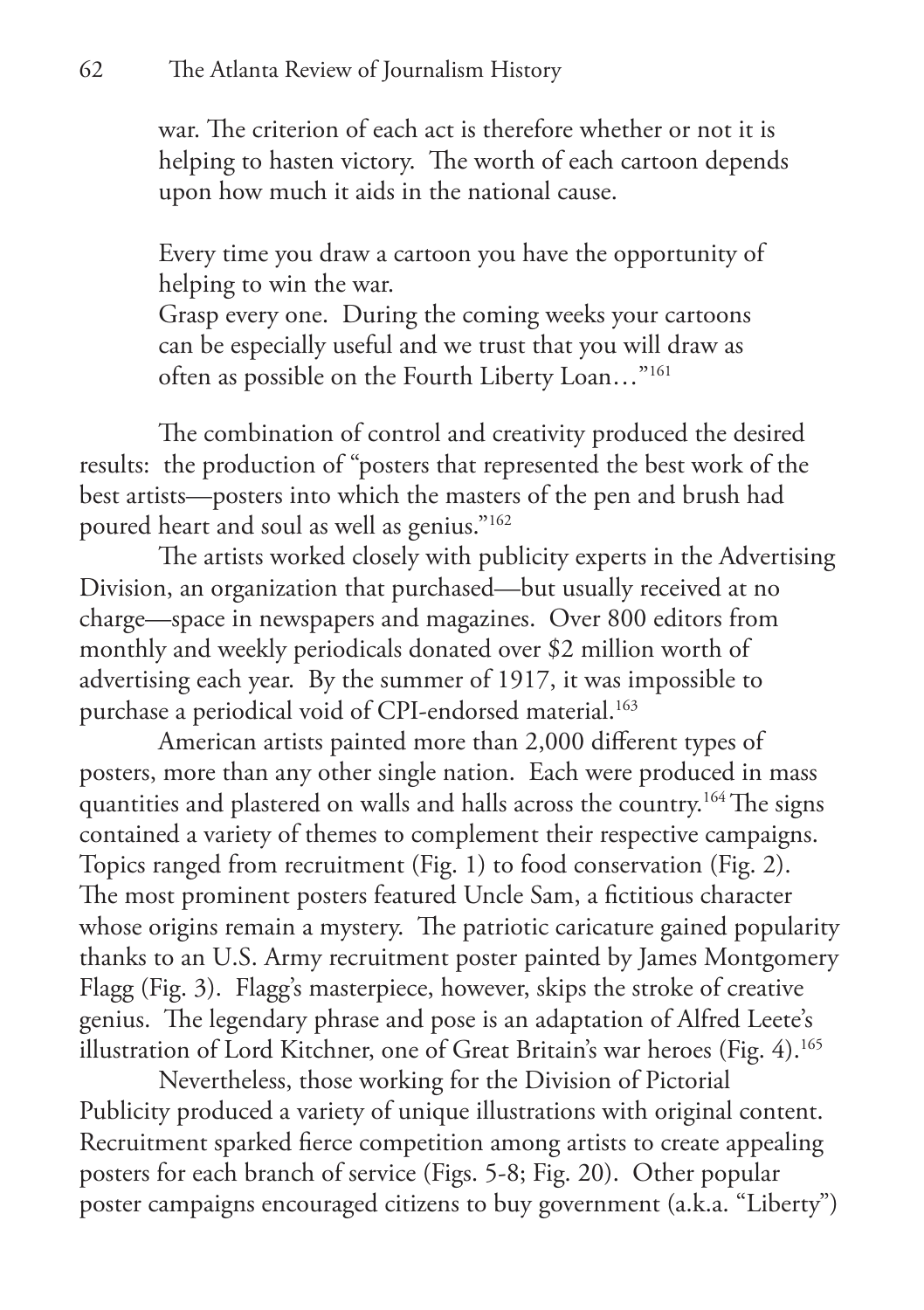> war. The criterion of each act is therefore whether or not it is helping to hasten victory. The worth of each cartoon depends upon how much it aids in the national cause.
>
> Every time you draw a cartoon you have the opportunity of helping to win the war.
> Grasp every one. During the coming weeks your cartoons can be especially useful and we trust that you will draw as often as possible on the Fourth Liberty Loan…"[161]

The combination of control and creativity produced the desired results: the production of "posters that represented the best work of the best artists—posters into which the masters of the pen and brush had poured heart and soul as well as genius."[162]

The artists worked closely with publicity experts in the Advertising Division, an organization that purchased—but usually received at no charge—space in newspapers and magazines. Over 800 editors from monthly and weekly periodicals donated over $2 million worth of advertising each year. By the summer of 1917, it was impossible to purchase a periodical void of CPI-endorsed material.[163]

American artists painted more than 2,000 different types of posters, more than any other single nation. Each were produced in mass quantities and plastered on walls and halls across the country.[164] The signs contained a variety of themes to complement their respective campaigns. Topics ranged from recruitment (Fig. 1) to food conservation (Fig. 2). The most prominent posters featured Uncle Sam, a fictitious character whose origins remain a mystery. The patriotic caricature gained popularity thanks to an U.S. Army recruitment poster painted by James Montgomery Flagg (Fig. 3). Flagg's masterpiece, however, skips the stroke of creative genius. The legendary phrase and pose is an adaptation of Alfred Leete's illustration of Lord Kitchner, one of Great Britain's war heroes (Fig. 4).[165]

Nevertheless, those working for the Division of Pictorial Publicity produced a variety of unique illustrations with original content. Recruitment sparked fierce competition among artists to create appealing posters for each branch of service (Figs. 5-8; Fig. 20). Other popular poster campaigns encouraged citizens to buy government (a.k.a. "Liberty")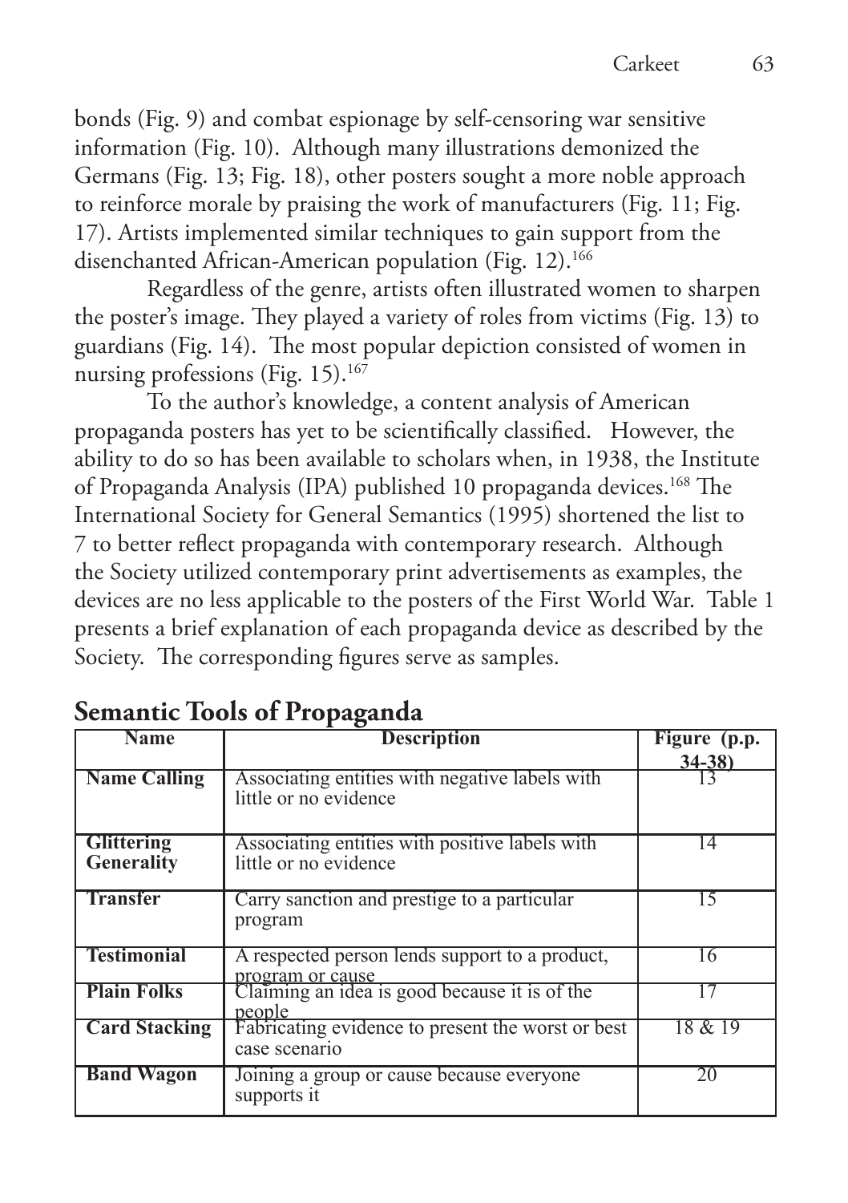bonds (Fig. 9) and combat espionage by self-censoring war sensitive information (Fig. 10). Although many illustrations demonized the Germans (Fig. 13; Fig. 18), other posters sought a more noble approach to reinforce morale by praising the work of manufacturers (Fig. 11; Fig. 17). Artists implemented similar techniques to gain support from the disenchanted African-American population (Fig. 12).[166]

Regardless of the genre, artists often illustrated women to sharpen the poster's image. They played a variety of roles from victims (Fig. 13) to guardians (Fig. 14). The most popular depiction consisted of women in nursing professions (Fig. 15).[167]

To the author's knowledge, a content analysis of American propaganda posters has yet to be scientifically classified. However, the ability to do so has been available to scholars when, in 1938, the Institute of Propaganda Analysis (IPA) published 10 propaganda devices.[168] The International Society for General Semantics (1995) shortened the list to 7 to better reflect propaganda with contemporary research. Although the Society utilized contemporary print advertisements as examples, the devices are no less applicable to the posters of the First World War. Table 1 presents a brief explanation of each propaganda device as described by the Society. The corresponding figures serve as samples.

## Semantic Tools of Propaganda

| Name | Description | Figure (p.p. 34-38) |
|---|---|---|
| **Name Calling** | Associating entities with negative labels with little or no evidence | 13 |
| **Glittering Generality** | Associating entities with positive labels with little or no evidence | 14 |
| **Transfer** | Carry sanction and prestige to a particular program | 15 |
| **Testimonial** | A respected person lends support to a product, program or cause | 16 |
| **Plain Folks** | Claiming an idea is good because it is of the people | 17 |
| **Card Stacking** | Fabricating evidence to present the worst or best case scenario | 18 & 19 |
| **Band Wagon** | Joining a group or cause because everyone supports it | 20 |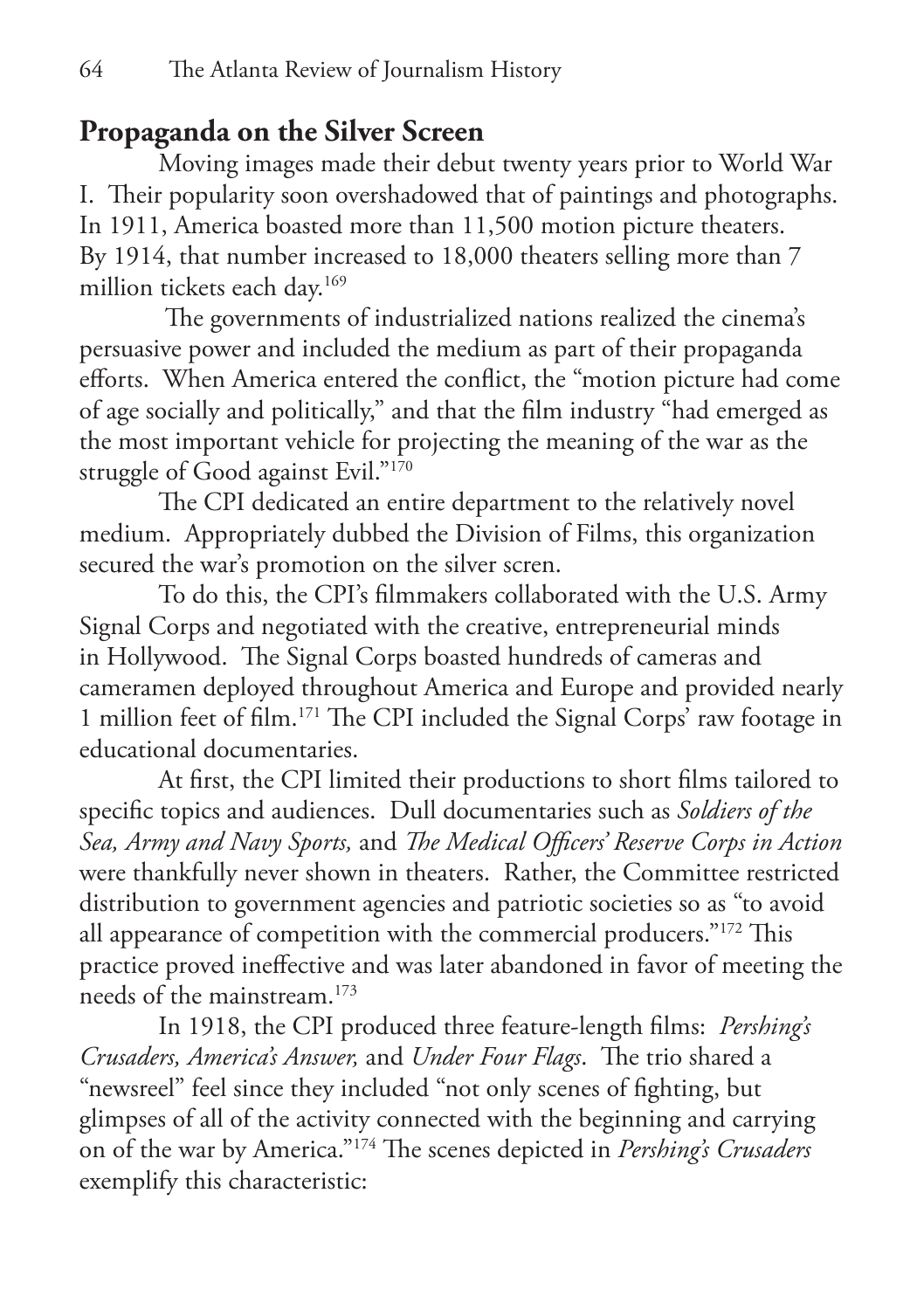## Propaganda on the Silver Screen

Moving images made their debut twenty years prior to World War I. Their popularity soon overshadowed that of paintings and photographs. In 1911, America boasted more than 11,500 motion picture theaters. By 1914, that number increased to 18,000 theaters selling more than 7 million tickets each day.[169]

The governments of industrialized nations realized the cinema's persuasive power and included the medium as part of their propaganda efforts. When America entered the conflict, the "motion picture had come of age socially and politically," and that the film industry "had emerged as the most important vehicle for projecting the meaning of the war as the struggle of Good against Evil."[170]

The CPI dedicated an entire department to the relatively novel medium. Appropriately dubbed the Division of Films, this organization secured the war's promotion on the silver scren.

To do this, the CPI's filmmakers collaborated with the U.S. Army Signal Corps and negotiated with the creative, entrepreneurial minds in Hollywood. The Signal Corps boasted hundreds of cameras and cameramen deployed throughout America and Europe and provided nearly 1 million feet of film.[171] The CPI included the Signal Corps' raw footage in educational documentaries.

At first, the CPI limited their productions to short films tailored to specific topics and audiences. Dull documentaries such as *Soldiers of the Sea, Army and Navy Sports,* and *The Medical Officers' Reserve Corps in Action* were thankfully never shown in theaters. Rather, the Committee restricted distribution to government agencies and patriotic societies so as "to avoid all appearance of competition with the commercial producers."[172] This practice proved ineffective and was later abandoned in favor of meeting the needs of the mainstream.[173]

In 1918, the CPI produced three feature-length films: *Pershing's Crusaders, America's Answer,* and *Under Four Flags*. The trio shared a "newsreel" feel since they included "not only scenes of fighting, but glimpses of all of the activity connected with the beginning and carrying on of the war by America."[174] The scenes depicted in *Pershing's Crusaders* exemplify this characteristic: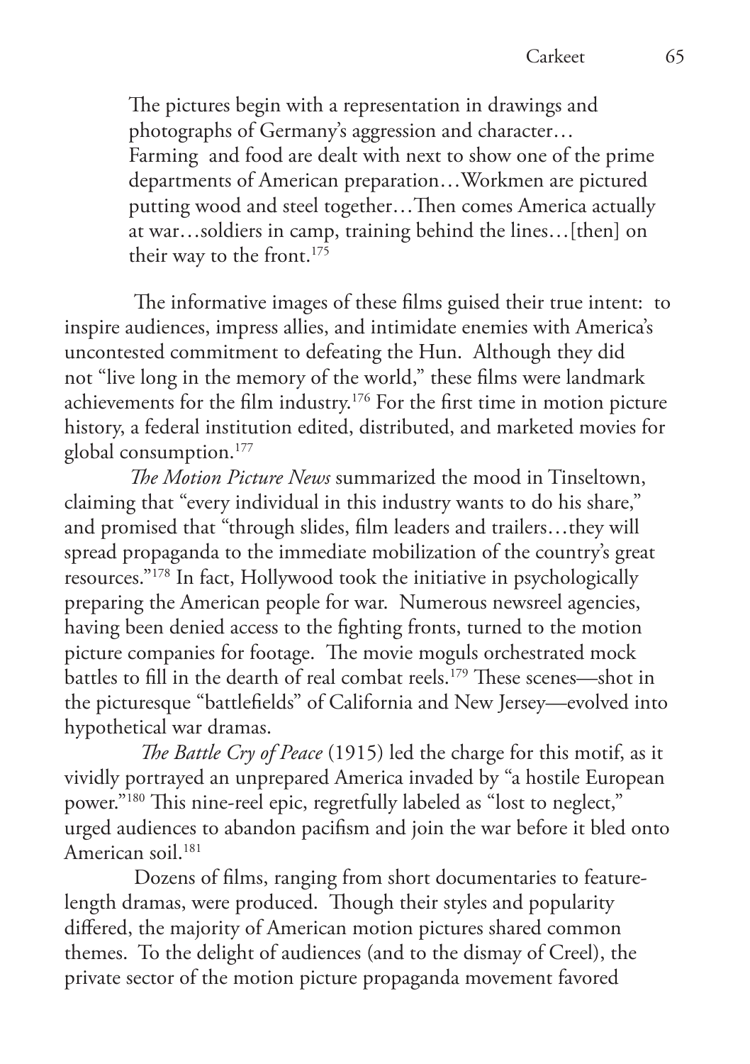> The pictures begin with a representation in drawings and photographs of Germany's aggression and character… Farming and food are dealt with next to show one of the prime departments of American preparation…Workmen are pictured putting wood and steel together…Then comes America actually at war…soldiers in camp, training behind the lines…[then] on their way to the front.[175]

The informative images of these films guised their true intent: to inspire audiences, impress allies, and intimidate enemies with America's uncontested commitment to defeating the Hun. Although they did not "live long in the memory of the world," these films were landmark achievements for the film industry.[176] For the first time in motion picture history, a federal institution edited, distributed, and marketed movies for global consumption.[177]

*The Motion Picture News* summarized the mood in Tinseltown, claiming that "every individual in this industry wants to do his share," and promised that "through slides, film leaders and trailers…they will spread propaganda to the immediate mobilization of the country's great resources."[178] In fact, Hollywood took the initiative in psychologically preparing the American people for war. Numerous newsreel agencies, having been denied access to the fighting fronts, turned to the motion picture companies for footage. The movie moguls orchestrated mock battles to fill in the dearth of real combat reels.[179] These scenes—shot in the picturesque "battlefields" of California and New Jersey—evolved into hypothetical war dramas.

*The Battle Cry of Peace* (1915) led the charge for this motif, as it vividly portrayed an unprepared America invaded by "a hostile European power."[180] This nine-reel epic, regretfully labeled as "lost to neglect," urged audiences to abandon pacifism and join the war before it bled onto American soil.[181]

Dozens of films, ranging from short documentaries to feature-length dramas, were produced. Though their styles and popularity differed, the majority of American motion pictures shared common themes. To the delight of audiences (and to the dismay of Creel), the private sector of the motion picture propaganda movement favored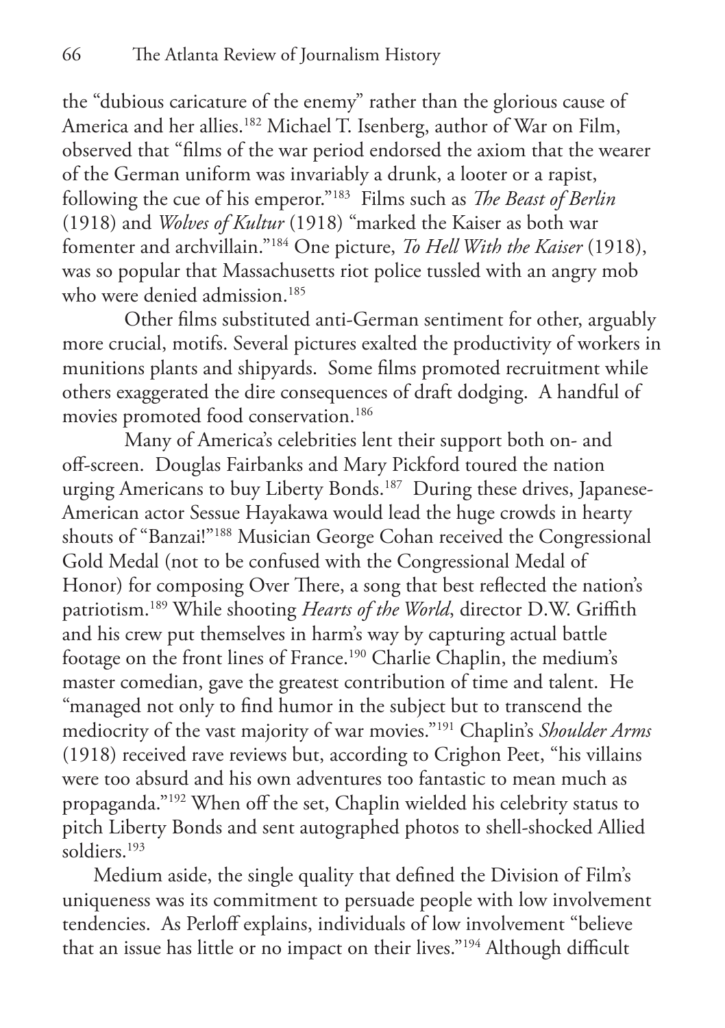the "dubious caricature of the enemy" rather than the glorious cause of America and her allies.[182] Michael T. Isenberg, author of War on Film, observed that "films of the war period endorsed the axiom that the wearer of the German uniform was invariably a drunk, a looter or a rapist, following the cue of his emperor."[183] Films such as *The Beast of Berlin* (1918) and *Wolves of Kultur* (1918) "marked the Kaiser as both war fomenter and archvillain."[184] One picture, *To Hell With the Kaiser* (1918), was so popular that Massachusetts riot police tussled with an angry mob who were denied admission.[185]

Other films substituted anti-German sentiment for other, arguably more crucial, motifs. Several pictures exalted the productivity of workers in munitions plants and shipyards. Some films promoted recruitment while others exaggerated the dire consequences of draft dodging. A handful of movies promoted food conservation.[186]

Many of America's celebrities lent their support both on- and off-screen. Douglas Fairbanks and Mary Pickford toured the nation urging Americans to buy Liberty Bonds.[187] During these drives, Japanese-American actor Sessue Hayakawa would lead the huge crowds in hearty shouts of "Banzai!"[188] Musician George Cohan received the Congressional Gold Medal (not to be confused with the Congressional Medal of Honor) for composing Over There, a song that best reflected the nation's patriotism.[189] While shooting *Hearts of the World*, director D.W. Griffith and his crew put themselves in harm's way by capturing actual battle footage on the front lines of France.[190] Charlie Chaplin, the medium's master comedian, gave the greatest contribution of time and talent. He "managed not only to find humor in the subject but to transcend the mediocrity of the vast majority of war movies."[191] Chaplin's *Shoulder Arms* (1918) received rave reviews but, according to Crighon Peet, "his villains were too absurd and his own adventures too fantastic to mean much as propaganda."[192] When off the set, Chaplin wielded his celebrity status to pitch Liberty Bonds and sent autographed photos to shell-shocked Allied soldiers.[193]

Medium aside, the single quality that defined the Division of Film's uniqueness was its commitment to persuade people with low involvement tendencies. As Perloff explains, individuals of low involvement "believe that an issue has little or no impact on their lives."[194] Although difficult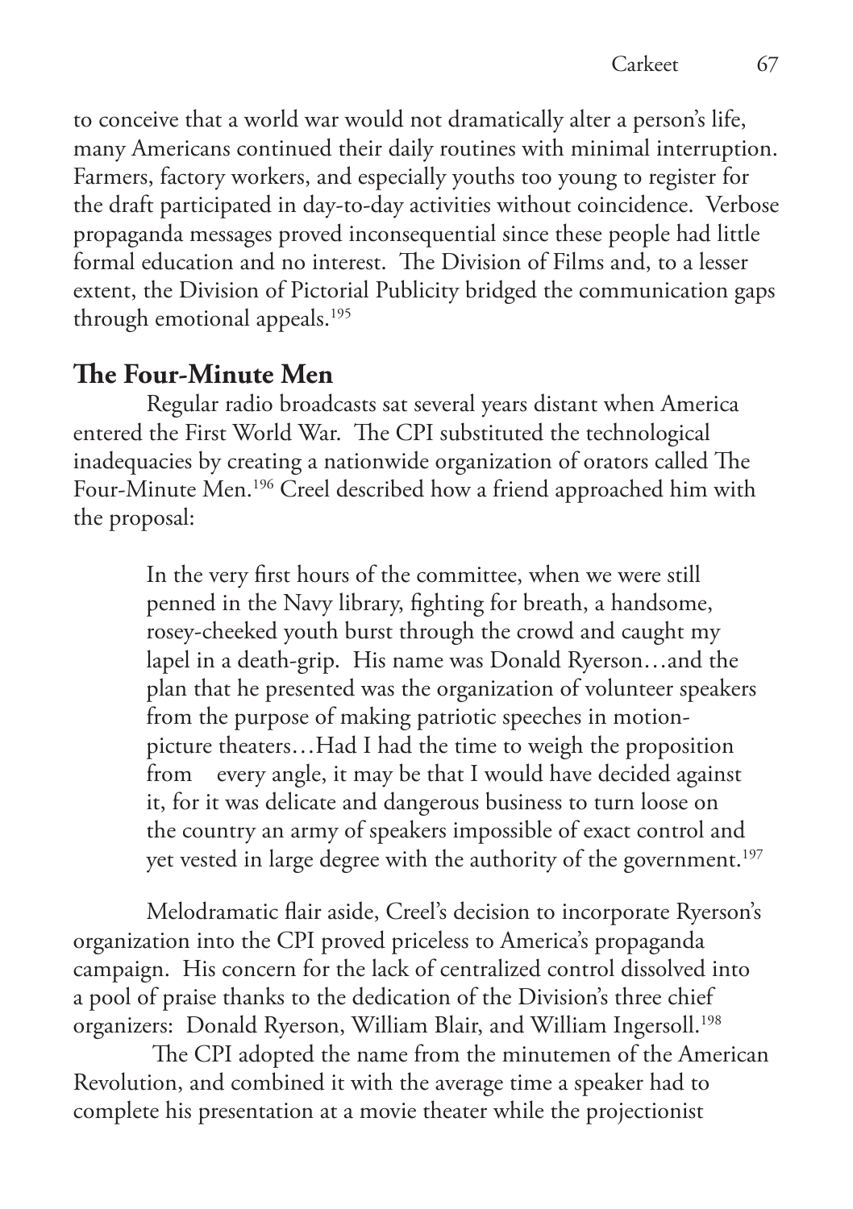to conceive that a world war would not dramatically alter a person's life, many Americans continued their daily routines with minimal interruption. Farmers, factory workers, and especially youths too young to register for the draft participated in day-to-day activities without coincidence. Verbose propaganda messages proved inconsequential since these people had little formal education and no interest. The Division of Films and, to a lesser extent, the Division of Pictorial Publicity bridged the communication gaps through emotional appeals.[195]

## The Four-Minute Men

Regular radio broadcasts sat several years distant when America entered the First World War. The CPI substituted the technological inadequacies by creating a nationwide organization of orators called The Four-Minute Men.[196] Creel described how a friend approached him with the proposal:

> In the very first hours of the committee, when we were still penned in the Navy library, fighting for breath, a handsome, rosey-cheeked youth burst through the crowd and caught my lapel in a death-grip. His name was Donald Ryerson…and the plan that he presented was the organization of volunteer speakers from the purpose of making patriotic speeches in motion-picture theaters…Had I had the time to weigh the proposition from every angle, it may be that I would have decided against it, for it was delicate and dangerous business to turn loose on the country an army of speakers impossible of exact control and yet vested in large degree with the authority of the government.[197]

Melodramatic flair aside, Creel's decision to incorporate Ryerson's organization into the CPI proved priceless to America's propaganda campaign. His concern for the lack of centralized control dissolved into a pool of praise thanks to the dedication of the Division's three chief organizers: Donald Ryerson, William Blair, and William Ingersoll.[198]

The CPI adopted the name from the minutemen of the American Revolution, and combined it with the average time a speaker had to complete his presentation at a movie theater while the projectionist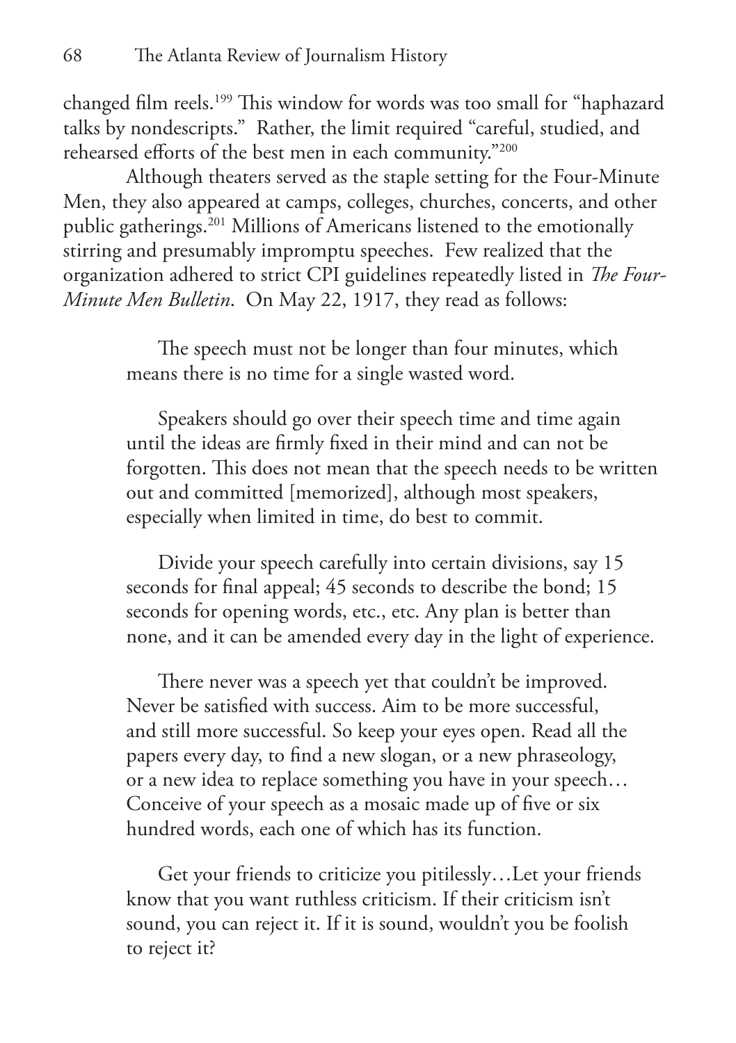changed film reels.[199] This window for words was too small for "haphazard talks by nondescripts." Rather, the limit required "careful, studied, and rehearsed efforts of the best men in each community."[200]

Although theaters served as the staple setting for the Four-Minute Men, they also appeared at camps, colleges, churches, concerts, and other public gatherings.[201] Millions of Americans listened to the emotionally stirring and presumably impromptu speeches. Few realized that the organization adhered to strict CPI guidelines repeatedly listed in *The Four-Minute Men Bulletin*. On May 22, 1917, they read as follows:

> The speech must not be longer than four minutes, which means there is no time for a single wasted word.
>
> Speakers should go over their speech time and time again until the ideas are firmly fixed in their mind and can not be forgotten. This does not mean that the speech needs to be written out and committed [memorized], although most speakers, especially when limited in time, do best to commit.
>
> Divide your speech carefully into certain divisions, say 15 seconds for final appeal; 45 seconds to describe the bond; 15 seconds for opening words, etc., etc. Any plan is better than none, and it can be amended every day in the light of experience.
>
> There never was a speech yet that couldn't be improved. Never be satisfied with success. Aim to be more successful, and still more successful. So keep your eyes open. Read all the papers every day, to find a new slogan, or a new phraseology, or a new idea to replace something you have in your speech… Conceive of your speech as a mosaic made up of five or six hundred words, each one of which has its function.
>
> Get your friends to criticize you pitilessly…Let your friends know that you want ruthless criticism. If their criticism isn't sound, you can reject it. If it is sound, wouldn't you be foolish to reject it?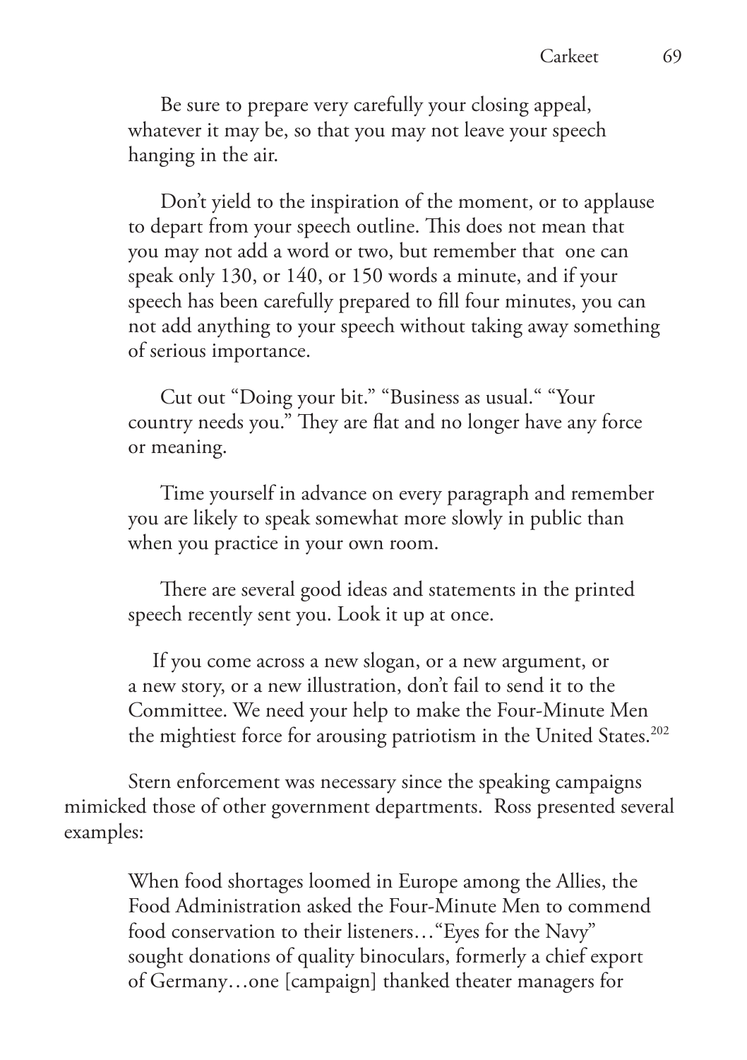Be sure to prepare very carefully your closing appeal, whatever it may be, so that you may not leave your speech hanging in the air.

Don't yield to the inspiration of the moment, or to applause to depart from your speech outline. This does not mean that you may not add a word or two, but remember that one can speak only 130, or 140, or 150 words a minute, and if your speech has been carefully prepared to fill four minutes, you can not add anything to your speech without taking away something of serious importance.

Cut out "Doing your bit." "Business as usual." "Your country needs you." They are flat and no longer have any force or meaning.

Time yourself in advance on every paragraph and remember you are likely to speak somewhat more slowly in public than when you practice in your own room.

There are several good ideas and statements in the printed speech recently sent you. Look it up at once.

If you come across a new slogan, or a new argument, or a new story, or a new illustration, don't fail to send it to the Committee. We need your help to make the Four-Minute Men the mightiest force for arousing patriotism in the United States.[202]

Stern enforcement was necessary since the speaking campaigns mimicked those of other government departments. Ross presented several examples:

> When food shortages loomed in Europe among the Allies, the Food Administration asked the Four-Minute Men to commend food conservation to their listeners…"Eyes for the Navy" sought donations of quality binoculars, formerly a chief export of Germany…one [campaign] thanked theater managers for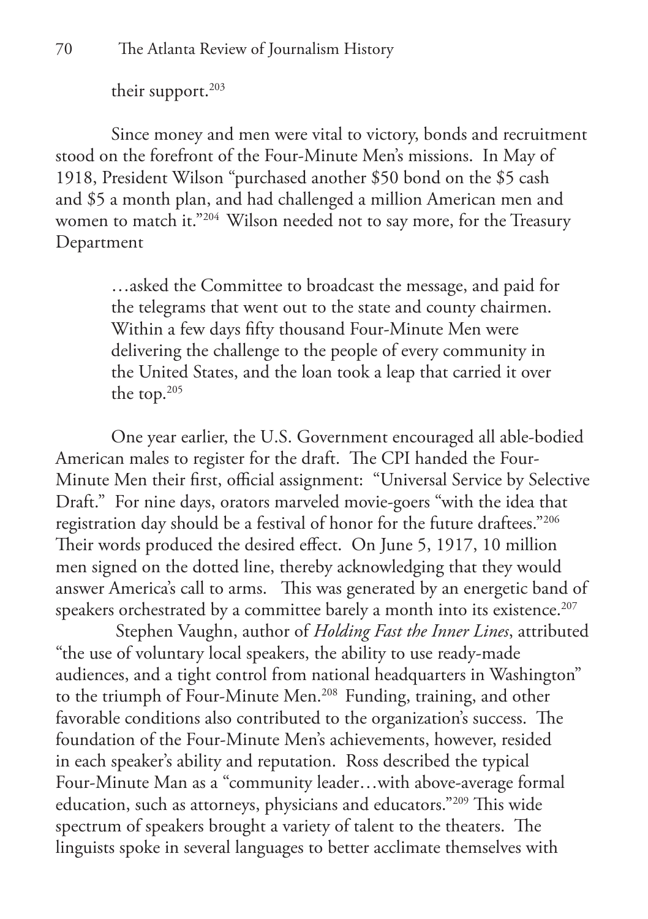their support.[203]

Since money and men were vital to victory, bonds and recruitment stood on the forefront of the Four-Minute Men's missions. In May of 1918, President Wilson "purchased another $50 bond on the $5 cash and $5 a month plan, and had challenged a million American men and women to match it."[204] Wilson needed not to say more, for the Treasury Department

> …asked the Committee to broadcast the message, and paid for the telegrams that went out to the state and county chairmen. Within a few days fifty thousand Four-Minute Men were delivering the challenge to the people of every community in the United States, and the loan took a leap that carried it over the top.[205]

One year earlier, the U.S. Government encouraged all able-bodied American males to register for the draft. The CPI handed the Four-Minute Men their first, official assignment: "Universal Service by Selective Draft." For nine days, orators marveled movie-goers "with the idea that registration day should be a festival of honor for the future draftees."[206] Their words produced the desired effect. On June 5, 1917, 10 million men signed on the dotted line, thereby acknowledging that they would answer America's call to arms. This was generated by an energetic band of speakers orchestrated by a committee barely a month into its existence.[207]

Stephen Vaughn, author of *Holding Fast the Inner Lines*, attributed "the use of voluntary local speakers, the ability to use ready-made audiences, and a tight control from national headquarters in Washington" to the triumph of Four-Minute Men.[208] Funding, training, and other favorable conditions also contributed to the organization's success. The foundation of the Four-Minute Men's achievements, however, resided in each speaker's ability and reputation. Ross described the typical Four-Minute Man as a "community leader…with above-average formal education, such as attorneys, physicians and educators."[209] This wide spectrum of speakers brought a variety of talent to the theaters. The linguists spoke in several languages to better acclimate themselves with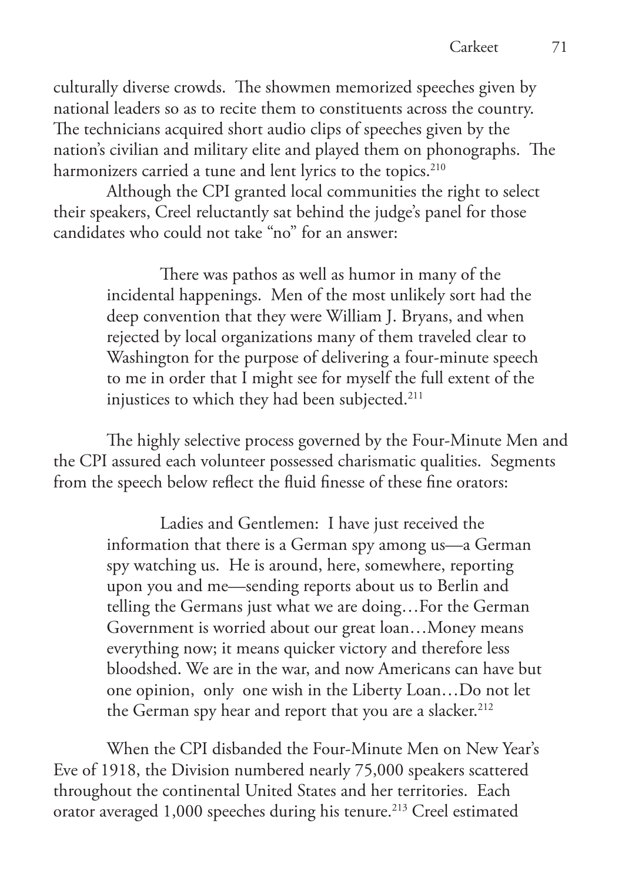culturally diverse crowds. The showmen memorized speeches given by national leaders so as to recite them to constituents across the country. The technicians acquired short audio clips of speeches given by the nation's civilian and military elite and played them on phonographs. The harmonizers carried a tune and lent lyrics to the topics.[210]

Although the CPI granted local communities the right to select their speakers, Creel reluctantly sat behind the judge's panel for those candidates who could not take "no" for an answer:

> There was pathos as well as humor in many of the incidental happenings. Men of the most unlikely sort had the deep convention that they were William J. Bryans, and when rejected by local organizations many of them traveled clear to Washington for the purpose of delivering a four-minute speech to me in order that I might see for myself the full extent of the injustices to which they had been subjected.[211]

The highly selective process governed by the Four-Minute Men and the CPI assured each volunteer possessed charismatic qualities. Segments from the speech below reflect the fluid finesse of these fine orators:

> Ladies and Gentlemen: I have just received the information that there is a German spy among us—a German spy watching us. He is around, here, somewhere, reporting upon you and me—sending reports about us to Berlin and telling the Germans just what we are doing…For the German Government is worried about our great loan…Money means everything now; it means quicker victory and therefore less bloodshed. We are in the war, and now Americans can have but one opinion, only one wish in the Liberty Loan…Do not let the German spy hear and report that you are a slacker.[212]

When the CPI disbanded the Four-Minute Men on New Year's Eve of 1918, the Division numbered nearly 75,000 speakers scattered throughout the continental United States and her territories. Each orator averaged 1,000 speeches during his tenure.[213] Creel estimated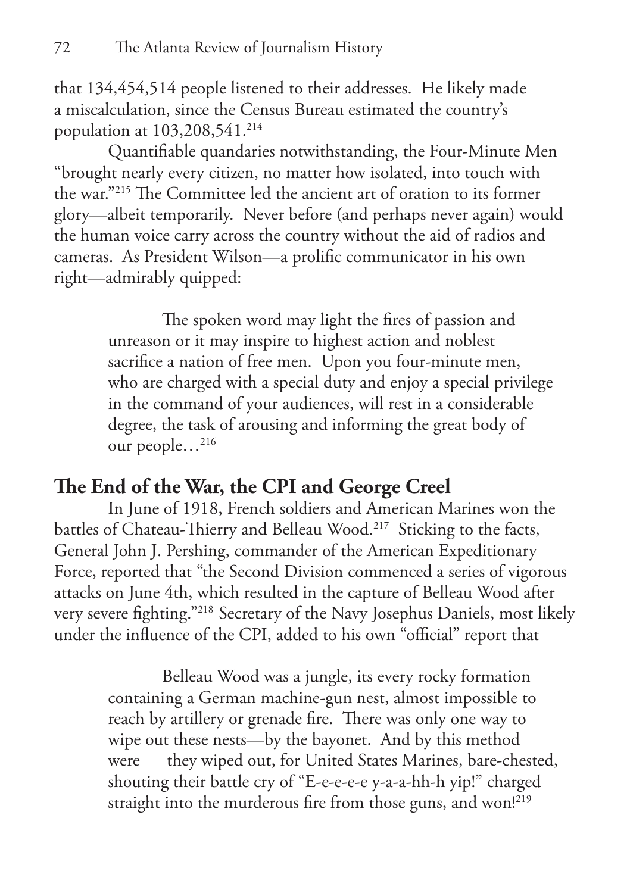that 134,454,514 people listened to their addresses. He likely made a miscalculation, since the Census Bureau estimated the country's population at 103,208,541.[214]

Quantifiable quandaries notwithstanding, the Four-Minute Men "brought nearly every citizen, no matter how isolated, into touch with the war."[215] The Committee led the ancient art of oration to its former glory—albeit temporarily. Never before (and perhaps never again) would the human voice carry across the country without the aid of radios and cameras. As President Wilson—a prolific communicator in his own right—admirably quipped:

> The spoken word may light the fires of passion and unreason or it may inspire to highest action and noblest sacrifice a nation of free men. Upon you four-minute men, who are charged with a special duty and enjoy a special privilege in the command of your audiences, will rest in a considerable degree, the task of arousing and informing the great body of our people…[216]

## The End of the War, the CPI and George Creel

In June of 1918, French soldiers and American Marines won the battles of Chateau-Thierry and Belleau Wood.[217] Sticking to the facts, General John J. Pershing, commander of the American Expeditionary Force, reported that "the Second Division commenced a series of vigorous attacks on June 4th, which resulted in the capture of Belleau Wood after very severe fighting."[218] Secretary of the Navy Josephus Daniels, most likely under the influence of the CPI, added to his own "official" report that

> Belleau Wood was a jungle, its every rocky formation containing a German machine-gun nest, almost impossible to reach by artillery or grenade fire. There was only one way to wipe out these nests—by the bayonet. And by this method were they wiped out, for United States Marines, bare-chested, shouting their battle cry of "E-e-e-e-e y-a-a-hh-h yip!" charged straight into the murderous fire from those guns, and won![219]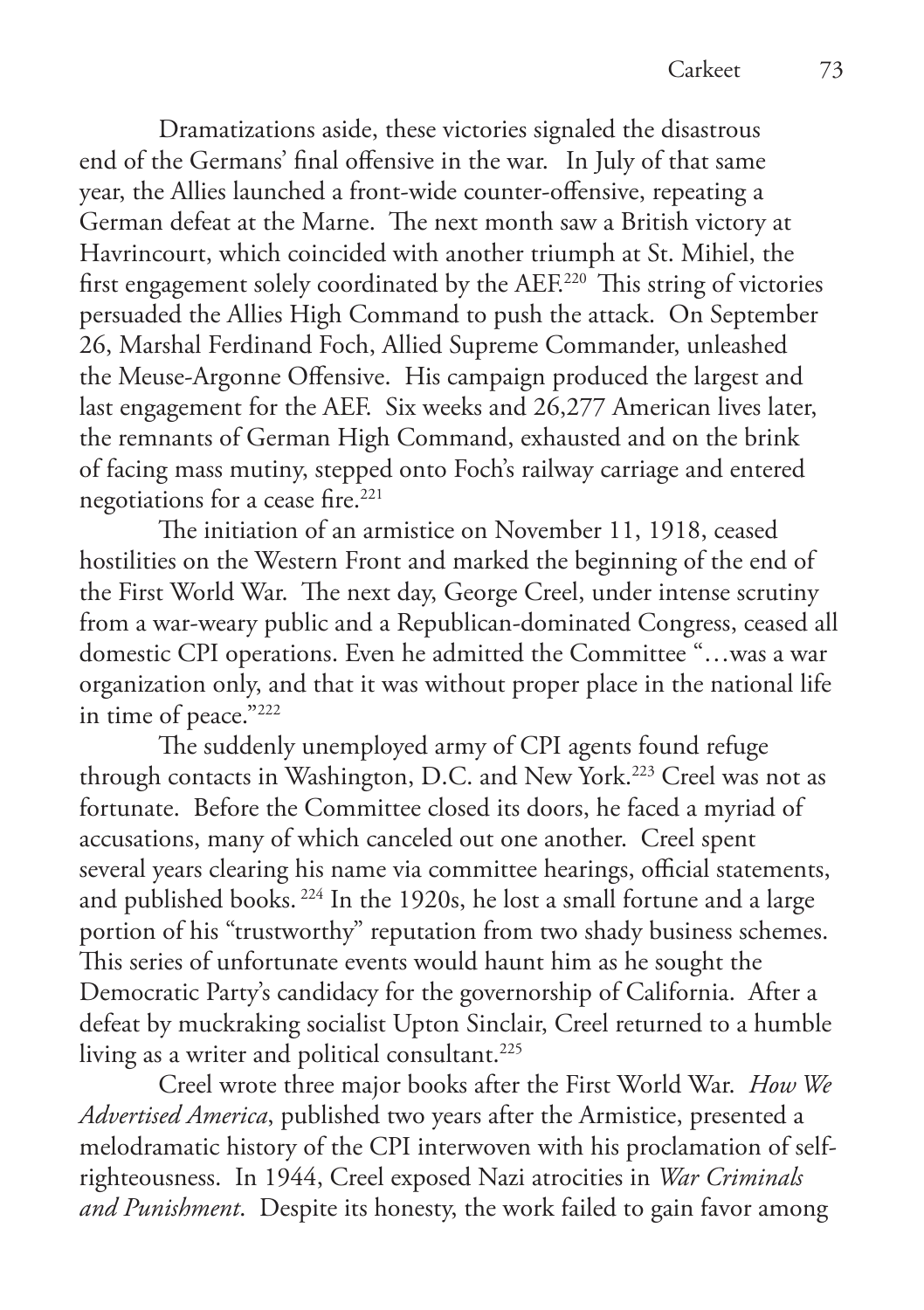Dramatizations aside, these victories signaled the disastrous end of the Germans' final offensive in the war. In July of that same year, the Allies launched a front-wide counter-offensive, repeating a German defeat at the Marne. The next month saw a British victory at Havrincourt, which coincided with another triumph at St. Mihiel, the first engagement solely coordinated by the AEF.[220] This string of victories persuaded the Allies High Command to push the attack. On September 26, Marshal Ferdinand Foch, Allied Supreme Commander, unleashed the Meuse-Argonne Offensive. His campaign produced the largest and last engagement for the AEF. Six weeks and 26,277 American lives later, the remnants of German High Command, exhausted and on the brink of facing mass mutiny, stepped onto Foch's railway carriage and entered negotiations for a cease fire.[221]

The initiation of an armistice on November 11, 1918, ceased hostilities on the Western Front and marked the beginning of the end of the First World War. The next day, George Creel, under intense scrutiny from a war-weary public and a Republican-dominated Congress, ceased all domestic CPI operations. Even he admitted the Committee "…was a war organization only, and that it was without proper place in the national life in time of peace."[222]

The suddenly unemployed army of CPI agents found refuge through contacts in Washington, D.C. and New York.[223] Creel was not as fortunate. Before the Committee closed its doors, he faced a myriad of accusations, many of which canceled out one another. Creel spent several years clearing his name via committee hearings, official statements, and published books.[224] In the 1920s, he lost a small fortune and a large portion of his "trustworthy" reputation from two shady business schemes. This series of unfortunate events would haunt him as he sought the Democratic Party's candidacy for the governorship of California. After a defeat by muckraking socialist Upton Sinclair, Creel returned to a humble living as a writer and political consultant.[225]

Creel wrote three major books after the First World War. *How We Advertised America*, published two years after the Armistice, presented a melodramatic history of the CPI interwoven with his proclamation of self-righteousness. In 1944, Creel exposed Nazi atrocities in *War Criminals and Punishment*. Despite its honesty, the work failed to gain favor among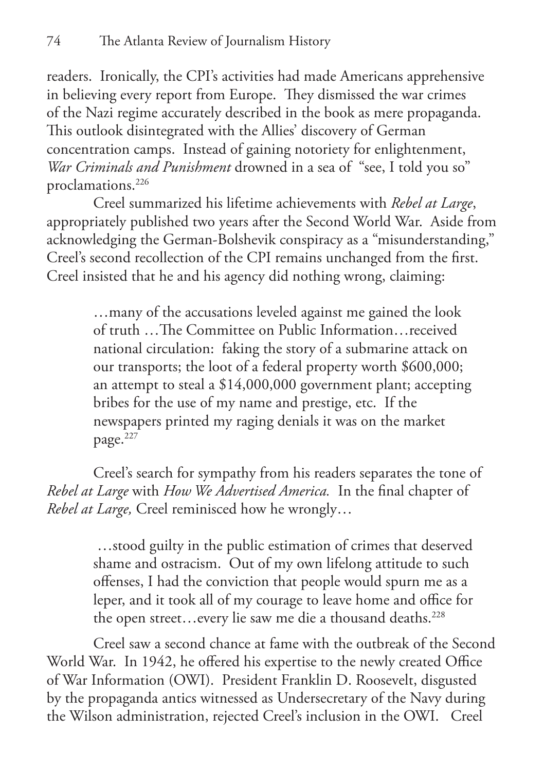readers. Ironically, the CPI's activities had made Americans apprehensive in believing every report from Europe. They dismissed the war crimes of the Nazi regime accurately described in the book as mere propaganda. This outlook disintegrated with the Allies' discovery of German concentration camps. Instead of gaining notoriety for enlightenment, *War Criminals and Punishment* drowned in a sea of "see, I told you so" proclamations.[226]

Creel summarized his lifetime achievements with *Rebel at Large*, appropriately published two years after the Second World War. Aside from acknowledging the German-Bolshevik conspiracy as a "misunderstanding," Creel's second recollection of the CPI remains unchanged from the first. Creel insisted that he and his agency did nothing wrong, claiming:

> …many of the accusations leveled against me gained the look of truth …The Committee on Public Information…received national circulation: faking the story of a submarine attack on our transports; the loot of a federal property worth $600,000; an attempt to steal a $14,000,000 government plant; accepting bribes for the use of my name and prestige, etc. If the newspapers printed my raging denials it was on the market page.[227]

Creel's search for sympathy from his readers separates the tone of *Rebel at Large* with *How We Advertised America.* In the final chapter of *Rebel at Large,* Creel reminisced how he wrongly…

> …stood guilty in the public estimation of crimes that deserved shame and ostracism. Out of my own lifelong attitude to such offenses, I had the conviction that people would spurn me as a leper, and it took all of my courage to leave home and office for the open street…every lie saw me die a thousand deaths.[228]

Creel saw a second chance at fame with the outbreak of the Second World War. In 1942, he offered his expertise to the newly created Office of War Information (OWI). President Franklin D. Roosevelt, disgusted by the propaganda antics witnessed as Undersecretary of the Navy during the Wilson administration, rejected Creel's inclusion in the OWI. Creel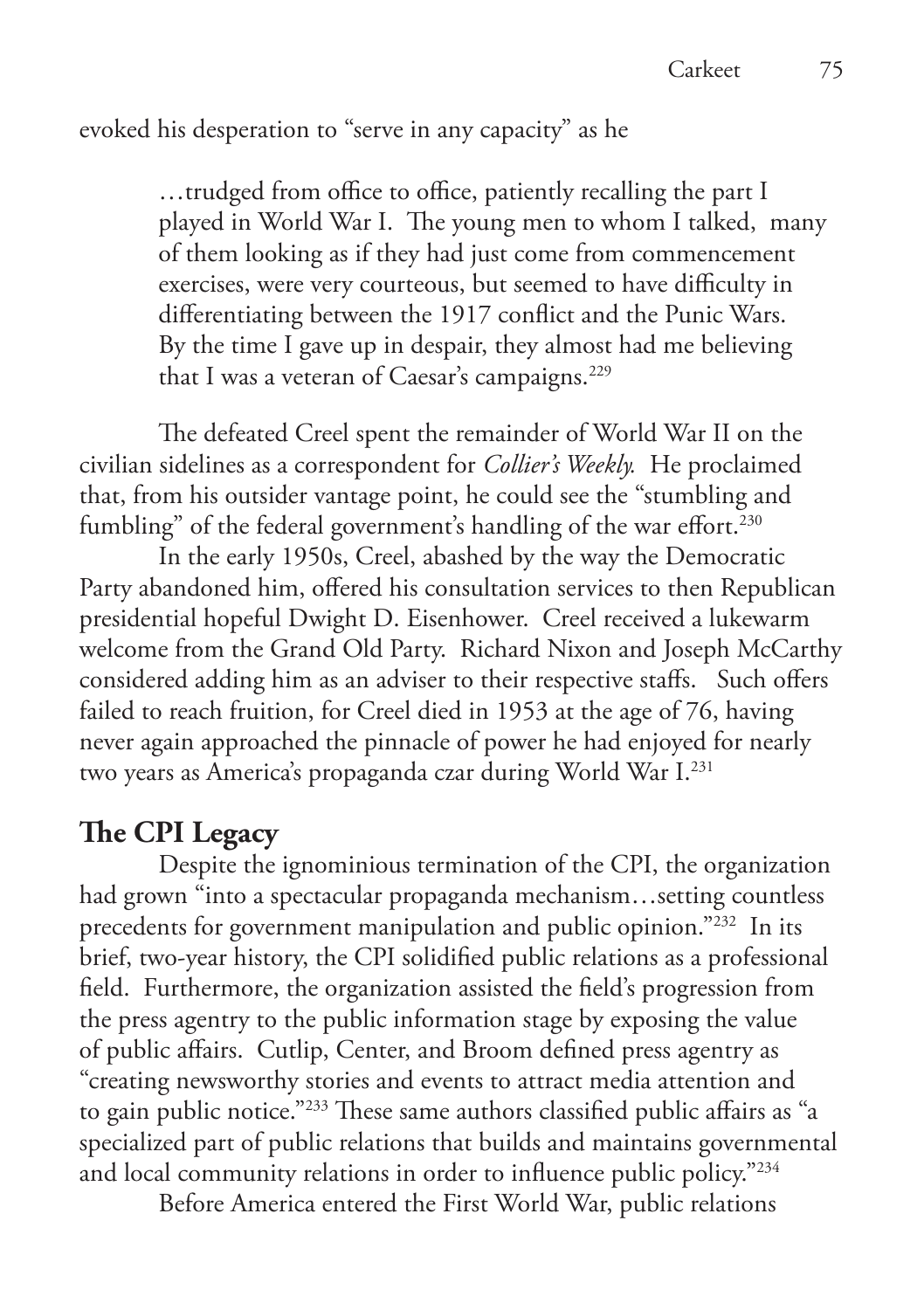evoked his desperation to "serve in any capacity" as he

> …trudged from office to office, patiently recalling the part I played in World War I. The young men to whom I talked, many of them looking as if they had just come from commencement exercises, were very courteous, but seemed to have difficulty in differentiating between the 1917 conflict and the Punic Wars. By the time I gave up in despair, they almost had me believing that I was a veteran of Caesar's campaigns.[229]

The defeated Creel spent the remainder of World War II on the civilian sidelines as a correspondent for *Collier's Weekly.* He proclaimed that, from his outsider vantage point, he could see the "stumbling and fumbling" of the federal government's handling of the war effort.[230]

In the early 1950s, Creel, abashed by the way the Democratic Party abandoned him, offered his consultation services to then Republican presidential hopeful Dwight D. Eisenhower. Creel received a lukewarm welcome from the Grand Old Party. Richard Nixon and Joseph McCarthy considered adding him as an adviser to their respective staffs. Such offers failed to reach fruition, for Creel died in 1953 at the age of 76, having never again approached the pinnacle of power he had enjoyed for nearly two years as America's propaganda czar during World War I.[231]

## The CPI Legacy

Despite the ignominious termination of the CPI, the organization had grown "into a spectacular propaganda mechanism…setting countless precedents for government manipulation and public opinion."[232] In its brief, two-year history, the CPI solidified public relations as a professional field. Furthermore, the organization assisted the field's progression from the press agentry to the public information stage by exposing the value of public affairs. Cutlip, Center, and Broom defined press agentry as "creating newsworthy stories and events to attract media attention and to gain public notice."[233] These same authors classified public affairs as "a specialized part of public relations that builds and maintains governmental and local community relations in order to influence public policy."[234]

Before America entered the First World War, public relations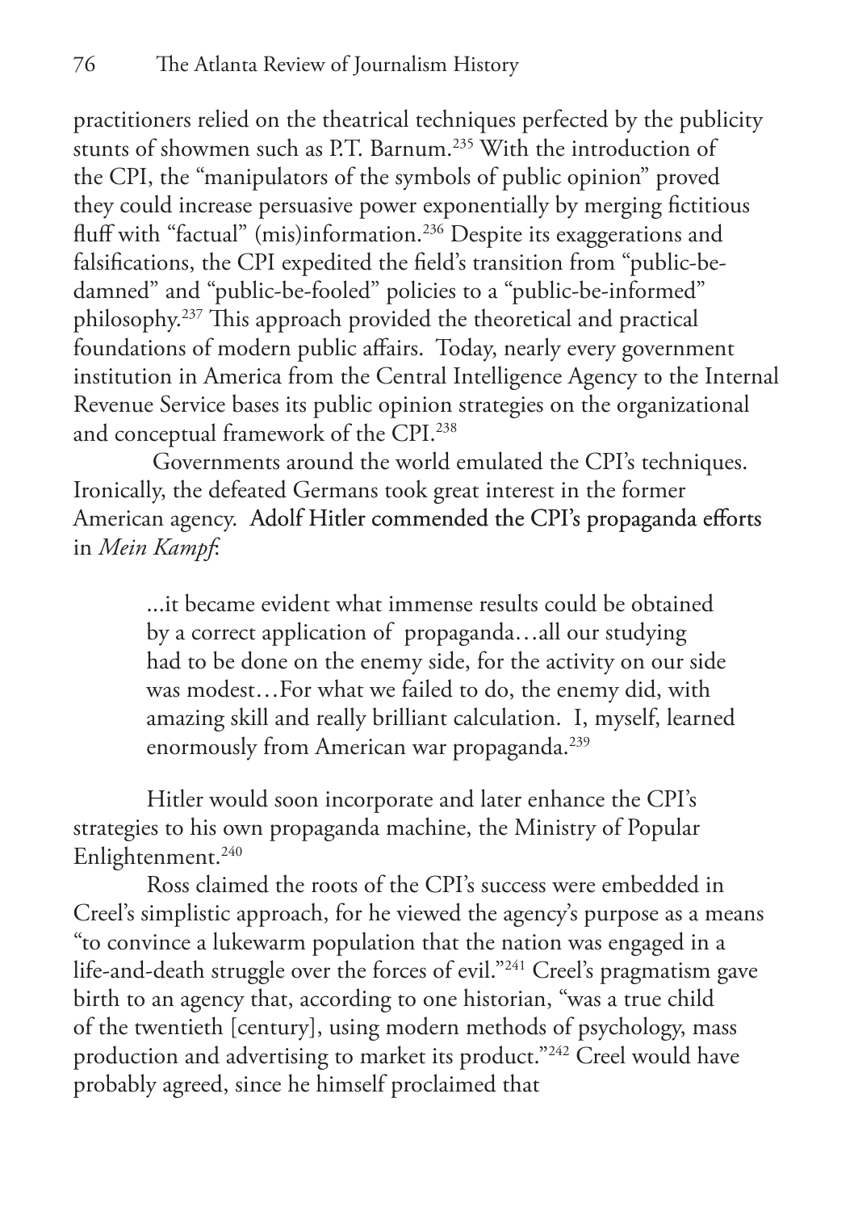practitioners relied on the theatrical techniques perfected by the publicity stunts of showmen such as P.T. Barnum.[235] With the introduction of the CPI, the "manipulators of the symbols of public opinion" proved they could increase persuasive power exponentially by merging fictitious fluff with "factual" (mis)information.[236] Despite its exaggerations and falsifications, the CPI expedited the field's transition from "public-be-damned" and "public-be-fooled" policies to a "public-be-informed" philosophy.[237] This approach provided the theoretical and practical foundations of modern public affairs. Today, nearly every government institution in America from the Central Intelligence Agency to the Internal Revenue Service bases its public opinion strategies on the organizational and conceptual framework of the CPI.[238]

Governments around the world emulated the CPI's techniques. Ironically, the defeated Germans took great interest in the former American agency. Adolf Hitler commended the CPI's propaganda efforts in *Mein Kampf*:

> ...it became evident what immense results could be obtained by a correct application of propaganda…all our studying had to be done on the enemy side, for the activity on our side was modest…For what we failed to do, the enemy did, with amazing skill and really brilliant calculation. I, myself, learned enormously from American war propaganda.[239]

Hitler would soon incorporate and later enhance the CPI's strategies to his own propaganda machine, the Ministry of Popular Enlightenment.[240]

Ross claimed the roots of the CPI's success were embedded in Creel's simplistic approach, for he viewed the agency's purpose as a means "to convince a lukewarm population that the nation was engaged in a life-and-death struggle over the forces of evil."[241] Creel's pragmatism gave birth to an agency that, according to one historian, "was a true child of the twentieth [century], using modern methods of psychology, mass production and advertising to market its product."[242] Creel would have probably agreed, since he himself proclaimed that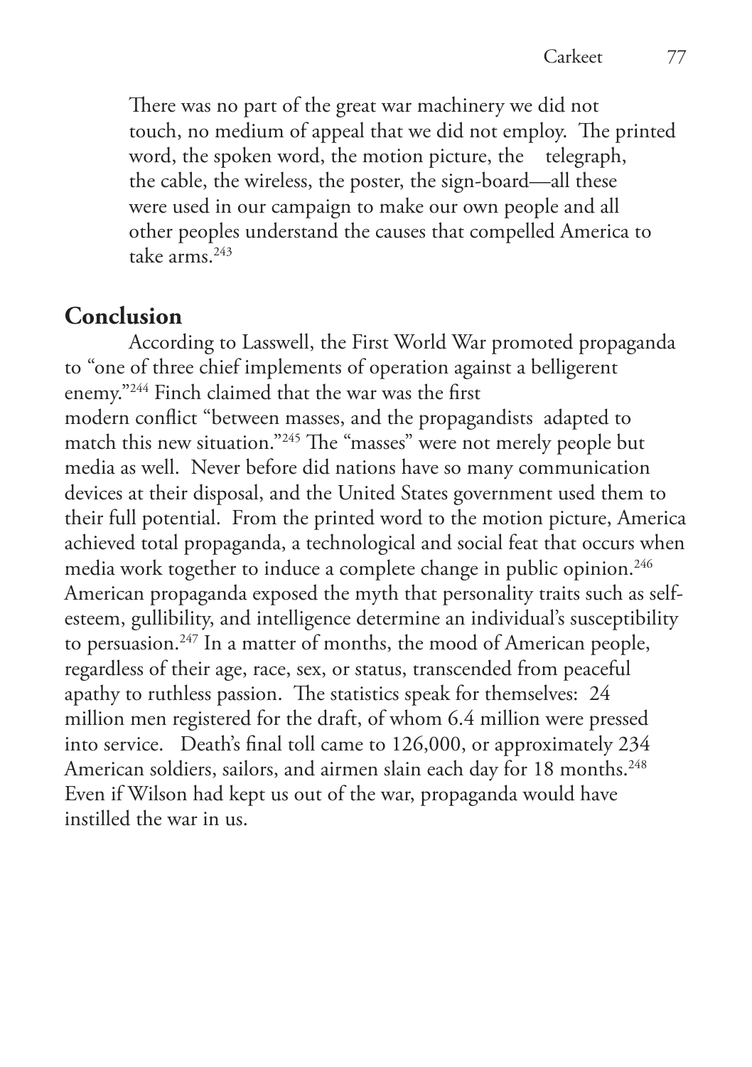> There was no part of the great war machinery we did not touch, no medium of appeal that we did not employ. The printed word, the spoken word, the motion picture, the telegraph, the cable, the wireless, the poster, the sign-board—all these were used in our campaign to make our own people and all other peoples understand the causes that compelled America to take arms.[243]

## Conclusion

According to Lasswell, the First World War promoted propaganda to "one of three chief implements of operation against a belligerent enemy."[244] Finch claimed that the war was the first modern conflict "between masses, and the propagandists adapted to match this new situation."[245] The "masses" were not merely people but media as well. Never before did nations have so many communication devices at their disposal, and the United States government used them to their full potential. From the printed word to the motion picture, America achieved total propaganda, a technological and social feat that occurs when media work together to induce a complete change in public opinion.[246] American propaganda exposed the myth that personality traits such as self-esteem, gullibility, and intelligence determine an individual's susceptibility to persuasion.[247] In a matter of months, the mood of American people, regardless of their age, race, sex, or status, transcended from peaceful apathy to ruthless passion. The statistics speak for themselves: 24 million men registered for the draft, of whom 6.4 million were pressed into service. Death's final toll came to 126,000, or approximately 234 American soldiers, sailors, and airmen slain each day for 18 months.[248] Even if Wilson had kept us out of the war, propaganda would have instilled the war in us.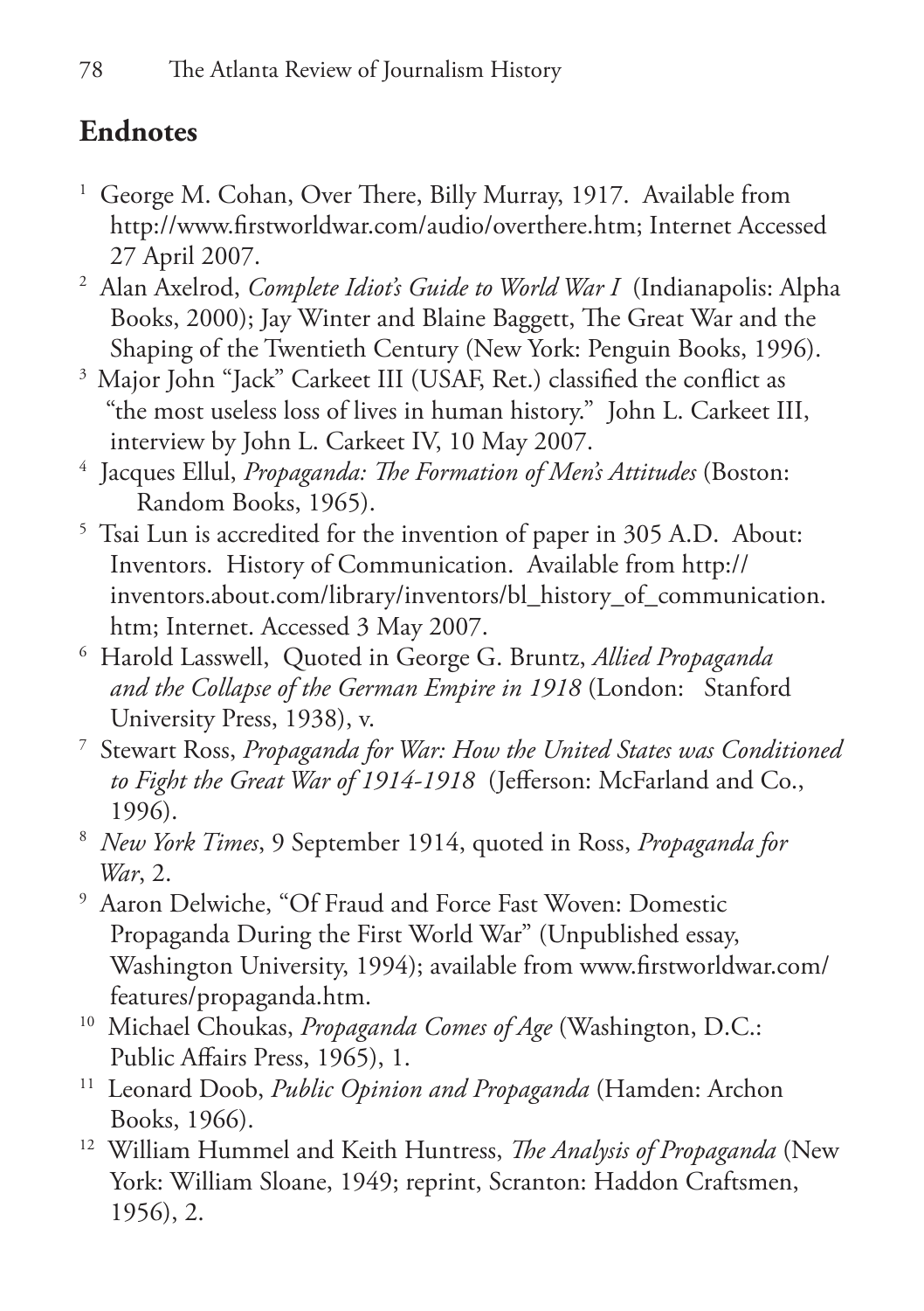## Endnotes

[1] George M. Cohan, Over There, Billy Murray, 1917. Available from http://www.firstworldwar.com/audio/overthere.htm; Internet Accessed 27 April 2007.

[2] Alan Axelrod, *Complete Idiot's Guide to World War I* (Indianapolis: Alpha Books, 2000); Jay Winter and Blaine Baggett, The Great War and the Shaping of the Twentieth Century (New York: Penguin Books, 1996).

[3] Major John "Jack" Carkeet III (USAF, Ret.) classified the conflict as "the most useless loss of lives in human history." John L. Carkeet III, interview by John L. Carkeet IV, 10 May 2007.

[4] Jacques Ellul, *Propaganda: The Formation of Men's Attitudes* (Boston: Random Books, 1965).

[5] Tsai Lun is accredited for the invention of paper in 305 A.D. About: Inventors. History of Communication. Available from http://inventors.about.com/library/inventors/bl_history_of_communication.htm; Internet. Accessed 3 May 2007.

[6] Harold Lasswell, Quoted in George G. Bruntz, *Allied Propaganda and the Collapse of the German Empire in 1918* (London: Stanford University Press, 1938), v.

[7] Stewart Ross, *Propaganda for War: How the United States was Conditioned to Fight the Great War of 1914-1918* (Jefferson: McFarland and Co., 1996).

[8] *New York Times*, 9 September 1914, quoted in Ross, *Propaganda for War*, 2.

[9] Aaron Delwiche, "Of Fraud and Force Fast Woven: Domestic Propaganda During the First World War" (Unpublished essay, Washington University, 1994); available from www.firstworldwar.com/features/propaganda.htm.

[10] Michael Choukas, *Propaganda Comes of Age* (Washington, D.C.: Public Affairs Press, 1965), 1.

[11] Leonard Doob, *Public Opinion and Propaganda* (Hamden: Archon Books, 1966).

[12] William Hummel and Keith Huntress, *The Analysis of Propaganda* (New York: William Sloane, 1949; reprint, Scranton: Haddon Craftsmen, 1956), 2.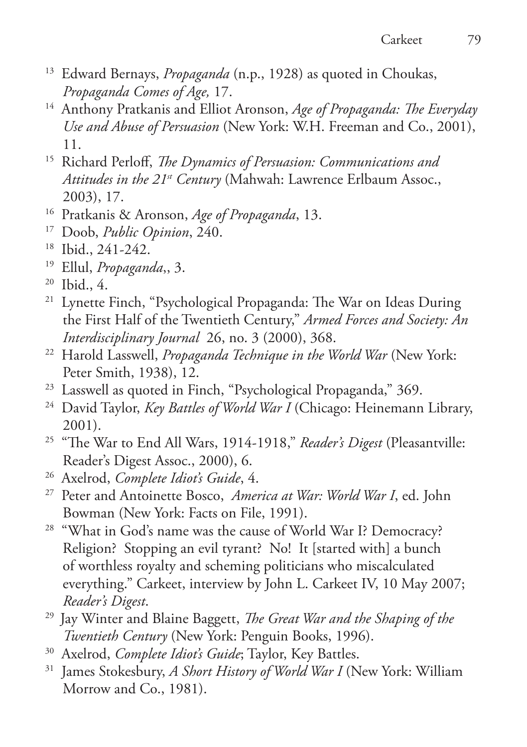[13] Edward Bernays, *Propaganda* (n.p., 1928) as quoted in Choukas, *Propaganda Comes of Age,* 17.

[14] Anthony Pratkanis and Elliot Aronson, *Age of Propaganda: The Everyday Use and Abuse of Persuasion* (New York: W.H. Freeman and Co., 2001), 11.

[15] Richard Perloff, *The Dynamics of Persuasion: Communications and Attitudes in the 21st Century* (Mahwah: Lawrence Erlbaum Assoc., 2003), 17.

[16] Pratkanis & Aronson, *Age of Propaganda*, 13.

[17] Doob, *Public Opinion*, 240.

[18] Ibid., 241-242.

[19] Ellul, *Propaganda*,, 3.

[20] Ibid., 4.

[21] Lynette Finch, "Psychological Propaganda: The War on Ideas During the First Half of the Twentieth Century," *Armed Forces and Society: An Interdisciplinary Journal* 26, no. 3 (2000), 368.

[22] Harold Lasswell, *Propaganda Technique in the World War* (New York: Peter Smith, 1938), 12.

[23] Lasswell as quoted in Finch, "Psychological Propaganda," 369.

[24] David Taylor, *Key Battles of World War I* (Chicago: Heinemann Library, 2001).

[25] "The War to End All Wars, 1914-1918," *Reader's Digest* (Pleasantville: Reader's Digest Assoc., 2000), 6.

[26] Axelrod, *Complete Idiot's Guide*, 4.

[27] Peter and Antoinette Bosco, *America at War: World War I*, ed. John Bowman (New York: Facts on File, 1991).

[28] "What in God's name was the cause of World War I? Democracy? Religion? Stopping an evil tyrant? No! It [started with] a bunch of worthless royalty and scheming politicians who miscalculated everything." Carkeet, interview by John L. Carkeet IV, 10 May 2007; *Reader's Digest*.

[29] Jay Winter and Blaine Baggett, *The Great War and the Shaping of the Twentieth Century* (New York: Penguin Books, 1996).

[30] Axelrod, *Complete Idiot's Guide*; Taylor, Key Battles.

[31] James Stokesbury, *A Short History of World War I* (New York: William Morrow and Co., 1981).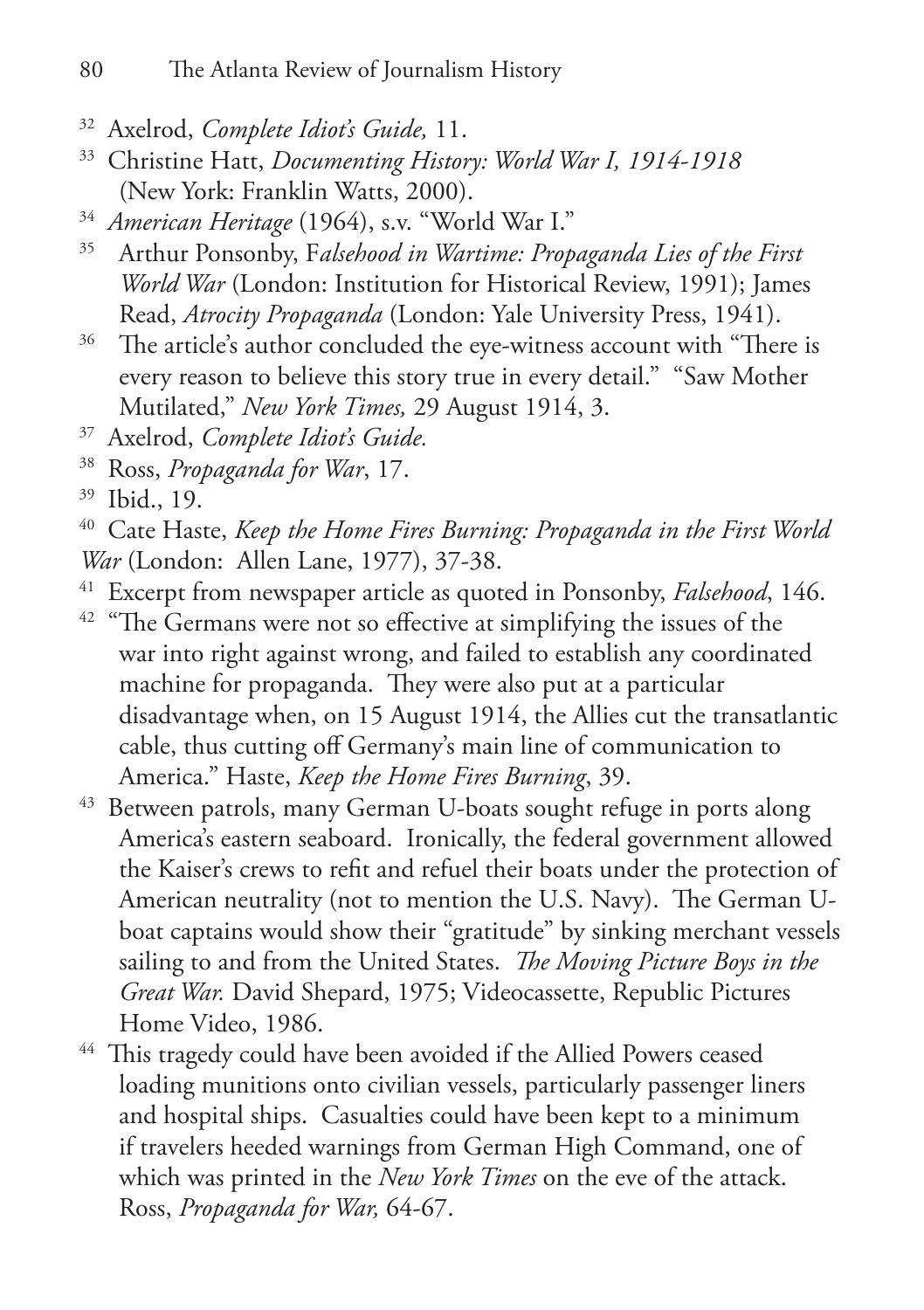[32] Axelrod, *Complete Idiot's Guide,* 11.

[33] Christine Hatt, *Documenting History: World War I, 1914-1918* (New York: Franklin Watts, 2000).

[34] *American Heritage* (1964), s.v. "World War I."

[35] Arthur Ponsonby, F*alsehood in Wartime: Propaganda Lies of the First World War* (London: Institution for Historical Review, 1991); James Read, *Atrocity Propaganda* (London: Yale University Press, 1941).

[36] The article's author concluded the eye-witness account with "There is every reason to believe this story true in every detail." "Saw Mother Mutilated," *New York Times,* 29 August 1914, 3.

[37] Axelrod, *Complete Idiot's Guide.*

[38] Ross, *Propaganda for War*, 17.

[39] Ibid., 19.

[40] Cate Haste, *Keep the Home Fires Burning: Propaganda in the First World War* (London: Allen Lane, 1977), 37-38.

[41] Excerpt from newspaper article as quoted in Ponsonby, *Falsehood*, 146.

[42] "The Germans were not so effective at simplifying the issues of the war into right against wrong, and failed to establish any coordinated machine for propaganda. They were also put at a particular disadvantage when, on 15 August 1914, the Allies cut the transatlantic cable, thus cutting off Germany's main line of communication to America." Haste, *Keep the Home Fires Burning*, 39.

[43] Between patrols, many German U-boats sought refuge in ports along America's eastern seaboard. Ironically, the federal government allowed the Kaiser's crews to refit and refuel their boats under the protection of American neutrality (not to mention the U.S. Navy). The German U-boat captains would show their "gratitude" by sinking merchant vessels sailing to and from the United States. *The Moving Picture Boys in the Great War.* David Shepard, 1975; Videocassette, Republic Pictures Home Video, 1986.

[44] This tragedy could have been avoided if the Allied Powers ceased loading munitions onto civilian vessels, particularly passenger liners and hospital ships. Casualties could have been kept to a minimum if travelers heeded warnings from German High Command, one of which was printed in the *New York Times* on the eve of the attack. Ross, *Propaganda for War,* 64-67.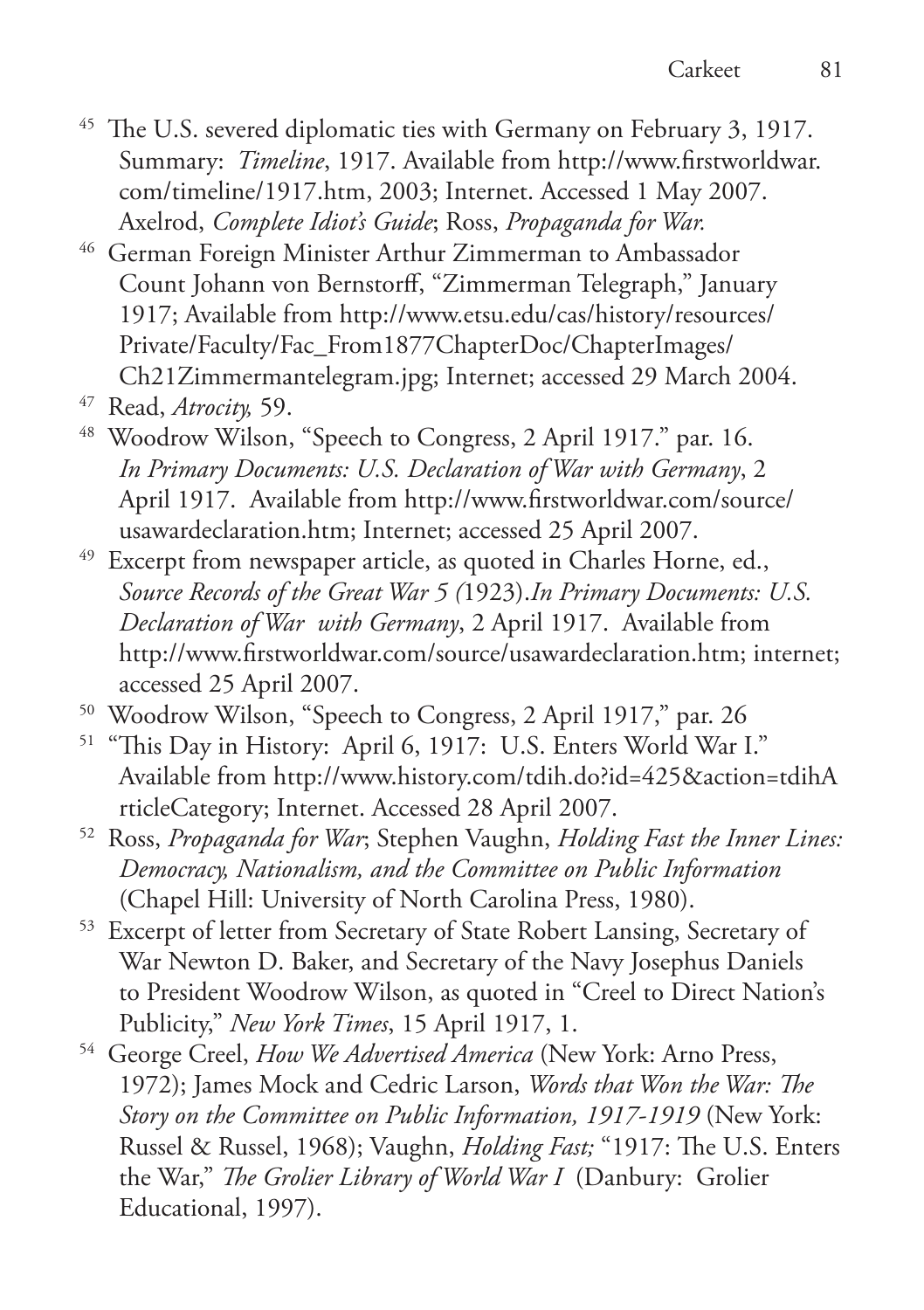[45] The U.S. severed diplomatic ties with Germany on February 3, 1917. Summary: *Timeline*, 1917. Available from http://www.firstworldwar.com/timeline/1917.htm, 2003; Internet. Accessed 1 May 2007. Axelrod, *Complete Idiot's Guide*; Ross, *Propaganda for War.*

[46] German Foreign Minister Arthur Zimmerman to Ambassador Count Johann von Bernstorff, "Zimmerman Telegraph," January 1917; Available from http://www.etsu.edu/cas/history/resources/Private/Faculty/Fac_From1877ChapterDoc/ChapterImages/Ch21Zimmermantelegram.jpg; Internet; accessed 29 March 2004.

[47] Read, *Atrocity,* 59.

[48] Woodrow Wilson, "Speech to Congress, 2 April 1917." par. 16. *In Primary Documents: U.S. Declaration of War with Germany*, 2 April 1917. Available from http://www.firstworldwar.com/source/usawardeclaration.htm; Internet; accessed 25 April 2007.

[49] Excerpt from newspaper article, as quoted in Charles Horne, ed., *Source Records of the Great War 5 (*1923).*In Primary Documents: U.S. Declaration of War with Germany*, 2 April 1917. Available from http://www.firstworldwar.com/source/usawardeclaration.htm; internet; accessed 25 April 2007.

[50] Woodrow Wilson, "Speech to Congress, 2 April 1917," par. 26

[51] "This Day in History: April 6, 1917: U.S. Enters World War I." Available from http://www.history.com/tdih.do?id=425&action=tdihArticleCategory; Internet. Accessed 28 April 2007.

[52] Ross, *Propaganda for War*; Stephen Vaughn, *Holding Fast the Inner Lines: Democracy, Nationalism, and the Committee on Public Information* (Chapel Hill: University of North Carolina Press, 1980).

[53] Excerpt of letter from Secretary of State Robert Lansing, Secretary of War Newton D. Baker, and Secretary of the Navy Josephus Daniels to President Woodrow Wilson, as quoted in "Creel to Direct Nation's Publicity," *New York Times*, 15 April 1917, 1.

[54] George Creel, *How We Advertised America* (New York: Arno Press, 1972); James Mock and Cedric Larson, *Words that Won the War: The Story on the Committee on Public Information, 1917-1919* (New York: Russel & Russel, 1968); Vaughn, *Holding Fast;* "1917: The U.S. Enters the War," *The Grolier Library of World War I* (Danbury: Grolier Educational, 1997).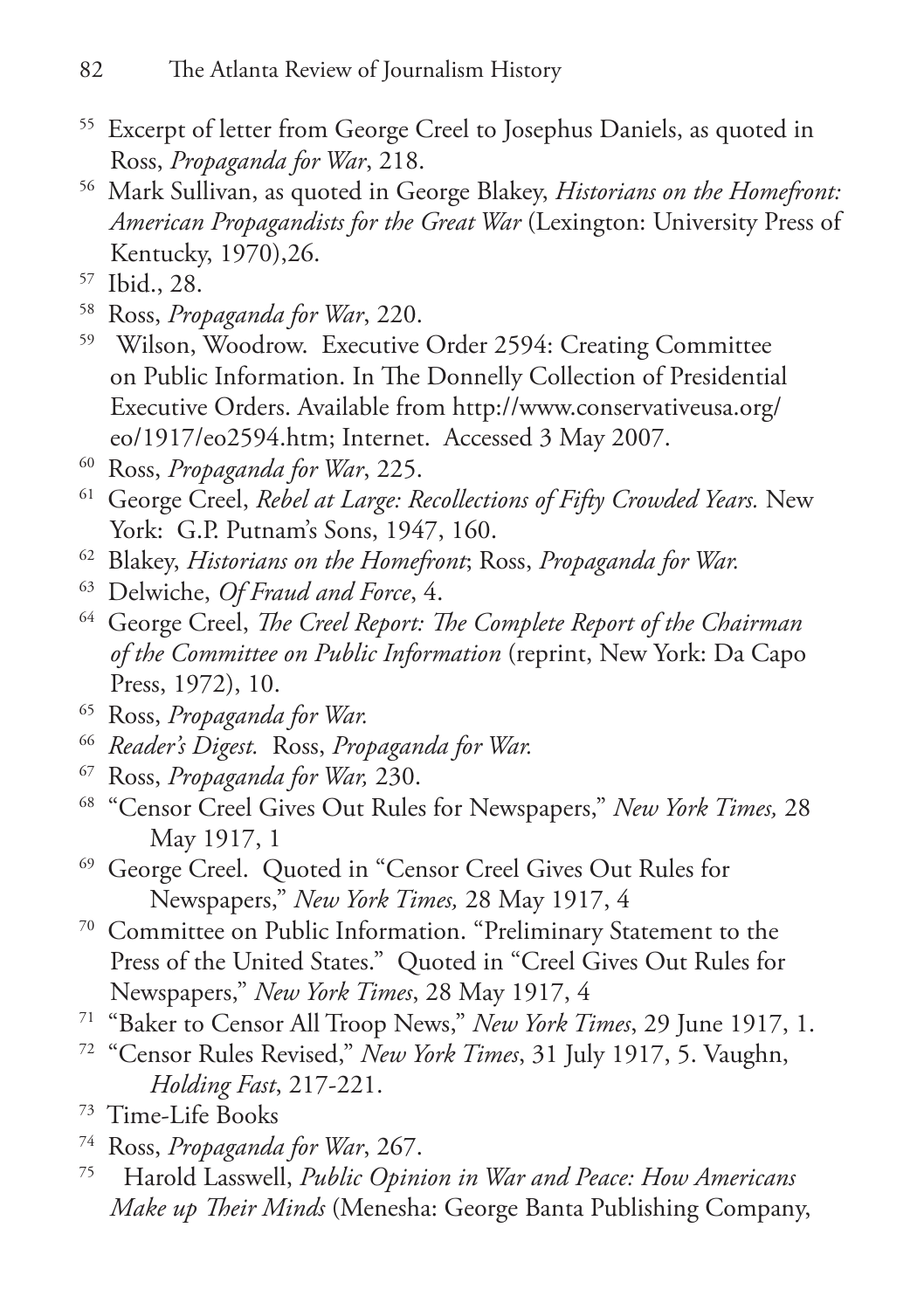[55] Excerpt of letter from George Creel to Josephus Daniels, as quoted in Ross, *Propaganda for War*, 218.

[56] Mark Sullivan, as quoted in George Blakey, *Historians on the Homefront: American Propagandists for the Great War* (Lexington: University Press of Kentucky, 1970),26.

[57] Ibid., 28.

[58] Ross, *Propaganda for War*, 220.

[59] Wilson, Woodrow. Executive Order 2594: Creating Committee on Public Information. In The Donnelly Collection of Presidential Executive Orders. Available from http://www.conservativeusa.org/eo/1917/eo2594.htm; Internet. Accessed 3 May 2007.

[60] Ross, *Propaganda for War*, 225.

[61] George Creel, *Rebel at Large: Recollections of Fifty Crowded Years.* New York: G.P. Putnam's Sons, 1947, 160.

[62] Blakey, *Historians on the Homefront*; Ross, *Propaganda for War.*

[63] Delwiche, *Of Fraud and Force*, 4.

[64] George Creel, *The Creel Report: The Complete Report of the Chairman of the Committee on Public Information* (reprint, New York: Da Capo Press, 1972), 10.

[65] Ross, *Propaganda for War.*

[66] *Reader's Digest.* Ross, *Propaganda for War.*

[67] Ross, *Propaganda for War,* 230.

[68] "Censor Creel Gives Out Rules for Newspapers," *New York Times,* 28 May 1917, 1

[69] George Creel. Quoted in "Censor Creel Gives Out Rules for Newspapers," *New York Times,* 28 May 1917, 4

[70] Committee on Public Information. "Preliminary Statement to the Press of the United States." Quoted in "Creel Gives Out Rules for Newspapers," *New York Times*, 28 May 1917, 4

[71] "Baker to Censor All Troop News," *New York Times*, 29 June 1917, 1.

[72] "Censor Rules Revised," *New York Times*, 31 July 1917, 5. Vaughn, *Holding Fast*, 217-221.

[73] Time-Life Books

[74] Ross, *Propaganda for War*, 267.

[75] Harold Lasswell, *Public Opinion in War and Peace: How Americans Make up Their Minds* (Menesha: George Banta Publishing Company,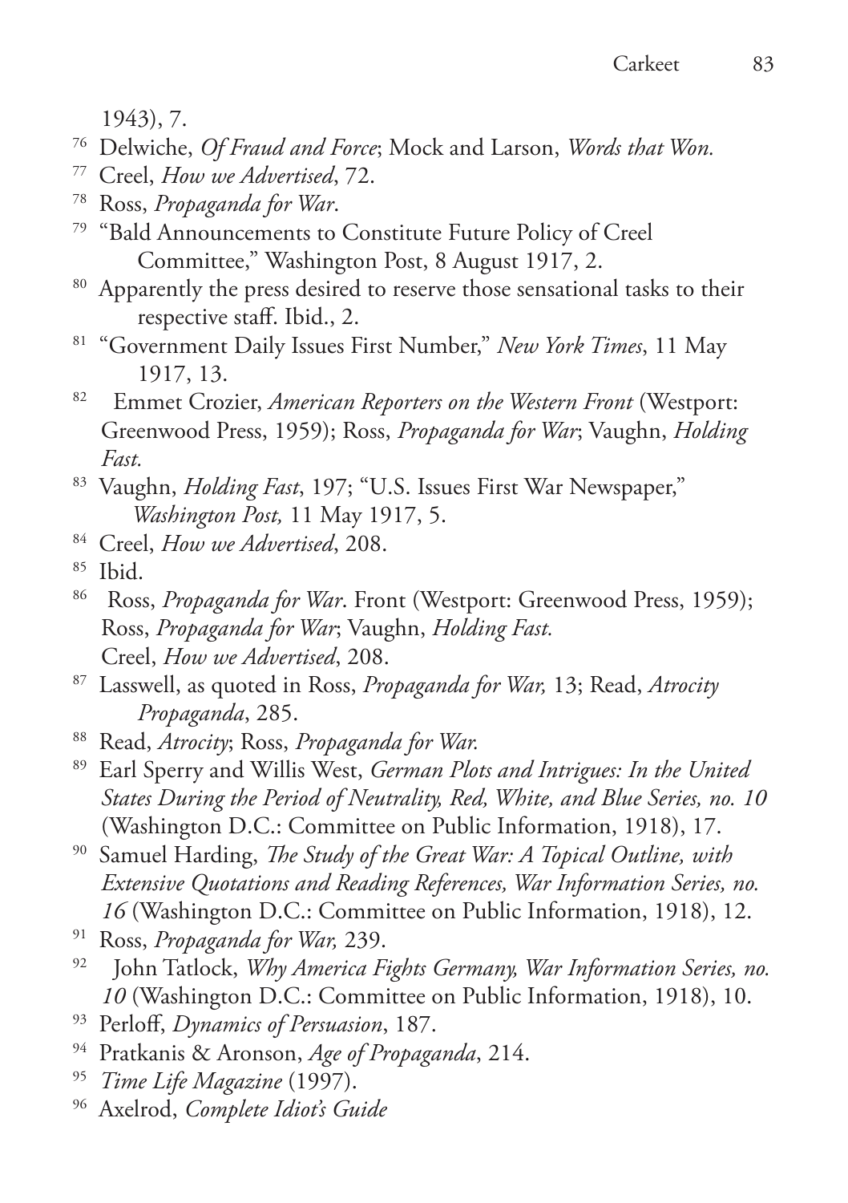1943), 7.

[76] Delwiche, *Of Fraud and Force*; Mock and Larson, *Words that Won.*

[77] Creel, *How we Advertised*, 72.

[78] Ross, *Propaganda for War*.

[79] "Bald Announcements to Constitute Future Policy of Creel Committee," Washington Post, 8 August 1917, 2.

[80] Apparently the press desired to reserve those sensational tasks to their respective staff. Ibid., 2.

[81] "Government Daily Issues First Number," *New York Times*, 11 May 1917, 13.

[82] Emmet Crozier, *American Reporters on the Western Front* (Westport: Greenwood Press, 1959); Ross, *Propaganda for War*; Vaughn, *Holding Fast.*

[83] Vaughn, *Holding Fast*, 197; "U.S. Issues First War Newspaper," *Washington Post,* 11 May 1917, 5.

[84] Creel, *How we Advertised*, 208.

[85] Ibid.

[86] Ross, *Propaganda for War*. Front (Westport: Greenwood Press, 1959); Ross, *Propaganda for War*; Vaughn, *Holding Fast.* Creel, *How we Advertised*, 208.

[87] Lasswell, as quoted in Ross, *Propaganda for War,* 13; Read, *Atrocity Propaganda*, 285.

[88] Read, *Atrocity*; Ross, *Propaganda for War.*

[89] Earl Sperry and Willis West, *German Plots and Intrigues: In the United States During the Period of Neutrality, Red, White, and Blue Series, no. 10* (Washington D.C.: Committee on Public Information, 1918), 17.

[90] Samuel Harding, *The Study of the Great War: A Topical Outline, with Extensive Quotations and Reading References, War Information Series, no. 16* (Washington D.C.: Committee on Public Information, 1918), 12.

[91] Ross, *Propaganda for War,* 239.

[92] John Tatlock, *Why America Fights Germany, War Information Series, no. 10* (Washington D.C.: Committee on Public Information, 1918), 10.

[93] Perloff, *Dynamics of Persuasion*, 187.

[94] Pratkanis & Aronson, *Age of Propaganda*, 214.

[95] *Time Life Magazine* (1997).

[96] Axelrod, *Complete Idiot's Guide*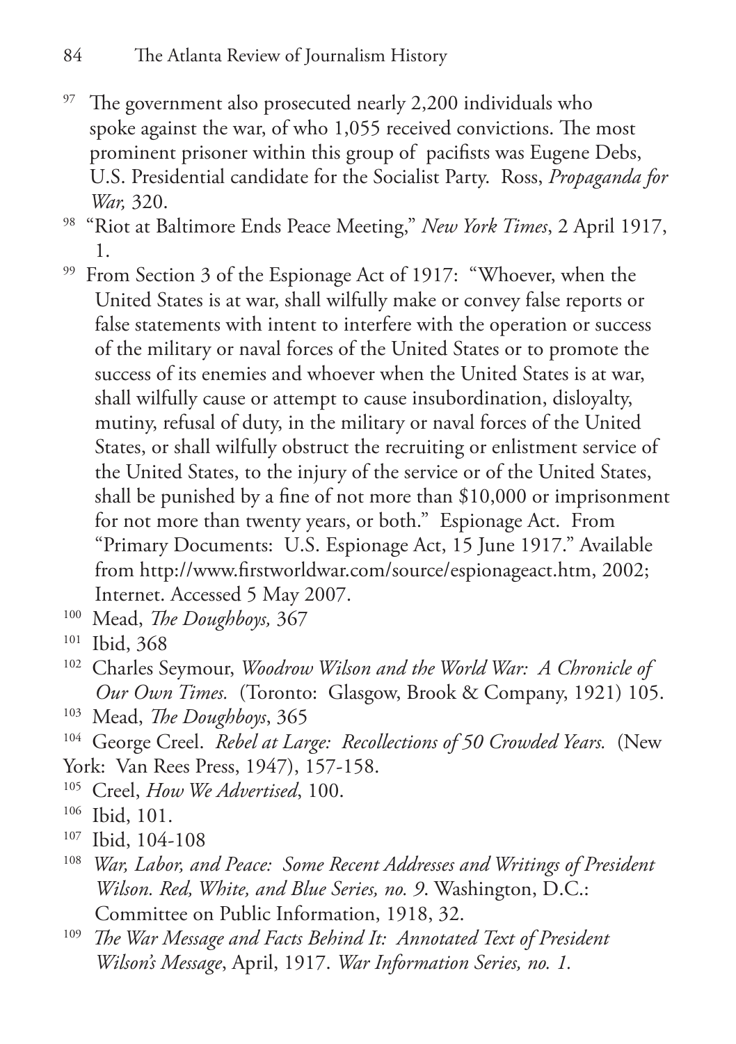[97] The government also prosecuted nearly 2,200 individuals who spoke against the war, of who 1,055 received convictions. The most prominent prisoner within this group of pacifists was Eugene Debs, U.S. Presidential candidate for the Socialist Party. Ross, *Propaganda for War,* 320.

[98] "Riot at Baltimore Ends Peace Meeting," *New York Times*, 2 April 1917, 1.

[99] From Section 3 of the Espionage Act of 1917: "Whoever, when the United States is at war, shall wilfully make or convey false reports or false statements with intent to interfere with the operation or success of the military or naval forces of the United States or to promote the success of its enemies and whoever when the United States is at war, shall wilfully cause or attempt to cause insubordination, disloyalty, mutiny, refusal of duty, in the military or naval forces of the United States, or shall wilfully obstruct the recruiting or enlistment service of the United States, to the injury of the service or of the United States, shall be punished by a fine of not more than $10,000 or imprisonment for not more than twenty years, or both." Espionage Act. From "Primary Documents: U.S. Espionage Act, 15 June 1917." Available from http://www.firstworldwar.com/source/espionageact.htm, 2002; Internet. Accessed 5 May 2007.

[100] Mead, *The Doughboys,* 367

[101] Ibid, 368

[102] Charles Seymour, *Woodrow Wilson and the World War: A Chronicle of Our Own Times.* (Toronto: Glasgow, Brook & Company, 1921) 105.

[103] Mead, *The Doughboys*, 365

[104] George Creel. *Rebel at Large: Recollections of 50 Crowded Years.* (New York: Van Rees Press, 1947), 157-158.

[105] Creel, *How We Advertised*, 100.

[106] Ibid, 101.

[107] Ibid, 104-108

[108] *War, Labor, and Peace: Some Recent Addresses and Writings of President Wilson. Red, White, and Blue Series, no. 9*. Washington, D.C.: Committee on Public Information, 1918, 32.

[109] *The War Message and Facts Behind It: Annotated Text of President Wilson's Message*, April, 1917. *War Information Series, no. 1.*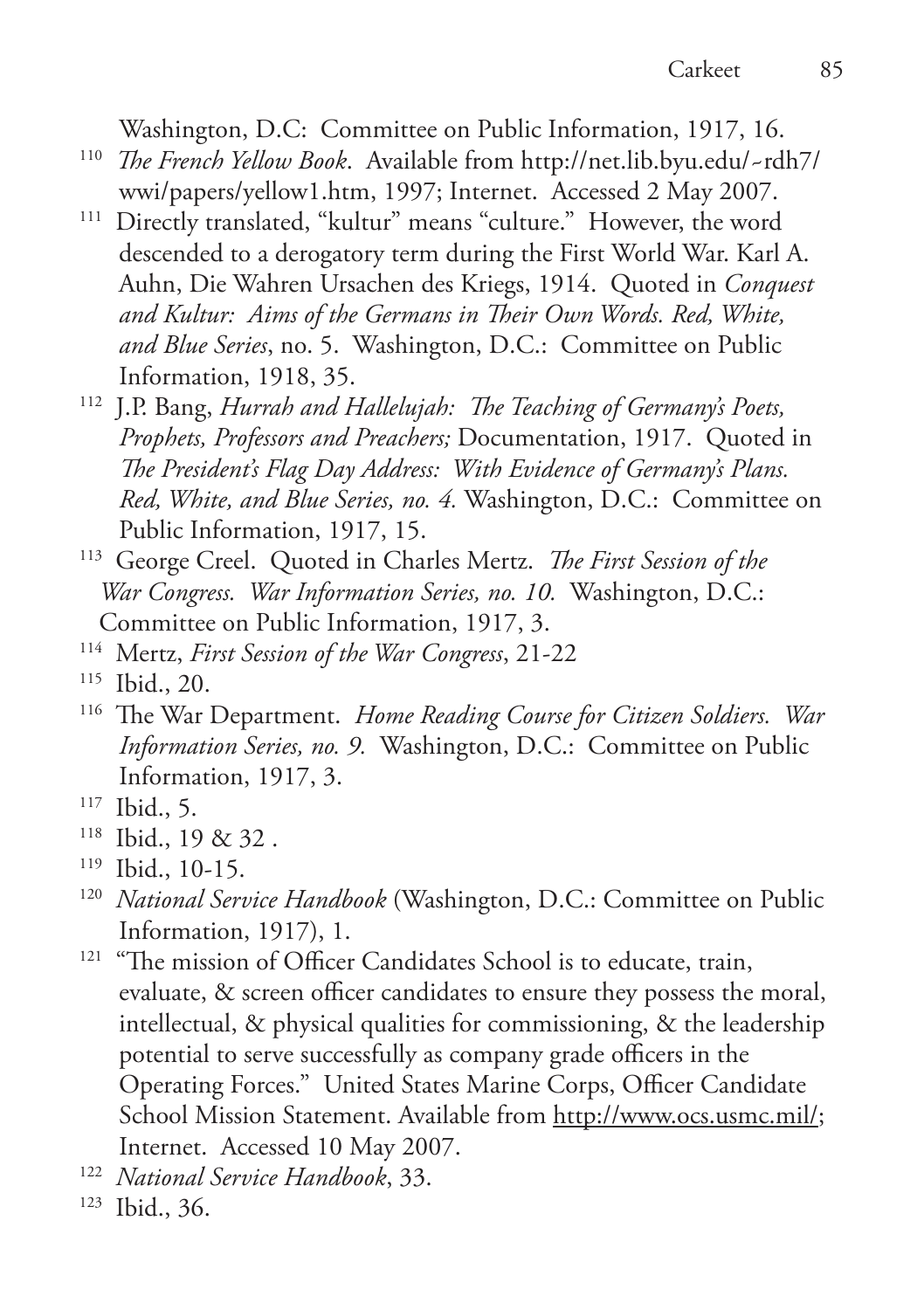Washington, D.C: Committee on Public Information, 1917, 16.

110 *The French Yellow Book*. Available from http://net.lib.byu.edu/~rdh7/wwi/papers/yellow1.htm, 1997; Internet. Accessed 2 May 2007.

111 Directly translated, "kultur" means "culture." However, the word descended to a derogatory term during the First World War. Karl A. Auhn, Die Wahren Ursachen des Kriegs, 1914. Quoted in *Conquest and Kultur: Aims of the Germans in Their Own Words. Red, White, and Blue Series*, no. 5. Washington, D.C.: Committee on Public Information, 1918, 35.

112 J.P. Bang, *Hurrah and Hallelujah: The Teaching of Germany's Poets, Prophets, Professors and Preachers;* Documentation, 1917. Quoted in *The President's Flag Day Address: With Evidence of Germany's Plans. Red, White, and Blue Series, no. 4.* Washington, D.C.: Committee on Public Information, 1917, 15.

113 George Creel. Quoted in Charles Mertz. *The First Session of the War Congress. War Information Series, no. 10.* Washington, D.C.: Committee on Public Information, 1917, 3.

114 Mertz, *First Session of the War Congress*, 21-22

115 Ibid., 20.

116 The War Department. *Home Reading Course for Citizen Soldiers. War Information Series, no. 9.* Washington, D.C.: Committee on Public Information, 1917, 3.

117 Ibid., 5.

118 Ibid., 19 & 32 .

119 Ibid., 10-15.

120 *National Service Handbook* (Washington, D.C.: Committee on Public Information, 1917), 1.

121 "The mission of Officer Candidates School is to educate, train, evaluate, & screen officer candidates to ensure they possess the moral, intellectual, & physical qualities for commissioning, & the leadership potential to serve successfully as company grade officers in the Operating Forces." United States Marine Corps, Officer Candidate School Mission Statement. Available from http://www.ocs.usmc.mil/; Internet. Accessed 10 May 2007.

122 *National Service Handbook*, 33.

123 Ibid., 36.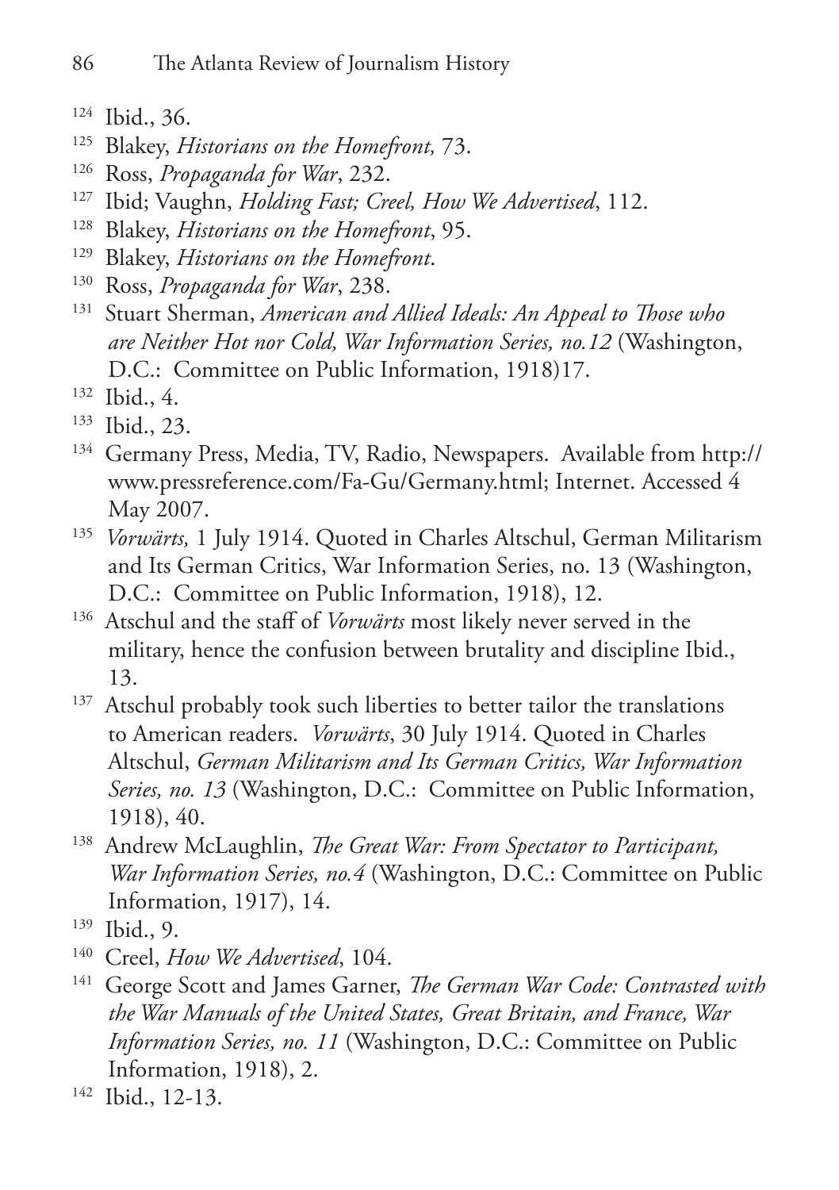[124] Ibid., 36.

[125] Blakey, *Historians on the Homefront,* 73.

[126] Ross, *Propaganda for War*, 232.

[127] Ibid; Vaughn, *Holding Fast; Creel, How We Advertised*, 112.

[128] Blakey, *Historians on the Homefront*, 95.

[129] Blakey, *Historians on the Homefront*.

[130] Ross, *Propaganda for War*, 238.

[131] Stuart Sherman, *American and Allied Ideals: An Appeal to Those who are Neither Hot nor Cold, War Information Series, no.12* (Washington, D.C.: Committee on Public Information, 1918)17.

[132] Ibid., 4.

[133] Ibid., 23.

[134] Germany Press, Media, TV, Radio, Newspapers. Available from http://www.pressreference.com/Fa-Gu/Germany.html; Internet. Accessed 4 May 2007.

[135] *Vorwärts,* 1 July 1914. Quoted in Charles Altschul, German Militarism and Its German Critics, War Information Series, no. 13 (Washington, D.C.: Committee on Public Information, 1918), 12.

[136] Atschul and the staff of *Vorwärts* most likely never served in the military, hence the confusion between brutality and discipline Ibid., 13.

[137] Atschul probably took such liberties to better tailor the translations to American readers. *Vorwärts*, 30 July 1914. Quoted in Charles Altschul, *German Militarism and Its German Critics, War Information Series, no. 13* (Washington, D.C.: Committee on Public Information, 1918), 40.

[138] Andrew McLaughlin, *The Great War: From Spectator to Participant, War Information Series, no.4* (Washington, D.C.: Committee on Public Information, 1917), 14.

[139] Ibid., 9.

[140] Creel, *How We Advertised*, 104.

[141] George Scott and James Garner, *The German War Code: Contrasted with the War Manuals of the United States, Great Britain, and France, War Information Series, no. 11* (Washington, D.C.: Committee on Public Information, 1918), 2.

[142] Ibid., 12-13.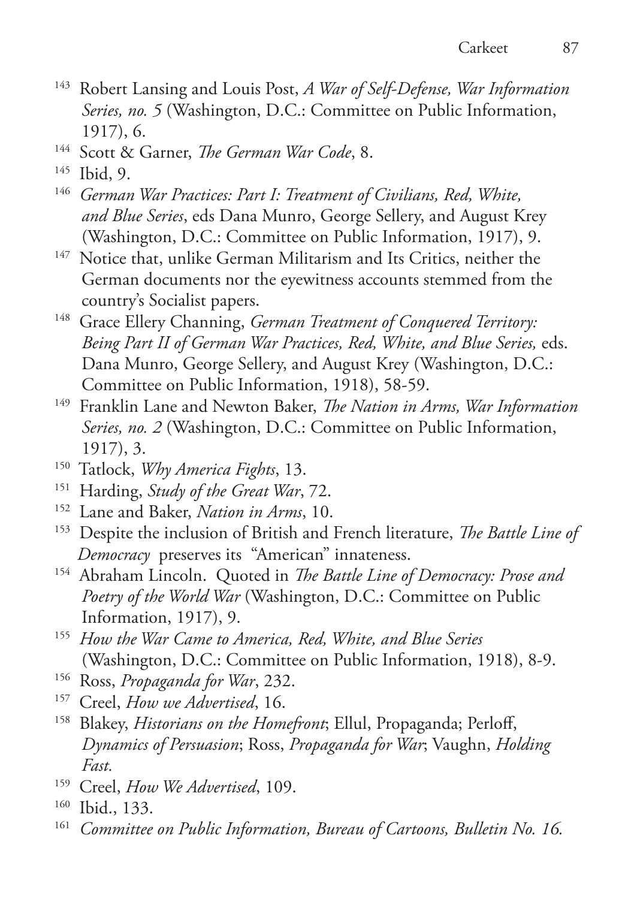143 Robert Lansing and Louis Post, *A War of Self-Defense, War Information Series, no. 5* (Washington, D.C.: Committee on Public Information, 1917), 6.

144 Scott & Garner, *The German War Code*, 8.

145 Ibid, 9.

146 *German War Practices: Part I: Treatment of Civilians, Red, White, and Blue Series*, eds Dana Munro, George Sellery, and August Krey (Washington, D.C.: Committee on Public Information, 1917), 9.

147 Notice that, unlike German Militarism and Its Critics, neither the German documents nor the eyewitness accounts stemmed from the country's Socialist papers.

148 Grace Ellery Channing, *German Treatment of Conquered Territory: Being Part II of German War Practices, Red, White, and Blue Series,* eds. Dana Munro, George Sellery, and August Krey (Washington, D.C.: Committee on Public Information, 1918), 58-59.

149 Franklin Lane and Newton Baker, *The Nation in Arms, War Information Series, no. 2* (Washington, D.C.: Committee on Public Information, 1917), 3.

150 Tatlock, *Why America Fights*, 13.

151 Harding, *Study of the Great War*, 72.

152 Lane and Baker, *Nation in Arms*, 10.

153 Despite the inclusion of British and French literature, *The Battle Line of Democracy* preserves its "American" innateness.

154 Abraham Lincoln. Quoted in *The Battle Line of Democracy: Prose and Poetry of the World War* (Washington, D.C.: Committee on Public Information, 1917), 9.

155 *How the War Came to America, Red, White, and Blue Series* (Washington, D.C.: Committee on Public Information, 1918), 8-9.

156 Ross, *Propaganda for War*, 232.

157 Creel, *How we Advertised*, 16.

158 Blakey, *Historians on the Homefront*; Ellul, Propaganda; Perloff, *Dynamics of Persuasion*; Ross, *Propaganda for War*; Vaughn, *Holding Fast.*

159 Creel, *How We Advertised*, 109.

160 Ibid., 133.

161 *Committee on Public Information, Bureau of Cartoons, Bulletin No. 16.*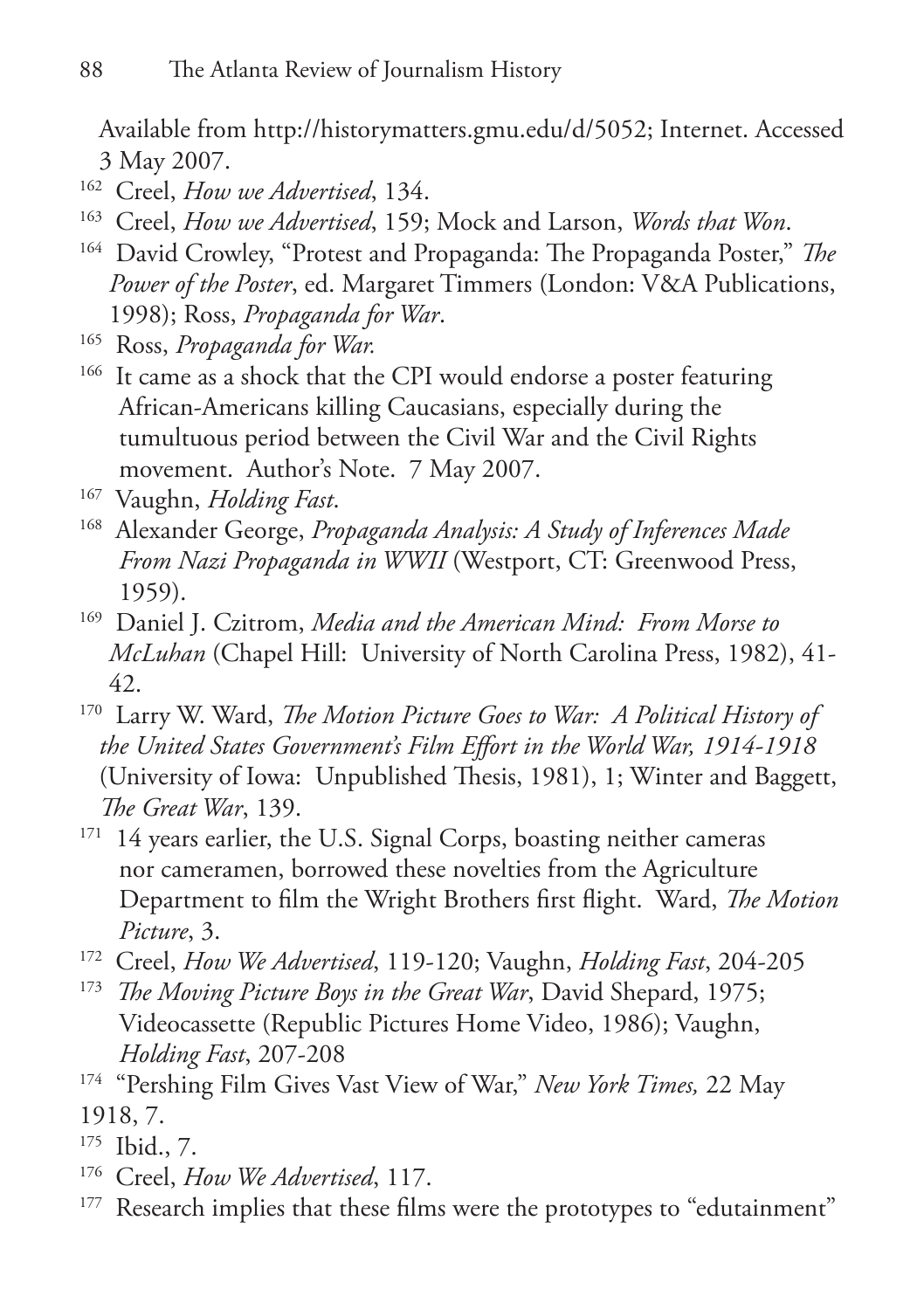Available from http://historymatters.gmu.edu/d/5052; Internet. Accessed 3 May 2007.

[162] Creel, *How we Advertised*, 134.

[163] Creel, *How we Advertised*, 159; Mock and Larson, *Words that Won*.

[164] David Crowley, "Protest and Propaganda: The Propaganda Poster," *The Power of the Poster*, ed. Margaret Timmers (London: V&A Publications, 1998); Ross, *Propaganda for War*.

[165] Ross, *Propaganda for War.*

[166] It came as a shock that the CPI would endorse a poster featuring African-Americans killing Caucasians, especially during the tumultuous period between the Civil War and the Civil Rights movement. Author's Note. 7 May 2007.

[167] Vaughn, *Holding Fast*.

[168] Alexander George, *Propaganda Analysis: A Study of Inferences Made From Nazi Propaganda in WWII* (Westport, CT: Greenwood Press, 1959).

[169] Daniel J. Czitrom, *Media and the American Mind: From Morse to McLuhan* (Chapel Hill: University of North Carolina Press, 1982), 41-42.

[170] Larry W. Ward, *The Motion Picture Goes to War: A Political History of the United States Government's Film Effort in the World War, 1914-1918* (University of Iowa: Unpublished Thesis, 1981), 1; Winter and Baggett, *The Great War*, 139.

[171] 14 years earlier, the U.S. Signal Corps, boasting neither cameras nor cameramen, borrowed these novelties from the Agriculture Department to film the Wright Brothers first flight. Ward, *The Motion Picture*, 3.

[172] Creel, *How We Advertised*, 119-120; Vaughn, *Holding Fast*, 204-205

[173] *The Moving Picture Boys in the Great War*, David Shepard, 1975; Videocassette (Republic Pictures Home Video, 1986); Vaughn, *Holding Fast*, 207-208

[174] "Pershing Film Gives Vast View of War," *New York Times,* 22 May 1918, 7.

[175] Ibid., 7.

[176] Creel, *How We Advertised*, 117.

[177] Research implies that these films were the prototypes to "edutainment"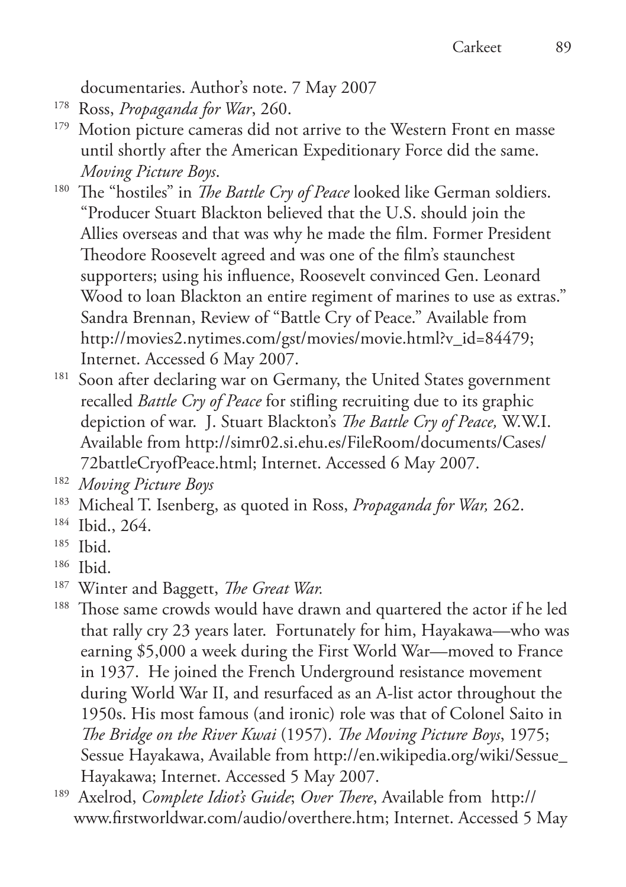documentaries. Author's note. 7 May 2007

[178] Ross, *Propaganda for War*, 260.

[179] Motion picture cameras did not arrive to the Western Front en masse until shortly after the American Expeditionary Force did the same. *Moving Picture Boys*.

[180] The "hostiles" in *The Battle Cry of Peace* looked like German soldiers. "Producer Stuart Blackton believed that the U.S. should join the Allies overseas and that was why he made the film. Former President Theodore Roosevelt agreed and was one of the film's staunchest supporters; using his influence, Roosevelt convinced Gen. Leonard Wood to loan Blackton an entire regiment of marines to use as extras." Sandra Brennan, Review of "Battle Cry of Peace." Available from http://movies2.nytimes.com/gst/movies/movie.html?v_id=84479; Internet. Accessed 6 May 2007.

[181] Soon after declaring war on Germany, the United States government recalled *Battle Cry of Peace* for stifling recruiting due to its graphic depiction of war. J. Stuart Blackton's *The Battle Cry of Peace,* W.W.I. Available from http://simr02.si.ehu.es/FileRoom/documents/Cases/72battleCryofPeace.html; Internet. Accessed 6 May 2007.

[182] *Moving Picture Boys*

[183] Micheal T. Isenberg, as quoted in Ross, *Propaganda for War,* 262.

[184] Ibid., 264.

[185] Ibid.

[186] Ibid.

[187] Winter and Baggett, *The Great War.*

[188] Those same crowds would have drawn and quartered the actor if he led that rally cry 23 years later. Fortunately for him, Hayakawa—who was earning $5,000 a week during the First World War—moved to France in 1937. He joined the French Underground resistance movement during World War II, and resurfaced as an A-list actor throughout the 1950s. His most famous (and ironic) role was that of Colonel Saito in *The Bridge on the River Kwai* (1957). *The Moving Picture Boys*, 1975; Sessue Hayakawa, Available from http://en.wikipedia.org/wiki/Sessue_Hayakawa; Internet. Accessed 5 May 2007.

[189] Axelrod, *Complete Idiot's Guide*; *Over There*, Available from http://www.firstworldwar.com/audio/overthere.htm; Internet. Accessed 5 May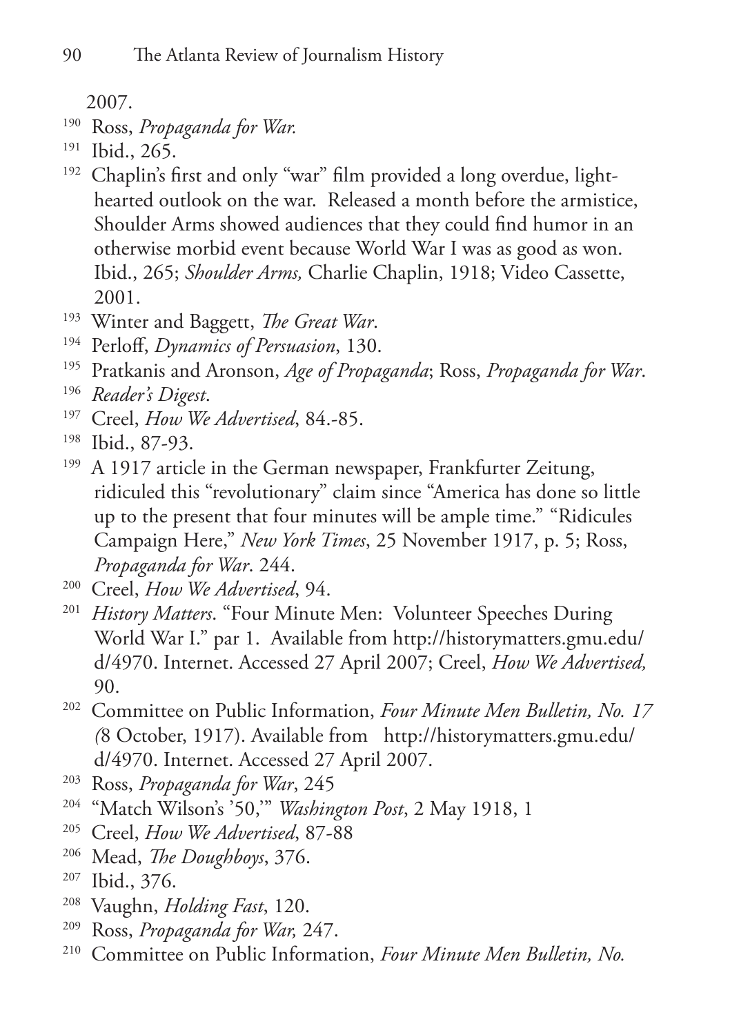2007.

[190] Ross, *Propaganda for War.*

[191] Ibid., 265.

[192] Chaplin's first and only "war" film provided a long overdue, lighthearted outlook on the war. Released a month before the armistice, Shoulder Arms showed audiences that they could find humor in an otherwise morbid event because World War I was as good as won. Ibid., 265; *Shoulder Arms,* Charlie Chaplin, 1918; Video Cassette, 2001.

[193] Winter and Baggett, *The Great War*.

[194] Perloff, *Dynamics of Persuasion*, 130.

[195] Pratkanis and Aronson, *Age of Propaganda*; Ross, *Propaganda for War*.

[196] *Reader's Digest*.

[197] Creel, *How We Advertised*, 84.-85.

[198] Ibid., 87-93.

[199] A 1917 article in the German newspaper, Frankfurter Zeitung, ridiculed this "revolutionary" claim since "America has done so little up to the present that four minutes will be ample time." "Ridicules Campaign Here," *New York Times*, 25 November 1917, p. 5; Ross, *Propaganda for War*. 244.

[200] Creel, *How We Advertised*, 94.

[201] *History Matters*. "Four Minute Men: Volunteer Speeches During World War I." par 1. Available from http://historymatters.gmu.edu/d/4970. Internet. Accessed 27 April 2007; Creel, *How We Advertised,* 90.

[202] Committee on Public Information, *Four Minute Men Bulletin, No. 17 (*8 October, 1917). Available from http://historymatters.gmu.edu/d/4970. Internet. Accessed 27 April 2007.

[203] Ross, *Propaganda for War*, 245

[204] "Match Wilson's '50,'" *Washington Post*, 2 May 1918, 1

[205] Creel, *How We Advertised*, 87-88

[206] Mead, *The Doughboys*, 376.

[207] Ibid., 376.

[208] Vaughn, *Holding Fast*, 120.

[209] Ross, *Propaganda for War,* 247.

[210] Committee on Public Information, *Four Minute Men Bulletin, No.*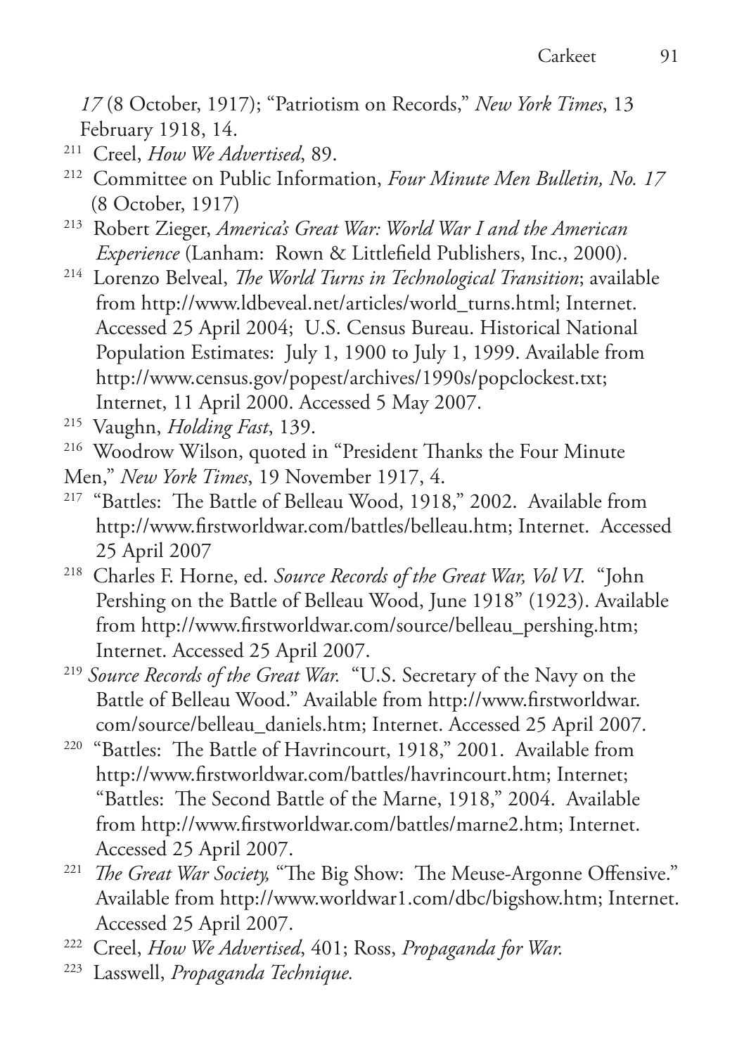*17* (8 October, 1917); "Patriotism on Records," *New York Times*, 13 February 1918, 14.

211 Creel, *How We Advertised*, 89.

212 Committee on Public Information, *Four Minute Men Bulletin, No. 17* (8 October, 1917)

213 Robert Zieger, *America's Great War: World War I and the American Experience* (Lanham: Rown & Littlefield Publishers, Inc., 2000).

214 Lorenzo Belveal, *The World Turns in Technological Transition*; available from http://www.ldbeveal.net/articles/world_turns.html; Internet. Accessed 25 April 2004; U.S. Census Bureau. Historical National Population Estimates: July 1, 1900 to July 1, 1999. Available from http://www.census.gov/popest/archives/1990s/popclockest.txt; Internet, 11 April 2000. Accessed 5 May 2007.

215 Vaughn, *Holding Fast*, 139.

216 Woodrow Wilson, quoted in "President Thanks the Four Minute Men," *New York Times*, 19 November 1917, 4.

217 "Battles: The Battle of Belleau Wood, 1918," 2002. Available from http://www.firstworldwar.com/battles/belleau.htm; Internet. Accessed 25 April 2007

218 Charles F. Horne, ed. *Source Records of the Great War, Vol VI.* "John Pershing on the Battle of Belleau Wood, June 1918" (1923). Available from http://www.firstworldwar.com/source/belleau_pershing.htm; Internet. Accessed 25 April 2007.

219 *Source Records of the Great War.* "U.S. Secretary of the Navy on the Battle of Belleau Wood." Available from http://www.firstworldwar.com/source/belleau_daniels.htm; Internet. Accessed 25 April 2007.

220 "Battles: The Battle of Havrincourt, 1918," 2001. Available from http://www.firstworldwar.com/battles/havrincourt.htm; Internet; "Battles: The Second Battle of the Marne, 1918," 2004. Available from http://www.firstworldwar.com/battles/marne2.htm; Internet. Accessed 25 April 2007.

221 *The Great War Society,* "The Big Show: The Meuse-Argonne Offensive." Available from http://www.worldwar1.com/dbc/bigshow.htm; Internet. Accessed 25 April 2007.

222 Creel, *How We Advertised*, 401; Ross, *Propaganda for War.*

223 Lasswell, *Propaganda Technique.*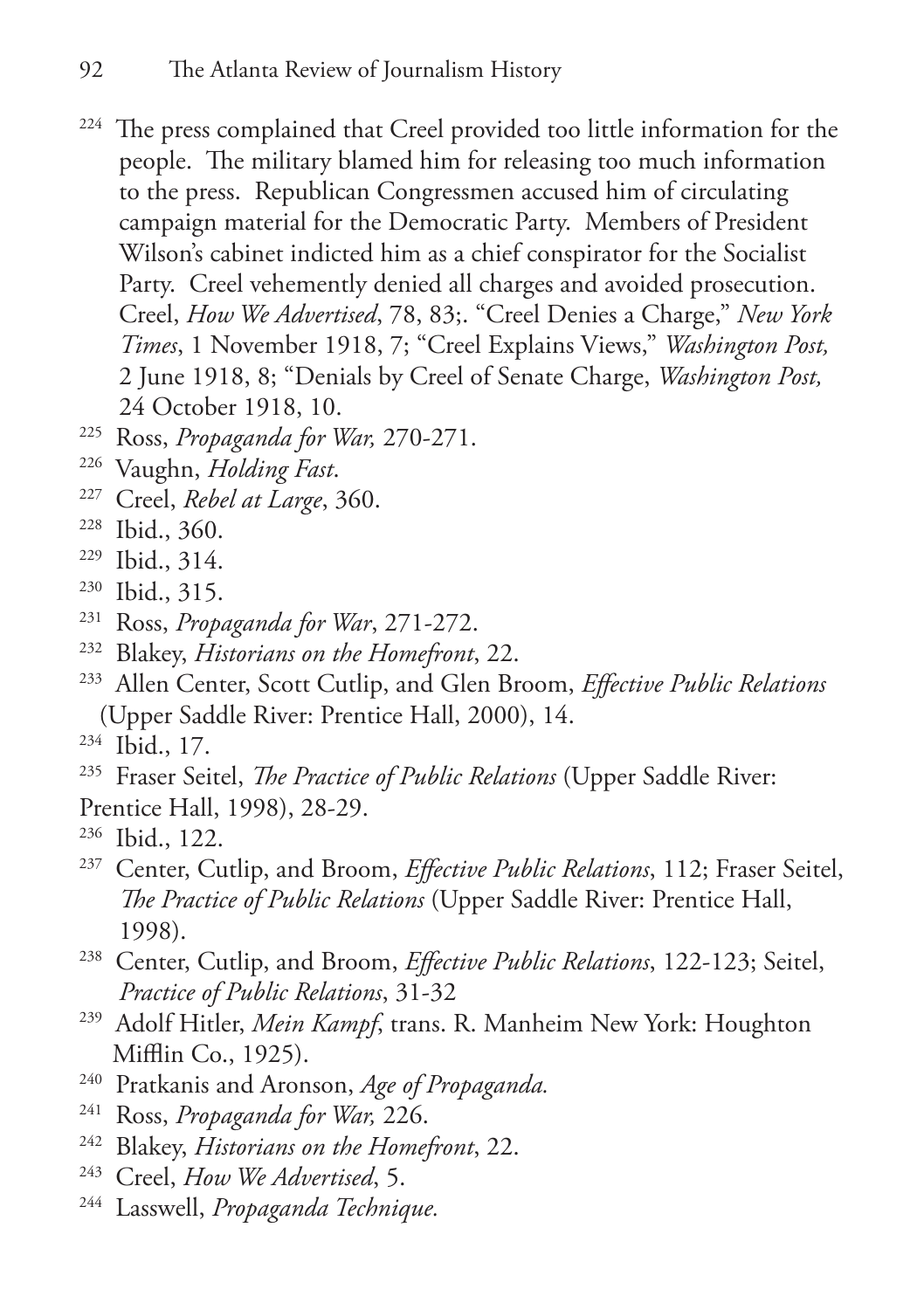[224] The press complained that Creel provided too little information for the people. The military blamed him for releasing too much information to the press. Republican Congressmen accused him of circulating campaign material for the Democratic Party. Members of President Wilson's cabinet indicted him as a chief conspirator for the Socialist Party. Creel vehemently denied all charges and avoided prosecution. Creel, *How We Advertised*, 78, 83;. "Creel Denies a Charge," *New York Times*, 1 November 1918, 7; "Creel Explains Views," *Washington Post,* 2 June 1918, 8; "Denials by Creel of Senate Charge, *Washington Post,* 24 October 1918, 10.

[225] Ross, *Propaganda for War,* 270-271.

[226] Vaughn, *Holding Fast*.

[227] Creel, *Rebel at Large*, 360.

[228] Ibid., 360.

[229] Ibid., 314.

[230] Ibid., 315.

[231] Ross, *Propaganda for War*, 271-272.

[232] Blakey, *Historians on the Homefront*, 22.

[233] Allen Center, Scott Cutlip, and Glen Broom, *Effective Public Relations* (Upper Saddle River: Prentice Hall, 2000), 14.

[234] Ibid., 17.

[235] Fraser Seitel, *The Practice of Public Relations* (Upper Saddle River: Prentice Hall, 1998), 28-29.

[236] Ibid., 122.

[237] Center, Cutlip, and Broom, *Effective Public Relations*, 112; Fraser Seitel, *The Practice of Public Relations* (Upper Saddle River: Prentice Hall, 1998).

[238] Center, Cutlip, and Broom, *Effective Public Relations*, 122-123; Seitel, *Practice of Public Relations*, 31-32

[239] Adolf Hitler, *Mein Kampf*, trans. R. Manheim New York: Houghton Mifflin Co., 1925).

[240] Pratkanis and Aronson, *Age of Propaganda.*

[241] Ross, *Propaganda for War,* 226.

[242] Blakey, *Historians on the Homefront*, 22.

[243] Creel, *How We Advertised*, 5.

[244] Lasswell, *Propaganda Technique.*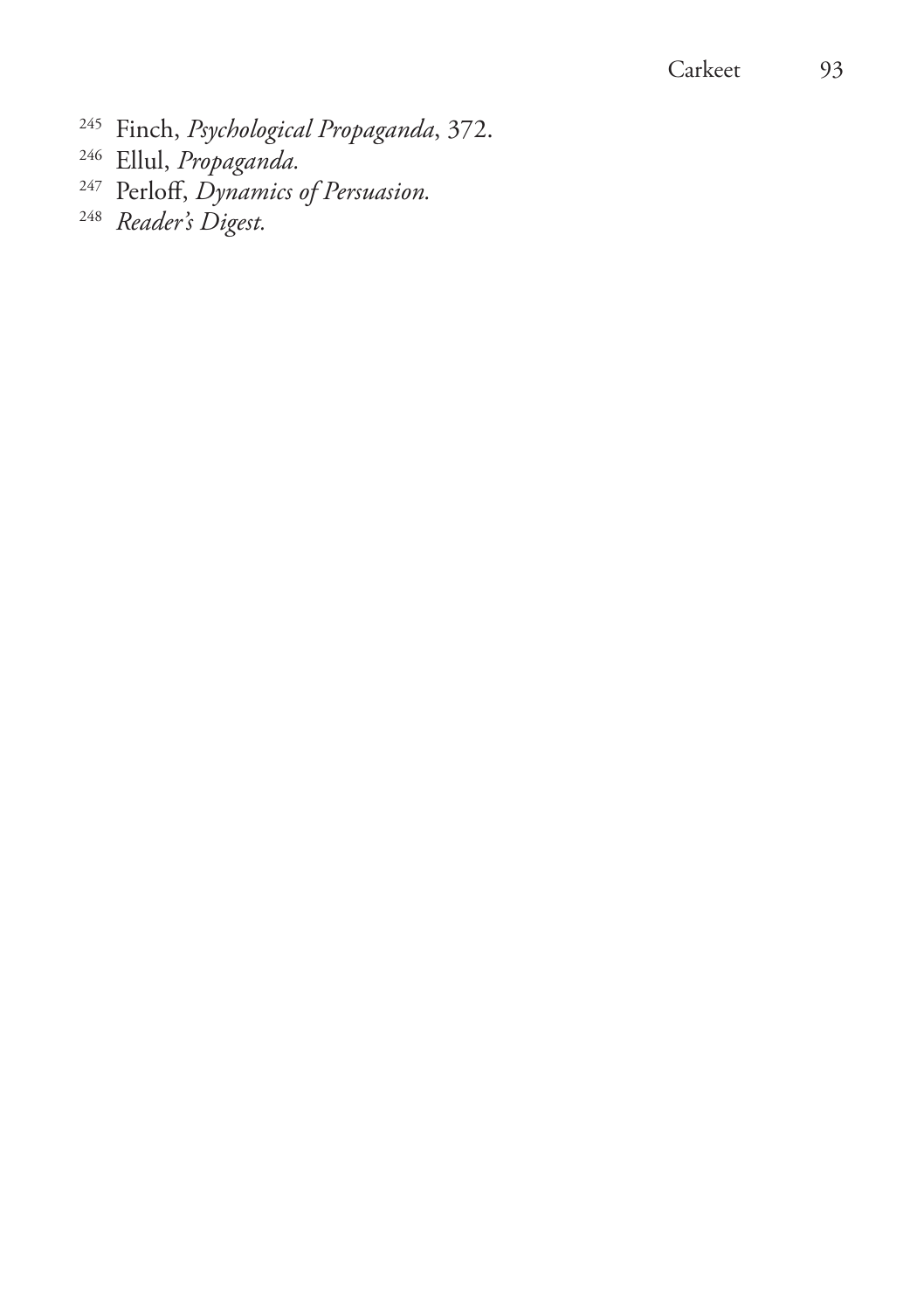[245] Finch, *Psychological Propaganda*, 372.
[246] Ellul, *Propaganda*.
[247] Perloff, *Dynamics of Persuasion*.
[248] *Reader's Digest*.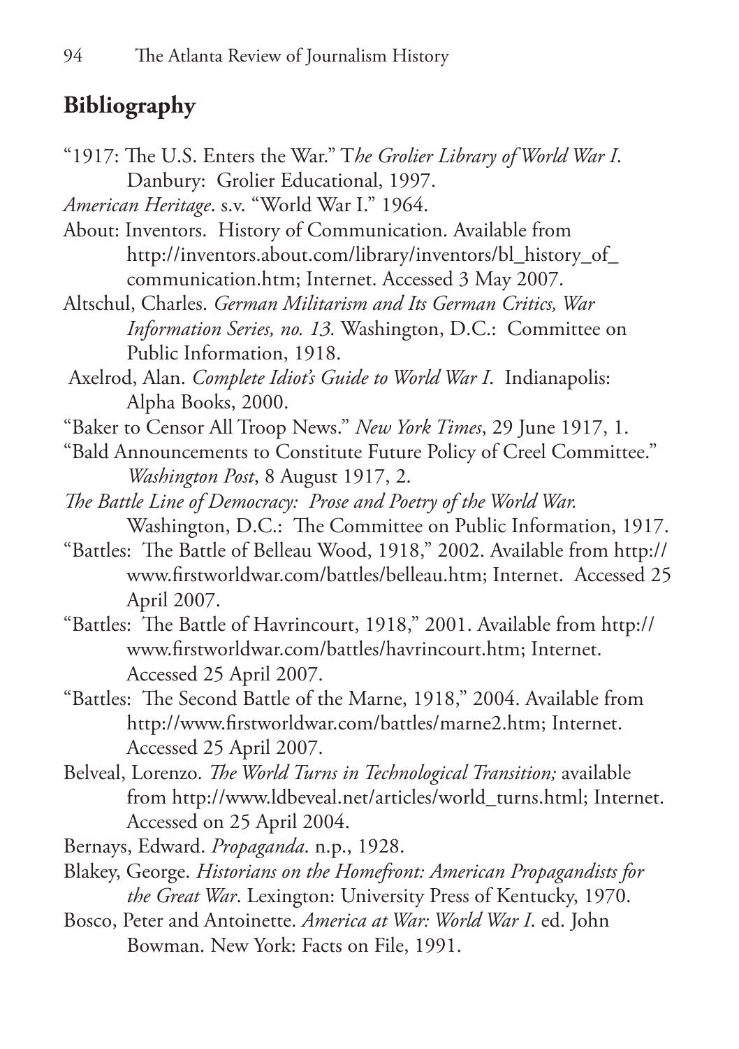## Bibliography

"1917: The U.S. Enters the War." T*he Grolier Library of World War I*. Danbury: Grolier Educational, 1997.

*American Heritage*. s.v. "World War I." 1964.

About: Inventors. History of Communication. Available from http://inventors.about.com/library/inventors/bl_history_of_communication.htm; Internet. Accessed 3 May 2007.

Altschul, Charles. *German Militarism and Its German Critics, War Information Series, no. 13*. Washington, D.C.: Committee on Public Information, 1918.

Axelrod, Alan. *Complete Idiot's Guide to World War I*. Indianapolis: Alpha Books, 2000.

"Baker to Censor All Troop News." *New York Times*, 29 June 1917, 1.

"Bald Announcements to Constitute Future Policy of Creel Committee." *Washington Post*, 8 August 1917, 2.

*The Battle Line of Democracy: Prose and Poetry of the World War.* Washington, D.C.: The Committee on Public Information, 1917.

"Battles: The Battle of Belleau Wood, 1918," 2002. Available from http://www.firstworldwar.com/battles/belleau.htm; Internet. Accessed 25 April 2007.

"Battles: The Battle of Havrincourt, 1918," 2001. Available from http://www.firstworldwar.com/battles/havrincourt.htm; Internet. Accessed 25 April 2007.

"Battles: The Second Battle of the Marne, 1918," 2004. Available from http://www.firstworldwar.com/battles/marne2.htm; Internet. Accessed 25 April 2007.

Belveal, Lorenzo. *The World Turns in Technological Transition;* available from http://www.ldbeveal.net/articles/world_turns.html; Internet. Accessed on 25 April 2004.

Bernays, Edward. *Propaganda*. n.p., 1928.

Blakey, George. *Historians on the Homefront: American Propagandists for the Great War*. Lexington: University Press of Kentucky, 1970.

Bosco, Peter and Antoinette. *America at War: World War I*. ed. John Bowman. New York: Facts on File, 1991.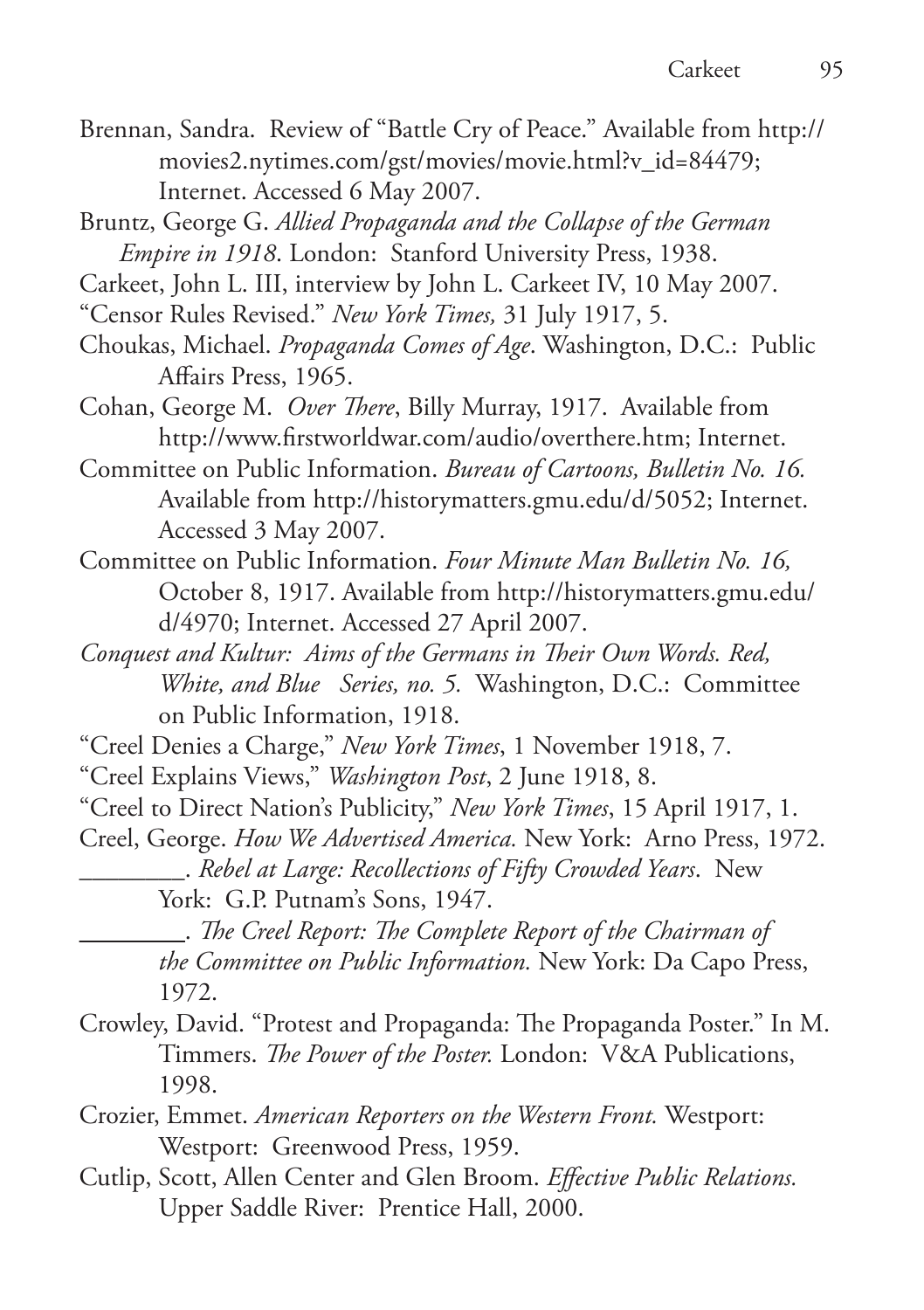Brennan, Sandra. Review of "Battle Cry of Peace." Available from http://movies2.nytimes.com/gst/movies/movie.html?v_id=84479; Internet. Accessed 6 May 2007.

Bruntz, George G. *Allied Propaganda and the Collapse of the German Empire in 1918*. London: Stanford University Press, 1938.

Carkeet, John L. III, interview by John L. Carkeet IV, 10 May 2007.

"Censor Rules Revised." *New York Times,* 31 July 1917, 5.

Choukas, Michael. *Propaganda Comes of Age*. Washington, D.C.: Public Affairs Press, 1965.

Cohan, George M. *Over There*, Billy Murray, 1917. Available from http://www.firstworldwar.com/audio/overthere.htm; Internet.

Committee on Public Information. *Bureau of Cartoons, Bulletin No. 16.* Available from http://historymatters.gmu.edu/d/5052; Internet. Accessed 3 May 2007.

Committee on Public Information. *Four Minute Man Bulletin No. 16,* October 8, 1917. Available from http://historymatters.gmu.edu/d/4970; Internet. Accessed 27 April 2007.

*Conquest and Kultur: Aims of the Germans in Their Own Words. Red, White, and Blue Series, no. 5.* Washington, D.C.: Committee on Public Information, 1918.

"Creel Denies a Charge," *New York Times*, 1 November 1918, 7.

"Creel Explains Views," *Washington Post*, 2 June 1918, 8.

"Creel to Direct Nation's Publicity," *New York Times*, 15 April 1917, 1.

Creel, George. *How We Advertised America.* New York: Arno Press, 1972.

________. *Rebel at Large: Recollections of Fifty Crowded Years*. New York: G.P. Putnam's Sons, 1947.

________. *The Creel Report: The Complete Report of the Chairman of the Committee on Public Information.* New York: Da Capo Press, 1972.

Crowley, David. "Protest and Propaganda: The Propaganda Poster." In M. Timmers. *The Power of the Poster.* London: V&A Publications, 1998.

Crozier, Emmet. *American Reporters on the Western Front.* Westport: Westport: Greenwood Press, 1959.

Cutlip, Scott, Allen Center and Glen Broom. *Effective Public Relations.* Upper Saddle River: Prentice Hall, 2000.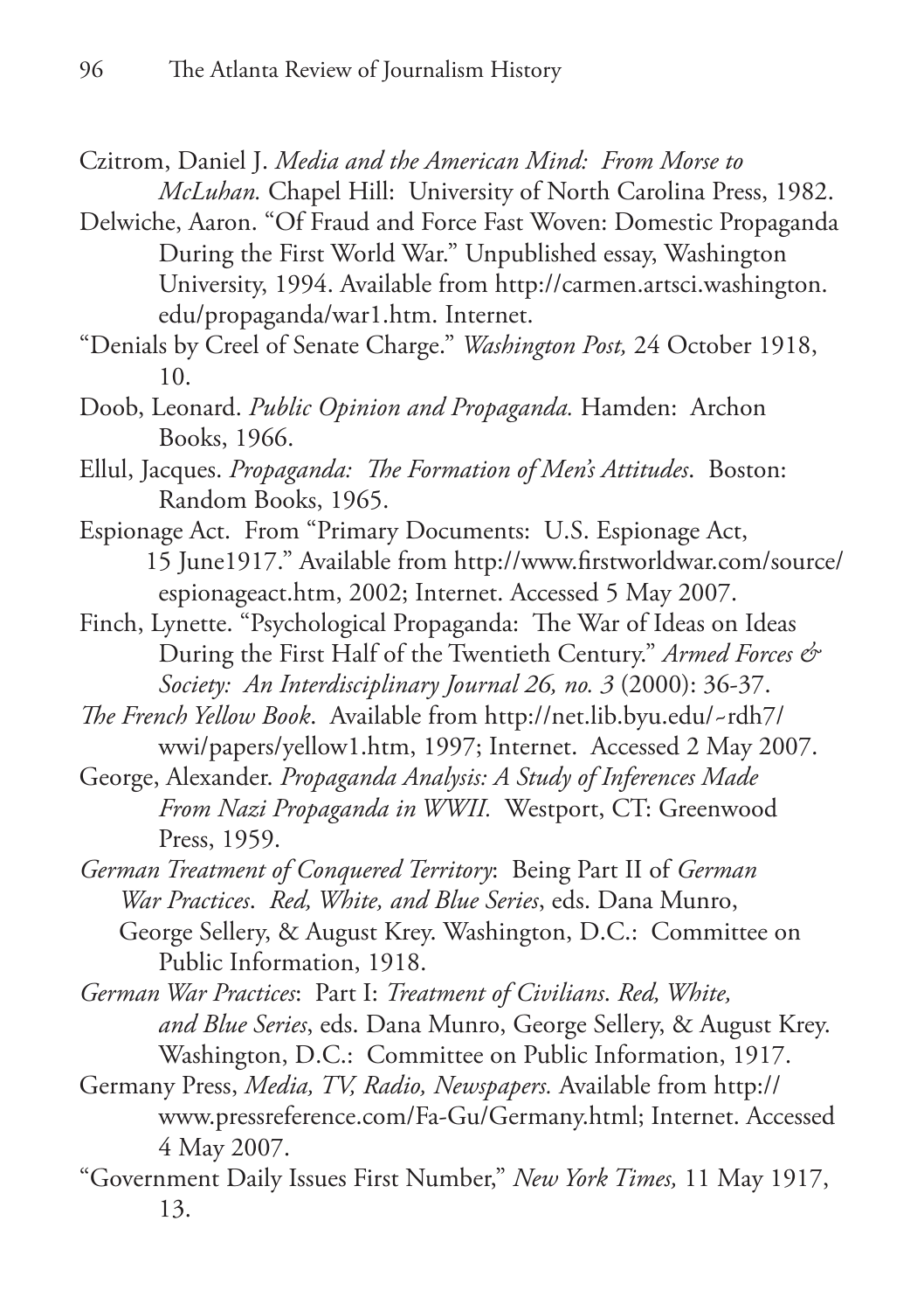Czitrom, Daniel J. *Media and the American Mind: From Morse to McLuhan.* Chapel Hill: University of North Carolina Press, 1982.

Delwiche, Aaron. "Of Fraud and Force Fast Woven: Domestic Propaganda During the First World War." Unpublished essay, Washington University, 1994. Available from http://carmen.artsci.washington.edu/propaganda/war1.htm. Internet.

"Denials by Creel of Senate Charge." *Washington Post,* 24 October 1918, 10.

Doob, Leonard. *Public Opinion and Propaganda.* Hamden: Archon Books, 1966.

Ellul, Jacques. *Propaganda: The Formation of Men's Attitudes*. Boston: Random Books, 1965.

Espionage Act. From "Primary Documents: U.S. Espionage Act, 15 June1917." Available from http://www.firstworldwar.com/source/espionageact.htm, 2002; Internet. Accessed 5 May 2007.

Finch, Lynette. "Psychological Propaganda: The War of Ideas on Ideas During the First Half of the Twentieth Century." *Armed Forces & Society: An Interdisciplinary Journal 26, no. 3* (2000): 36-37.

*The French Yellow Book*. Available from http://net.lib.byu.edu/~rdh7/wwi/papers/yellow1.htm, 1997; Internet. Accessed 2 May 2007.

George, Alexander. *Propaganda Analysis: A Study of Inferences Made From Nazi Propaganda in WWII.* Westport, CT: Greenwood Press, 1959.

*German Treatment of Conquered Territory*: Being Part II of *German War Practices*. *Red, White, and Blue Series*, eds. Dana Munro, George Sellery, & August Krey. Washington, D.C.: Committee on Public Information, 1918.

*German War Practices*: Part I: *Treatment of Civilians*. *Red, White, and Blue Series*, eds. Dana Munro, George Sellery, & August Krey. Washington, D.C.: Committee on Public Information, 1917.

Germany Press, *Media, TV, Radio, Newspapers.* Available from http://www.pressreference.com/Fa-Gu/Germany.html; Internet. Accessed 4 May 2007.

"Government Daily Issues First Number," *New York Times,* 11 May 1917, 13.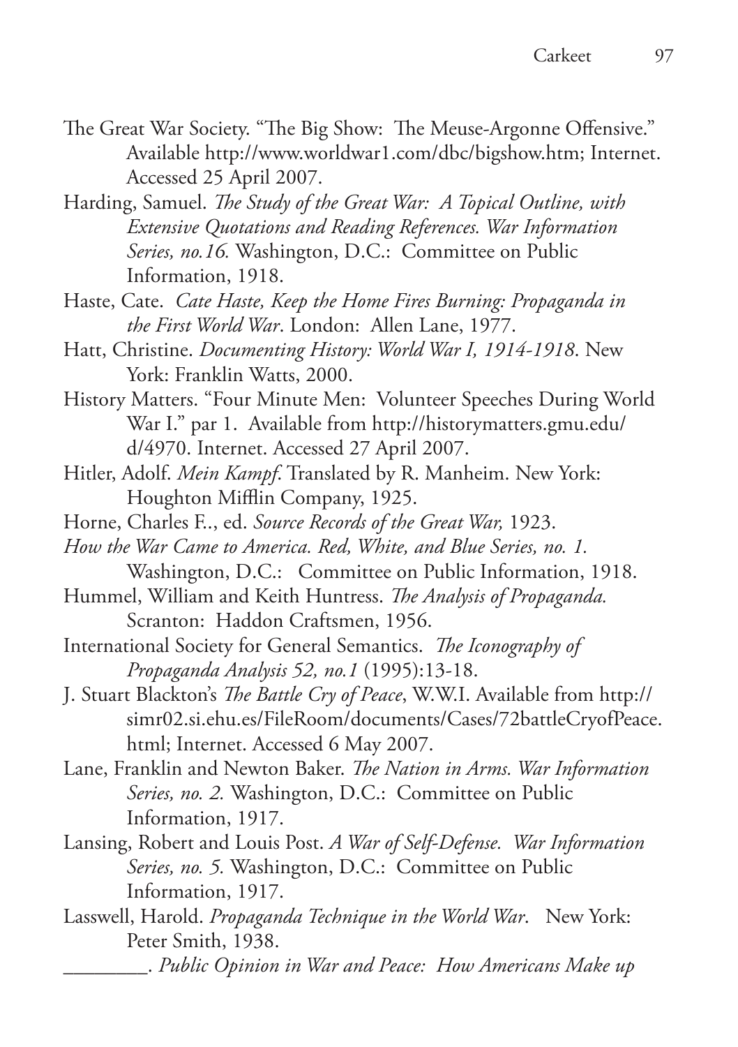The Great War Society. "The Big Show: The Meuse-Argonne Offensive." Available http://www.worldwar1.com/dbc/bigshow.htm; Internet. Accessed 25 April 2007.

Harding, Samuel. *The Study of the Great War: A Topical Outline, with Extensive Quotations and Reading References. War Information Series, no.16.* Washington, D.C.: Committee on Public Information, 1918.

Haste, Cate. *Cate Haste, Keep the Home Fires Burning: Propaganda in the First World War*. London: Allen Lane, 1977.

Hatt, Christine. *Documenting History: World War I, 1914-1918*. New York: Franklin Watts, 2000.

History Matters. "Four Minute Men: Volunteer Speeches During World War I." par 1. Available from http://historymatters.gmu.edu/d/4970. Internet. Accessed 27 April 2007.

Hitler, Adolf. *Mein Kampf*. Translated by R. Manheim. New York: Houghton Mifflin Company, 1925.

Horne, Charles F.., ed. *Source Records of the Great War,* 1923.

*How the War Came to America. Red, White, and Blue Series, no. 1.* Washington, D.C.: Committee on Public Information, 1918.

Hummel, William and Keith Huntress. *The Analysis of Propaganda.* Scranton: Haddon Craftsmen, 1956.

International Society for General Semantics. *The Iconography of Propaganda Analysis 52, no.1* (1995):13-18.

J. Stuart Blackton's *The Battle Cry of Peace*, W.W.I. Available from http://simr02.si.ehu.es/FileRoom/documents/Cases/72battleCryofPeace.html; Internet. Accessed 6 May 2007.

Lane, Franklin and Newton Baker. *The Nation in Arms. War Information Series, no. 2.* Washington, D.C.: Committee on Public Information, 1917.

Lansing, Robert and Louis Post. *A War of Self-Defense. War Information Series, no. 5.* Washington, D.C.: Committee on Public Information, 1917.

Lasswell, Harold. *Propaganda Technique in the World War*. New York: Peter Smith, 1938.

________. *Public Opinion in War and Peace: How Americans Make up*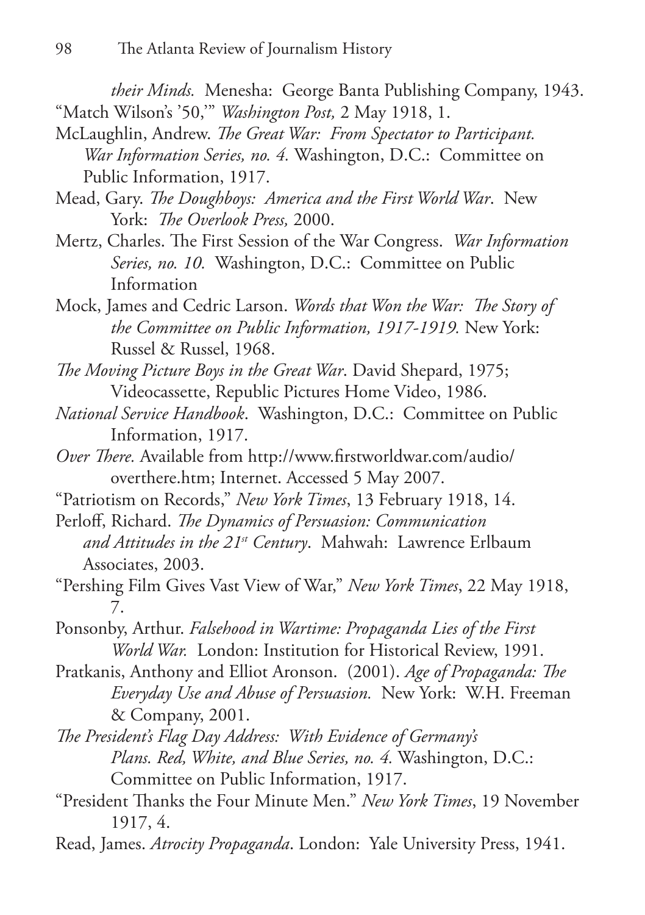*their Minds.* Menesha: George Banta Publishing Company, 1943.

"Match Wilson's '50,'" *Washington Post,* 2 May 1918, 1.

McLaughlin, Andrew. *The Great War: From Spectator to Participant. War Information Series, no. 4.* Washington, D.C.: Committee on Public Information, 1917.

Mead, Gary. *The Doughboys: America and the First World War*. New York: *The Overlook Press,* 2000.

Mertz, Charles. The First Session of the War Congress. *War Information Series, no. 10.* Washington, D.C.: Committee on Public Information

Mock, James and Cedric Larson. *Words that Won the War: The Story of the Committee on Public Information, 1917-1919.* New York: Russel & Russel, 1968.

*The Moving Picture Boys in the Great War*. David Shepard, 1975; Videocassette, Republic Pictures Home Video, 1986.

*National Service Handbook*. Washington, D.C.: Committee on Public Information, 1917.

*Over There.* Available from http://www.firstworldwar.com/audio/overthere.htm; Internet. Accessed 5 May 2007.

"Patriotism on Records," *New York Times*, 13 February 1918, 14.

Perloff, Richard. *The Dynamics of Persuasion: Communication and Attitudes in the 21st Century*. Mahwah: Lawrence Erlbaum Associates, 2003.

"Pershing Film Gives Vast View of War," *New York Times*, 22 May 1918, 7.

Ponsonby, Arthur. *Falsehood in Wartime: Propaganda Lies of the First World War.* London: Institution for Historical Review, 1991.

Pratkanis, Anthony and Elliot Aronson. (2001). *Age of Propaganda: The Everyday Use and Abuse of Persuasion.* New York: W.H. Freeman & Company, 2001.

*The President's Flag Day Address: With Evidence of Germany's Plans. Red, White, and Blue Series, no. 4.* Washington, D.C.: Committee on Public Information, 1917.

"President Thanks the Four Minute Men." *New York Times*, 19 November 1917, 4.

Read, James. *Atrocity Propaganda*. London: Yale University Press, 1941.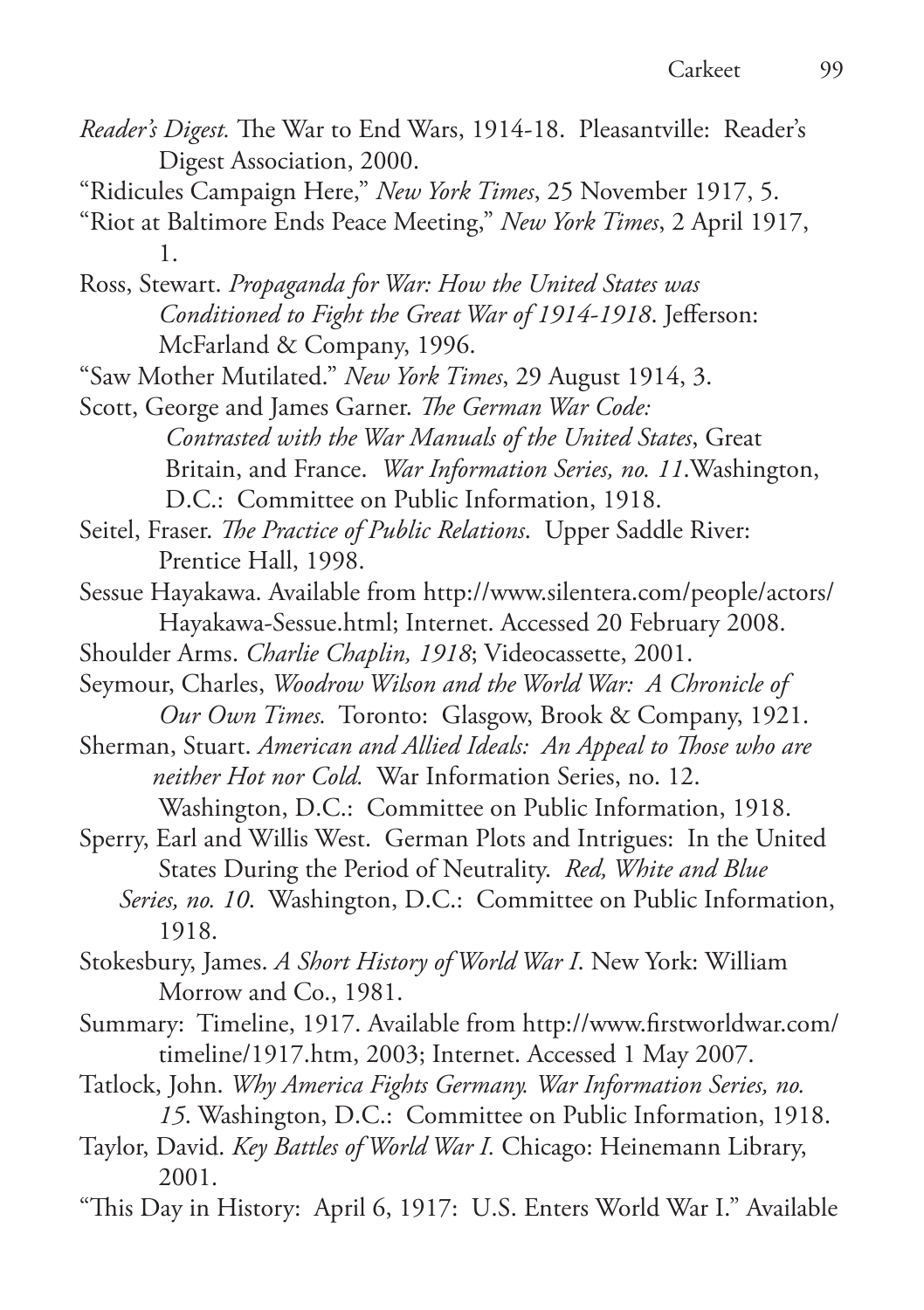*Reader's Digest.* The War to End Wars, 1914-18. Pleasantville: Reader's Digest Association, 2000.

"Ridicules Campaign Here," *New York Times*, 25 November 1917, 5.

"Riot at Baltimore Ends Peace Meeting," *New York Times*, 2 April 1917, 1.

Ross, Stewart. *Propaganda for War: How the United States was Conditioned to Fight the Great War of 1914-1918*. Jefferson: McFarland & Company, 1996.

"Saw Mother Mutilated." *New York Times*, 29 August 1914, 3.

Scott, George and James Garner. *The German War Code: Contrasted with the War Manuals of the United States*, Great Britain, and France. *War Information Series, no. 11*.Washington, D.C.: Committee on Public Information, 1918.

Seitel, Fraser. *The Practice of Public Relations*. Upper Saddle River: Prentice Hall, 1998.

Sessue Hayakawa. Available from http://www.silentera.com/people/actors/Hayakawa-Sessue.html; Internet. Accessed 20 February 2008.

Shoulder Arms. *Charlie Chaplin, 1918*; Videocassette, 2001.

Seymour, Charles, *Woodrow Wilson and the World War: A Chronicle of Our Own Times.* Toronto: Glasgow, Brook & Company, 1921.

Sherman, Stuart. *American and Allied Ideals: An Appeal to Those who are neither Hot nor Cold.* War Information Series, no. 12. Washington, D.C.: Committee on Public Information, 1918.

Sperry, Earl and Willis West. German Plots and Intrigues: In the United States During the Period of Neutrality. *Red, White and Blue Series, no. 10*. Washington, D.C.: Committee on Public Information, 1918.

Stokesbury, James. *A Short History of World War I*. New York: William Morrow and Co., 1981.

Summary: Timeline, 1917. Available from http://www.firstworldwar.com/timeline/1917.htm, 2003; Internet. Accessed 1 May 2007.

Tatlock, John. *Why America Fights Germany. War Information Series, no. 15*. Washington, D.C.: Committee on Public Information, 1918.

Taylor, David. *Key Battles of World War I.* Chicago: Heinemann Library, 2001.

"This Day in History: April 6, 1917: U.S. Enters World War I." Available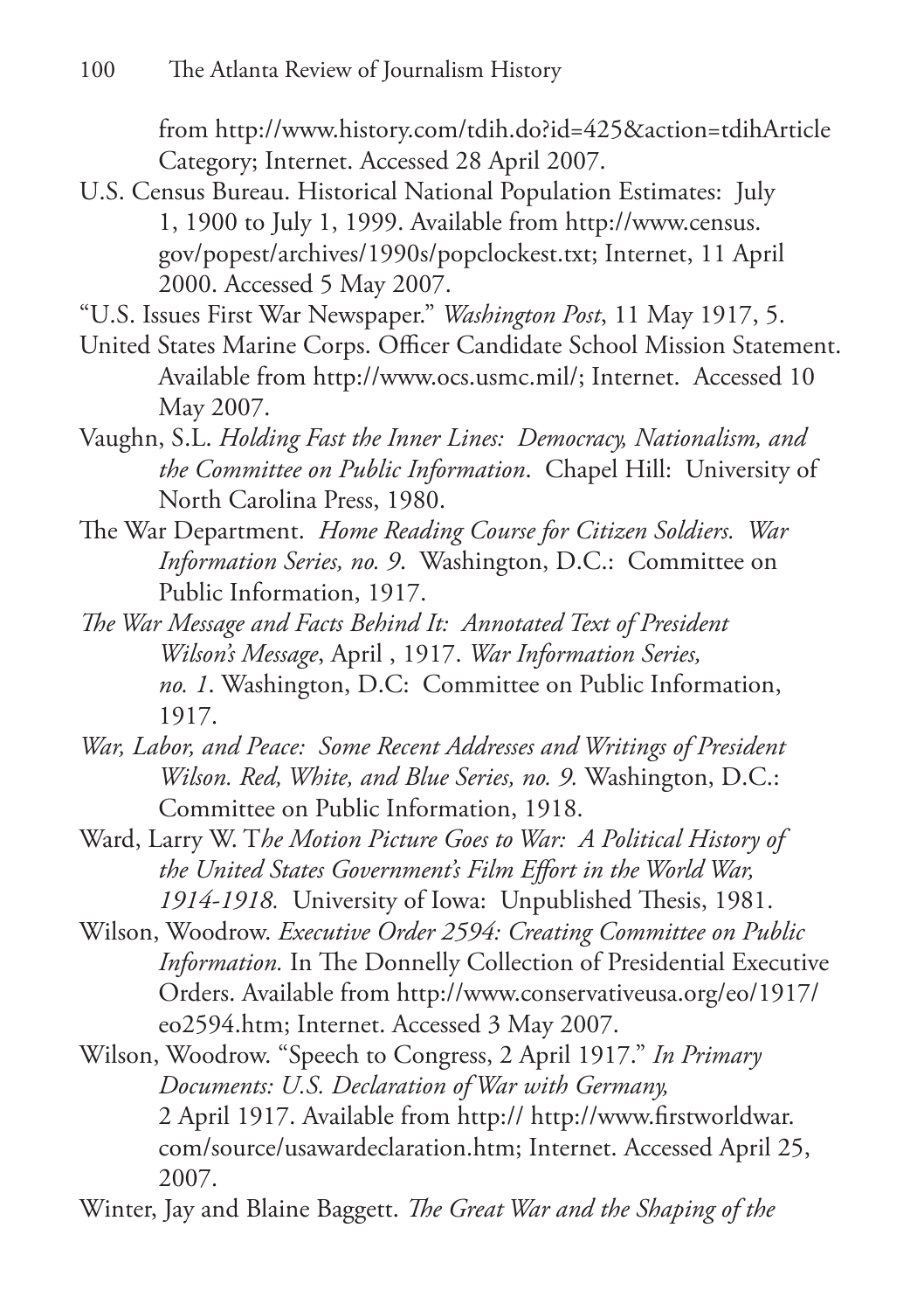from http://www.history.com/tdih.do?id=425&action=tdihArticle Category; Internet. Accessed 28 April 2007.

U.S. Census Bureau. Historical National Population Estimates: July 1, 1900 to July 1, 1999. Available from http://www.census.gov/popest/archives/1990s/popclockest.txt; Internet, 11 April 2000. Accessed 5 May 2007.

"U.S. Issues First War Newspaper." *Washington Post*, 11 May 1917, 5.

United States Marine Corps. Officer Candidate School Mission Statement. Available from http://www.ocs.usmc.mil/; Internet. Accessed 10 May 2007.

Vaughn, S.L. *Holding Fast the Inner Lines: Democracy, Nationalism, and the Committee on Public Information*. Chapel Hill: University of North Carolina Press, 1980.

The War Department. *Home Reading Course for Citizen Soldiers. War Information Series, no. 9*. Washington, D.C.: Committee on Public Information, 1917.

*The War Message and Facts Behind It: Annotated Text of President Wilson's Message*, April , 1917. *War Information Series, no. 1*. Washington, D.C: Committee on Public Information, 1917.

*War, Labor, and Peace: Some Recent Addresses and Writings of President Wilson. Red, White, and Blue Series, no. 9.* Washington, D.C.: Committee on Public Information, 1918.

Ward, Larry W. T*he Motion Picture Goes to War: A Political History of the United States Government's Film Effort in the World War, 1914-1918.* University of Iowa: Unpublished Thesis, 1981.

Wilson, Woodrow. *Executive Order 2594: Creating Committee on Public Information.* In The Donnelly Collection of Presidential Executive Orders. Available from http://www.conservativeusa.org/eo/1917/eo2594.htm; Internet. Accessed 3 May 2007.

Wilson, Woodrow. "Speech to Congress, 2 April 1917." *In Primary Documents: U.S. Declaration of War with Germany,* 2 April 1917. Available from http:// http://www.firstworldwar.com/source/usawardeclaration.htm; Internet. Accessed April 25, 2007.

Winter, Jay and Blaine Baggett. *The Great War and the Shaping of the*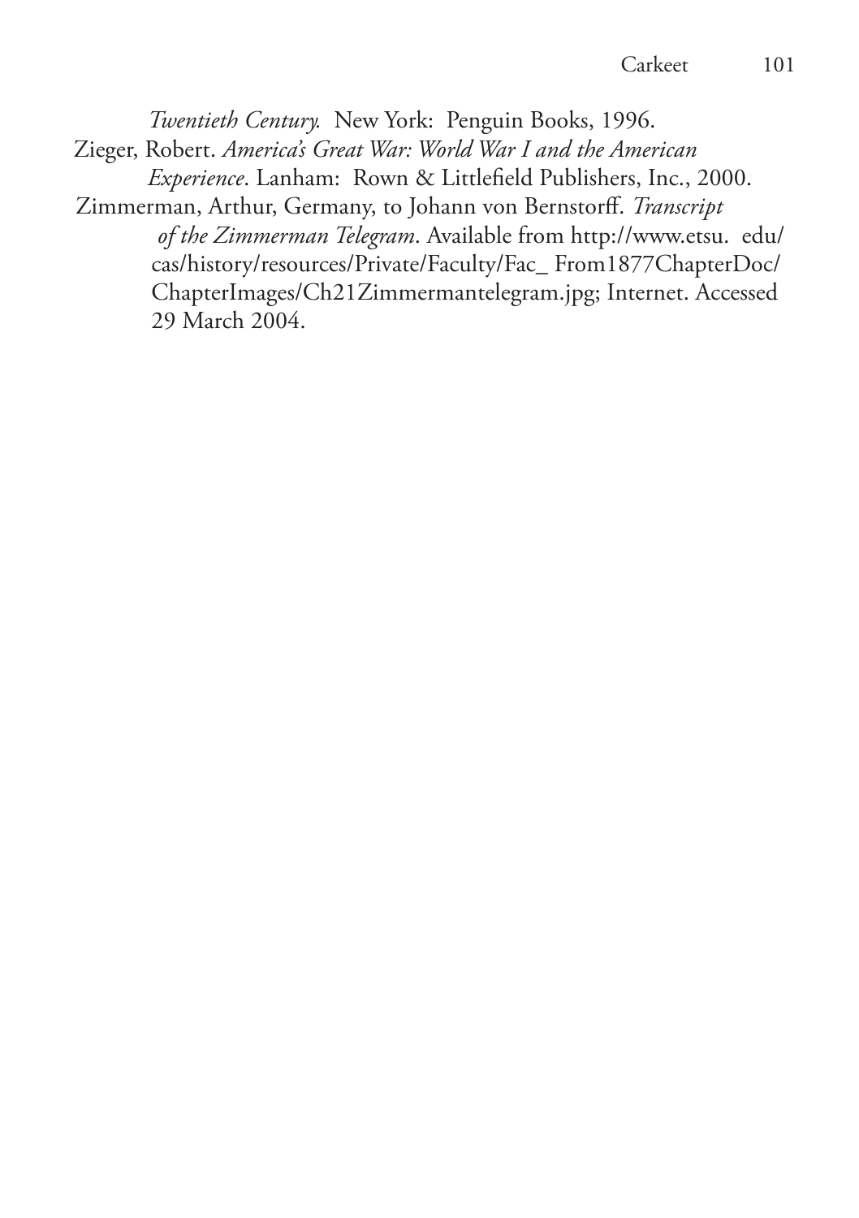*Twentieth Century.* New York: Penguin Books, 1996.

Zieger, Robert. *America's Great War: World War I and the American Experience*. Lanham: Rown & Littlefield Publishers, Inc., 2000.

Zimmerman, Arthur, Germany, to Johann von Bernstorff. *Transcript of the Zimmerman Telegram*. Available from http://www.etsu. edu/cas/history/resources/Private/Faculty/Fac_ From1877ChapterDoc/ChapterImages/Ch21Zimmermantelegram.jpg; Internet. Accessed 29 March 2004.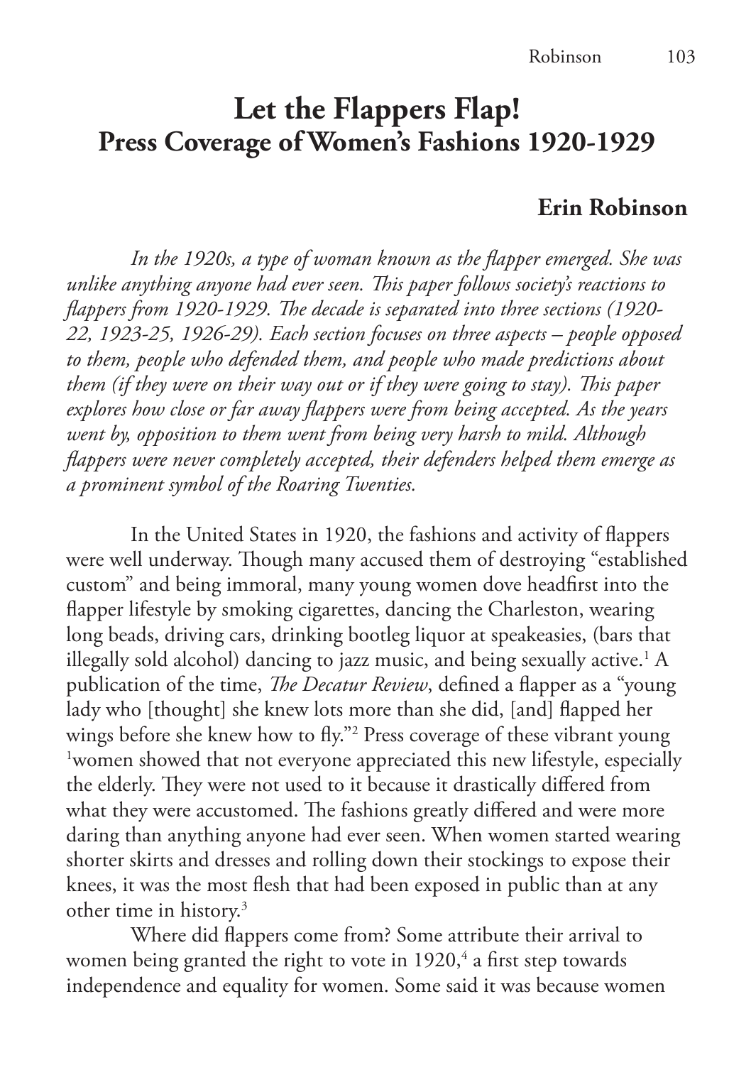# Let the Flappers Flap!
## Press Coverage of Women's Fashions 1920-1929

### Erin Robinson

*In the 1920s, a type of woman known as the flapper emerged. She was unlike anything anyone had ever seen. This paper follows society's reactions to flappers from 1920-1929. The decade is separated into three sections (1920-22, 1923-25, 1926-29). Each section focuses on three aspects – people opposed to them, people who defended them, and people who made predictions about them (if they were on their way out or if they were going to stay). This paper explores how close or far away flappers were from being accepted. As the years went by, opposition to them went from being very harsh to mild. Although flappers were never completely accepted, their defenders helped them emerge as a prominent symbol of the Roaring Twenties.*

In the United States in 1920, the fashions and activity of flappers were well underway. Though many accused them of destroying "established custom" and being immoral, many young women dove headfirst into the flapper lifestyle by smoking cigarettes, dancing the Charleston, wearing long beads, driving cars, drinking bootleg liquor at speakeasies, (bars that illegally sold alcohol) dancing to jazz music, and being sexually active.[1] A publication of the time, *The Decatur Review*, defined a flapper as a "young lady who [thought] she knew lots more than she did, [and] flapped her wings before she knew how to fly."[2] Press coverage of these vibrant young [1]women showed that not everyone appreciated this new lifestyle, especially the elderly. They were not used to it because it drastically differed from what they were accustomed. The fashions greatly differed and were more daring than anything anyone had ever seen. When women started wearing shorter skirts and dresses and rolling down their stockings to expose their knees, it was the most flesh that had been exposed in public than at any other time in history.[3]

Where did flappers come from? Some attribute their arrival to women being granted the right to vote in 1920,[4] a first step towards independence and equality for women. Some said it was because women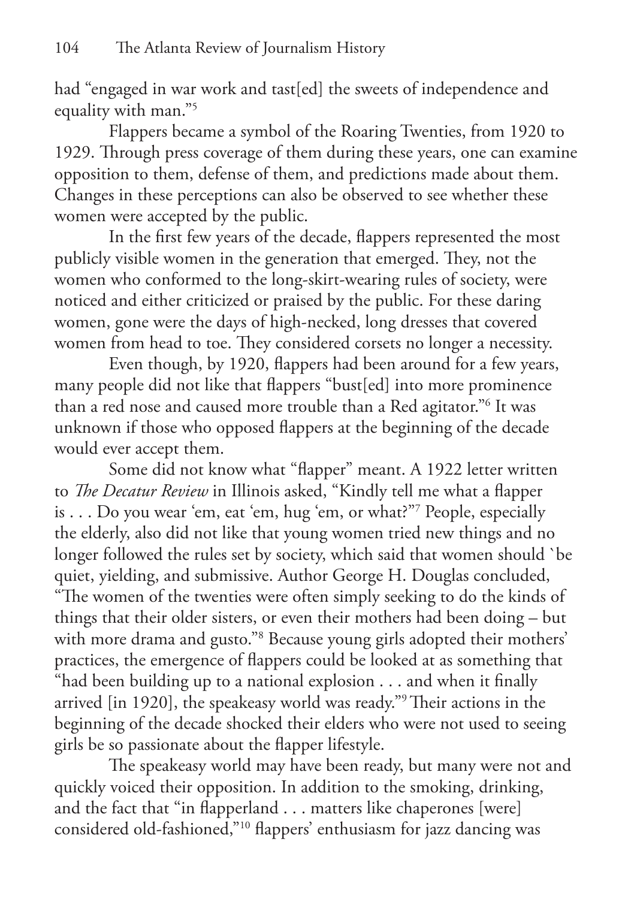had "engaged in war work and tast[ed] the sweets of independence and equality with man."[5]

Flappers became a symbol of the Roaring Twenties, from 1920 to 1929. Through press coverage of them during these years, one can examine opposition to them, defense of them, and predictions made about them. Changes in these perceptions can also be observed to see whether these women were accepted by the public.

In the first few years of the decade, flappers represented the most publicly visible women in the generation that emerged. They, not the women who conformed to the long-skirt-wearing rules of society, were noticed and either criticized or praised by the public. For these daring women, gone were the days of high-necked, long dresses that covered women from head to toe. They considered corsets no longer a necessity.

Even though, by 1920, flappers had been around for a few years, many people did not like that flappers "bust[ed] into more prominence than a red nose and caused more trouble than a Red agitator."[6] It was unknown if those who opposed flappers at the beginning of the decade would ever accept them.

Some did not know what "flapper" meant. A 1922 letter written to *The Decatur Review* in Illinois asked, "Kindly tell me what a flapper is . . . Do you wear 'em, eat 'em, hug 'em, or what?"[7] People, especially the elderly, also did not like that young women tried new things and no longer followed the rules set by society, which said that women should `be quiet, yielding, and submissive. Author George H. Douglas concluded, "The women of the twenties were often simply seeking to do the kinds of things that their older sisters, or even their mothers had been doing – but with more drama and gusto."[8] Because young girls adopted their mothers' practices, the emergence of flappers could be looked at as something that "had been building up to a national explosion . . . and when it finally arrived [in 1920], the speakeasy world was ready."[9] Their actions in the beginning of the decade shocked their elders who were not used to seeing girls be so passionate about the flapper lifestyle.

The speakeasy world may have been ready, but many were not and quickly voiced their opposition. In addition to the smoking, drinking, and the fact that "in flapperland . . . matters like chaperones [were] considered old-fashioned,"[10] flappers' enthusiasm for jazz dancing was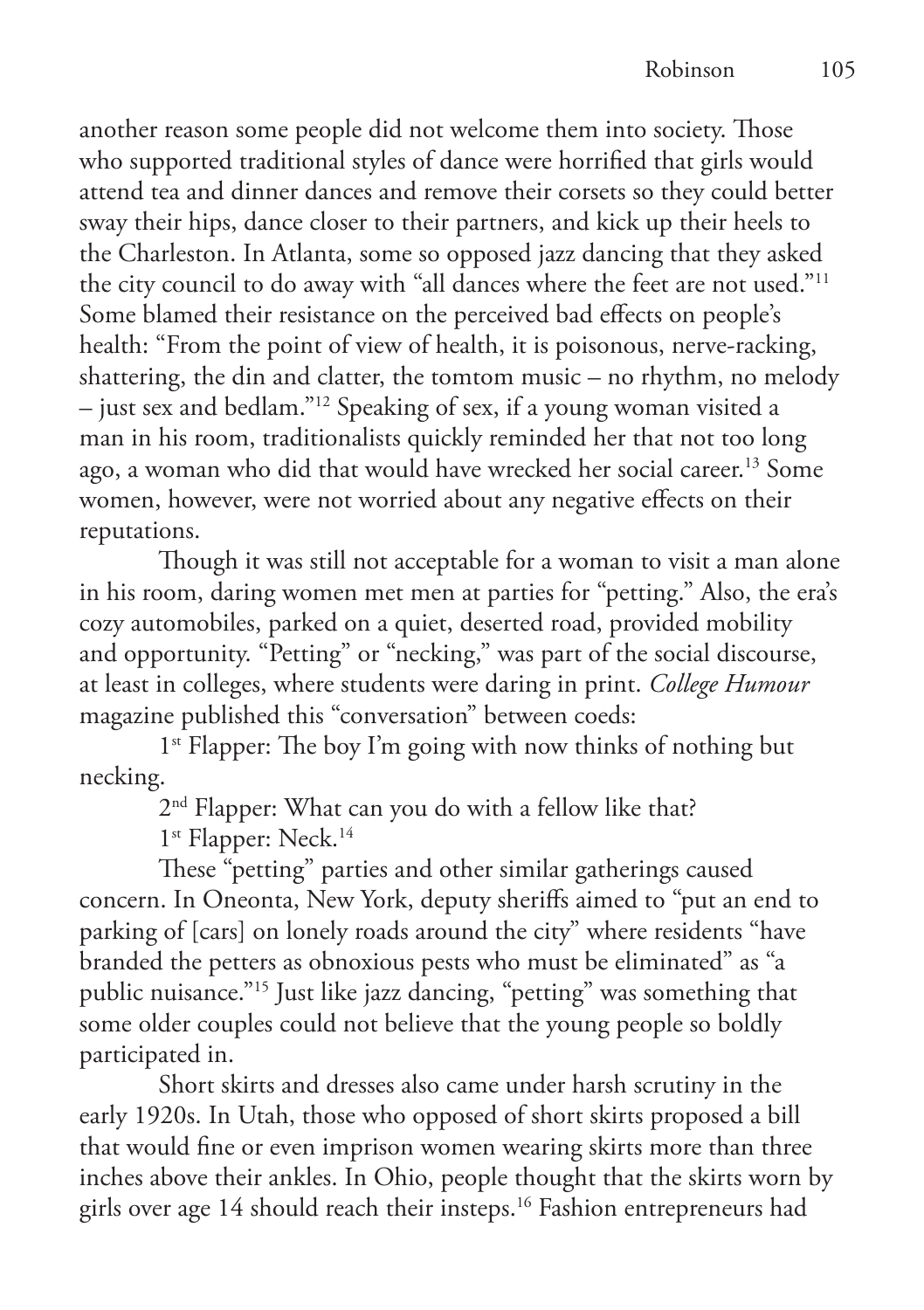another reason some people did not welcome them into society. Those who supported traditional styles of dance were horrified that girls would attend tea and dinner dances and remove their corsets so they could better sway their hips, dance closer to their partners, and kick up their heels to the Charleston. In Atlanta, some so opposed jazz dancing that they asked the city council to do away with "all dances where the feet are not used."[11] Some blamed their resistance on the perceived bad effects on people's health: "From the point of view of health, it is poisonous, nerve-racking, shattering, the din and clatter, the tomtom music – no rhythm, no melody – just sex and bedlam."[12] Speaking of sex, if a young woman visited a man in his room, traditionalists quickly reminded her that not too long ago, a woman who did that would have wrecked her social career.[13] Some women, however, were not worried about any negative effects on their reputations.

Though it was still not acceptable for a woman to visit a man alone in his room, daring women met men at parties for "petting." Also, the era's cozy automobiles, parked on a quiet, deserted road, provided mobility and opportunity. "Petting" or "necking," was part of the social discourse, at least in colleges, where students were daring in print. *College Humour* magazine published this "conversation" between coeds:

1st Flapper: The boy I'm going with now thinks of nothing but necking.

2nd Flapper: What can you do with a fellow like that?

1st Flapper: Neck.[14]

These "petting" parties and other similar gatherings caused concern. In Oneonta, New York, deputy sheriffs aimed to "put an end to parking of [cars] on lonely roads around the city" where residents "have branded the petters as obnoxious pests who must be eliminated" as "a public nuisance."[15] Just like jazz dancing, "petting" was something that some older couples could not believe that the young people so boldly participated in.

Short skirts and dresses also came under harsh scrutiny in the early 1920s. In Utah, those who opposed of short skirts proposed a bill that would fine or even imprison women wearing skirts more than three inches above their ankles. In Ohio, people thought that the skirts worn by girls over age 14 should reach their insteps.[16] Fashion entrepreneurs had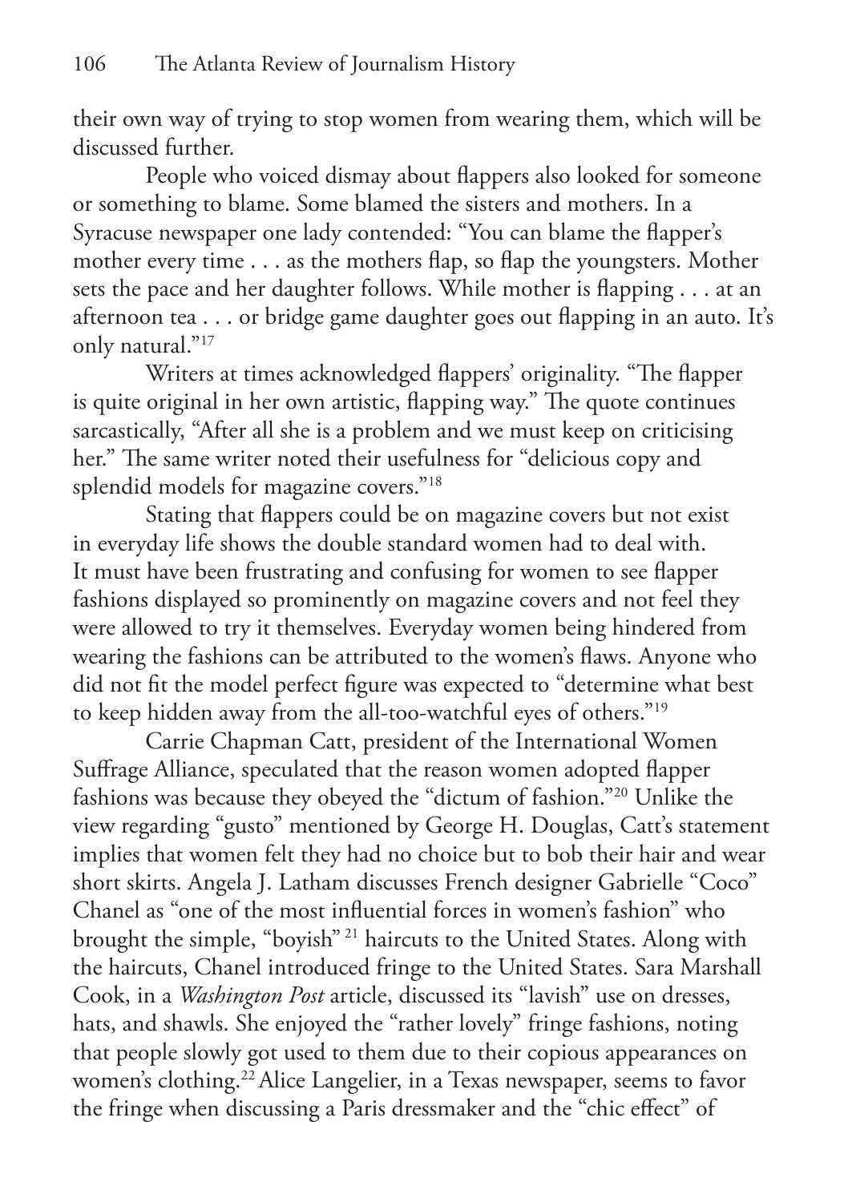their own way of trying to stop women from wearing them, which will be discussed further.

People who voiced dismay about flappers also looked for someone or something to blame. Some blamed the sisters and mothers. In a Syracuse newspaper one lady contended: "You can blame the flapper's mother every time . . . as the mothers flap, so flap the youngsters. Mother sets the pace and her daughter follows. While mother is flapping . . . at an afternoon tea . . . or bridge game daughter goes out flapping in an auto. It's only natural."[17]

Writers at times acknowledged flappers' originality. "The flapper is quite original in her own artistic, flapping way." The quote continues sarcastically, "After all she is a problem and we must keep on criticising her." The same writer noted their usefulness for "delicious copy and splendid models for magazine covers."[18]

Stating that flappers could be on magazine covers but not exist in everyday life shows the double standard women had to deal with. It must have been frustrating and confusing for women to see flapper fashions displayed so prominently on magazine covers and not feel they were allowed to try it themselves. Everyday women being hindered from wearing the fashions can be attributed to the women's flaws. Anyone who did not fit the model perfect figure was expected to "determine what best to keep hidden away from the all-too-watchful eyes of others."[19]

Carrie Chapman Catt, president of the International Women Suffrage Alliance, speculated that the reason women adopted flapper fashions was because they obeyed the "dictum of fashion."[20] Unlike the view regarding "gusto" mentioned by George H. Douglas, Catt's statement implies that women felt they had no choice but to bob their hair and wear short skirts. Angela J. Latham discusses French designer Gabrielle "Coco" Chanel as "one of the most influential forces in women's fashion" who brought the simple, "boyish"[21] haircuts to the United States. Along with the haircuts, Chanel introduced fringe to the United States. Sara Marshall Cook, in a *Washington Post* article, discussed its "lavish" use on dresses, hats, and shawls. She enjoyed the "rather lovely" fringe fashions, noting that people slowly got used to them due to their copious appearances on women's clothing.[22] Alice Langelier, in a Texas newspaper, seems to favor the fringe when discussing a Paris dressmaker and the "chic effect" of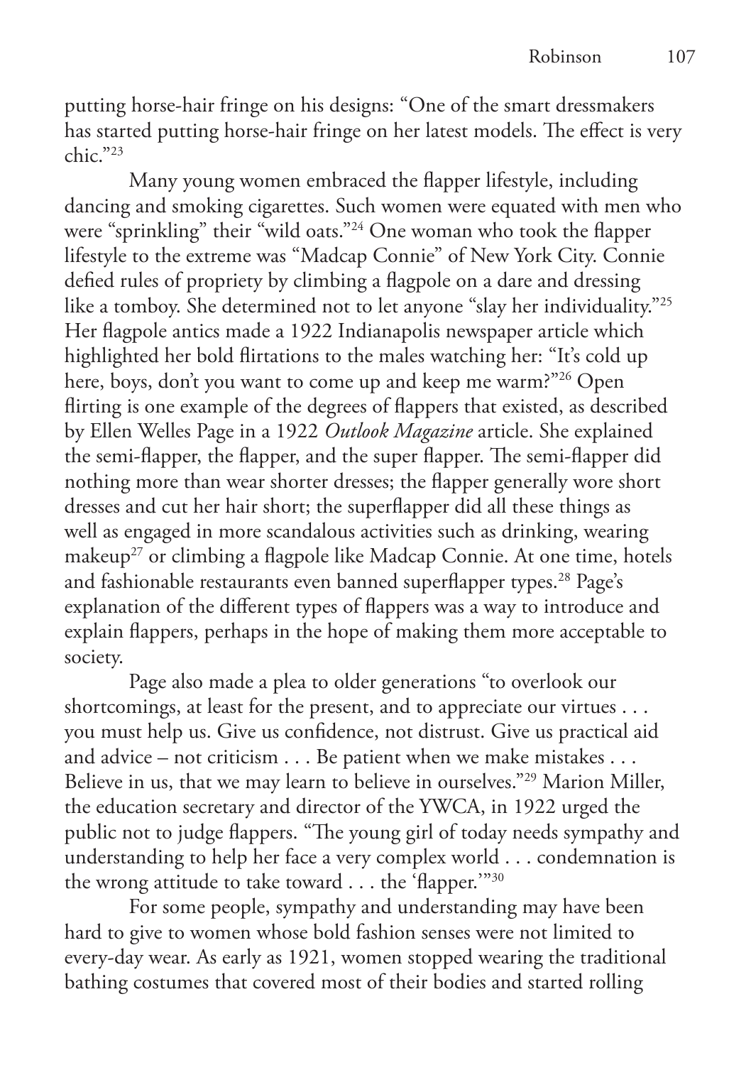putting horse-hair fringe on his designs: "One of the smart dressmakers has started putting horse-hair fringe on her latest models. The effect is very chic."[23]

Many young women embraced the flapper lifestyle, including dancing and smoking cigarettes. Such women were equated with men who were "sprinkling" their "wild oats."[24] One woman who took the flapper lifestyle to the extreme was "Madcap Connie" of New York City. Connie defied rules of propriety by climbing a flagpole on a dare and dressing like a tomboy. She determined not to let anyone "slay her individuality."[25] Her flagpole antics made a 1922 Indianapolis newspaper article which highlighted her bold flirtations to the males watching her: "It's cold up here, boys, don't you want to come up and keep me warm?"[26] Open flirting is one example of the degrees of flappers that existed, as described by Ellen Welles Page in a 1922 *Outlook Magazine* article. She explained the semi-flapper, the flapper, and the super flapper. The semi-flapper did nothing more than wear shorter dresses; the flapper generally wore short dresses and cut her hair short; the superflapper did all these things as well as engaged in more scandalous activities such as drinking, wearing makeup[27] or climbing a flagpole like Madcap Connie. At one time, hotels and fashionable restaurants even banned superflapper types.[28] Page's explanation of the different types of flappers was a way to introduce and explain flappers, perhaps in the hope of making them more acceptable to society.

Page also made a plea to older generations "to overlook our shortcomings, at least for the present, and to appreciate our virtues . . . you must help us. Give us confidence, not distrust. Give us practical aid and advice – not criticism . . . Be patient when we make mistakes . . . Believe in us, that we may learn to believe in ourselves."[29] Marion Miller, the education secretary and director of the YWCA, in 1922 urged the public not to judge flappers. "The young girl of today needs sympathy and understanding to help her face a very complex world . . . condemnation is the wrong attitude to take toward . . . the 'flapper.'"[30]

For some people, sympathy and understanding may have been hard to give to women whose bold fashion senses were not limited to every-day wear. As early as 1921, women stopped wearing the traditional bathing costumes that covered most of their bodies and started rolling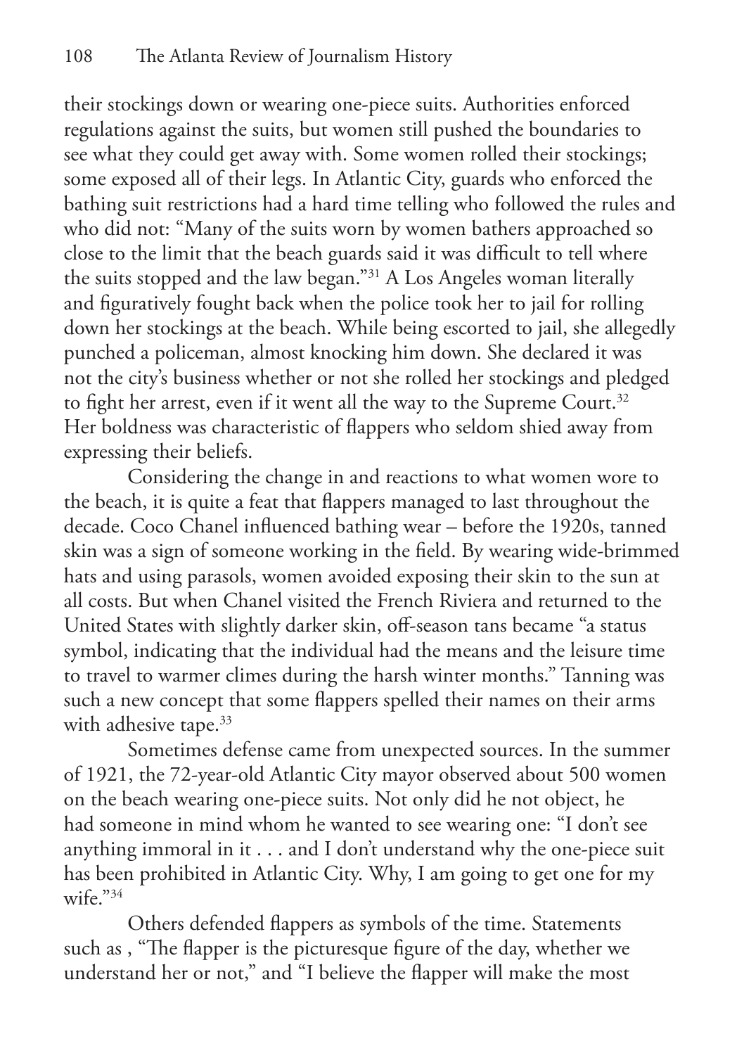their stockings down or wearing one-piece suits. Authorities enforced regulations against the suits, but women still pushed the boundaries to see what they could get away with. Some women rolled their stockings; some exposed all of their legs. In Atlantic City, guards who enforced the bathing suit restrictions had a hard time telling who followed the rules and who did not: "Many of the suits worn by women bathers approached so close to the limit that the beach guards said it was difficult to tell where the suits stopped and the law began."[31] A Los Angeles woman literally and figuratively fought back when the police took her to jail for rolling down her stockings at the beach. While being escorted to jail, she allegedly punched a policeman, almost knocking him down. She declared it was not the city's business whether or not she rolled her stockings and pledged to fight her arrest, even if it went all the way to the Supreme Court.[32] Her boldness was characteristic of flappers who seldom shied away from expressing their beliefs.

Considering the change in and reactions to what women wore to the beach, it is quite a feat that flappers managed to last throughout the decade. Coco Chanel influenced bathing wear – before the 1920s, tanned skin was a sign of someone working in the field. By wearing wide-brimmed hats and using parasols, women avoided exposing their skin to the sun at all costs. But when Chanel visited the French Riviera and returned to the United States with slightly darker skin, off-season tans became "a status symbol, indicating that the individual had the means and the leisure time to travel to warmer climes during the harsh winter months." Tanning was such a new concept that some flappers spelled their names on their arms with adhesive tape.[33]

Sometimes defense came from unexpected sources. In the summer of 1921, the 72-year-old Atlantic City mayor observed about 500 women on the beach wearing one-piece suits. Not only did he not object, he had someone in mind whom he wanted to see wearing one: "I don't see anything immoral in it . . . and I don't understand why the one-piece suit has been prohibited in Atlantic City. Why, I am going to get one for my wife."[34]

Others defended flappers as symbols of the time. Statements such as , "The flapper is the picturesque figure of the day, whether we understand her or not," and "I believe the flapper will make the most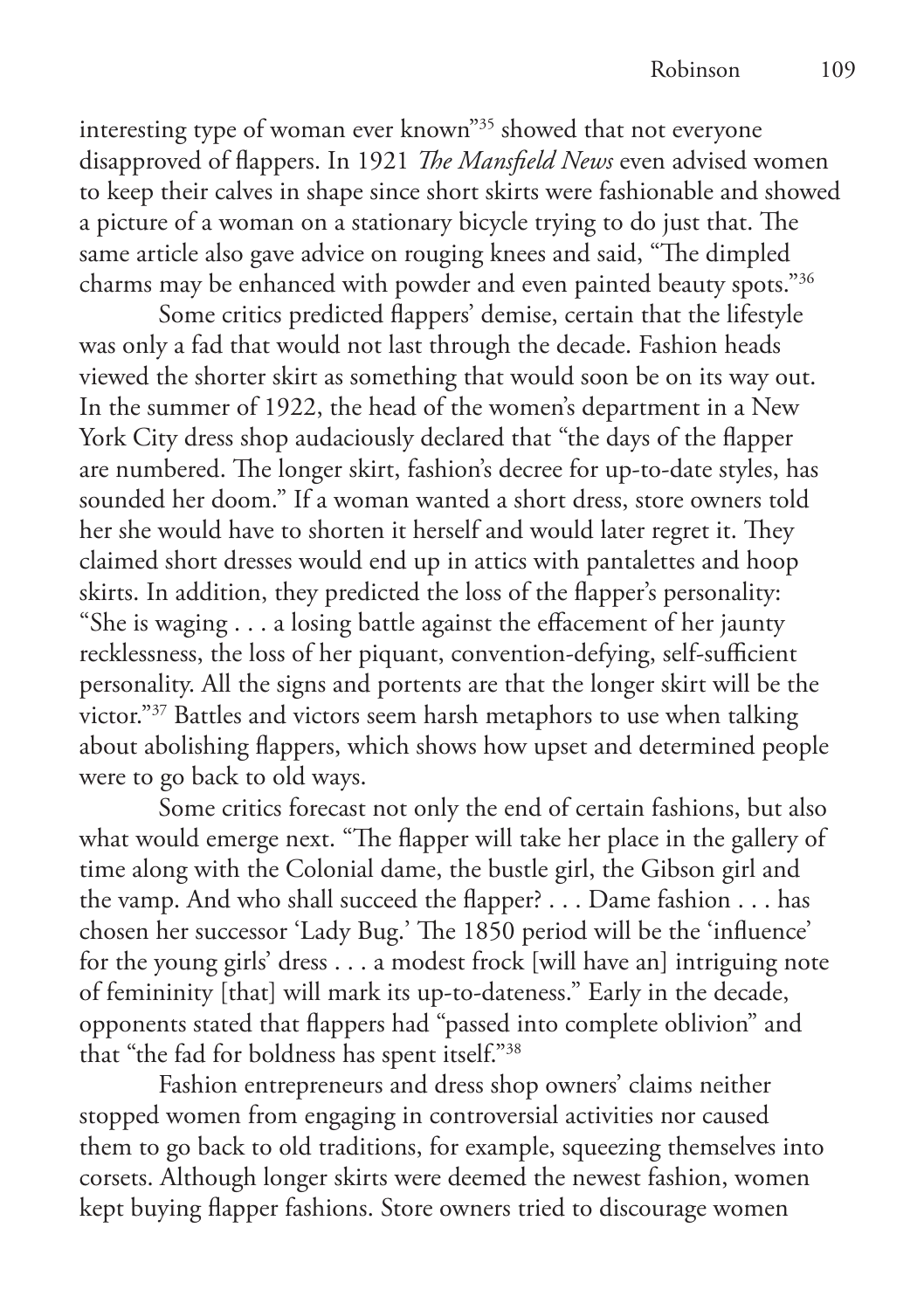interesting type of woman ever known"[35] showed that not everyone disapproved of flappers. In 1921 *The Mansfield News* even advised women to keep their calves in shape since short skirts were fashionable and showed a picture of a woman on a stationary bicycle trying to do just that. The same article also gave advice on rouging knees and said, "The dimpled charms may be enhanced with powder and even painted beauty spots."[36]

Some critics predicted flappers' demise, certain that the lifestyle was only a fad that would not last through the decade. Fashion heads viewed the shorter skirt as something that would soon be on its way out. In the summer of 1922, the head of the women's department in a New York City dress shop audaciously declared that "the days of the flapper are numbered. The longer skirt, fashion's decree for up-to-date styles, has sounded her doom." If a woman wanted a short dress, store owners told her she would have to shorten it herself and would later regret it. They claimed short dresses would end up in attics with pantalettes and hoop skirts. In addition, they predicted the loss of the flapper's personality: "She is waging . . . a losing battle against the effacement of her jaunty recklessness, the loss of her piquant, convention-defying, self-sufficient personality. All the signs and portents are that the longer skirt will be the victor."[37] Battles and victors seem harsh metaphors to use when talking about abolishing flappers, which shows how upset and determined people were to go back to old ways.

Some critics forecast not only the end of certain fashions, but also what would emerge next. "The flapper will take her place in the gallery of time along with the Colonial dame, the bustle girl, the Gibson girl and the vamp. And who shall succeed the flapper? . . . Dame fashion . . . has chosen her successor 'Lady Bug.' The 1850 period will be the 'influence' for the young girls' dress . . . a modest frock [will have an] intriguing note of femininity [that] will mark its up-to-dateness." Early in the decade, opponents stated that flappers had "passed into complete oblivion" and that "the fad for boldness has spent itself."[38]

Fashion entrepreneurs and dress shop owners' claims neither stopped women from engaging in controversial activities nor caused them to go back to old traditions, for example, squeezing themselves into corsets. Although longer skirts were deemed the newest fashion, women kept buying flapper fashions. Store owners tried to discourage women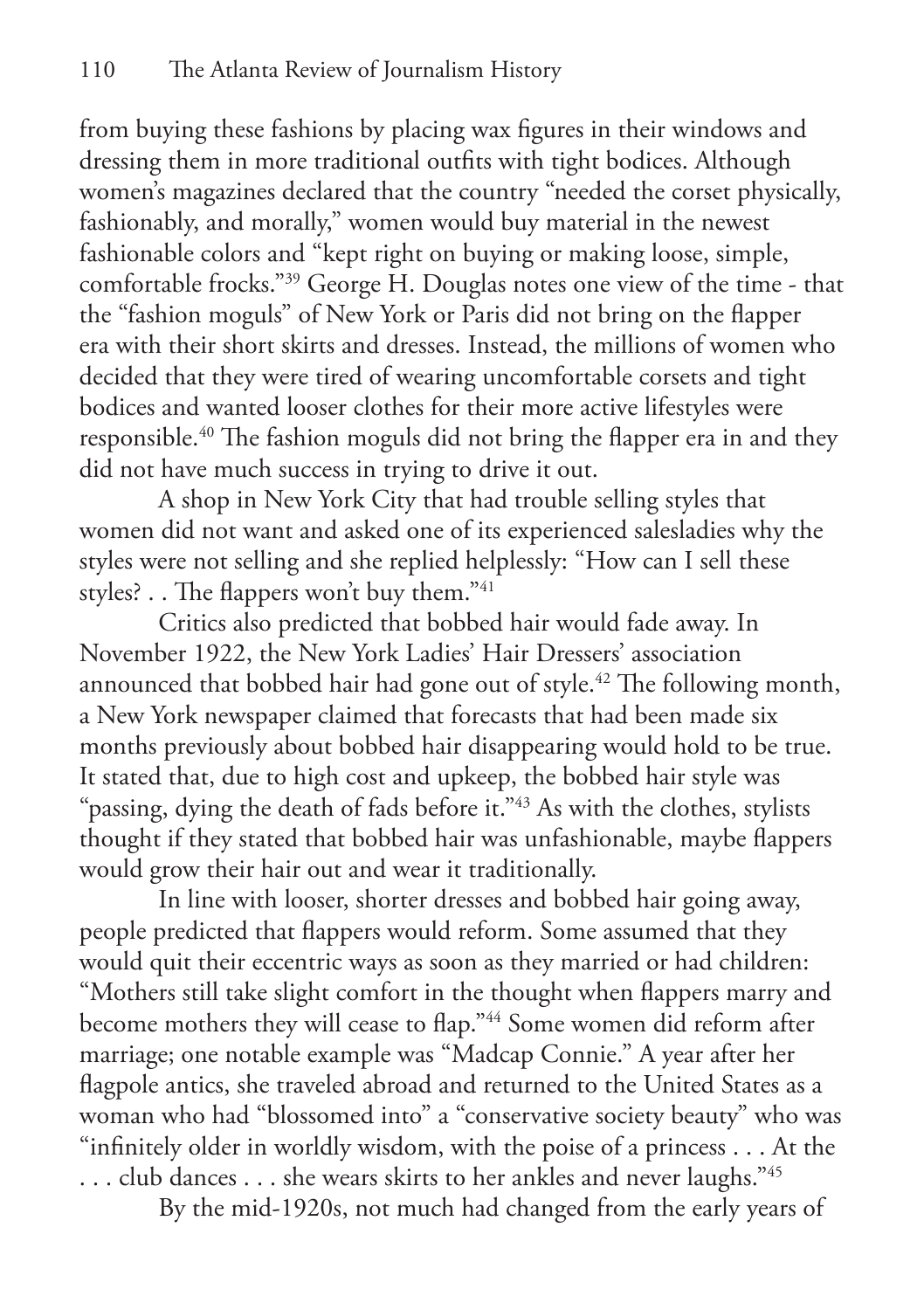from buying these fashions by placing wax figures in their windows and dressing them in more traditional outfits with tight bodices. Although women's magazines declared that the country "needed the corset physically, fashionably, and morally," women would buy material in the newest fashionable colors and "kept right on buying or making loose, simple, comfortable frocks."[39] George H. Douglas notes one view of the time - that the "fashion moguls" of New York or Paris did not bring on the flapper era with their short skirts and dresses. Instead, the millions of women who decided that they were tired of wearing uncomfortable corsets and tight bodices and wanted looser clothes for their more active lifestyles were responsible.[40] The fashion moguls did not bring the flapper era in and they did not have much success in trying to drive it out.

A shop in New York City that had trouble selling styles that women did not want and asked one of its experienced salesladies why the styles were not selling and she replied helplessly: "How can I sell these styles? . . The flappers won't buy them."[41]

Critics also predicted that bobbed hair would fade away. In November 1922, the New York Ladies' Hair Dressers' association announced that bobbed hair had gone out of style.[42] The following month, a New York newspaper claimed that forecasts that had been made six months previously about bobbed hair disappearing would hold to be true. It stated that, due to high cost and upkeep, the bobbed hair style was "passing, dying the death of fads before it."[43] As with the clothes, stylists thought if they stated that bobbed hair was unfashionable, maybe flappers would grow their hair out and wear it traditionally.

In line with looser, shorter dresses and bobbed hair going away, people predicted that flappers would reform. Some assumed that they would quit their eccentric ways as soon as they married or had children: "Mothers still take slight comfort in the thought when flappers marry and become mothers they will cease to flap."[44] Some women did reform after marriage; one notable example was "Madcap Connie." A year after her flagpole antics, she traveled abroad and returned to the United States as a woman who had "blossomed into" a "conservative society beauty" who was "infinitely older in worldly wisdom, with the poise of a princess . . . At the . . . club dances . . . she wears skirts to her ankles and never laughs."[45]

By the mid-1920s, not much had changed from the early years of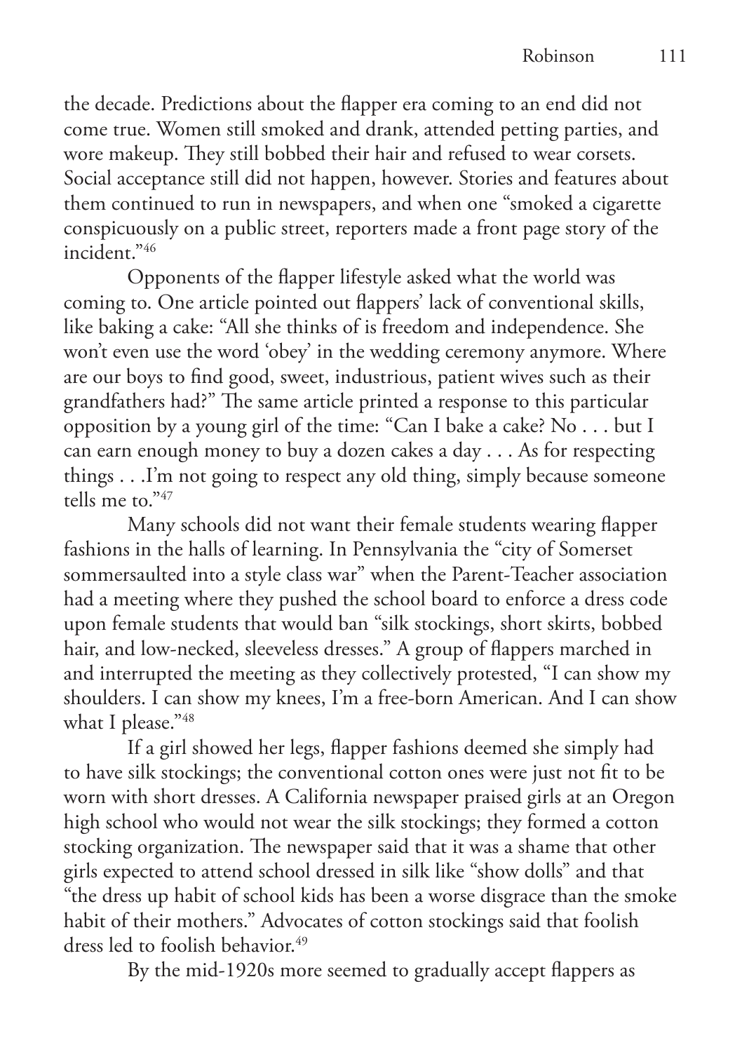the decade. Predictions about the flapper era coming to an end did not come true. Women still smoked and drank, attended petting parties, and wore makeup. They still bobbed their hair and refused to wear corsets. Social acceptance still did not happen, however. Stories and features about them continued to run in newspapers, and when one "smoked a cigarette conspicuously on a public street, reporters made a front page story of the incident."[46]

Opponents of the flapper lifestyle asked what the world was coming to. One article pointed out flappers' lack of conventional skills, like baking a cake: "All she thinks of is freedom and independence. She won't even use the word 'obey' in the wedding ceremony anymore. Where are our boys to find good, sweet, industrious, patient wives such as their grandfathers had?" The same article printed a response to this particular opposition by a young girl of the time: "Can I bake a cake? No . . . but I can earn enough money to buy a dozen cakes a day . . . As for respecting things . . .I'm not going to respect any old thing, simply because someone tells me to."[47]

Many schools did not want their female students wearing flapper fashions in the halls of learning. In Pennsylvania the "city of Somerset sommersaulted into a style class war" when the Parent-Teacher association had a meeting where they pushed the school board to enforce a dress code upon female students that would ban "silk stockings, short skirts, bobbed hair, and low-necked, sleeveless dresses." A group of flappers marched in and interrupted the meeting as they collectively protested, "I can show my shoulders. I can show my knees, I'm a free-born American. And I can show what I please."[48]

If a girl showed her legs, flapper fashions deemed she simply had to have silk stockings; the conventional cotton ones were just not fit to be worn with short dresses. A California newspaper praised girls at an Oregon high school who would not wear the silk stockings; they formed a cotton stocking organization. The newspaper said that it was a shame that other girls expected to attend school dressed in silk like "show dolls" and that "the dress up habit of school kids has been a worse disgrace than the smoke habit of their mothers." Advocates of cotton stockings said that foolish dress led to foolish behavior.[49]

By the mid-1920s more seemed to gradually accept flappers as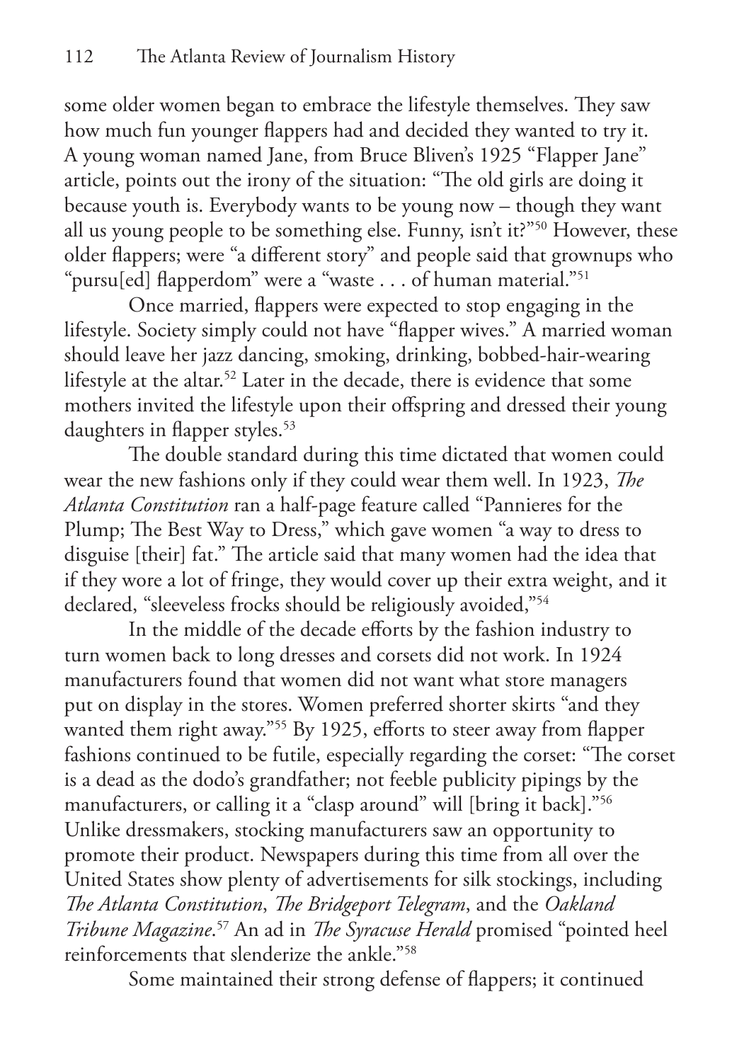some older women began to embrace the lifestyle themselves. They saw how much fun younger flappers had and decided they wanted to try it. A young woman named Jane, from Bruce Bliven's 1925 "Flapper Jane" article, points out the irony of the situation: "The old girls are doing it because youth is. Everybody wants to be young now – though they want all us young people to be something else. Funny, isn't it?"[50] However, these older flappers; were "a different story" and people said that grownups who "pursu[ed] flapperdom" were a "waste . . . of human material."[51]

Once married, flappers were expected to stop engaging in the lifestyle. Society simply could not have "flapper wives." A married woman should leave her jazz dancing, smoking, drinking, bobbed-hair-wearing lifestyle at the altar.[52] Later in the decade, there is evidence that some mothers invited the lifestyle upon their offspring and dressed their young daughters in flapper styles.[53]

The double standard during this time dictated that women could wear the new fashions only if they could wear them well. In 1923, *The Atlanta Constitution* ran a half-page feature called "Pannieres for the Plump; The Best Way to Dress," which gave women "a way to dress to disguise [their] fat." The article said that many women had the idea that if they wore a lot of fringe, they would cover up their extra weight, and it declared, "sleeveless frocks should be religiously avoided,"[54]

In the middle of the decade efforts by the fashion industry to turn women back to long dresses and corsets did not work. In 1924 manufacturers found that women did not want what store managers put on display in the stores. Women preferred shorter skirts "and they wanted them right away."[55] By 1925, efforts to steer away from flapper fashions continued to be futile, especially regarding the corset: "The corset is a dead as the dodo's grandfather; not feeble publicity pipings by the manufacturers, or calling it a "clasp around" will [bring it back]."[56] Unlike dressmakers, stocking manufacturers saw an opportunity to promote their product. Newspapers during this time from all over the United States show plenty of advertisements for silk stockings, including *The Atlanta Constitution*, *The Bridgeport Telegram*, and the *Oakland Tribune Magazine*.[57] An ad in *The Syracuse Herald* promised "pointed heel reinforcements that slenderize the ankle."[58]

Some maintained their strong defense of flappers; it continued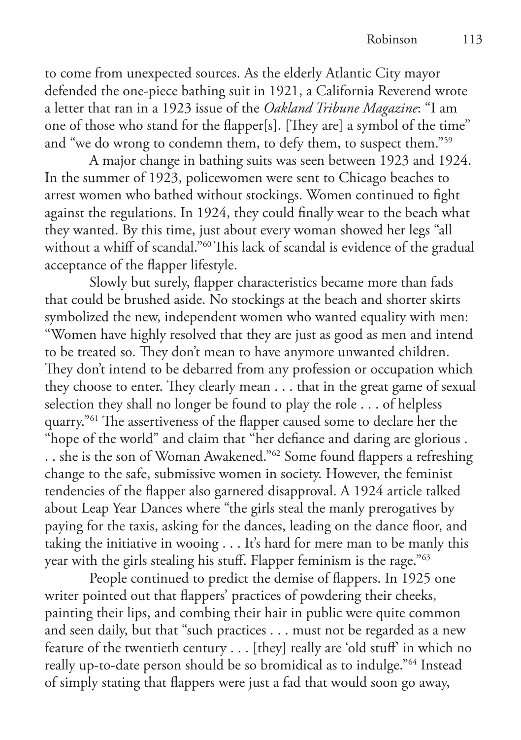to come from unexpected sources. As the elderly Atlantic City mayor defended the one-piece bathing suit in 1921, a California Reverend wrote a letter that ran in a 1923 issue of the *Oakland Tribune Magazine*: "I am one of those who stand for the flapper[s]. [They are] a symbol of the time" and "we do wrong to condemn them, to defy them, to suspect them."[59]

A major change in bathing suits was seen between 1923 and 1924. In the summer of 1923, policewomen were sent to Chicago beaches to arrest women who bathed without stockings. Women continued to fight against the regulations. In 1924, they could finally wear to the beach what they wanted. By this time, just about every woman showed her legs "all without a whiff of scandal."[60] This lack of scandal is evidence of the gradual acceptance of the flapper lifestyle.

Slowly but surely, flapper characteristics became more than fads that could be brushed aside. No stockings at the beach and shorter skirts symbolized the new, independent women who wanted equality with men: "Women have highly resolved that they are just as good as men and intend to be treated so. They don't mean to have anymore unwanted children. They don't intend to be debarred from any profession or occupation which they choose to enter. They clearly mean . . . that in the great game of sexual selection they shall no longer be found to play the role . . . of helpless quarry."[61] The assertiveness of the flapper caused some to declare her the "hope of the world" and claim that "her defiance and daring are glorious . . . she is the son of Woman Awakened."[62] Some found flappers a refreshing change to the safe, submissive women in society. However, the feminist tendencies of the flapper also garnered disapproval. A 1924 article talked about Leap Year Dances where "the girls steal the manly prerogatives by paying for the taxis, asking for the dances, leading on the dance floor, and taking the initiative in wooing . . . It's hard for mere man to be manly this year with the girls stealing his stuff. Flapper feminism is the rage."[63]

People continued to predict the demise of flappers. In 1925 one writer pointed out that flappers' practices of powdering their cheeks, painting their lips, and combing their hair in public were quite common and seen daily, but that "such practices . . . must not be regarded as a new feature of the twentieth century . . . [they] really are 'old stuff' in which no really up-to-date person should be so bromidical as to indulge."[64] Instead of simply stating that flappers were just a fad that would soon go away,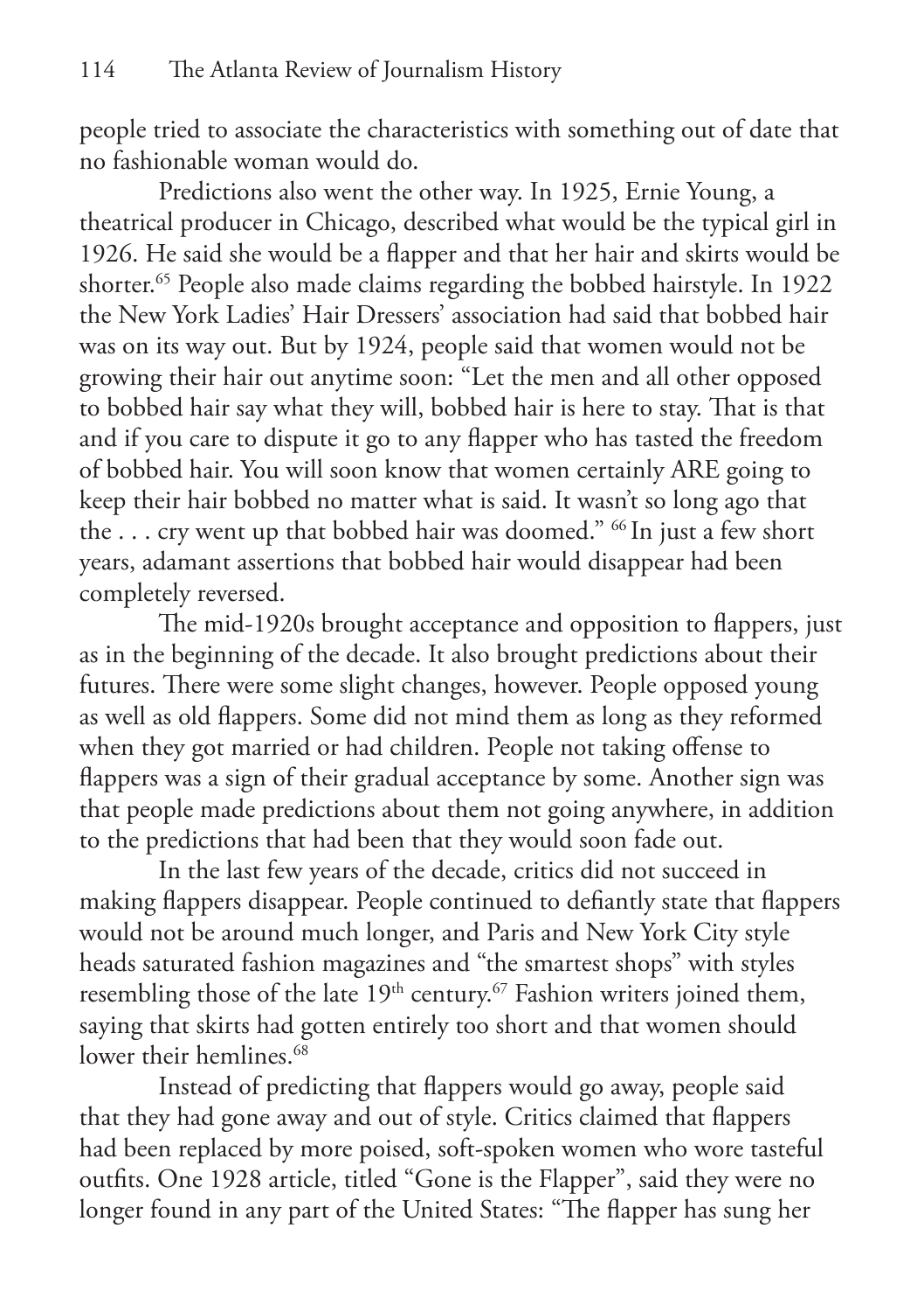people tried to associate the characteristics with something out of date that no fashionable woman would do.

Predictions also went the other way. In 1925, Ernie Young, a theatrical producer in Chicago, described what would be the typical girl in 1926. He said she would be a flapper and that her hair and skirts would be shorter.[65] People also made claims regarding the bobbed hairstyle. In 1922 the New York Ladies' Hair Dressers' association had said that bobbed hair was on its way out. But by 1924, people said that women would not be growing their hair out anytime soon: "Let the men and all other opposed to bobbed hair say what they will, bobbed hair is here to stay. That is that and if you care to dispute it go to any flapper who has tasted the freedom of bobbed hair. You will soon know that women certainly ARE going to keep their hair bobbed no matter what is said. It wasn't so long ago that the . . . cry went up that bobbed hair was doomed." [66] In just a few short years, adamant assertions that bobbed hair would disappear had been completely reversed.

The mid-1920s brought acceptance and opposition to flappers, just as in the beginning of the decade. It also brought predictions about their futures. There were some slight changes, however. People opposed young as well as old flappers. Some did not mind them as long as they reformed when they got married or had children. People not taking offense to flappers was a sign of their gradual acceptance by some. Another sign was that people made predictions about them not going anywhere, in addition to the predictions that had been that they would soon fade out.

In the last few years of the decade, critics did not succeed in making flappers disappear. People continued to defiantly state that flappers would not be around much longer, and Paris and New York City style heads saturated fashion magazines and "the smartest shops" with styles resembling those of the late 19th century.[67] Fashion writers joined them, saying that skirts had gotten entirely too short and that women should lower their hemlines.[68]

Instead of predicting that flappers would go away, people said that they had gone away and out of style. Critics claimed that flappers had been replaced by more poised, soft-spoken women who wore tasteful outfits. One 1928 article, titled "Gone is the Flapper", said they were no longer found in any part of the United States: "The flapper has sung her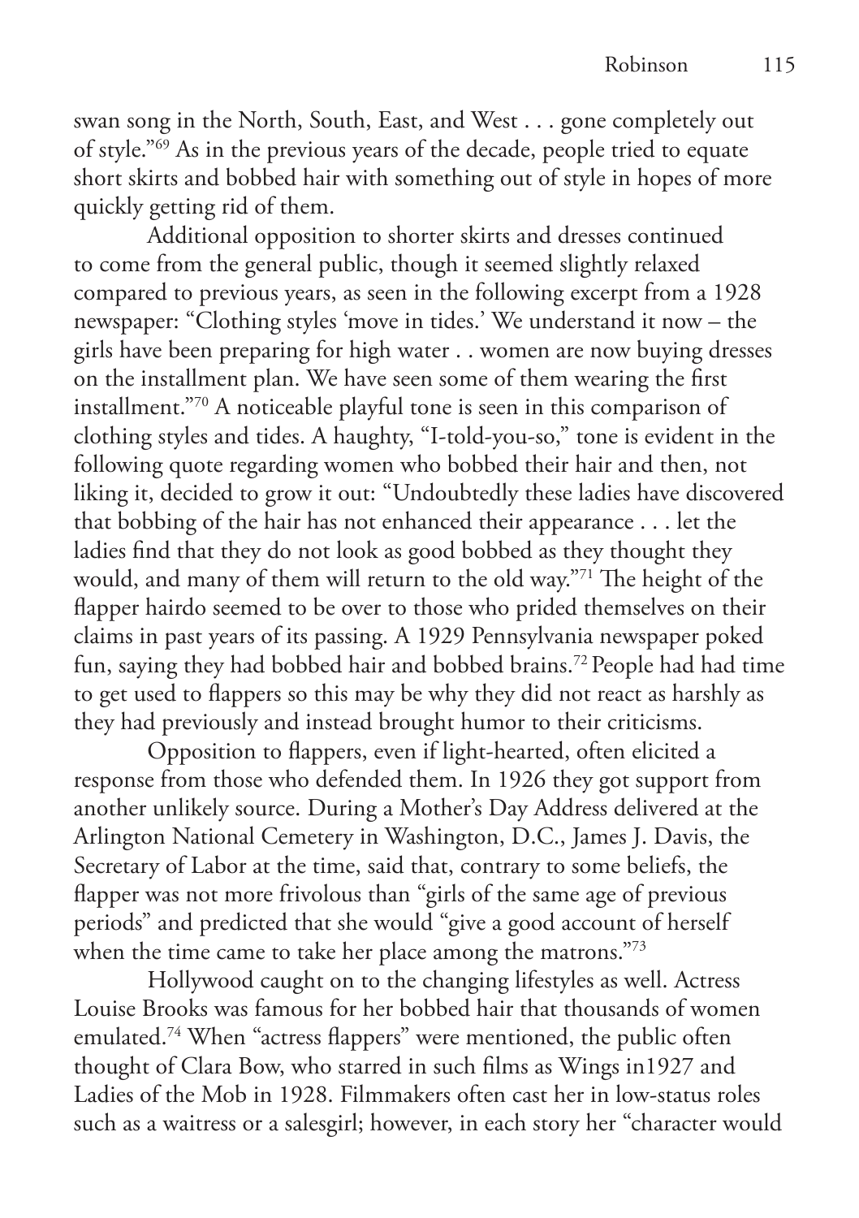swan song in the North, South, East, and West . . . gone completely out of style."[69] As in the previous years of the decade, people tried to equate short skirts and bobbed hair with something out of style in hopes of more quickly getting rid of them.

Additional opposition to shorter skirts and dresses continued to come from the general public, though it seemed slightly relaxed compared to previous years, as seen in the following excerpt from a 1928 newspaper: "Clothing styles 'move in tides.' We understand it now – the girls have been preparing for high water . . women are now buying dresses on the installment plan. We have seen some of them wearing the first installment."[70] A noticeable playful tone is seen in this comparison of clothing styles and tides. A haughty, "I-told-you-so," tone is evident in the following quote regarding women who bobbed their hair and then, not liking it, decided to grow it out: "Undoubtedly these ladies have discovered that bobbing of the hair has not enhanced their appearance . . . let the ladies find that they do not look as good bobbed as they thought they would, and many of them will return to the old way."[71] The height of the flapper hairdo seemed to be over to those who prided themselves on their claims in past years of its passing. A 1929 Pennsylvania newspaper poked fun, saying they had bobbed hair and bobbed brains.[72] People had had time to get used to flappers so this may be why they did not react as harshly as they had previously and instead brought humor to their criticisms.

Opposition to flappers, even if light-hearted, often elicited a response from those who defended them. In 1926 they got support from another unlikely source. During a Mother's Day Address delivered at the Arlington National Cemetery in Washington, D.C., James J. Davis, the Secretary of Labor at the time, said that, contrary to some beliefs, the flapper was not more frivolous than "girls of the same age of previous periods" and predicted that she would "give a good account of herself when the time came to take her place among the matrons."[73]

Hollywood caught on to the changing lifestyles as well. Actress Louise Brooks was famous for her bobbed hair that thousands of women emulated.[74] When "actress flappers" were mentioned, the public often thought of Clara Bow, who starred in such films as Wings in1927 and Ladies of the Mob in 1928. Filmmakers often cast her in low-status roles such as a waitress or a salesgirl; however, in each story her "character would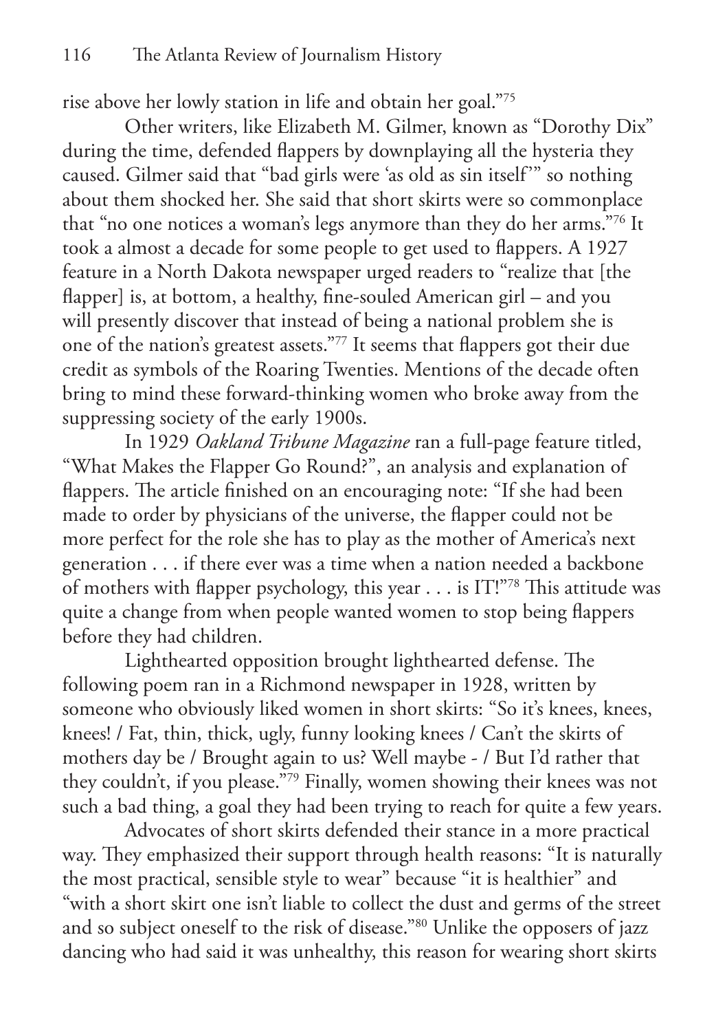rise above her lowly station in life and obtain her goal."[75]

Other writers, like Elizabeth M. Gilmer, known as "Dorothy Dix" during the time, defended flappers by downplaying all the hysteria they caused. Gilmer said that "bad girls were 'as old as sin itself'" so nothing about them shocked her. She said that short skirts were so commonplace that "no one notices a woman's legs anymore than they do her arms."[76] It took a almost a decade for some people to get used to flappers. A 1927 feature in a North Dakota newspaper urged readers to "realize that [the flapper] is, at bottom, a healthy, fine-souled American girl – and you will presently discover that instead of being a national problem she is one of the nation's greatest assets."[77] It seems that flappers got their due credit as symbols of the Roaring Twenties. Mentions of the decade often bring to mind these forward-thinking women who broke away from the suppressing society of the early 1900s.

In 1929 *Oakland Tribune Magazine* ran a full-page feature titled, "What Makes the Flapper Go Round?", an analysis and explanation of flappers. The article finished on an encouraging note: "If she had been made to order by physicians of the universe, the flapper could not be more perfect for the role she has to play as the mother of America's next generation . . . if there ever was a time when a nation needed a backbone of mothers with flapper psychology, this year . . . is IT!"[78] This attitude was quite a change from when people wanted women to stop being flappers before they had children.

Lighthearted opposition brought lighthearted defense. The following poem ran in a Richmond newspaper in 1928, written by someone who obviously liked women in short skirts: "So it's knees, knees, knees! / Fat, thin, thick, ugly, funny looking knees / Can't the skirts of mothers day be / Brought again to us? Well maybe - / But I'd rather that they couldn't, if you please."[79] Finally, women showing their knees was not such a bad thing, a goal they had been trying to reach for quite a few years.

Advocates of short skirts defended their stance in a more practical way. They emphasized their support through health reasons: "It is naturally the most practical, sensible style to wear" because "it is healthier" and "with a short skirt one isn't liable to collect the dust and germs of the street and so subject oneself to the risk of disease."[80] Unlike the opposers of jazz dancing who had said it was unhealthy, this reason for wearing short skirts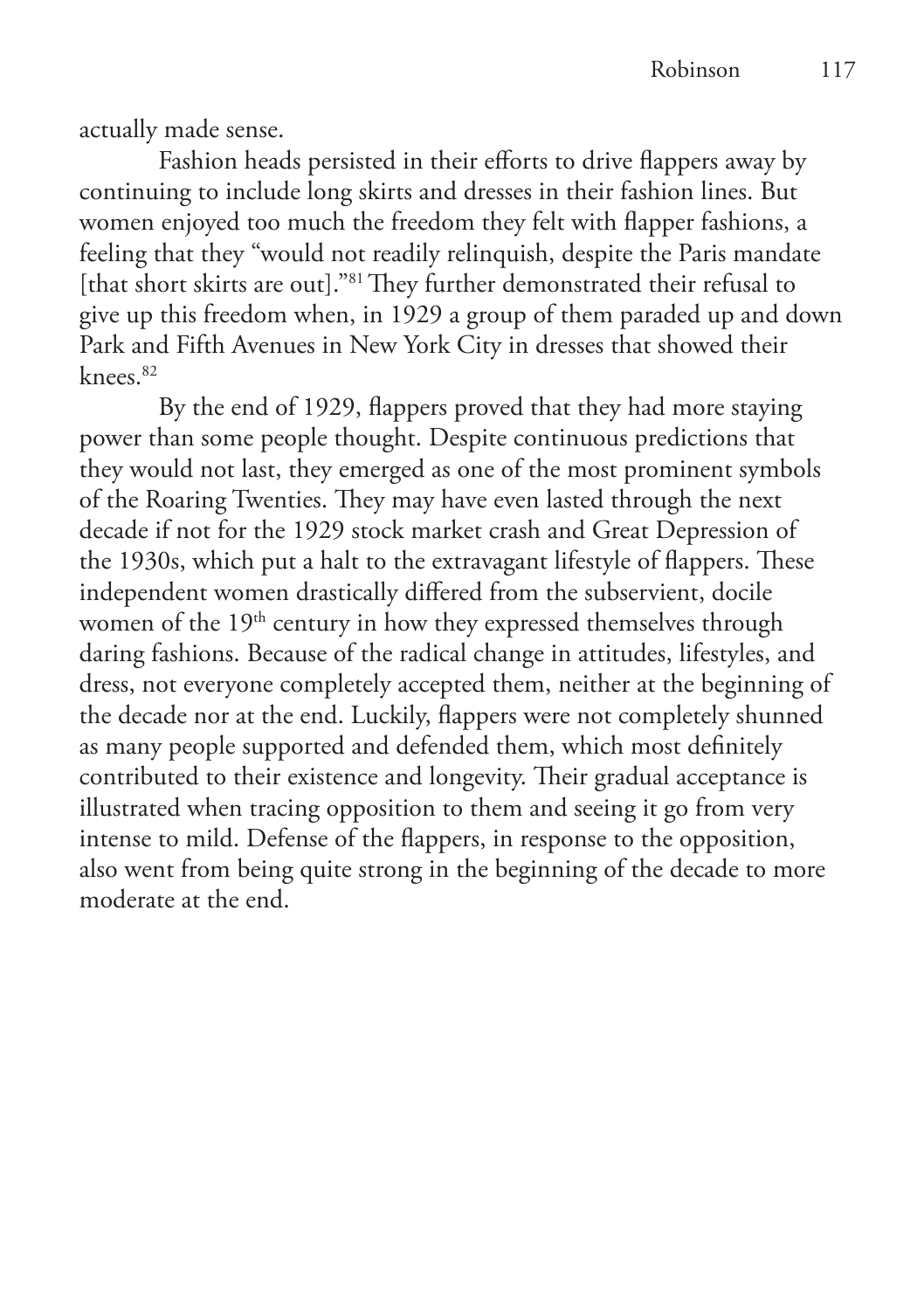actually made sense.

Fashion heads persisted in their efforts to drive flappers away by continuing to include long skirts and dresses in their fashion lines. But women enjoyed too much the freedom they felt with flapper fashions, a feeling that they "would not readily relinquish, despite the Paris mandate [that short skirts are out]."[81] They further demonstrated their refusal to give up this freedom when, in 1929 a group of them paraded up and down Park and Fifth Avenues in New York City in dresses that showed their knees.[82]

By the end of 1929, flappers proved that they had more staying power than some people thought. Despite continuous predictions that they would not last, they emerged as one of the most prominent symbols of the Roaring Twenties. They may have even lasted through the next decade if not for the 1929 stock market crash and Great Depression of the 1930s, which put a halt to the extravagant lifestyle of flappers. These independent women drastically differed from the subservient, docile women of the 19th century in how they expressed themselves through daring fashions. Because of the radical change in attitudes, lifestyles, and dress, not everyone completely accepted them, neither at the beginning of the decade nor at the end. Luckily, flappers were not completely shunned as many people supported and defended them, which most definitely contributed to their existence and longevity. Their gradual acceptance is illustrated when tracing opposition to them and seeing it go from very intense to mild. Defense of the flappers, in response to the opposition, also went from being quite strong in the beginning of the decade to more moderate at the end.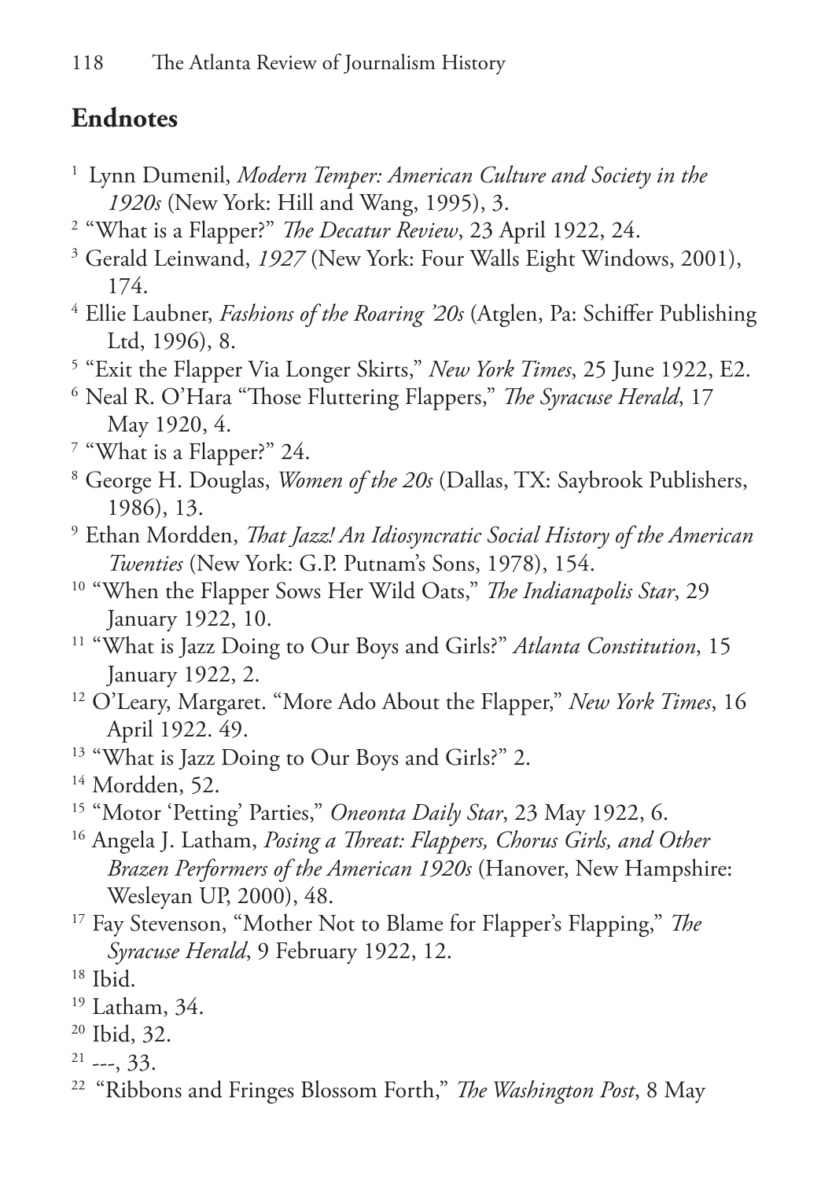## Endnotes

[1] Lynn Dumenil, *Modern Temper: American Culture and Society in the 1920s* (New York: Hill and Wang, 1995), 3.

[2] "What is a Flapper?" *The Decatur Review*, 23 April 1922, 24.

[3] Gerald Leinwand, *1927* (New York: Four Walls Eight Windows, 2001), 174.

[4] Ellie Laubner, *Fashions of the Roaring '20s* (Atglen, Pa: Schiffer Publishing Ltd, 1996), 8.

[5] "Exit the Flapper Via Longer Skirts," *New York Times*, 25 June 1922, E2.

[6] Neal R. O'Hara "Those Fluttering Flappers," *The Syracuse Herald*, 17 May 1920, 4.

[7] "What is a Flapper?" 24.

[8] George H. Douglas, *Women of the 20s* (Dallas, TX: Saybrook Publishers, 1986), 13.

[9] Ethan Mordden, *That Jazz! An Idiosyncratic Social History of the American Twenties* (New York: G.P. Putnam's Sons, 1978), 154.

[10] "When the Flapper Sows Her Wild Oats," *The Indianapolis Star*, 29 January 1922, 10.

[11] "What is Jazz Doing to Our Boys and Girls?" *Atlanta Constitution*, 15 January 1922, 2.

[12] O'Leary, Margaret. "More Ado About the Flapper," *New York Times*, 16 April 1922. 49.

[13] "What is Jazz Doing to Our Boys and Girls?" 2.

[14] Mordden, 52.

[15] "Motor 'Petting' Parties," *Oneonta Daily Star*, 23 May 1922, 6.

[16] Angela J. Latham, *Posing a Threat: Flappers, Chorus Girls, and Other Brazen Performers of the American 1920s* (Hanover, New Hampshire: Wesleyan UP, 2000), 48.

[17] Fay Stevenson, "Mother Not to Blame for Flapper's Flapping," *The Syracuse Herald*, 9 February 1922, 12.

[18] Ibid.

[19] Latham, 34.

[20] Ibid, 32.

[21] ---, 33.

[22] "Ribbons and Fringes Blossom Forth," *The Washington Post*, 8 May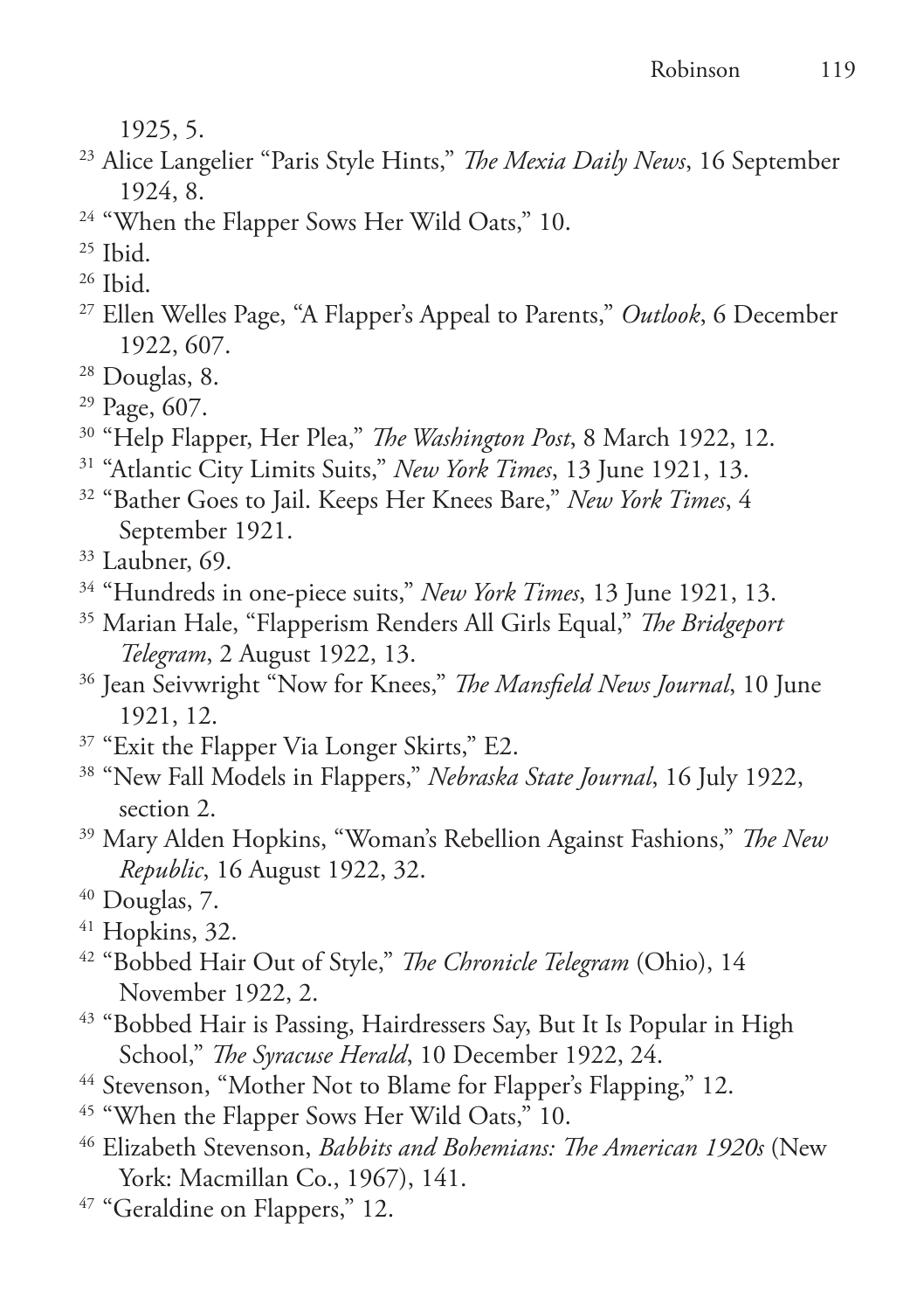1925, 5.

[23] Alice Langelier "Paris Style Hints," *The Mexia Daily News*, 16 September 1924, 8.

[24] "When the Flapper Sows Her Wild Oats," 10.

[25] Ibid.

[26] Ibid.

[27] Ellen Welles Page, "A Flapper's Appeal to Parents," *Outlook*, 6 December 1922, 607.

[28] Douglas, 8.

[29] Page, 607.

[30] "Help Flapper, Her Plea," *The Washington Post*, 8 March 1922, 12.

[31] "Atlantic City Limits Suits," *New York Times*, 13 June 1921, 13.

[32] "Bather Goes to Jail. Keeps Her Knees Bare," *New York Times*, 4 September 1921.

[33] Laubner, 69.

[34] "Hundreds in one-piece suits," *New York Times*, 13 June 1921, 13.

[35] Marian Hale, "Flapperism Renders All Girls Equal," *The Bridgeport Telegram*, 2 August 1922, 13.

[36] Jean Seivwright "Now for Knees," *The Mansfield News Journal*, 10 June 1921, 12.

[37] "Exit the Flapper Via Longer Skirts," E2.

[38] "New Fall Models in Flappers," *Nebraska State Journal*, 16 July 1922, section 2.

[39] Mary Alden Hopkins, "Woman's Rebellion Against Fashions," *The New Republic*, 16 August 1922, 32.

[40] Douglas, 7.

[41] Hopkins, 32.

[42] "Bobbed Hair Out of Style," *The Chronicle Telegram* (Ohio), 14 November 1922, 2.

[43] "Bobbed Hair is Passing, Hairdressers Say, But It Is Popular in High School," *The Syracuse Herald*, 10 December 1922, 24.

[44] Stevenson, "Mother Not to Blame for Flapper's Flapping," 12.

[45] "When the Flapper Sows Her Wild Oats," 10.

[46] Elizabeth Stevenson, *Babbits and Bohemians: The American 1920s* (New York: Macmillan Co., 1967), 141.

[47] "Geraldine on Flappers," 12.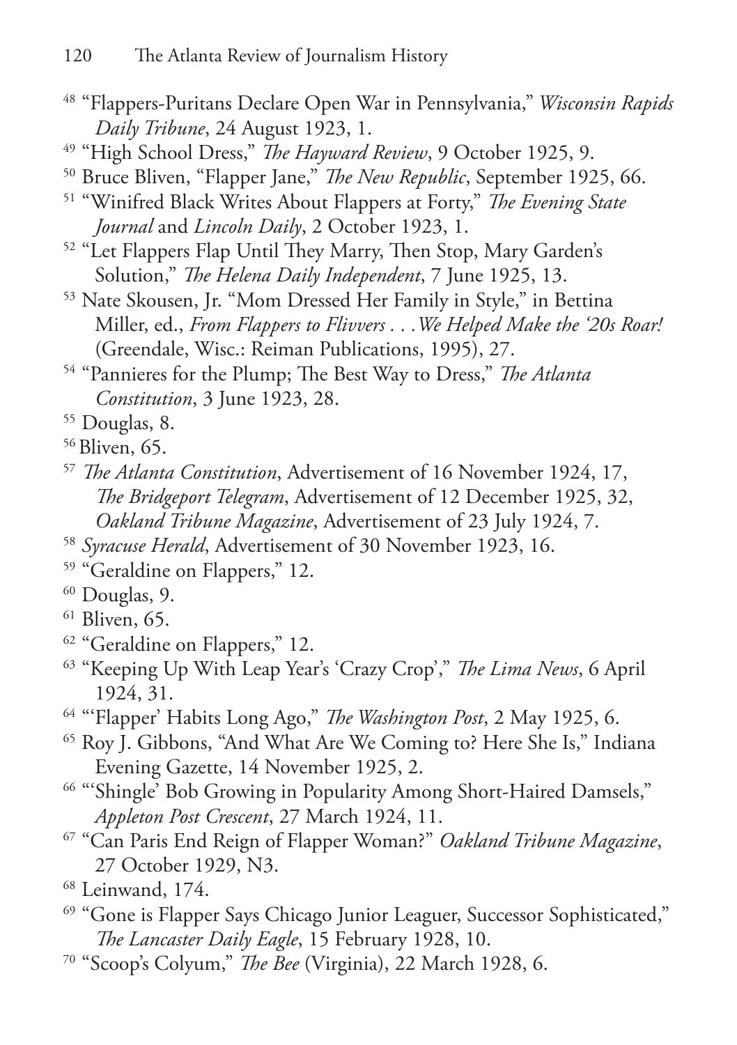[48] "Flappers-Puritans Declare Open War in Pennsylvania," *Wisconsin Rapids Daily Tribune*, 24 August 1923, 1.

[49] "High School Dress," *The Hayward Review*, 9 October 1925, 9.

[50] Bruce Bliven, "Flapper Jane," *The New Republic*, September 1925, 66.

[51] "Winifred Black Writes About Flappers at Forty," *The Evening State Journal* and *Lincoln Daily*, 2 October 1923, 1.

[52] "Let Flappers Flap Until They Marry, Then Stop, Mary Garden's Solution," *The Helena Daily Independent*, 7 June 1925, 13.

[53] Nate Skousen, Jr. "Mom Dressed Her Family in Style," in Bettina Miller, ed., *From Flappers to Flivvers . . .We Helped Make the '20s Roar!* (Greendale, Wisc.: Reiman Publications, 1995), 27.

[54] "Pannieres for the Plump; The Best Way to Dress," *The Atlanta Constitution*, 3 June 1923, 28.

[55] Douglas, 8.

[56] Bliven, 65.

[57] *The Atlanta Constitution*, Advertisement of 16 November 1924, 17, *The Bridgeport Telegram*, Advertisement of 12 December 1925, 32, *Oakland Tribune Magazine*, Advertisement of 23 July 1924, 7.

[58] *Syracuse Herald*, Advertisement of 30 November 1923, 16.

[59] "Geraldine on Flappers," 12.

[60] Douglas, 9.

[61] Bliven, 65.

[62] "Geraldine on Flappers," 12.

[63] "Keeping Up With Leap Year's 'Crazy Crop'," *The Lima News*, 6 April 1924, 31.

[64] "'Flapper' Habits Long Ago," *The Washington Post*, 2 May 1925, 6.

[65] Roy J. Gibbons, "And What Are We Coming to? Here She Is," Indiana Evening Gazette, 14 November 1925, 2.

[66] "'Shingle' Bob Growing in Popularity Among Short-Haired Damsels," *Appleton Post Crescent*, 27 March 1924, 11.

[67] "Can Paris End Reign of Flapper Woman?" *Oakland Tribune Magazine*, 27 October 1929, N3.

[68] Leinwand, 174.

[69] "Gone is Flapper Says Chicago Junior Leaguer, Successor Sophisticated," *The Lancaster Daily Eagle*, 15 February 1928, 10.

[70] "Scoop's Colyum," *The Bee* (Virginia), 22 March 1928, 6.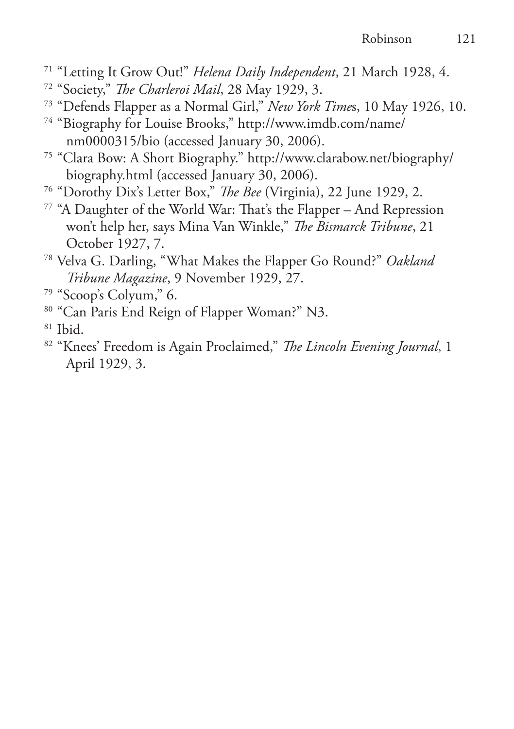[71] "Letting It Grow Out!" *Helena Daily Independent*, 21 March 1928, 4.

[72] "Society," *The Charleroi Mail*, 28 May 1929, 3.

[73] "Defends Flapper as a Normal Girl," *New York Time*s, 10 May 1926, 10.

[74] "Biography for Louise Brooks," http://www.imdb.com/name/nm0000315/bio (accessed January 30, 2006).

[75] "Clara Bow: A Short Biography." http://www.clarabow.net/biography/biography.html (accessed January 30, 2006).

[76] "Dorothy Dix's Letter Box," *The Bee* (Virginia), 22 June 1929, 2.

[77] "A Daughter of the World War: That's the Flapper – And Repression won't help her, says Mina Van Winkle," *The Bismarck Tribune*, 21 October 1927, 7.

[78] Velva G. Darling, "What Makes the Flapper Go Round?" *Oakland Tribune Magazine*, 9 November 1929, 27.

[79] "Scoop's Colyum," 6.

[80] "Can Paris End Reign of Flapper Woman?" N3.

[81] Ibid.

[82] "Knees' Freedom is Again Proclaimed," *The Lincoln Evening Journal*, 1 April 1929, 3.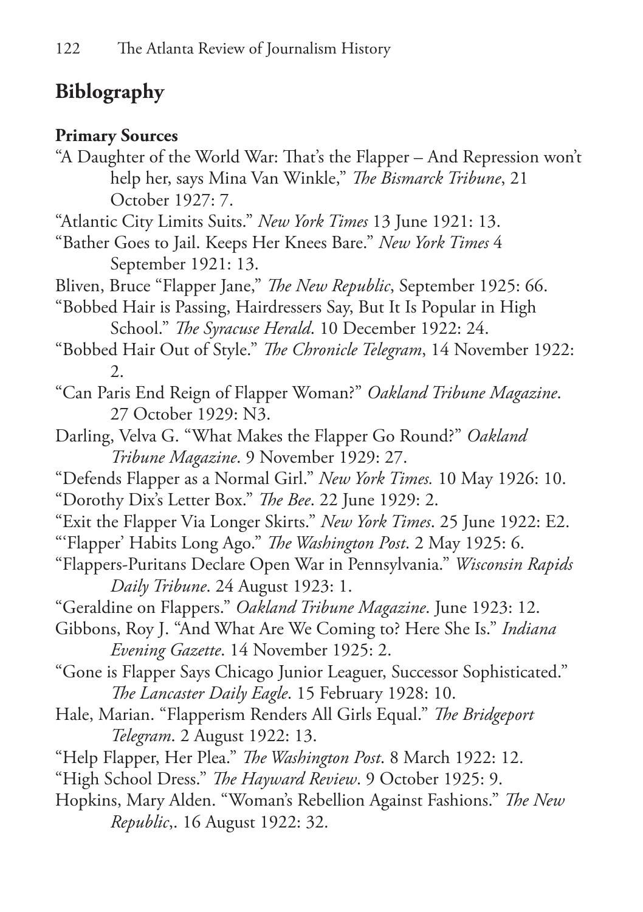## Biblography

### Primary Sources

"A Daughter of the World War: That's the Flapper – And Repression won't help her, says Mina Van Winkle," *The Bismarck Tribune*, 21 October 1927: 7.

"Atlantic City Limits Suits." *New York Times* 13 June 1921: 13.

"Bather Goes to Jail. Keeps Her Knees Bare." *New York Times* 4 September 1921: 13.

Bliven, Bruce "Flapper Jane," *The New Republic*, September 1925: 66.

"Bobbed Hair is Passing, Hairdressers Say, But It Is Popular in High School." *The Syracuse Herald*. 10 December 1922: 24.

"Bobbed Hair Out of Style." *The Chronicle Telegram*, 14 November 1922: 2.

"Can Paris End Reign of Flapper Woman?" *Oakland Tribune Magazine*. 27 October 1929: N3.

Darling, Velva G. "What Makes the Flapper Go Round?" *Oakland Tribune Magazine*. 9 November 1929: 27.

"Defends Flapper as a Normal Girl." *New York Times.* 10 May 1926: 10.

"Dorothy Dix's Letter Box." *The Bee*. 22 June 1929: 2.

"Exit the Flapper Via Longer Skirts." *New York Times*. 25 June 1922: E2.

"'Flapper' Habits Long Ago." *The Washington Post*. 2 May 1925: 6.

"Flappers-Puritans Declare Open War in Pennsylvania." *Wisconsin Rapids Daily Tribune*. 24 August 1923: 1.

"Geraldine on Flappers." *Oakland Tribune Magazine*. June 1923: 12.

Gibbons, Roy J. "And What Are We Coming to? Here She Is." *Indiana Evening Gazette*. 14 November 1925: 2.

"Gone is Flapper Says Chicago Junior Leaguer, Successor Sophisticated." *The Lancaster Daily Eagle*. 15 February 1928: 10.

Hale, Marian. "Flapperism Renders All Girls Equal." *The Bridgeport Telegram*. 2 August 1922: 13.

"Help Flapper, Her Plea." *The Washington Post*. 8 March 1922: 12.

"High School Dress." *The Hayward Review*. 9 October 1925: 9.

Hopkins, Mary Alden. "Woman's Rebellion Against Fashions." *The New Republic*,. 16 August 1922: 32.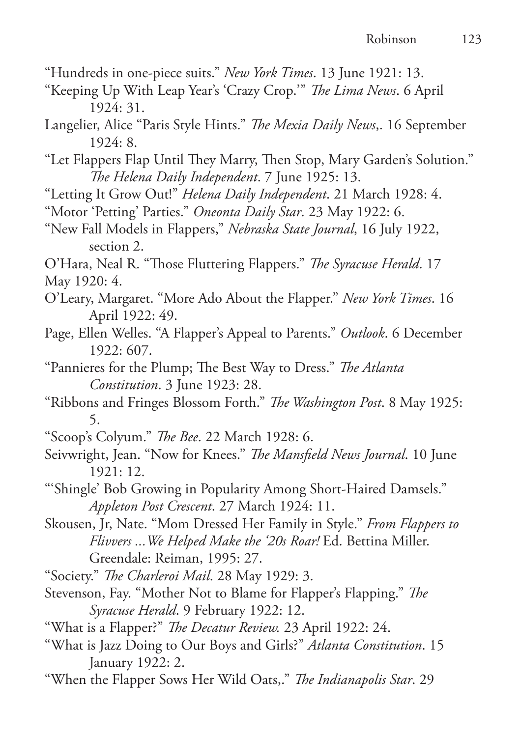"Hundreds in one-piece suits." *New York Times*. 13 June 1921: 13.

"Keeping Up With Leap Year's 'Crazy Crop.'" *The Lima News*. 6 April 1924: 31.

Langelier, Alice "Paris Style Hints." *The Mexia Daily News*,. 16 September 1924: 8.

"Let Flappers Flap Until They Marry, Then Stop, Mary Garden's Solution." *The Helena Daily Independent*. 7 June 1925: 13.

"Letting It Grow Out!" *Helena Daily Independent*. 21 March 1928: 4.

"Motor 'Petting' Parties." *Oneonta Daily Star*. 23 May 1922: 6.

"New Fall Models in Flappers," *Nebraska State Journal*, 16 July 1922, section 2.

O'Hara, Neal R. "Those Fluttering Flappers." *The Syracuse Herald*. 17 May 1920: 4.

O'Leary, Margaret. "More Ado About the Flapper." *New York Times*. 16 April 1922: 49.

Page, Ellen Welles. "A Flapper's Appeal to Parents." *Outlook*. 6 December 1922: 607.

"Pannieres for the Plump; The Best Way to Dress." *The Atlanta Constitution*. 3 June 1923: 28.

"Ribbons and Fringes Blossom Forth." *The Washington Post*. 8 May 1925: 5.

"Scoop's Colyum." *The Bee*. 22 March 1928: 6.

Seivwright, Jean. "Now for Knees." *The Mansfield News Journal*. 10 June 1921: 12.

"'Shingle' Bob Growing in Popularity Among Short-Haired Damsels." *Appleton Post Crescent*. 27 March 1924: 11.

Skousen, Jr, Nate. "Mom Dressed Her Family in Style." *From Flappers to Flivvers …We Helped Make the '20s Roar!* Ed. Bettina Miller. Greendale: Reiman, 1995: 27.

"Society." *The Charleroi Mail*. 28 May 1929: 3.

Stevenson, Fay. "Mother Not to Blame for Flapper's Flapping." *The Syracuse Herald*. 9 February 1922: 12.

"What is a Flapper?" *The Decatur Review.* 23 April 1922: 24.

"What is Jazz Doing to Our Boys and Girls?" *Atlanta Constitution*. 15 January 1922: 2.

"When the Flapper Sows Her Wild Oats,." *The Indianapolis Star*. 29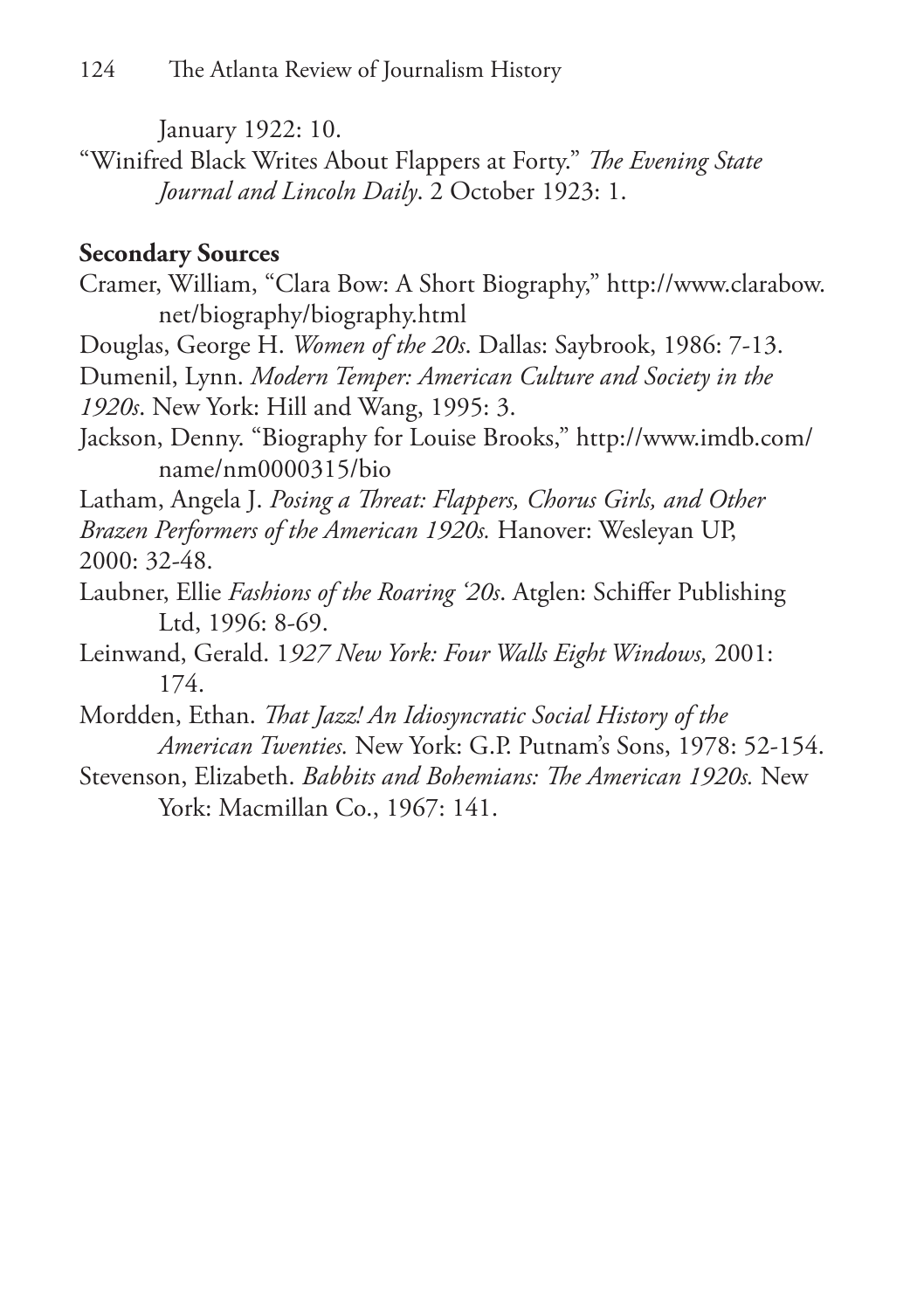January 1922: 10.

"Winifred Black Writes About Flappers at Forty." *The Evening State Journal and Lincoln Daily*. 2 October 1923: 1.

**Secondary Sources**

Cramer, William, "Clara Bow: A Short Biography," http://www.clarabow.net/biography/biography.html

Douglas, George H. *Women of the 20s*. Dallas: Saybrook, 1986: 7-13.

Dumenil, Lynn. *Modern Temper: American Culture and Society in the 1920s*. New York: Hill and Wang, 1995: 3.

Jackson, Denny. "Biography for Louise Brooks," http://www.imdb.com/name/nm0000315/bio

Latham, Angela J. *Posing a Threat: Flappers, Chorus Girls, and Other Brazen Performers of the American 1920s.* Hanover: Wesleyan UP, 2000: 32-48.

Laubner, Ellie *Fashions of the Roaring '20s*. Atglen: Schiffer Publishing Ltd, 1996: 8-69.

Leinwand, Gerald. 1*927 New York: Four Walls Eight Windows,* 2001: 174.

Mordden, Ethan. *That Jazz! An Idiosyncratic Social History of the American Twenties.* New York: G.P. Putnam's Sons, 1978: 52-154.

Stevenson, Elizabeth. *Babbits and Bohemians: The American 1920s.* New York: Macmillan Co., 1967: 141.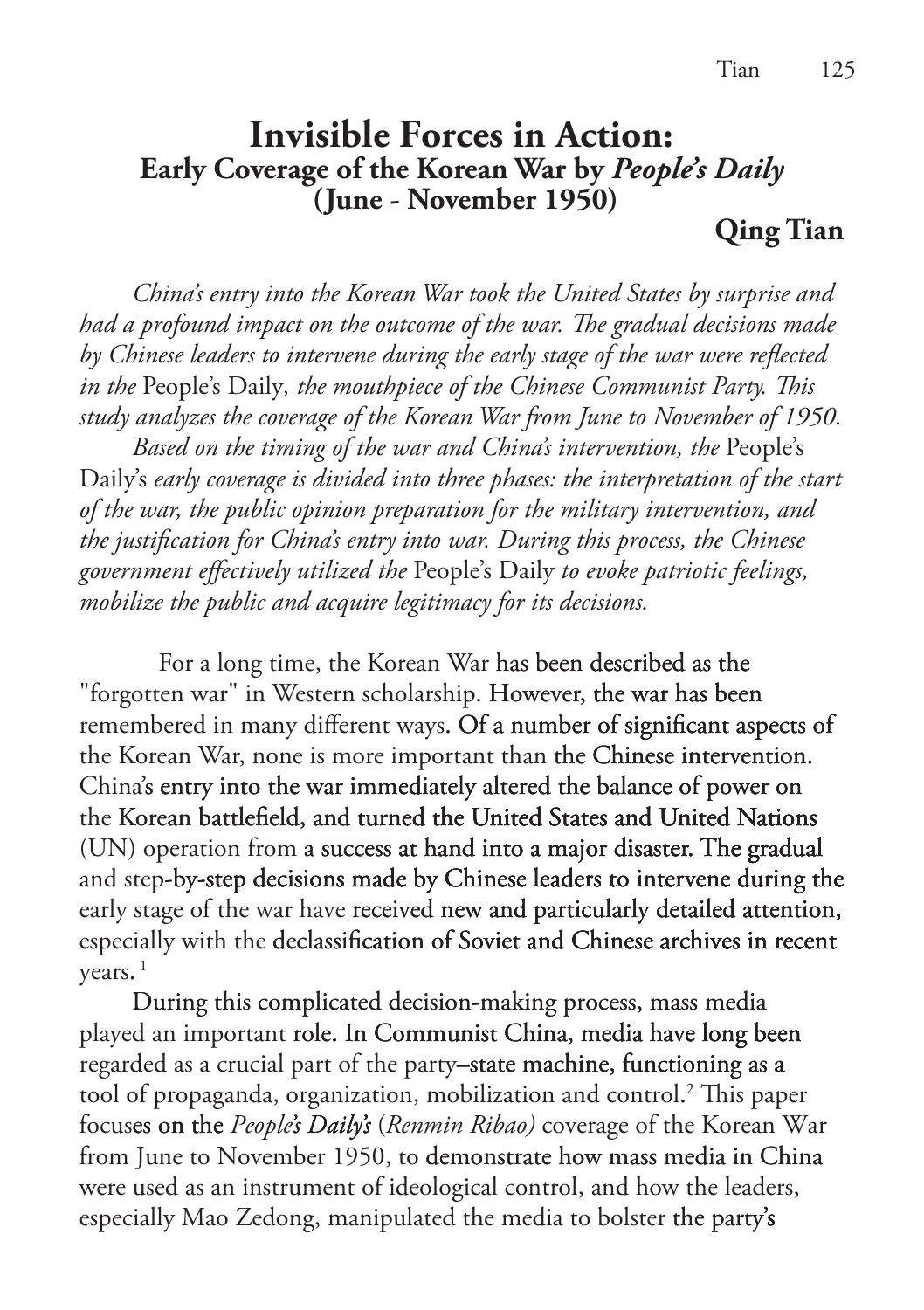# Invisible Forces in Action:
## Early Coverage of the Korean War by *People's Daily* (June - November 1950)

**Qing Tian**

*China's entry into the Korean War took the United States by surprise and had a profound impact on the outcome of the war. The gradual decisions made by Chinese leaders to intervene during the early stage of the war were reflected in the* People's Daily*, the mouthpiece of the Chinese Communist Party. This study analyzes the coverage of the Korean War from June to November of 1950.*

*Based on the timing of the war and China's intervention, the* People's Daily*'s early coverage is divided into three phases: the interpretation of the start of the war, the public opinion preparation for the military intervention, and the justification for China's entry into war. During this process, the Chinese government effectively utilized the* People's Daily *to evoke patriotic feelings, mobilize the public and acquire legitimacy for its decisions.*

For a long time, the Korean War has been described as the "forgotten war" in Western scholarship. However, the war has been remembered in many different ways. Of a number of significant aspects of the Korean War, none is more important than the Chinese intervention. China's entry into the war immediately altered the balance of power on the Korean battlefield, and turned the United States and United Nations (UN) operation from a success at hand into a major disaster. The gradual and step-by-step decisions made by Chinese leaders to intervene during the early stage of the war have received new and particularly detailed attention, especially with the declassification of Soviet and Chinese archives in recent years. [1]

During this complicated decision-making process, mass media played an important role. In Communist China, media have long been regarded as a crucial part of the party–state machine, functioning as a tool of propaganda, organization, mobilization and control.[2] This paper focuses on the *People's Daily's* (*Renmin Ribao)* coverage of the Korean War from June to November 1950, to demonstrate how mass media in China were used as an instrument of ideological control, and how the leaders, especially Mao Zedong, manipulated the media to bolster the party's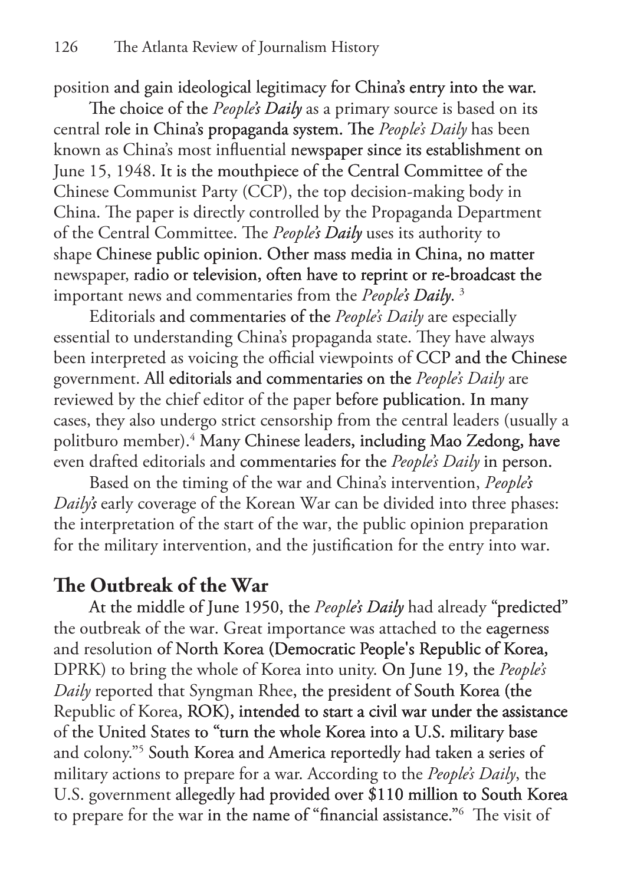position and gain ideological legitimacy for China's entry into the war.

The choice of the *People's Daily* as a primary source is based on its central role in China's propaganda system. The *People's Daily* has been known as China's most influential newspaper since its establishment on June 15, 1948. It is the mouthpiece of the Central Committee of the Chinese Communist Party (CCP), the top decision-making body in China. The paper is directly controlled by the Propaganda Department of the Central Committee. The *People's Daily* uses its authority to shape Chinese public opinion. Other mass media in China, no matter newspaper, radio or television, often have to reprint or re-broadcast the important news and commentaries from the *People's Daily*. [3]

Editorials and commentaries of the *People's Daily* are especially essential to understanding China's propaganda state. They have always been interpreted as voicing the official viewpoints of CCP and the Chinese government. All editorials and commentaries on the *People's Daily* are reviewed by the chief editor of the paper before publication. In many cases, they also undergo strict censorship from the central leaders (usually a politburo member).[4] Many Chinese leaders, including Mao Zedong, have even drafted editorials and commentaries for the *People's Daily* in person.

Based on the timing of the war and China's intervention, *People's Daily's* early coverage of the Korean War can be divided into three phases: the interpretation of the start of the war, the public opinion preparation for the military intervention, and the justification for the entry into war.

## The Outbreak of the War

At the middle of June 1950, the *People's Daily* had already "predicted" the outbreak of the war. Great importance was attached to the eagerness and resolution of North Korea (Democratic People's Republic of Korea, DPRK) to bring the whole of Korea into unity. On June 19, the *People's Daily* reported that Syngman Rhee, the president of South Korea (the Republic of Korea, ROK), intended to start a civil war under the assistance of the United States to "turn the whole Korea into a U.S. military base and colony."[5] South Korea and America reportedly had taken a series of military actions to prepare for a war. According to the *People's Daily*, the U.S. government allegedly had provided over $110 million to South Korea to prepare for the war in the name of "financial assistance."[6] The visit of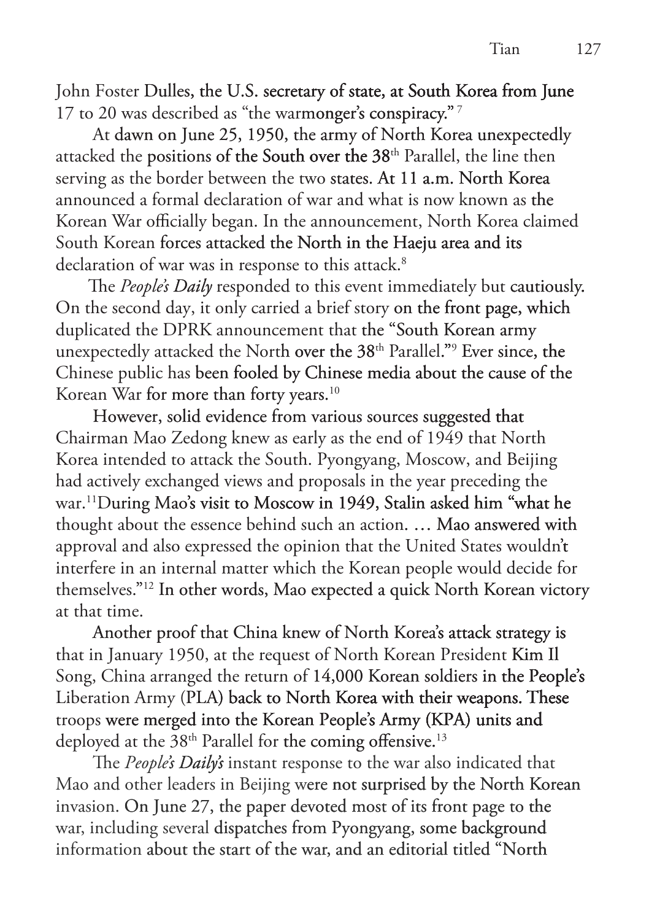John Foster Dulles, the U.S. secretary of state, at South Korea from June 17 to 20 was described as "the warmonger's conspiracy." [7]

At dawn on June 25, 1950, the army of North Korea unexpectedly attacked the positions of the South over the 38th Parallel, the line then serving as the border between the two states. At 11 a.m. North Korea announced a formal declaration of war and what is now known as the Korean War officially began. In the announcement, North Korea claimed South Korean forces attacked the North in the Haeju area and its declaration of war was in response to this attack.[8]

The *People's Daily* responded to this event immediately but cautiously. On the second day, it only carried a brief story on the front page, which duplicated the DPRK announcement that the "South Korean army unexpectedly attacked the North over the 38th Parallel."[9] Ever since, the Chinese public has been fooled by Chinese media about the cause of the Korean War for more than forty years.[10]

However, solid evidence from various sources suggested that Chairman Mao Zedong knew as early as the end of 1949 that North Korea intended to attack the South. Pyongyang, Moscow, and Beijing had actively exchanged views and proposals in the year preceding the war.[11]During Mao's visit to Moscow in 1949, Stalin asked him "what he thought about the essence behind such an action. … Mao answered with approval and also expressed the opinion that the United States wouldn't interfere in an internal matter which the Korean people would decide for themselves."[12] In other words, Mao expected a quick North Korean victory at that time.

Another proof that China knew of North Korea's attack strategy is that in January 1950, at the request of North Korean President Kim Il Song, China arranged the return of 14,000 Korean soldiers in the People's Liberation Army (PLA) back to North Korea with their weapons. These troops were merged into the Korean People's Army (KPA) units and deployed at the 38th Parallel for the coming offensive.[13]

The *People's Daily's* instant response to the war also indicated that Mao and other leaders in Beijing were not surprised by the North Korean invasion. On June 27, the paper devoted most of its front page to the war, including several dispatches from Pyongyang, some background information about the start of the war, and an editorial titled "North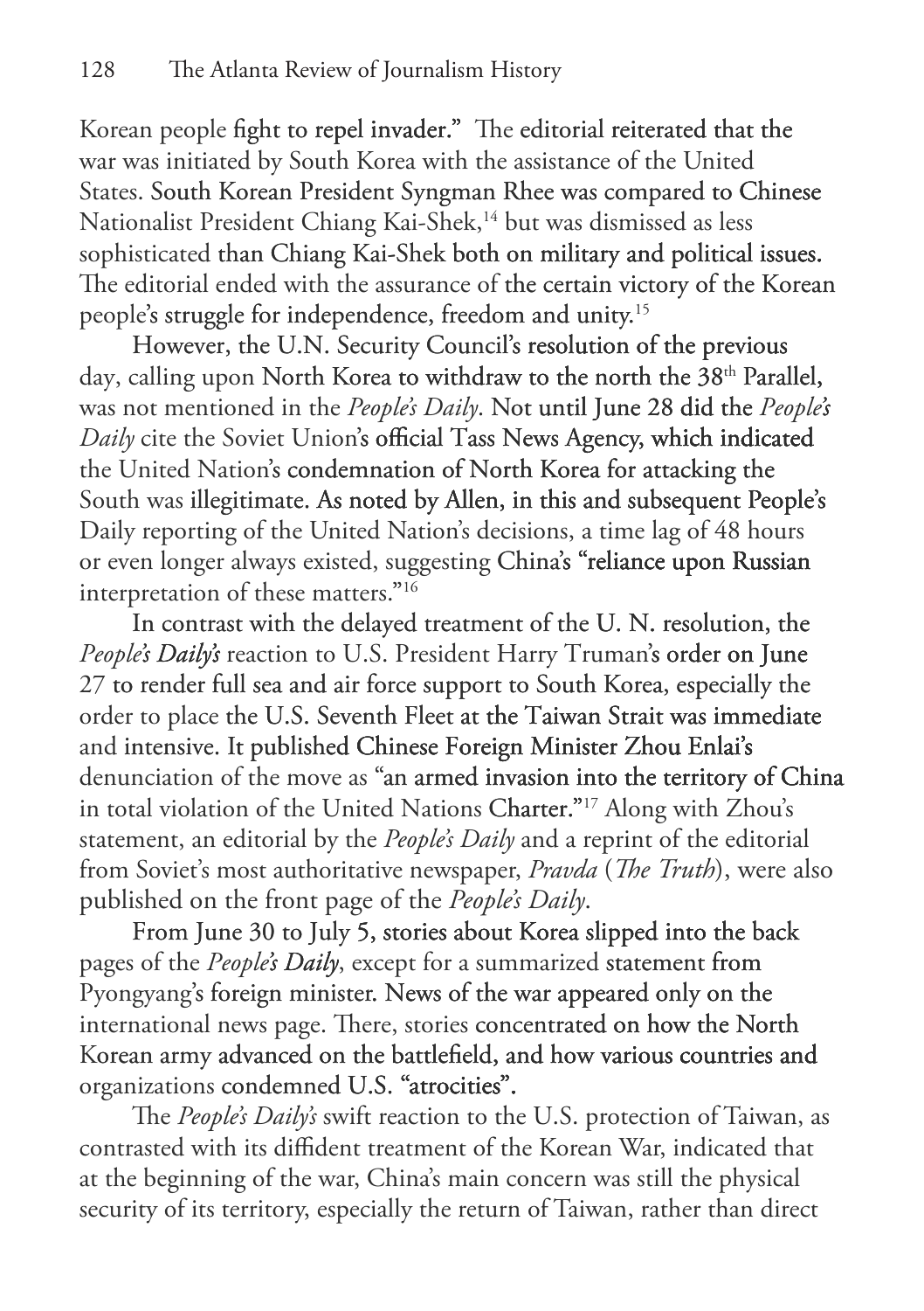Korean people fight to repel invader." The editorial reiterated that the war was initiated by South Korea with the assistance of the United States. South Korean President Syngman Rhee was compared to Chinese Nationalist President Chiang Kai-Shek,[14] but was dismissed as less sophisticated than Chiang Kai-Shek both on military and political issues. The editorial ended with the assurance of the certain victory of the Korean people's struggle for independence, freedom and unity.[15]

However, the U.N. Security Council's resolution of the previous day, calling upon North Korea to withdraw to the north the 38th Parallel, was not mentioned in the *People's Daily*. Not until June 28 did the *People's Daily* cite the Soviet Union's official Tass News Agency, which indicated the United Nation's condemnation of North Korea for attacking the South was illegitimate. As noted by Allen, in this and subsequent People's Daily reporting of the United Nation's decisions, a time lag of 48 hours or even longer always existed, suggesting China's "reliance upon Russian interpretation of these matters."[16]

In contrast with the delayed treatment of the U. N. resolution, the *People's Daily's* reaction to U.S. President Harry Truman's order on June 27 to render full sea and air force support to South Korea, especially the order to place the U.S. Seventh Fleet at the Taiwan Strait was immediate and intensive. It published Chinese Foreign Minister Zhou Enlai's denunciation of the move as "an armed invasion into the territory of China in total violation of the United Nations Charter."[17] Along with Zhou's statement, an editorial by the *People's Daily* and a reprint of the editorial from Soviet's most authoritative newspaper, *Pravda* (*The Truth*), were also published on the front page of the *People's Daily*.

From June 30 to July 5, stories about Korea slipped into the back pages of the *People's Daily*, except for a summarized statement from Pyongyang's foreign minister. News of the war appeared only on the international news page. There, stories concentrated on how the North Korean army advanced on the battlefield, and how various countries and organizations condemned U.S. "atrocities".

The *People's Daily's* swift reaction to the U.S. protection of Taiwan, as contrasted with its diffident treatment of the Korean War, indicated that at the beginning of the war, China's main concern was still the physical security of its territory, especially the return of Taiwan, rather than direct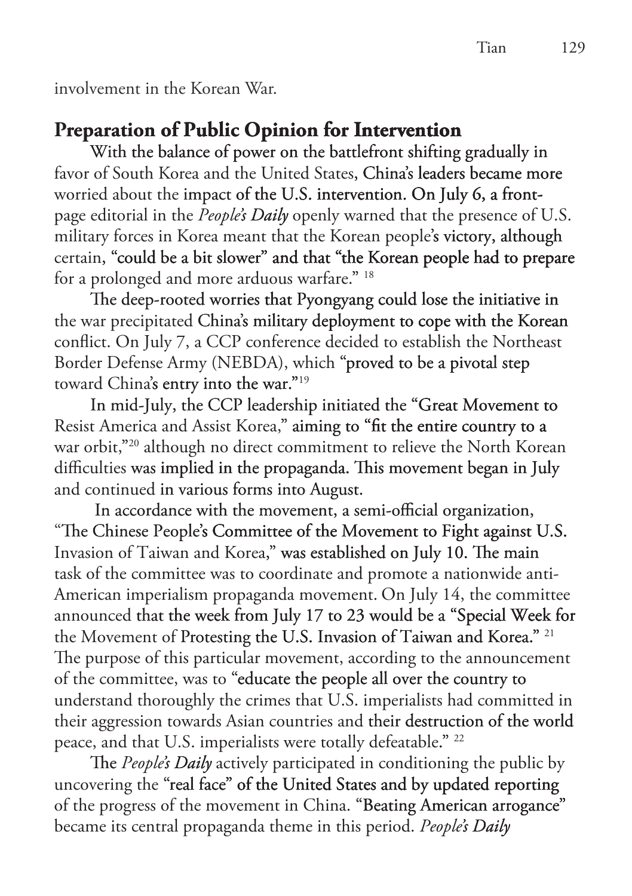involvement in the Korean War.

## Preparation of Public Opinion for Intervention

With the balance of power on the battlefront shifting gradually in favor of South Korea and the United States, China's leaders became more worried about the impact of the U.S. intervention. On July 6, a front-page editorial in the *People's Daily* openly warned that the presence of U.S. military forces in Korea meant that the Korean people's victory, although certain, "could be a bit slower" and that "the Korean people had to prepare for a prolonged and more arduous warfare." [18]

The deep-rooted worries that Pyongyang could lose the initiative in the war precipitated China's military deployment to cope with the Korean conflict. On July 7, a CCP conference decided to establish the Northeast Border Defense Army (NEBDA), which "proved to be a pivotal step toward China's entry into the war."[19]

In mid-July, the CCP leadership initiated the "Great Movement to Resist America and Assist Korea," aiming to "fit the entire country to a war orbit,"[20] although no direct commitment to relieve the North Korean difficulties was implied in the propaganda. This movement began in July and continued in various forms into August.

In accordance with the movement, a semi-official organization, "The Chinese People's Committee of the Movement to Fight against U.S. Invasion of Taiwan and Korea," was established on July 10. The main task of the committee was to coordinate and promote a nationwide anti-American imperialism propaganda movement. On July 14, the committee announced that the week from July 17 to 23 would be a "Special Week for the Movement of Protesting the U.S. Invasion of Taiwan and Korea." [21] The purpose of this particular movement, according to the announcement of the committee, was to "educate the people all over the country to understand thoroughly the crimes that U.S. imperialists had committed in their aggression towards Asian countries and their destruction of the world peace, and that U.S. imperialists were totally defeatable." [22]

The *People's Daily* actively participated in conditioning the public by uncovering the "real face" of the United States and by updated reporting of the progress of the movement in China. "Beating American arrogance" became its central propaganda theme in this period. *People's Daily*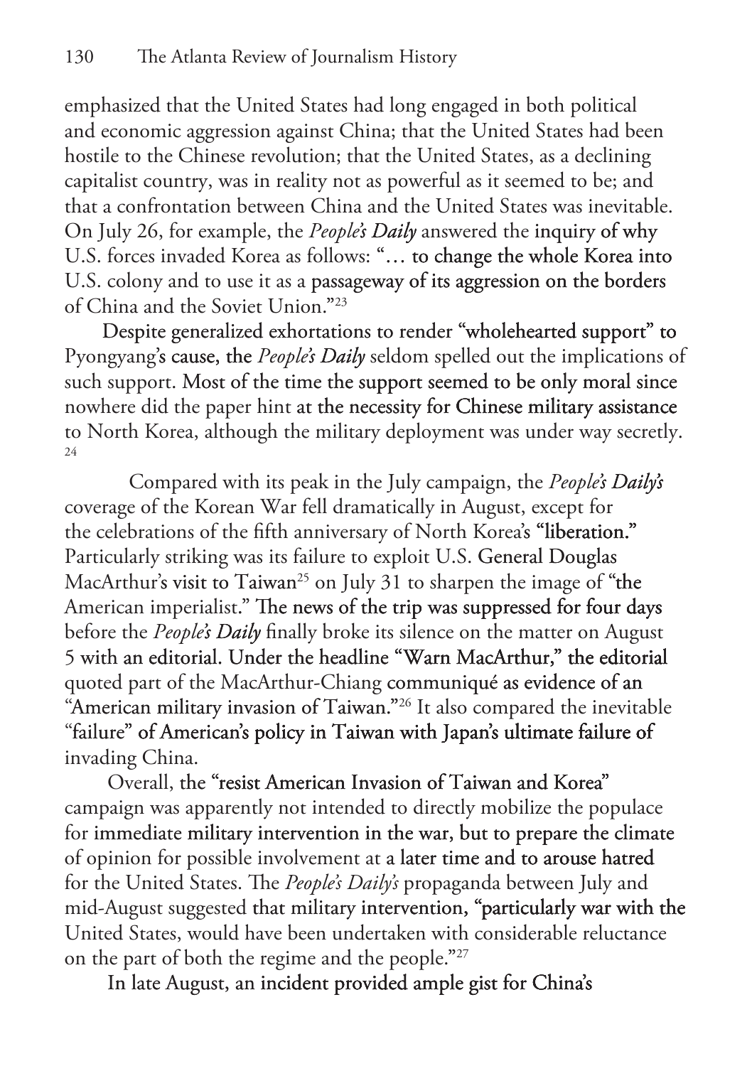emphasized that the United States had long engaged in both political and economic aggression against China; that the United States had been hostile to the Chinese revolution; that the United States, as a declining capitalist country, was in reality not as powerful as it seemed to be; and that a confrontation between China and the United States was inevitable. On July 26, for example, the *People's Daily* answered the inquiry of why U.S. forces invaded Korea as follows: "… to change the whole Korea into U.S. colony and to use it as a passageway of its aggression on the borders of China and the Soviet Union."[23]

Despite generalized exhortations to render "wholehearted support" to Pyongyang's cause, the *People's Daily* seldom spelled out the implications of such support. Most of the time the support seemed to be only moral since nowhere did the paper hint at the necessity for Chinese military assistance to North Korea, although the military deployment was under way secretly.[24]

Compared with its peak in the July campaign, the *People's Daily's* coverage of the Korean War fell dramatically in August, except for the celebrations of the fifth anniversary of North Korea's "liberation." Particularly striking was its failure to exploit U.S. General Douglas MacArthur's visit to Taiwan[25] on July 31 to sharpen the image of "the American imperialist." The news of the trip was suppressed for four days before the *People's Daily* finally broke its silence on the matter on August 5 with an editorial. Under the headline "Warn MacArthur," the editorial quoted part of the MacArthur-Chiang communiqué as evidence of an "American military invasion of Taiwan."[26] It also compared the inevitable "failure" of American's policy in Taiwan with Japan's ultimate failure of invading China.

Overall, the "resist American Invasion of Taiwan and Korea" campaign was apparently not intended to directly mobilize the populace for immediate military intervention in the war, but to prepare the climate of opinion for possible involvement at a later time and to arouse hatred for the United States. The *People's Daily's* propaganda between July and mid-August suggested that military intervention, "particularly war with the United States, would have been undertaken with considerable reluctance on the part of both the regime and the people."[27]

In late August, an incident provided ample gist for China's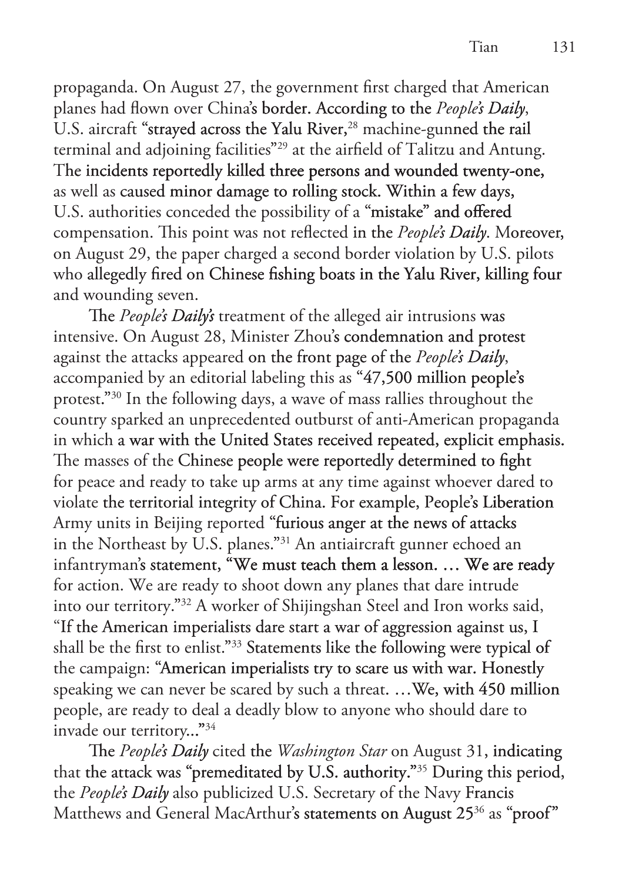propaganda. On August 27, the government first charged that American planes had flown over China's border. According to the *People's Daily*, U.S. aircraft "strayed across the Yalu River,[28] machine-gunned the rail terminal and adjoining facilities"[29] at the airfield of Talitzu and Antung. The incidents reportedly killed three persons and wounded twenty-one, as well as caused minor damage to rolling stock. Within a few days, U.S. authorities conceded the possibility of a "mistake" and offered compensation. This point was not reflected in the *People's Daily*. Moreover, on August 29, the paper charged a second border violation by U.S. pilots who allegedly fired on Chinese fishing boats in the Yalu River, killing four and wounding seven.

The *People's Daily's* treatment of the alleged air intrusions was intensive. On August 28, Minister Zhou's condemnation and protest against the attacks appeared on the front page of the *People's Daily*, accompanied by an editorial labeling this as "47,500 million people's protest."[30] In the following days, a wave of mass rallies throughout the country sparked an unprecedented outburst of anti-American propaganda in which a war with the United States received repeated, explicit emphasis. The masses of the Chinese people were reportedly determined to fight for peace and ready to take up arms at any time against whoever dared to violate the territorial integrity of China. For example, People's Liberation Army units in Beijing reported "furious anger at the news of attacks in the Northeast by U.S. planes."[31] An antiaircraft gunner echoed an infantryman's statement, "We must teach them a lesson. … We are ready for action. We are ready to shoot down any planes that dare intrude into our territory."[32] A worker of Shijingshan Steel and Iron works said, "If the American imperialists dare start a war of aggression against us, I shall be the first to enlist."[33] Statements like the following were typical of the campaign: "American imperialists try to scare us with war. Honestly speaking we can never be scared by such a threat. …We, with 450 million people, are ready to deal a deadly blow to anyone who should dare to invade our territory..."[34]

The *People's Daily* cited the *Washington Star* on August 31, indicating that the attack was "premeditated by U.S. authority."[35] During this period, the *People's Daily* also publicized U.S. Secretary of the Navy Francis Matthews and General MacArthur's statements on August 25[36] as "proof"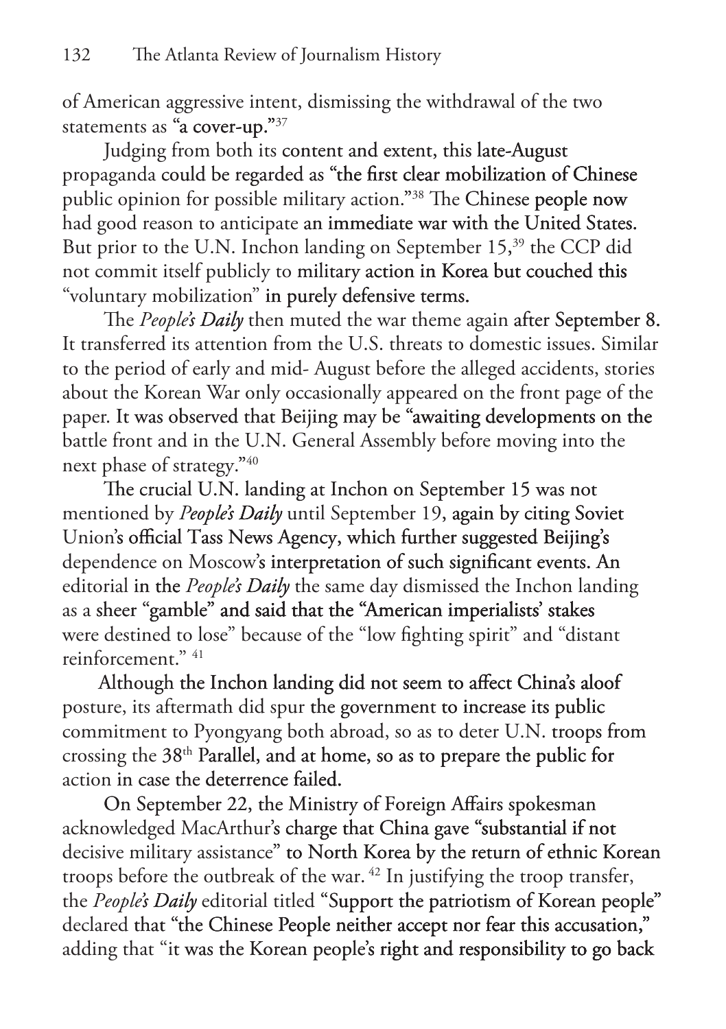of American aggressive intent, dismissing the withdrawal of the two statements as "a cover-up."[37]

Judging from both its content and extent, this late-August propaganda could be regarded as "the first clear mobilization of Chinese public opinion for possible military action."[38] The Chinese people now had good reason to anticipate an immediate war with the United States. But prior to the U.N. Inchon landing on September 15,[39] the CCP did not commit itself publicly to military action in Korea but couched this "voluntary mobilization" in purely defensive terms.

The *People's Daily* then muted the war theme again after September 8. It transferred its attention from the U.S. threats to domestic issues. Similar to the period of early and mid- August before the alleged accidents, stories about the Korean War only occasionally appeared on the front page of the paper. It was observed that Beijing may be "awaiting developments on the battle front and in the U.N. General Assembly before moving into the next phase of strategy."[40]

The crucial U.N. landing at Inchon on September 15 was not mentioned by *People's Daily* until September 19, again by citing Soviet Union's official Tass News Agency, which further suggested Beijing's dependence on Moscow's interpretation of such significant events. An editorial in the *People's Daily* the same day dismissed the Inchon landing as a sheer "gamble" and said that the "American imperialists' stakes were destined to lose" because of the "low fighting spirit" and "distant reinforcement." [41]

Although the Inchon landing did not seem to affect China's aloof posture, its aftermath did spur the government to increase its public commitment to Pyongyang both abroad, so as to deter U.N. troops from crossing the 38th Parallel, and at home, so as to prepare the public for action in case the deterrence failed.

On September 22, the Ministry of Foreign Affairs spokesman acknowledged MacArthur's charge that China gave "substantial if not decisive military assistance" to North Korea by the return of ethnic Korean troops before the outbreak of the war. [42] In justifying the troop transfer, the *People's Daily* editorial titled "Support the patriotism of Korean people" declared that "the Chinese People neither accept nor fear this accusation," adding that "it was the Korean people's right and responsibility to go back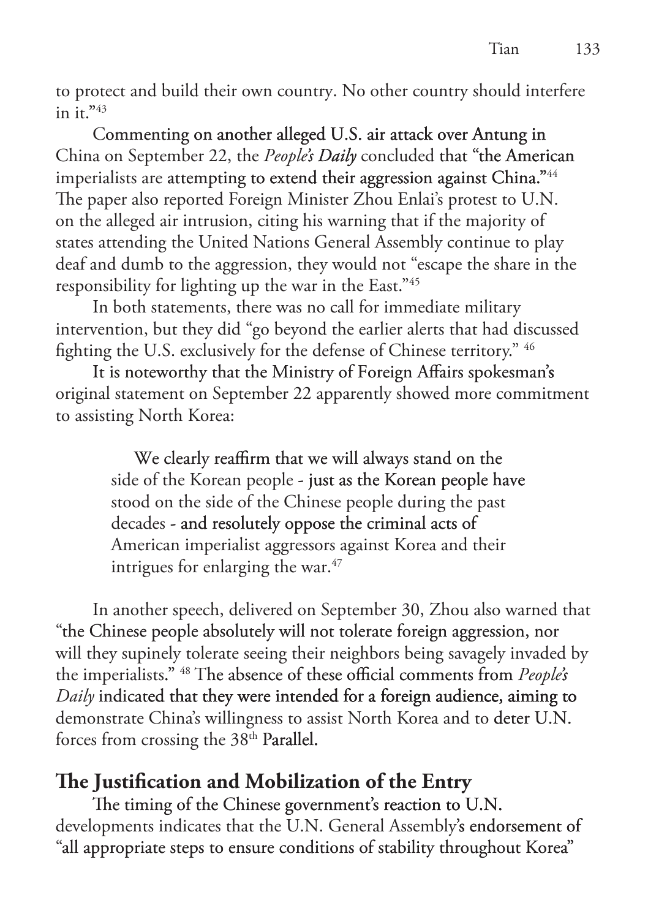to protect and build their own country. No other country should interfere in it."[43]

Commenting on another alleged U.S. air attack over Antung in China on September 22, the *People's Daily* concluded that "the American imperialists are attempting to extend their aggression against China."[44] The paper also reported Foreign Minister Zhou Enlai's protest to U.N. on the alleged air intrusion, citing his warning that if the majority of states attending the United Nations General Assembly continue to play deaf and dumb to the aggression, they would not "escape the share in the responsibility for lighting up the war in the East."[45]

In both statements, there was no call for immediate military intervention, but they did "go beyond the earlier alerts that had discussed fighting the U.S. exclusively for the defense of Chinese territory." [46]

It is noteworthy that the Ministry of Foreign Affairs spokesman's original statement on September 22 apparently showed more commitment to assisting North Korea:

> We clearly reaffirm that we will always stand on the side of the Korean people - just as the Korean people have stood on the side of the Chinese people during the past decades - and resolutely oppose the criminal acts of American imperialist aggressors against Korea and their intrigues for enlarging the war.[47]

In another speech, delivered on September 30, Zhou also warned that "the Chinese people absolutely will not tolerate foreign aggression, nor will they supinely tolerate seeing their neighbors being savagely invaded by the imperialists." [48] The absence of these official comments from *People's Daily* indicated that they were intended for a foreign audience, aiming to demonstrate China's willingness to assist North Korea and to deter U.N. forces from crossing the 38th Parallel.

## The Justification and Mobilization of the Entry

The timing of the Chinese government's reaction to U.N. developments indicates that the U.N. General Assembly's endorsement of "all appropriate steps to ensure conditions of stability throughout Korea"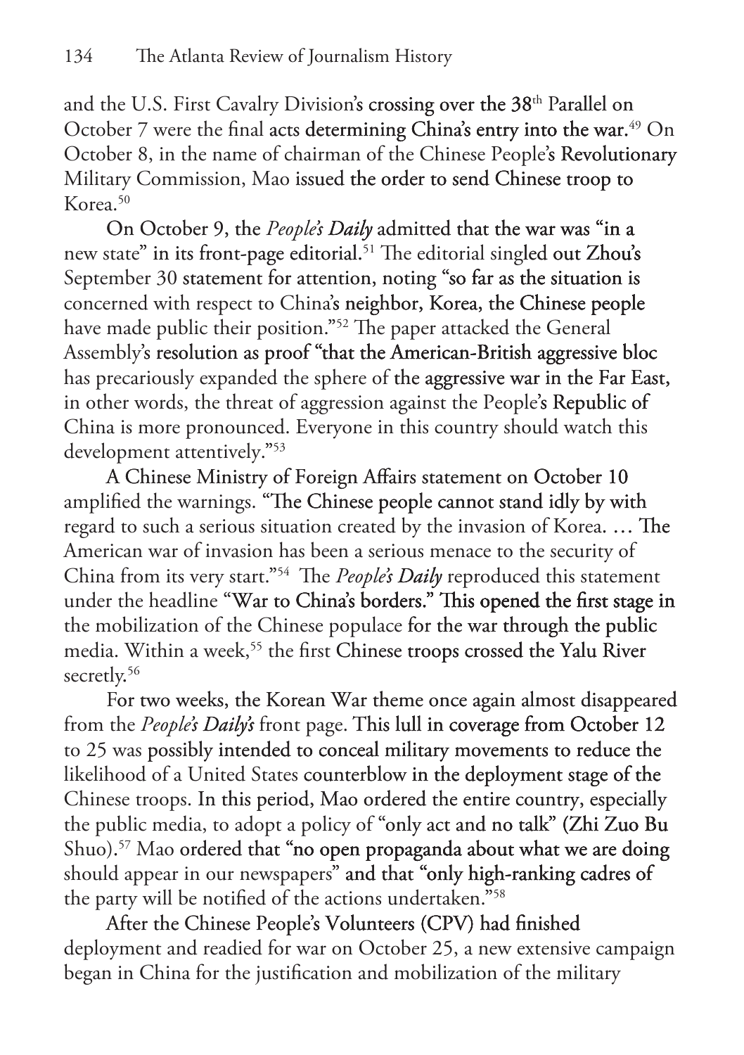and the U.S. First Cavalry Division's crossing over the 38th Parallel on October 7 were the final acts determining China's entry into the war.[49] On October 8, in the name of chairman of the Chinese People's Revolutionary Military Commission, Mao issued the order to send Chinese troop to Korea.[50]

On October 9, the *People's Daily* admitted that the war was "in a new state" in its front-page editorial.[51] The editorial singled out Zhou's September 30 statement for attention, noting "so far as the situation is concerned with respect to China's neighbor, Korea, the Chinese people have made public their position."[52] The paper attacked the General Assembly's resolution as proof "that the American-British aggressive bloc has precariously expanded the sphere of the aggressive war in the Far East, in other words, the threat of aggression against the People's Republic of China is more pronounced. Everyone in this country should watch this development attentively."[53]

A Chinese Ministry of Foreign Affairs statement on October 10 amplified the warnings. "The Chinese people cannot stand idly by with regard to such a serious situation created by the invasion of Korea. … The American war of invasion has been a serious menace to the security of China from its very start."[54] The *People's Daily* reproduced this statement under the headline "War to China's borders." This opened the first stage in the mobilization of the Chinese populace for the war through the public media. Within a week,[55] the first Chinese troops crossed the Yalu River secretly.[56]

For two weeks, the Korean War theme once again almost disappeared from the *People's Daily's* front page. This lull in coverage from October 12 to 25 was possibly intended to conceal military movements to reduce the likelihood of a United States counterblow in the deployment stage of the Chinese troops. In this period, Mao ordered the entire country, especially the public media, to adopt a policy of "only act and no talk" (Zhi Zuo Bu Shuo).[57] Mao ordered that "no open propaganda about what we are doing should appear in our newspapers" and that "only high-ranking cadres of the party will be notified of the actions undertaken."[58]

After the Chinese People's Volunteers (CPV) had finished deployment and readied for war on October 25, a new extensive campaign began in China for the justification and mobilization of the military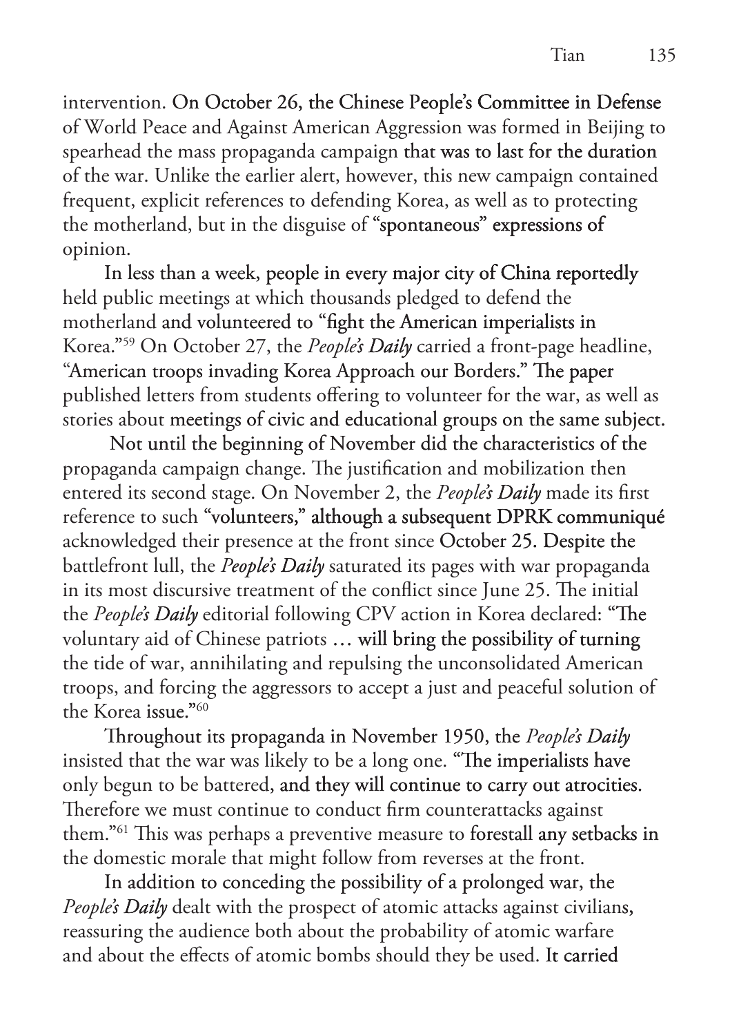intervention. On October 26, the Chinese People's Committee in Defense of World Peace and Against American Aggression was formed in Beijing to spearhead the mass propaganda campaign that was to last for the duration of the war. Unlike the earlier alert, however, this new campaign contained frequent, explicit references to defending Korea, as well as to protecting the motherland, but in the disguise of "spontaneous" expressions of opinion.

In less than a week, people in every major city of China reportedly held public meetings at which thousands pledged to defend the motherland and volunteered to "fight the American imperialists in Korea."[59] On October 27, the *People's Daily* carried a front-page headline, "American troops invading Korea Approach our Borders." The paper published letters from students offering to volunteer for the war, as well as stories about meetings of civic and educational groups on the same subject.

Not until the beginning of November did the characteristics of the propaganda campaign change. The justification and mobilization then entered its second stage. On November 2, the *People's Daily* made its first reference to such "volunteers," although a subsequent DPRK communiqué acknowledged their presence at the front since October 25. Despite the battlefront lull, the *People's Daily* saturated its pages with war propaganda in its most discursive treatment of the conflict since June 25. The initial the *People's Daily* editorial following CPV action in Korea declared: "The voluntary aid of Chinese patriots … will bring the possibility of turning the tide of war, annihilating and repulsing the unconsolidated American troops, and forcing the aggressors to accept a just and peaceful solution of the Korea issue."[60]

Throughout its propaganda in November 1950, the *People's Daily* insisted that the war was likely to be a long one. "The imperialists have only begun to be battered, and they will continue to carry out atrocities. Therefore we must continue to conduct firm counterattacks against them."[61] This was perhaps a preventive measure to forestall any setbacks in the domestic morale that might follow from reverses at the front.

In addition to conceding the possibility of a prolonged war, the *People's Daily* dealt with the prospect of atomic attacks against civilians, reassuring the audience both about the probability of atomic warfare and about the effects of atomic bombs should they be used. It carried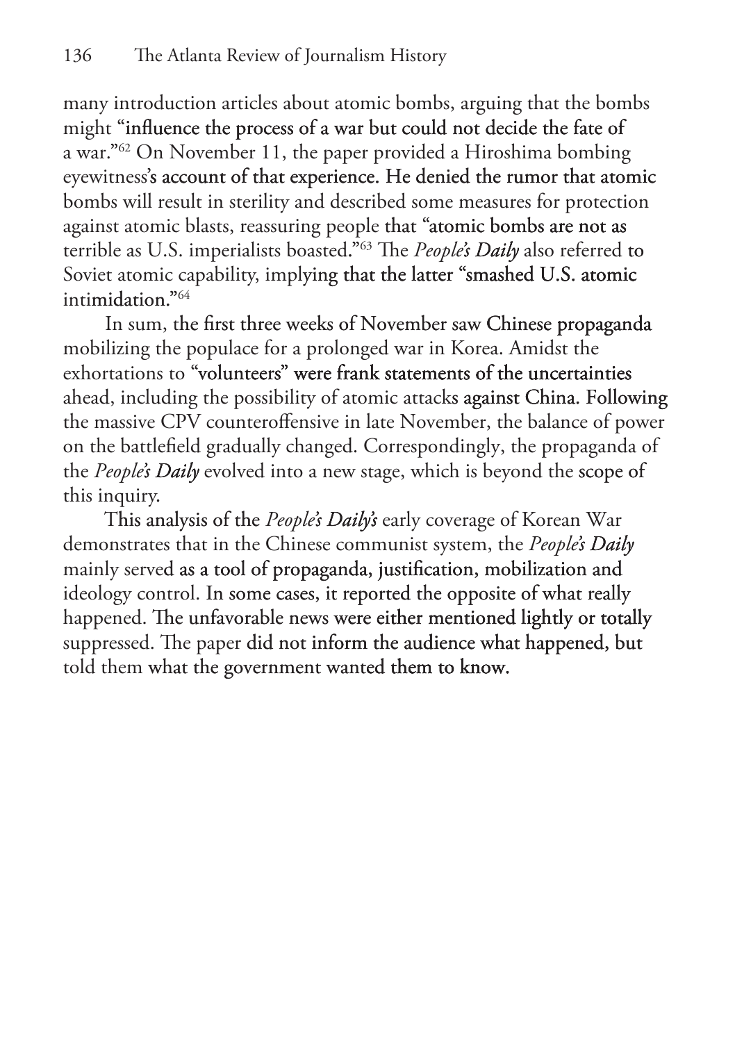many introduction articles about atomic bombs, arguing that the bombs might "influence the process of a war but could not decide the fate of a war."[62] On November 11, the paper provided a Hiroshima bombing eyewitness's account of that experience. He denied the rumor that atomic bombs will result in sterility and described some measures for protection against atomic blasts, reassuring people that "atomic bombs are not as terrible as U.S. imperialists boasted."[63] The *People's Daily* also referred to Soviet atomic capability, implying that the latter "smashed U.S. atomic intimidation."[64]

In sum, the first three weeks of November saw Chinese propaganda mobilizing the populace for a prolonged war in Korea. Amidst the exhortations to "volunteers" were frank statements of the uncertainties ahead, including the possibility of atomic attacks against China. Following the massive CPV counteroffensive in late November, the balance of power on the battlefield gradually changed. Correspondingly, the propaganda of the *People's Daily* evolved into a new stage, which is beyond the scope of this inquiry.

This analysis of the *People's Daily's* early coverage of Korean War demonstrates that in the Chinese communist system, the *People's Daily* mainly served as a tool of propaganda, justification, mobilization and ideology control. In some cases, it reported the opposite of what really happened. The unfavorable news were either mentioned lightly or totally suppressed. The paper did not inform the audience what happened, but told them what the government wanted them to know.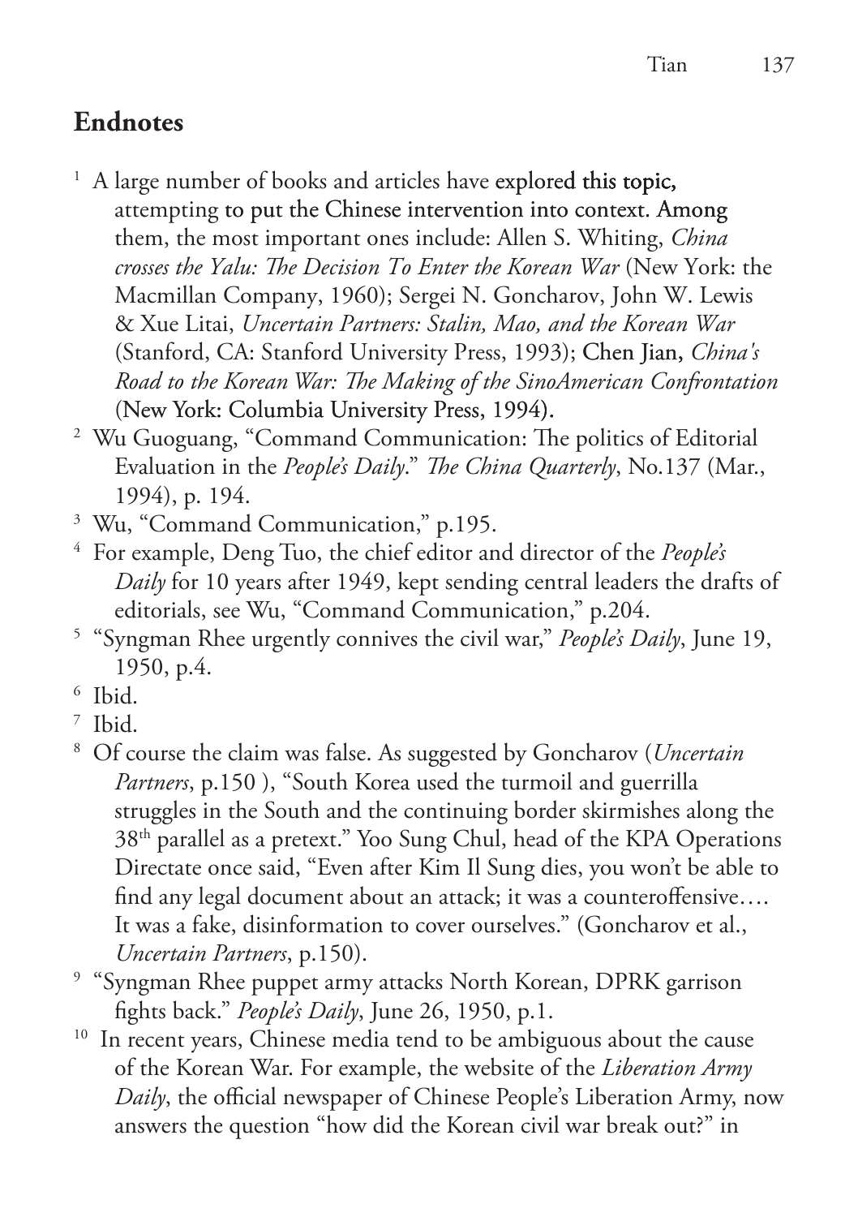## Endnotes

[1] A large number of books and articles have explored this topic, attempting to put the Chinese intervention into context. Among them, the most important ones include: Allen S. Whiting, *China crosses the Yalu: The Decision To Enter the Korean War* (New York: the Macmillan Company, 1960); Sergei N. Goncharov, John W. Lewis & Xue Litai, *Uncertain Partners: Stalin, Mao, and the Korean War* (Stanford, CA: Stanford University Press, 1993); Chen Jian, *China's Road to the Korean War: The Making of the SinoAmerican Confrontation* (New York: Columbia University Press, 1994).

[2] Wu Guoguang, "Command Communication: The politics of Editorial Evaluation in the *People's Daily*." *The China Quarterly*, No.137 (Mar., 1994), p. 194.

[3] Wu, "Command Communication," p.195.

[4] For example, Deng Tuo, the chief editor and director of the *People's Daily* for 10 years after 1949, kept sending central leaders the drafts of editorials, see Wu, "Command Communication," p.204.

[5] "Syngman Rhee urgently connives the civil war," *People's Daily*, June 19, 1950, p.4.

[6] Ibid.

[7] Ibid.

[8] Of course the claim was false. As suggested by Goncharov (*Uncertain Partners*, p.150 ), "South Korea used the turmoil and guerrilla struggles in the South and the continuing border skirmishes along the 38th parallel as a pretext." Yoo Sung Chul, head of the KPA Operations Directate once said, "Even after Kim Il Sung dies, you won't be able to find any legal document about an attack; it was a counteroffensive…. It was a fake, disinformation to cover ourselves." (Goncharov et al., *Uncertain Partners*, p.150).

[9] "Syngman Rhee puppet army attacks North Korean, DPRK garrison fights back." *People's Daily*, June 26, 1950, p.1.

[10] In recent years, Chinese media tend to be ambiguous about the cause of the Korean War. For example, the website of the *Liberation Army Daily*, the official newspaper of Chinese People's Liberation Army, now answers the question "how did the Korean civil war break out?" in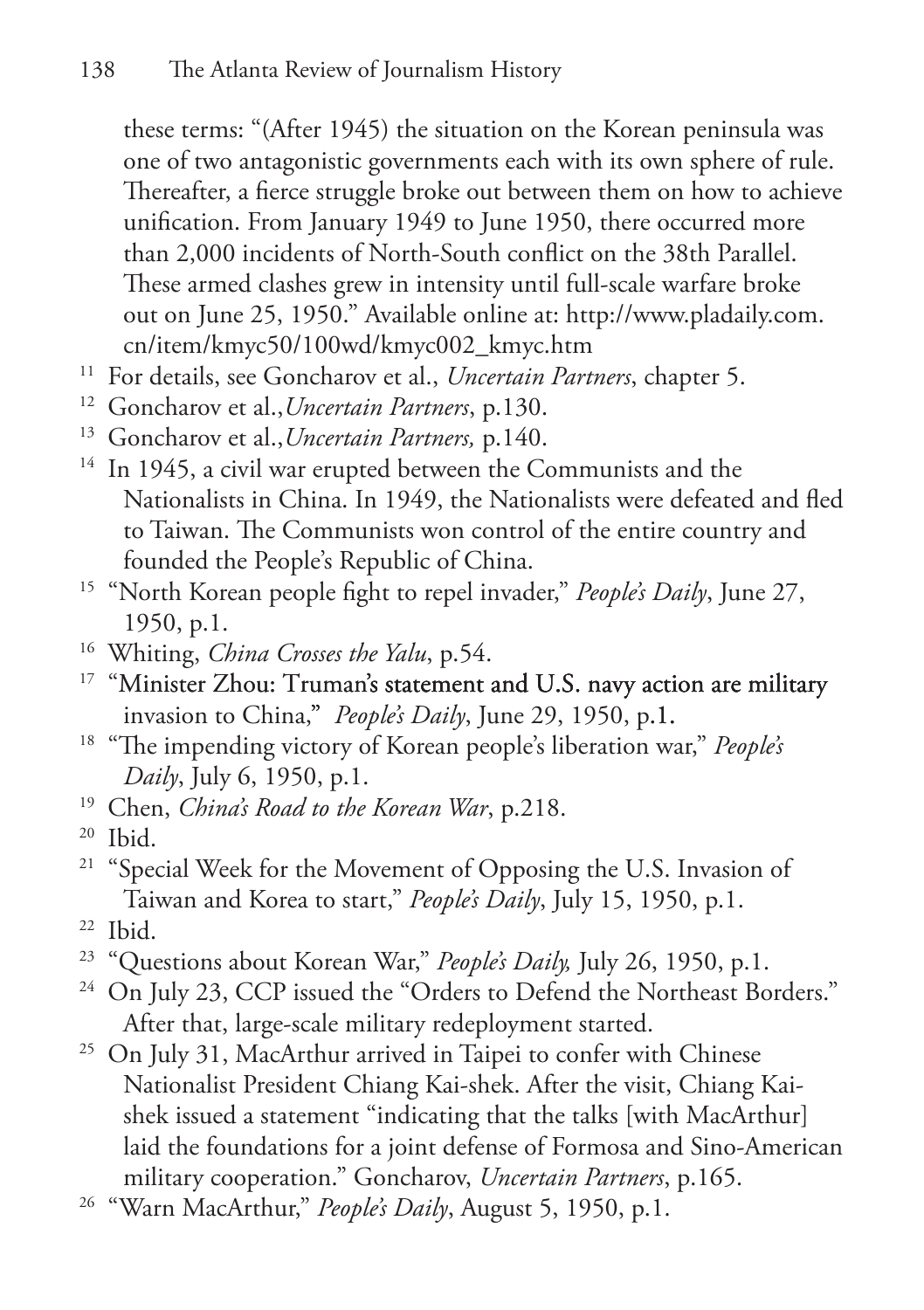these terms: "(After 1945) the situation on the Korean peninsula was one of two antagonistic governments each with its own sphere of rule. Thereafter, a fierce struggle broke out between them on how to achieve unification. From January 1949 to June 1950, there occurred more than 2,000 incidents of North-South conflict on the 38th Parallel. These armed clashes grew in intensity until full-scale warfare broke out on June 25, 1950." Available online at: http://www.pladaily.com.cn/item/kmyc50/100wd/kmyc002_kmyc.htm

[11] For details, see Goncharov et al., *Uncertain Partners*, chapter 5.

[12] Goncharov et al.,*Uncertain Partners*, p.130.

[13] Goncharov et al.,*Uncertain Partners,* p.140.

[14] In 1945, a civil war erupted between the Communists and the Nationalists in China. In 1949, the Nationalists were defeated and fled to Taiwan. The Communists won control of the entire country and founded the People's Republic of China.

[15] "North Korean people fight to repel invader," *People's Daily*, June 27, 1950, p.1.

[16] Whiting, *China Crosses the Yalu*, p.54.

[17] "Minister Zhou: Truman's statement and U.S. navy action are military invasion to China," *People's Daily*, June 29, 1950, p.1.

[18] "The impending victory of Korean people's liberation war," *People's Daily*, July 6, 1950, p.1.

[19] Chen, *China's Road to the Korean War*, p.218.

[20] Ibid.

[21] "Special Week for the Movement of Opposing the U.S. Invasion of Taiwan and Korea to start," *People's Daily*, July 15, 1950, p.1.

[22] Ibid.

[23] "Questions about Korean War," *People's Daily,* July 26, 1950, p.1.

[24] On July 23, CCP issued the "Orders to Defend the Northeast Borders." After that, large-scale military redeployment started.

[25] On July 31, MacArthur arrived in Taipei to confer with Chinese Nationalist President Chiang Kai-shek. After the visit, Chiang Kai-shek issued a statement "indicating that the talks [with MacArthur] laid the foundations for a joint defense of Formosa and Sino-American military cooperation." Goncharov, *Uncertain Partners*, p.165.

[26] "Warn MacArthur," *People's Daily*, August 5, 1950, p.1.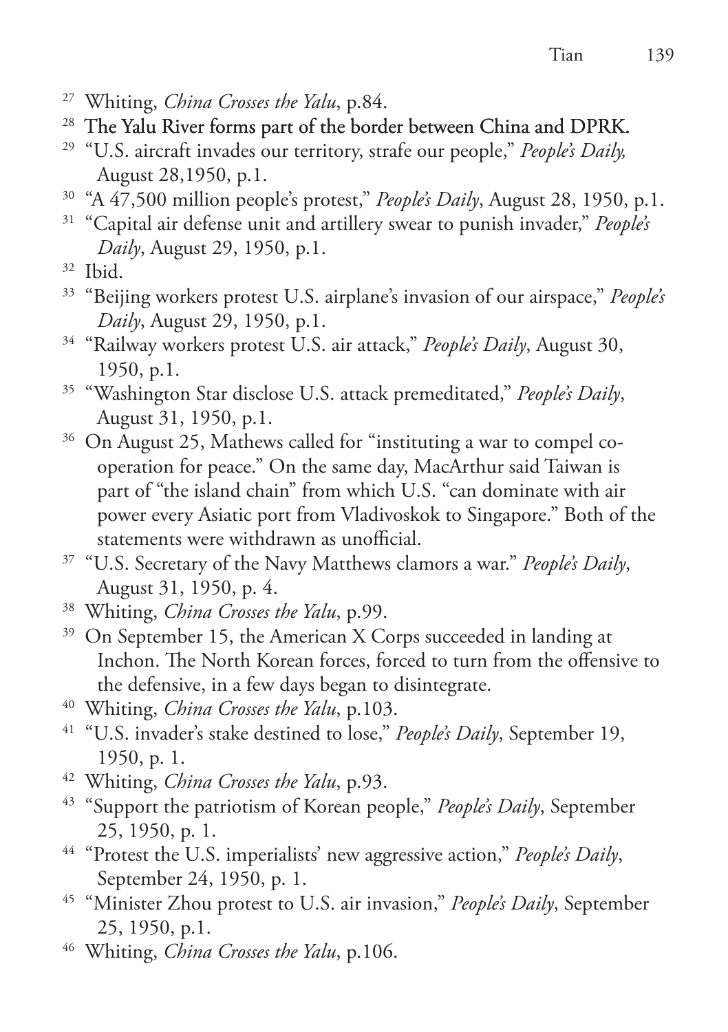[27] Whiting, *China Crosses the Yalu*, p.84.

[28] The Yalu River forms part of the border between China and DPRK.

[29] "U.S. aircraft invades our territory, strafe our people," *People's Daily,* August 28,1950, p.1.

[30] "A 47,500 million people's protest," *People's Daily*, August 28, 1950, p.1.

[31] "Capital air defense unit and artillery swear to punish invader," *People's Daily*, August 29, 1950, p.1.

[32] Ibid.

[33] "Beijing workers protest U.S. airplane's invasion of our airspace," *People's Daily*, August 29, 1950, p.1.

[34] "Railway workers protest U.S. air attack," *People's Daily*, August 30, 1950, p.1.

[35] "Washington Star disclose U.S. attack premeditated," *People's Daily*, August 31, 1950, p.1.

[36] On August 25, Mathews called for "instituting a war to compel co-operation for peace." On the same day, MacArthur said Taiwan is part of "the island chain" from which U.S. "can dominate with air power every Asiatic port from Vladivoskok to Singapore." Both of the statements were withdrawn as unofficial.

[37] "U.S. Secretary of the Navy Matthews clamors a war." *People's Daily*, August 31, 1950, p. 4.

[38] Whiting, *China Crosses the Yalu*, p.99.

[39] On September 15, the American X Corps succeeded in landing at Inchon. The North Korean forces, forced to turn from the offensive to the defensive, in a few days began to disintegrate.

[40] Whiting, *China Crosses the Yalu*, p.103.

[41] "U.S. invader's stake destined to lose," *People's Daily*, September 19, 1950, p. 1.

[42] Whiting, *China Crosses the Yalu*, p.93.

[43] "Support the patriotism of Korean people," *People's Daily*, September 25, 1950, p. 1.

[44] "Protest the U.S. imperialists' new aggressive action," *People's Daily*, September 24, 1950, p. 1.

[45] "Minister Zhou protest to U.S. air invasion," *People's Daily*, September 25, 1950, p.1.

[46] Whiting, *China Crosses the Yalu*, p.106.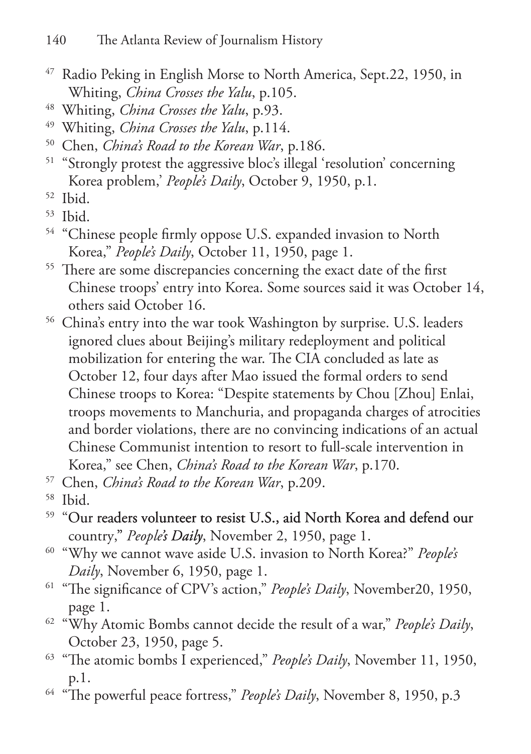[47] Radio Peking in English Morse to North America, Sept.22, 1950, in Whiting, *China Crosses the Yalu*, p.105.

[48] Whiting, *China Crosses the Yalu*, p.93.

[49] Whiting, *China Crosses the Yalu*, p.114.

[50] Chen, *China's Road to the Korean War*, p.186.

[51] "Strongly protest the aggressive bloc's illegal 'resolution' concerning Korea problem,' *People's Daily*, October 9, 1950, p.1.

[52] Ibid.

[53] Ibid.

[54] "Chinese people firmly oppose U.S. expanded invasion to North Korea," *People's Daily*, October 11, 1950, page 1.

[55] There are some discrepancies concerning the exact date of the first Chinese troops' entry into Korea. Some sources said it was October 14, others said October 16.

[56] China's entry into the war took Washington by surprise. U.S. leaders ignored clues about Beijing's military redeployment and political mobilization for entering the war. The CIA concluded as late as October 12, four days after Mao issued the formal orders to send Chinese troops to Korea: "Despite statements by Chou [Zhou] Enlai, troops movements to Manchuria, and propaganda charges of atrocities and border violations, there are no convincing indications of an actual Chinese Communist intention to resort to full-scale intervention in Korea," see Chen, *China's Road to the Korean War*, p.170.

[57] Chen, *China's Road to the Korean War*, p.209.

[58] Ibid.

[59] "Our readers volunteer to resist U.S., aid North Korea and defend our country," *People's Daily*, November 2, 1950, page 1.

[60] "Why we cannot wave aside U.S. invasion to North Korea?" *People's Daily*, November 6, 1950, page 1.

[61] "The significance of CPV's action," *People's Daily*, November20, 1950, page 1.

[62] "Why Atomic Bombs cannot decide the result of a war," *People's Daily*, October 23, 1950, page 5.

[63] "The atomic bombs I experienced," *People's Daily*, November 11, 1950, p.1.

[64] "The powerful peace fortress," *People's Daily*, November 8, 1950, p.3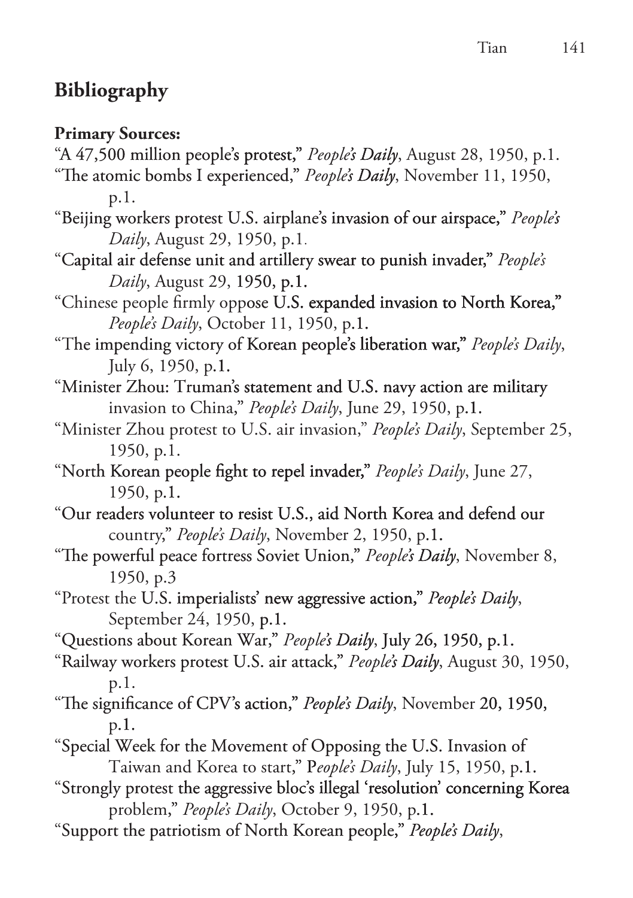## Bibliography

**Primary Sources:**

"A 47,500 million people's protest," *People's Daily*, August 28, 1950, p.1.

"The atomic bombs I experienced," *People's Daily*, November 11, 1950, p.1.

"Beijing workers protest U.S. airplane's invasion of our airspace," *People's Daily*, August 29, 1950, p.1.

"Capital air defense unit and artillery swear to punish invader," *People's Daily*, August 29, 1950, p.1.

"Chinese people firmly oppose U.S. expanded invasion to North Korea," *People's Daily*, October 11, 1950, p.1.

"The impending victory of Korean people's liberation war," *People's Daily*, July 6, 1950, p.1.

"Minister Zhou: Truman's statement and U.S. navy action are military invasion to China," *People's Daily*, June 29, 1950, p.1.

"Minister Zhou protest to U.S. air invasion," *People's Daily*, September 25, 1950, p.1.

"North Korean people fight to repel invader," *People's Daily*, June 27, 1950, p.1.

"Our readers volunteer to resist U.S., aid North Korea and defend our country," *People's Daily*, November 2, 1950, p.1.

"The powerful peace fortress Soviet Union," *People's Daily*, November 8, 1950, p.3

"Protest the U.S. imperialists' new aggressive action," *People's Daily*, September 24, 1950, p.1.

"Questions about Korean War," *People's Daily*, July 26, 1950, p.1.

"Railway workers protest U.S. air attack," *People's Daily*, August 30, 1950, p.1.

"The significance of CPV's action," *People's Daily*, November 20, 1950, p.1.

"Special Week for the Movement of Opposing the U.S. Invasion of Taiwan and Korea to start," P*eople's Daily*, July 15, 1950, p.1.

"Strongly protest the aggressive bloc's illegal 'resolution' concerning Korea problem," *People's Daily*, October 9, 1950, p.1.

"Support the patriotism of North Korean people," *People's Daily*,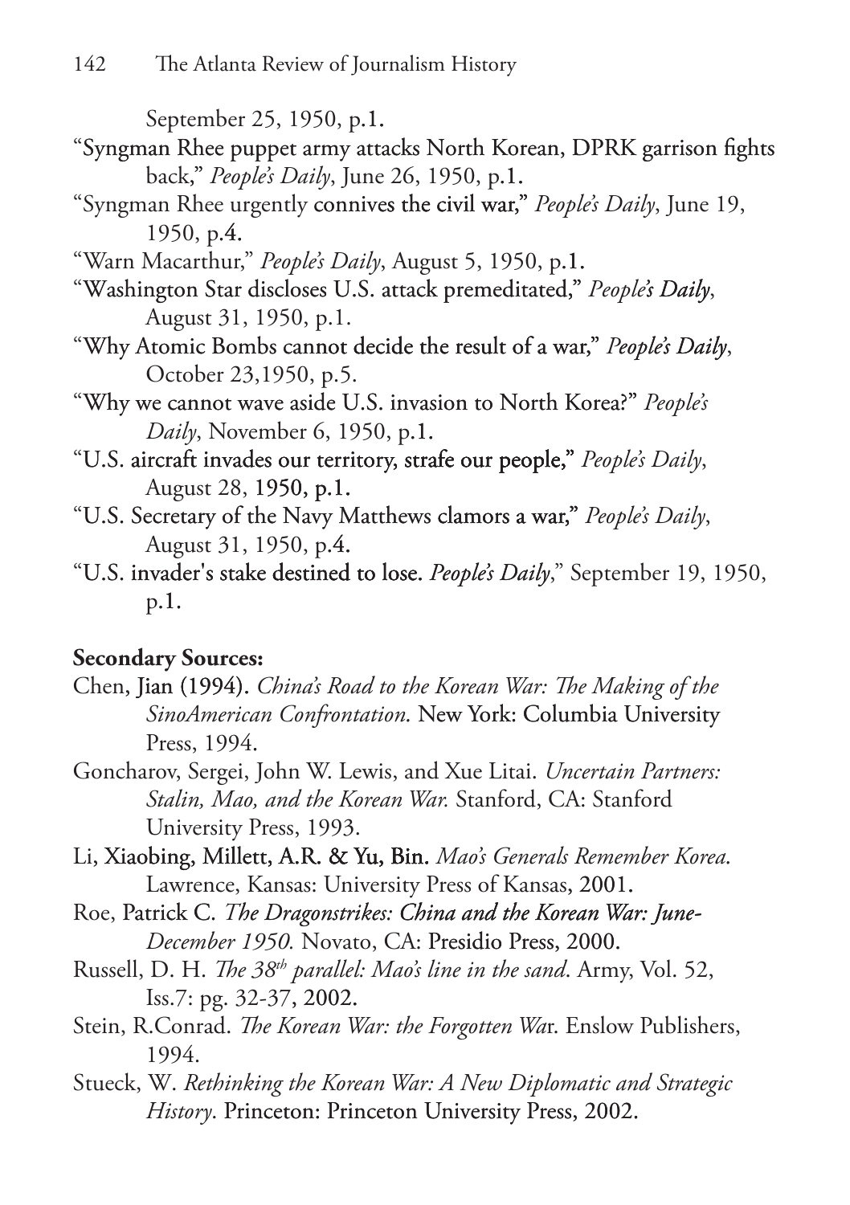September 25, 1950, p.1.

"Syngman Rhee puppet army attacks North Korean, DPRK garrison fights back," *People's Daily*, June 26, 1950, p.1.

"Syngman Rhee urgently connives the civil war," *People's Daily*, June 19, 1950, p.4.

"Warn Macarthur," *People's Daily*, August 5, 1950, p.1.

"Washington Star discloses U.S. attack premeditated," *People's Daily*, August 31, 1950, p.1.

"Why Atomic Bombs cannot decide the result of a war," *People's Daily*, October 23,1950, p.5.

"Why we cannot wave aside U.S. invasion to North Korea?" *People's Daily*, November 6, 1950, p.1.

"U.S. aircraft invades our territory, strafe our people," *People's Daily*, August 28, 1950, p.1.

"U.S. Secretary of the Navy Matthews clamors a war," *People's Daily*, August 31, 1950, p.4.

"U.S. invader's stake destined to lose. *People's Daily*," September 19, 1950, p.1.

**Secondary Sources:**

Chen, Jian (1994). *China's Road to the Korean War: The Making of the SinoAmerican Confrontation*. New York: Columbia University Press, 1994.

Goncharov, Sergei, John W. Lewis, and Xue Litai. *Uncertain Partners: Stalin, Mao, and the Korean War.* Stanford, CA: Stanford University Press, 1993.

Li, Xiaobing, Millett, A.R. & Yu, Bin. *Mao's Generals Remember Korea*. Lawrence, Kansas: University Press of Kansas, 2001.

Roe, Patrick C. *The Dragonstrikes: China and the Korean War: June-December 1950.* Novato, CA: Presidio Press, 2000.

Russell, D. H. *The 38th parallel: Mao's line in the sand*. Army, Vol. 52, Iss.7: pg. 32-37, 2002.

Stein, R.Conrad. *The Korean War: the Forgotten Wa*r. Enslow Publishers, 1994.

Stueck, W. *Rethinking the Korean War: A New Diplomatic and Strategic History*. Princeton: Princeton University Press, 2002.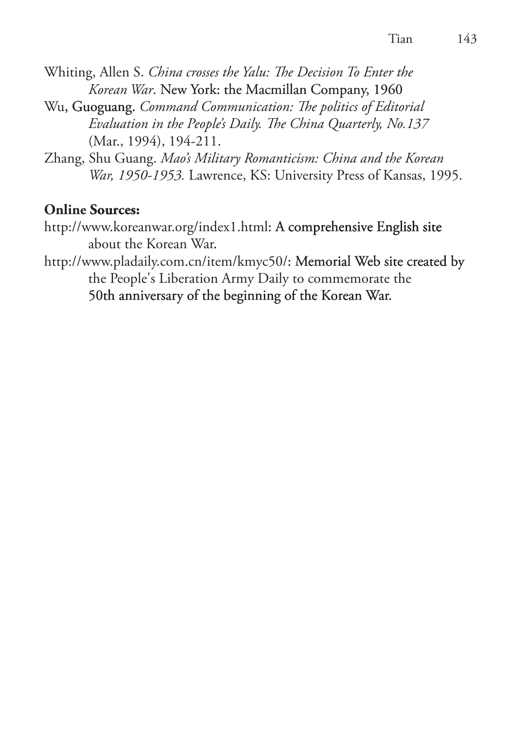Whiting, Allen S. *China crosses the Yalu: The Decision To Enter the Korean War*. New York: the Macmillan Company, 1960

Wu, Guoguang. *Command Communication: The politics of Editorial Evaluation in the People's Daily. The China Quarterly, No.137* (Mar., 1994), 194-211.

Zhang, Shu Guang. *Mao's Military Romanticism: China and the Korean War, 1950-1953.* Lawrence, KS: University Press of Kansas, 1995.

**Online Sources:**

http://www.koreanwar.org/index1.html: A comprehensive English site about the Korean War.

http://www.pladaily.com.cn/item/kmyc50/: Memorial Web site created by the People's Liberation Army Daily to commemorate the 50th anniversary of the beginning of the Korean War.